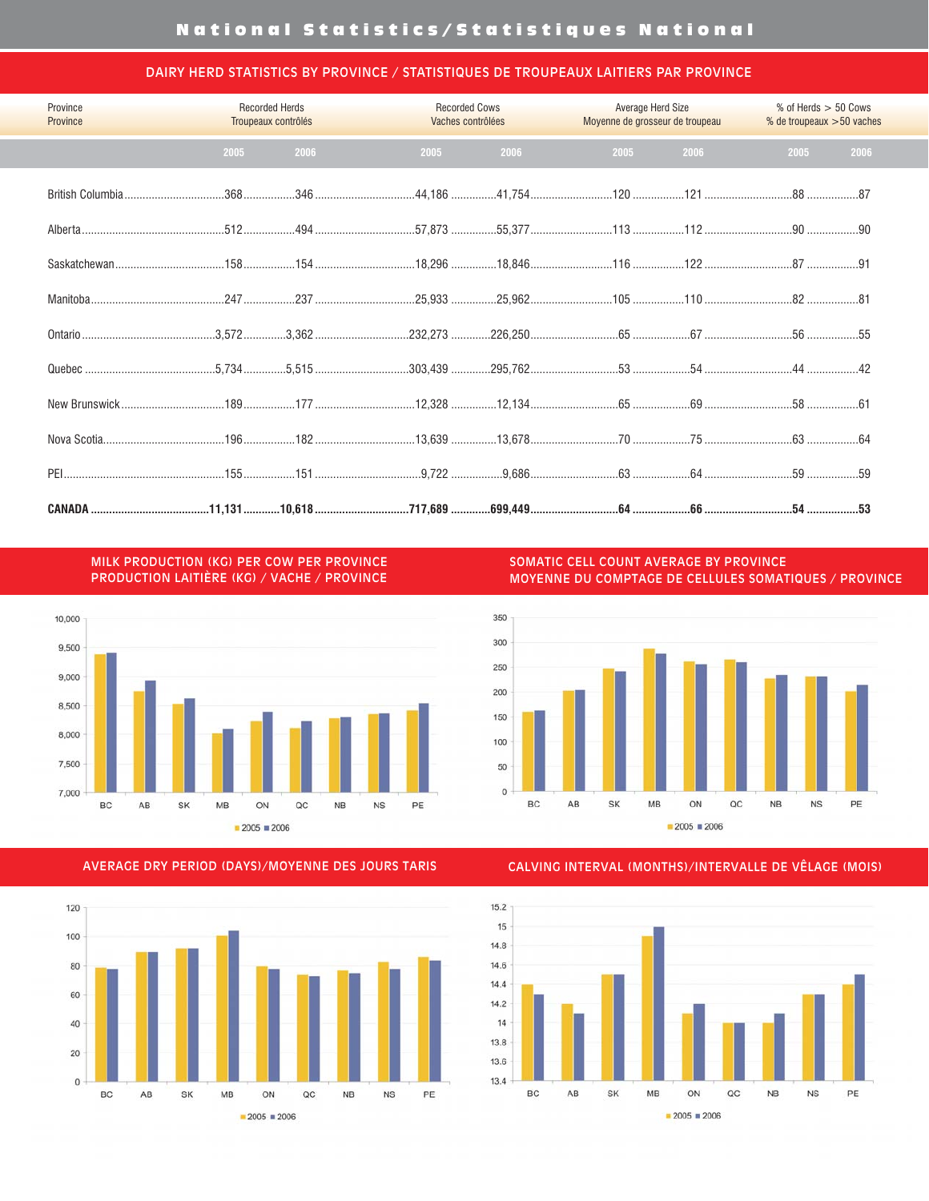# National Statistics/Statistiques National

## DAIRY HERD STATISTICS BY PROVINCE / STATISTIQUES DE TROUPEAUX LAITIERS PAR PROVINCE

| Province / Province | Recorded Herds / Troupeaux contrôlés | | Recorded Cows / Vaches contrôlées | | Average Herd Size / Moyenne de grosseur de troupeau | | % of Herds > 50 Cows / % de troupeaux >50 vaches | |
|---|---|---|---|---|---|---|---|---|
| | 2005 | 2006 | 2005 | 2006 | 2005 | 2006 | 2005 | 2006 |
| British Columbia | 368 | 346 | 44,186 | 41,754 | 120 | 121 | 88 | 87 |
| Alberta | 512 | 494 | 57,873 | 55,377 | 113 | 112 | 90 | 90 |
| Saskatchewan | 158 | 154 | 18,296 | 18,846 | 116 | 122 | 87 | 91 |
| Manitoba | 247 | 237 | 25,933 | 25,962 | 105 | 110 | 82 | 81 |
| Ontario | 3,572 | 3,362 | 232,273 | 226,250 | 65 | 67 | 56 | 55 |
| Quebec | 5,734 | 5,515 | 303,439 | 295,762 | 53 | 54 | 44 | 42 |
| New Brunswick | 189 | 177 | 12,328 | 12,134 | 65 | 69 | 58 | 61 |
| Nova Scotia | 196 | 182 | 13,639 | 13,678 | 70 | 75 | 63 | 64 |
| PEI | 155 | 151 | 9,722 | 9,686 | 63 | 64 | 59 | 59 |
| **CANADA** | **11,131** | **10,618** | **717,689** | **699,449** | **64** | **66** | **54** | **53** |

## MILK PRODUCTION (KG) PER COW PER PROVINCE / PRODUCTION LAITIÈRE (KG) / VACHE / PROVINCE

## SOMATIC CELL COUNT AVERAGE BY PROVINCE / MOYENNE DU COMPTAGE DE CELLULES SOMATIQUES / PROVINCE

## AVERAGE DRY PERIOD (DAYS)/MOYENNE DES JOURS TARIS

## CALVING INTERVAL (MONTHS)/INTERVALLE DE VÊLAGE (MOIS)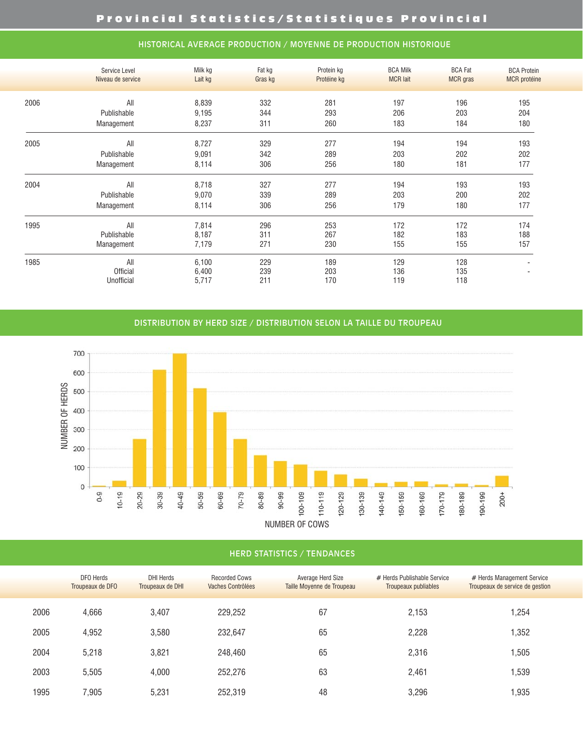# Provincial Statistics/Statistiques Provincial

## HISTORICAL AVERAGE PRODUCTION / MOYENNE DE PRODUCTION HISTORIQUE

| | Service Level<br>Niveau de service | Milk kg<br>Lait kg | Fat kg<br>Gras kg | Protein kg<br>Protéine kg | BCA Milk<br>MCR lait | BCA Fat<br>MCR gras | BCA Protein<br>MCR protéine |
|---|---|---|---|---|---|---|---|
| 2006 | All | 8,839 | 332 | 281 | 197 | 196 | 195 |
| | Publishable | 9,195 | 344 | 293 | 206 | 203 | 204 |
| | Management | 8,237 | 311 | 260 | 183 | 184 | 180 |
| 2005 | All | 8,727 | 329 | 277 | 194 | 194 | 193 |
| | Publishable | 9,091 | 342 | 289 | 203 | 202 | 202 |
| | Management | 8,114 | 306 | 256 | 180 | 181 | 177 |
| 2004 | All | 8,718 | 327 | 277 | 194 | 193 | 193 |
| | Publishable | 9,070 | 339 | 289 | 203 | 200 | 202 |
| | Management | 8,114 | 306 | 256 | 179 | 180 | 177 |
| 1995 | All | 7,814 | 296 | 253 | 172 | 172 | 174 |
| | Publishable | 8,187 | 311 | 267 | 182 | 183 | 188 |
| | Management | 7,179 | 271 | 230 | 155 | 155 | 157 |
| 1985 | All | 6,100 | 229 | 189 | 129 | 128 | - |
| | Official | 6,400 | 239 | 203 | 136 | 135 | - |
| | Unofficial | 5,717 | 211 | 170 | 119 | 118 | |

## DISTRIBUTION BY HERD SIZE / DISTRIBUTION SELON LA TAILLE DU TROUPEAU

## HERD STATISTICS / TENDANCES

| | DFO Herds<br>Troupeaux de DFO | DHI Herds<br>Troupeaux de DHI | Recorded Cows<br>Vaches Contrôlées | Average Herd Size<br>Taille Moyenne de Troupeau | # Herds Publishable Service<br>Troupeaux publiables | # Herds Management Service<br>Troupeaux de service de gestion |
|---|---|---|---|---|---|---|
| 2006 | 4,666 | 3,407 | 229,252 | 67 | 2,153 | 1,254 |
| 2005 | 4,952 | 3,580 | 232,647 | 65 | 2,228 | 1,352 |
| 2004 | 5,218 | 3,821 | 248,460 | 65 | 2,316 | 1,505 |
| 2003 | 5,505 | 4,000 | 252,276 | 63 | 2,461 | 1,539 |
| 1995 | 7,905 | 5,231 | 252,319 | 48 | 3,296 | 1,935 |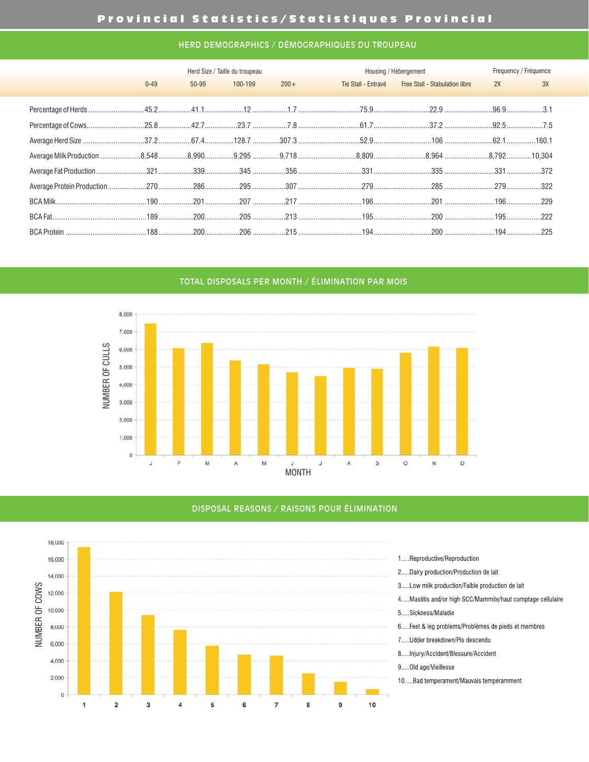# Provincial Statistics/Statistiques Provincial

## HERD DEMOGRAPHICS / DÉMOGRAPHIQUES DU TROUPEAU

| | Herd Size / Taille du troupeau | | | | Housing / Hébergement | | Frequency / Fréquence | |
|---|---|---|---|---|---|---|---|---|
| | 0-49 | 50-99 | 100-199 | 200+ | Tie Stall - Entravé | Free Stall - Stabulation libre | 2X | 3X |
| Percentage of Herds | 45.2 | 41.1 | 12 | 1.7 | 75.9 | 22.9 | 96.9 | 3.1 |
| Percentage of Cows | 25.8 | 42.7 | 23.7 | 7.8 | 61.7 | 37.2 | 92.5 | 7.5 |
| Average Herd Size | 37.2 | 67.4 | 128.7 | 307.3 | 52.9 | 106 | 62.1 | 160.1 |
| Average Milk Production | 8,548 | 8,990 | 9,295 | 9,718 | 8,809 | 8,964 | 8,792 | 10,304 |
| Average Fat Production | 321 | 339 | 345 | 356 | 331 | 335 | 331 | 372 |
| Average Protein Production | 270 | 286 | 295 | 307 | 279 | 285 | 279 | 322 |
| BCA Milk | 190 | 201 | 207 | 217 | 196 | 201 | 196 | 229 |
| BCA Fat | 189 | 200 | 205 | 213 | 195 | 200 | 195 | 222 |
| BCA Protein | 188 | 200 | 206 | 215 | 194 | 200 | 194 | 225 |

## TOTAL DISPOSALS PER MONTH / ÉLIMINATION PAR MOIS

## DISPOSAL REASONS / RAISONS POUR ÉLIMINATION

1. Reproductive/Reproduction
2. Dairy production/Production de lait
3. Low milk production/Faible production de lait
4. Mastitis and/or high SCC/Mammite/haut comptage cellulaire
5. Sickness/Maladie
6. Feet & leg problems/Problèmes de pieds et membres
7. Udder breakdown/Pis descendu
8. Injury/Accident/Blessure/Accident
9. Old age/Vieillesse
10. Bad temperament/Mauvais tempérамment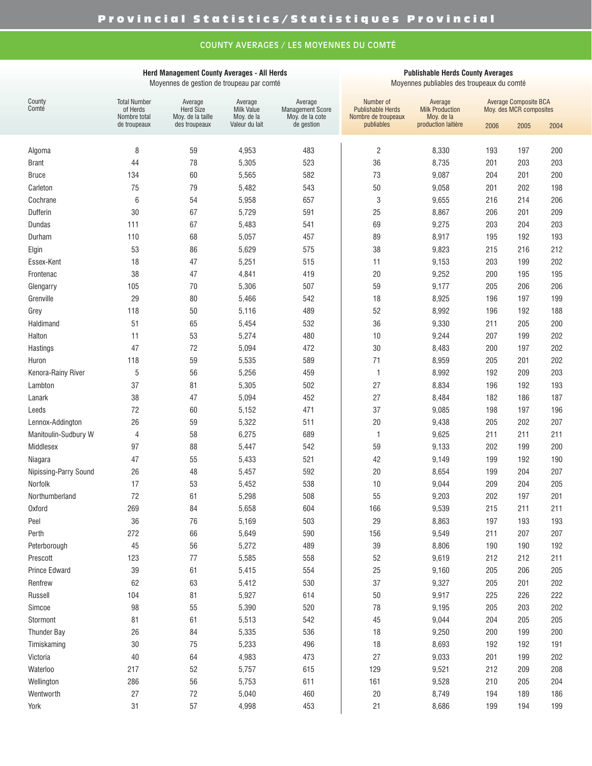# Provincial Statistics/Statistiques Provincial

## COUNTY AVERAGES / LES MOYENNES DU COMTÉ

| County Comté | Herd Management County Averages - All Herds / Moyennes de gestion de troupeau par comté | | | | Publishable Herds County Averages / Moyennes publiables des troupeaux du comté | | | | |
|---|---|---|---|---|---|---|---|---|---|
| | Total Number of Herds / Nombre total de troupeaux | Average Herd Size / Moy. de la taille des troupeaux | Average Milk Value / Moy. de la Valeur du lait | Average Management Score / Moy. de la cote de gestion | Number of Publishable Herds / Nombre de troupeaux publiables | Average Milk Production / Moy. de la production laitière | Average Composite BCA / Moy. des MCR composites 2006 | 2005 | 2004 |
| Algoma | 8 | 59 | 4,953 | 483 | 2 | 8,330 | 193 | 197 | 200 |
| Brant | 44 | 78 | 5,305 | 523 | 36 | 8,735 | 201 | 203 | 203 |
| Bruce | 134 | 60 | 5,565 | 582 | 73 | 9,087 | 204 | 201 | 200 |
| Carleton | 75 | 79 | 5,482 | 543 | 50 | 9,058 | 201 | 202 | 198 |
| Cochrane | 6 | 54 | 5,958 | 657 | 3 | 9,655 | 216 | 214 | 206 |
| Dufferin | 30 | 67 | 5,729 | 591 | 25 | 8,867 | 206 | 201 | 209 |
| Dundas | 111 | 67 | 5,483 | 541 | 69 | 9,275 | 203 | 204 | 203 |
| Durham | 110 | 68 | 5,057 | 457 | 89 | 8,917 | 195 | 192 | 193 |
| Elgin | 53 | 86 | 5,629 | 575 | 38 | 9,823 | 215 | 216 | 212 |
| Essex-Kent | 18 | 47 | 5,251 | 515 | 11 | 9,153 | 203 | 199 | 202 |
| Frontenac | 38 | 47 | 4,841 | 419 | 20 | 9,252 | 200 | 195 | 195 |
| Glengarry | 105 | 70 | 5,306 | 507 | 59 | 9,177 | 205 | 206 | 206 |
| Grenville | 29 | 80 | 5,466 | 542 | 18 | 8,925 | 196 | 197 | 199 |
| Grey | 118 | 50 | 5,116 | 489 | 52 | 8,992 | 196 | 192 | 188 |
| Haldimand | 51 | 65 | 5,454 | 532 | 36 | 9,330 | 211 | 205 | 200 |
| Halton | 11 | 53 | 5,274 | 480 | 10 | 9,244 | 207 | 199 | 202 |
| Hastings | 47 | 72 | 5,094 | 472 | 30 | 8,483 | 200 | 197 | 202 |
| Huron | 118 | 59 | 5,535 | 589 | 71 | 8,959 | 205 | 201 | 202 |
| Kenora-Rainy River | 5 | 56 | 5,256 | 459 | 1 | 8,992 | 192 | 209 | 203 |
| Lambton | 37 | 81 | 5,305 | 502 | 27 | 8,834 | 196 | 192 | 193 |
| Lanark | 38 | 47 | 5,094 | 452 | 27 | 8,484 | 182 | 186 | 187 |
| Leeds | 72 | 60 | 5,152 | 471 | 37 | 9,085 | 198 | 197 | 196 |
| Lennox-Addington | 26 | 59 | 5,322 | 511 | 20 | 9,438 | 205 | 202 | 207 |
| Manitoulin-Sudbury W | 4 | 58 | 6,275 | 689 | 1 | 9,625 | 211 | 211 | 211 |
| Middlesex | 97 | 88 | 5,447 | 542 | 59 | 9,133 | 202 | 199 | 200 |
| Niagara | 47 | 55 | 5,433 | 521 | 42 | 9,149 | 199 | 192 | 190 |
| Nipissing-Parry Sound | 26 | 48 | 5,457 | 592 | 20 | 8,654 | 199 | 204 | 207 |
| Norfolk | 17 | 53 | 5,452 | 538 | 10 | 9,044 | 209 | 204 | 205 |
| Northumberland | 72 | 61 | 5,298 | 508 | 55 | 9,203 | 202 | 197 | 201 |
| Oxford | 269 | 84 | 5,658 | 604 | 166 | 9,539 | 215 | 211 | 211 |
| Peel | 36 | 76 | 5,169 | 503 | 29 | 8,863 | 197 | 193 | 193 |
| Perth | 272 | 66 | 5,649 | 590 | 156 | 9,549 | 211 | 207 | 207 |
| Peterborough | 45 | 56 | 5,272 | 489 | 39 | 8,806 | 190 | 190 | 192 |
| Prescott | 123 | 77 | 5,585 | 558 | 52 | 9,619 | 212 | 212 | 211 |
| Prince Edward | 39 | 61 | 5,415 | 554 | 25 | 9,160 | 205 | 206 | 205 |
| Renfrew | 62 | 63 | 5,412 | 530 | 37 | 9,327 | 205 | 201 | 202 |
| Russell | 104 | 81 | 5,927 | 614 | 50 | 9,917 | 225 | 226 | 222 |
| Simcoe | 98 | 55 | 5,390 | 520 | 78 | 9,195 | 205 | 203 | 202 |
| Stormont | 81 | 61 | 5,513 | 542 | 45 | 9,044 | 204 | 205 | 205 |
| Thunder Bay | 26 | 84 | 5,335 | 536 | 18 | 9,250 | 200 | 199 | 200 |
| Timiskaming | 30 | 75 | 5,233 | 496 | 18 | 8,693 | 192 | 192 | 191 |
| Victoria | 40 | 64 | 4,983 | 473 | 27 | 9,033 | 201 | 199 | 202 |
| Waterloo | 217 | 52 | 5,757 | 615 | 129 | 9,521 | 212 | 209 | 208 |
| Wellington | 286 | 56 | 5,753 | 611 | 161 | 9,528 | 210 | 205 | 204 |
| Wentworth | 27 | 72 | 5,040 | 460 | 20 | 8,749 | 194 | 189 | 186 |
| York | 31 | 57 | 4,998 | 453 | 21 | 8,686 | 199 | 194 | 199 |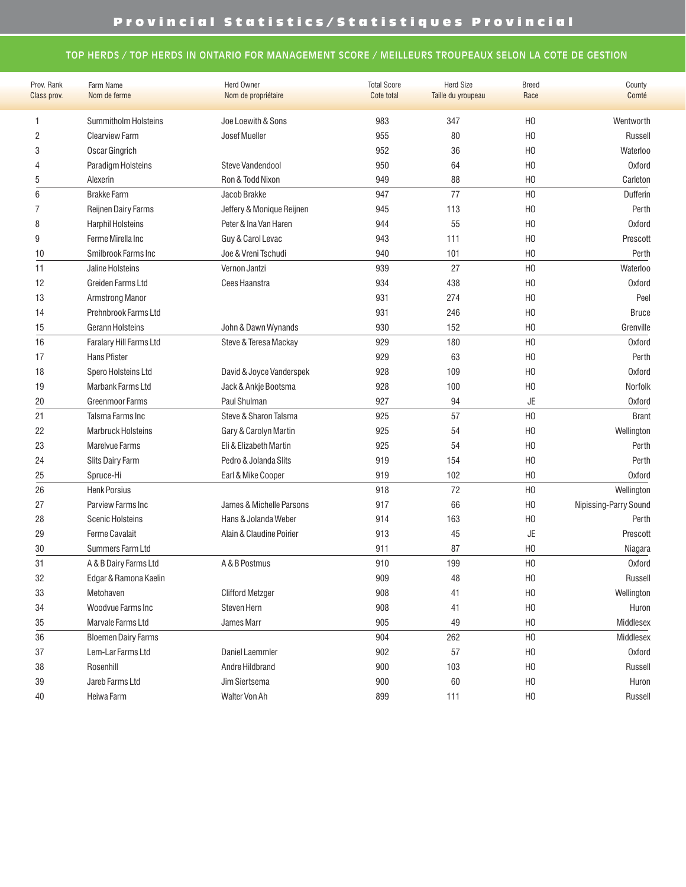# Provincial Statistics/Statistiques Provincial

## TOP HERDS / TOP HERDS IN ONTARIO FOR MANAGEMENT SCORE / MEILLEURS TROUPEAUX SELON LA COTE DE GESTION

| Prov. Rank Class prov. | Farm Name Nom de ferme | Herd Owner Nom de propriétaire | Total Score Cote total | Herd Size Taille du yroupeau | Breed Race | County Comté |
|---|---|---|---|---|---|---|
| 1 | Summitholm Holsteins | Joe Loewith & Sons | 983 | 347 | HO | Wentworth |
| 2 | Clearview Farm | Josef Mueller | 955 | 80 | HO | Russell |
| 3 | Oscar Gingrich | | 952 | 36 | HO | Waterloo |
| 4 | Paradigm Holsteins | Steve Vandendool | 950 | 64 | HO | Oxford |
| 5 | Alexerin | Ron & Todd Nixon | 949 | 88 | HO | Carleton |
| 6 | Brakke Farm | Jacob Brakke | 947 | 77 | HO | Dufferin |
| 7 | Reijnen Dairy Farms | Jeffery & Monique Reijnen | 945 | 113 | HO | Perth |
| 8 | Harphil Holsteins | Peter & Ina Van Haren | 944 | 55 | HO | Oxford |
| 9 | Ferme Mirella Inc | Guy & Carol Levac | 943 | 111 | HO | Prescott |
| 10 | Smilbrook Farms Inc | Joe & Vreni Tschudi | 940 | 101 | HO | Perth |
| 11 | Jaline Holsteins | Vernon Jantzi | 939 | 27 | HO | Waterloo |
| 12 | Greiden Farms Ltd | Cees Haanstra | 934 | 438 | HO | Oxford |
| 13 | Armstrong Manor | | 931 | 274 | HO | Peel |
| 14 | Prehnbrook Farms Ltd | | 931 | 246 | HO | Bruce |
| 15 | Gerann Holsteins | John & Dawn Wynands | 930 | 152 | HO | Grenville |
| 16 | Faralary Hill Farms Ltd | Steve & Teresa Mackay | 929 | 180 | HO | Oxford |
| 17 | Hans Pfister | | 929 | 63 | HO | Perth |
| 18 | Spero Holsteins Ltd | David & Joyce Vanderspek | 928 | 109 | HO | Oxford |
| 19 | Marbank Farms Ltd | Jack & Ankje Bootsma | 928 | 100 | HO | Norfolk |
| 20 | Greenmoor Farms | Paul Shulman | 927 | 94 | JE | Oxford |
| 21 | Talsma Farms Inc | Steve & Sharon Talsma | 925 | 57 | HO | Brant |
| 22 | Marbruck Holsteins | Gary & Carolyn Martin | 925 | 54 | HO | Wellington |
| 23 | Marelvue Farms | Eli & Elizabeth Martin | 925 | 54 | HO | Perth |
| 24 | Slits Dairy Farm | Pedro & Jolanda Slits | 919 | 154 | HO | Perth |
| 25 | Spruce-Hi | Earl & Mike Cooper | 919 | 102 | HO | Oxford |
| 26 | Henk Porsius | | 918 | 72 | HO | Wellington |
| 27 | Parview Farms Inc | James & Michelle Parsons | 917 | 66 | HO | Nipissing-Parry Sound |
| 28 | Scenic Holsteins | Hans & Jolanda Weber | 914 | 163 | HO | Perth |
| 29 | Ferme Cavalait | Alain & Claudine Poirier | 913 | 45 | JE | Prescott |
| 30 | Summers Farm Ltd | | 911 | 87 | HO | Niagara |
| 31 | A & B Dairy Farms Ltd | A & B Postmus | 910 | 199 | HO | Oxford |
| 32 | Edgar & Ramona Kaelin | | 909 | 48 | HO | Russell |
| 33 | Metohaven | Clifford Metzger | 908 | 41 | HO | Wellington |
| 34 | Woodvue Farms Inc | Steven Hern | 908 | 41 | HO | Huron |
| 35 | Marvale Farms Ltd | James Marr | 905 | 49 | HO | Middlesex |
| 36 | Bloemen Dairy Farms | | 904 | 262 | HO | Middlesex |
| 37 | Lem-Lar Farms Ltd | Daniel Laemmler | 902 | 57 | HO | Oxford |
| 38 | Rosenhill | Andre Hildbrand | 900 | 103 | HO | Russell |
| 39 | Jareb Farms Ltd | Jim Siertsema | 900 | 60 | HO | Huron |
| 40 | Heiwa Farm | Walter Von Ah | 899 | 111 | HO | Russell |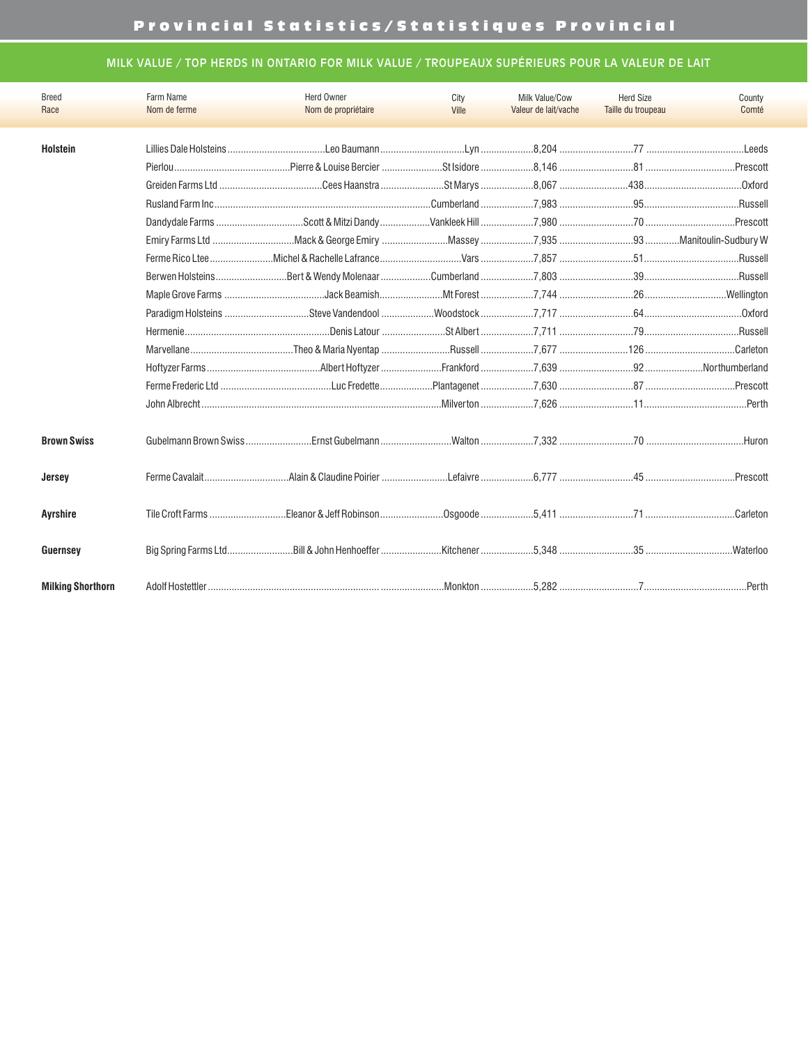## Provincial Statistics/Statistiques Provincial

### MILK VALUE / TOP HERDS IN ONTARIO FOR MILK VALUE / TROUPEAUX SUPÉRIEURS POUR LA VALEUR DE LAIT

| Breed<br>Race | Farm Name<br>Nom de ferme | Herd Owner<br>Nom de propriétaire | City<br>Ville | Milk Value/Cow<br>Valeur de lait/vache | Herd Size<br>Taille du troupeau | County<br>Comté |
|---|---|---|---|---|---|---|
| **Holstein** | Lillies Dale Holsteins | Leo Baumann | Lyn | 8,204 | 77 | Leeds |
| | Pierlou | Pierre & Louise Bercier | St Isidore | 8,146 | 81 | Prescott |
| | Greiden Farms Ltd | Cees Haanstra | St Marys | 8,067 | 438 | Oxford |
| | Rusland Farm Inc | | Cumberland | 7,983 | 95 | Russell |
| | Dandydale Farms | Scott & Mitzi Dandy | Vankleek Hill | 7,980 | 70 | Prescott |
| | Emiry Farms Ltd | Mack & George Emiry | Massey | 7,935 | 93 | Manitoulin-Sudbury W |
| | Ferme Rico Ltee | Michel & Rachelle Lafrance | Vars | 7,857 | 51 | Russell |
| | Berwen Holsteins | Bert & Wendy Molenaar | Cumberland | 7,803 | 39 | Russell |
| | Maple Grove Farms | Jack Beamish | Mt Forest | 7,744 | 26 | Wellington |
| | Paradigm Holsteins | Steve Vandendool | Woodstock | 7,717 | 64 | Oxford |
| | Hermenie | Denis Latour | St Albert | 7,711 | 79 | Russell |
| | Marvellane | Theo & Maria Nyentap | Russell | 7,677 | 126 | Carleton |
| | Hoftyzer Farms | Albert Hoftyzer | Frankford | 7,639 | 92 | Northumberland |
| | Ferme Frederic Ltd | Luc Fredette | Plantagenet | 7,630 | 87 | Prescott |
| | John Albrecht | | Milverton | 7,626 | 11 | Perth |
| **Brown Swiss** | Gubelmann Brown Swiss | Ernst Gubelmann | Walton | 7,332 | 70 | Huron |
| **Jersey** | Ferme Cavalait | Alain & Claudine Poirier | Lefaivre | 6,777 | 45 | Prescott |
| **Ayrshire** | Tile Croft Farms | Eleanor & Jeff Robinson | Osgoode | 5,411 | 71 | Carleton |
| **Guernsey** | Big Spring Farms Ltd | Bill & John Henhoeffer | Kitchener | 5,348 | 35 | Waterloo |
| **Milking Shorthorn** | Adolf Hostettler | | Monkton | 5,282 | 7 | Perth |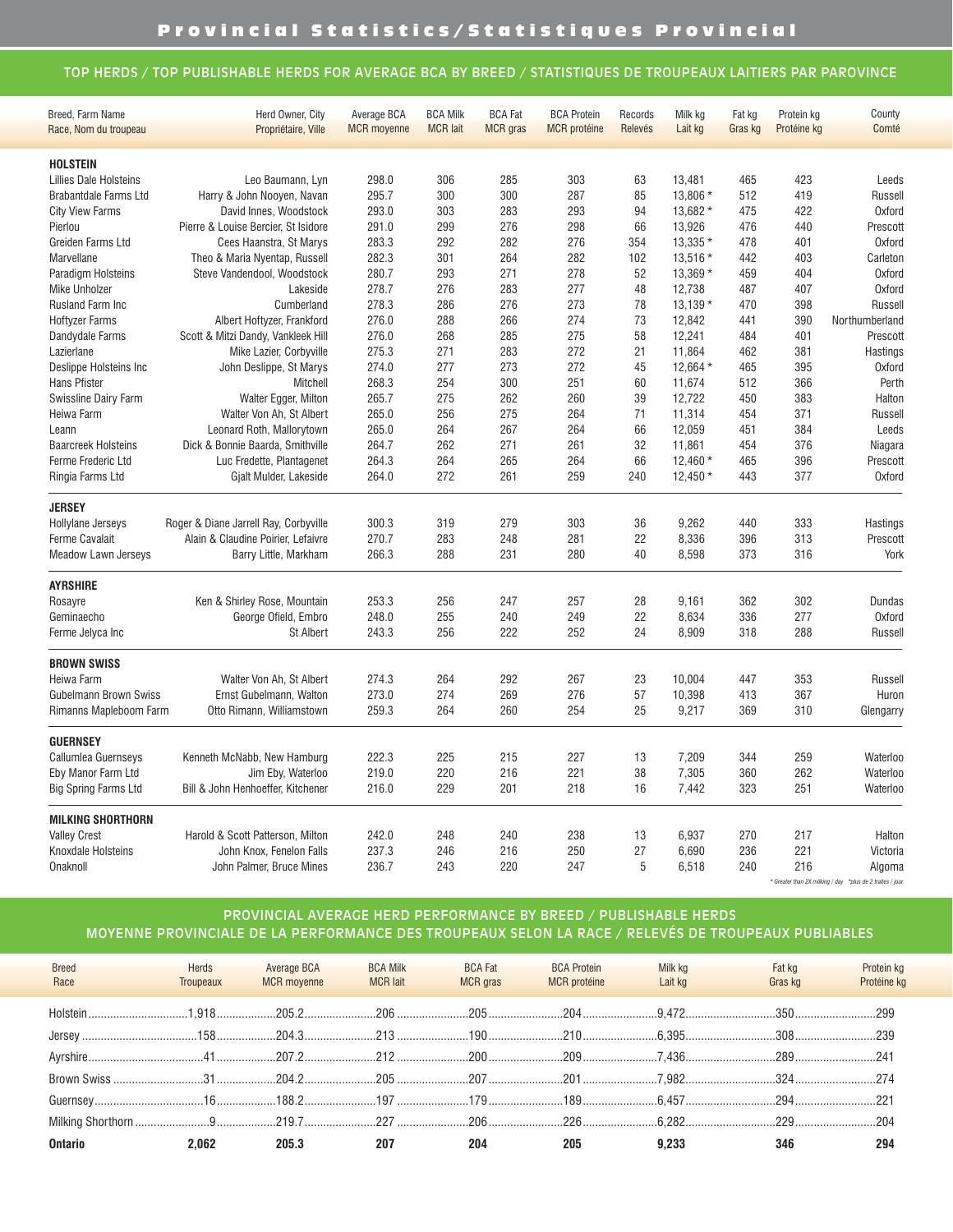# Provincial Statistics/Statistiques Provincial

## TOP HERDS / TOP PUBLISHABLE HERDS FOR AVERAGE BCA BY BREED / STATISTIQUES DE TROUPEAUX LAITIERS PAR PAROVINCE

| Breed, Farm Name<br>Race, Nom du troupeau | Herd Owner, City<br>Propriétaire, Ville | Average BCA<br>MCR moyenne | BCA Milk<br>MCR lait | BCA Fat<br>MCR gras | BCA Protein<br>MCR protéine | Records<br>Relevés | Milk kg<br>Lait kg | Fat kg<br>Gras kg | Protein kg<br>Protéine kg | County<br>Comté |
|---|---|---|---|---|---|---|---|---|---|---|
| **HOLSTEIN** | | | | | | | | | | |
| Lillies Dale Holsteins | Leo Baumann, Lyn | 298.0 | 306 | 285 | 303 | 63 | 13,481 | 465 | 423 | Leeds |
| Brabantdale Farms Ltd | Harry & John Nooyen, Navan | 295.7 | 300 | 300 | 287 | 85 | 13,806 * | 512 | 419 | Russell |
| City View Farms | David Innes, Woodstock | 293.0 | 303 | 283 | 293 | 94 | 13,682 * | 475 | 422 | Oxford |
| Pierlou | Pierre & Louise Bercier, St Isidore | 291.0 | 299 | 276 | 298 | 66 | 13,926 | 476 | 440 | Prescott |
| Greiden Farms Ltd | Cees Haanstra, St Marys | 283.3 | 292 | 282 | 276 | 354 | 13,335 * | 478 | 401 | Oxford |
| Marvellane | Theo & Maria Nyentap, Russell | 282.3 | 301 | 264 | 282 | 102 | 13,516 * | 442 | 403 | Carleton |
| Paradigm Holsteins | Steve Vandendool, Woodstock | 280.7 | 293 | 271 | 278 | 52 | 13,369 * | 459 | 404 | Oxford |
| Mike Unholzer | Lakeside | 278.7 | 276 | 283 | 277 | 48 | 12,738 | 487 | 407 | Oxford |
| Rusland Farm Inc | Cumberland | 278.3 | 286 | 276 | 273 | 78 | 13,139 * | 470 | 398 | Russell |
| Hoftyzer Farms | Albert Hoftyzer, Frankford | 276.0 | 288 | 266 | 274 | 73 | 12,842 | 441 | 390 | Northumberland |
| Dandydale Farms | Scott & Mitzi Dandy, Vankleek Hill | 276.0 | 268 | 285 | 275 | 58 | 12,241 | 484 | 401 | Prescott |
| Lazierlane | Mike Lazier, Corbyville | 275.3 | 271 | 283 | 272 | 21 | 11,864 | 462 | 381 | Hastings |
| Deslippe Holsteins Inc | John Deslippe, St Marys | 274.0 | 277 | 273 | 272 | 45 | 12,664 * | 465 | 395 | Oxford |
| Hans Pfister | Mitchell | 268.3 | 254 | 300 | 251 | 60 | 11,674 | 512 | 366 | Perth |
| Swissline Dairy Farm | Walter Egger, Milton | 265.7 | 275 | 262 | 260 | 39 | 12,722 | 450 | 383 | Halton |
| Heiwa Farm | Walter Von Ah, St Albert | 265.0 | 256 | 275 | 264 | 71 | 11,314 | 454 | 371 | Russell |
| Leann | Leonard Roth, Mallorytown | 265.0 | 264 | 267 | 264 | 66 | 12,059 | 451 | 384 | Leeds |
| Baarcreek Holsteins | Dick & Bonnie Baarda, Smithville | 264.7 | 262 | 271 | 261 | 32 | 11,861 | 454 | 376 | Niagara |
| Ferme Frederic Ltd | Luc Fredette, Plantagenet | 264.3 | 264 | 265 | 264 | 66 | 12,460 * | 465 | 396 | Prescott |
| Ringia Farms Ltd | Gjalt Mulder, Lakeside | 264.0 | 272 | 261 | 259 | 240 | 12,450 * | 443 | 377 | Oxford |
| **JERSEY** | | | | | | | | | | |
| Hollylane Jerseys | Roger & Diane Jarrell Ray, Corbyville | 300.3 | 319 | 279 | 303 | 36 | 9,262 | 440 | 333 | Hastings |
| Ferme Cavalait | Alain & Claudine Poirier, Lefaivre | 270.7 | 283 | 248 | 281 | 22 | 8,336 | 396 | 313 | Prescott |
| Meadow Lawn Jerseys | Barry Little, Markham | 266.3 | 288 | 231 | 280 | 40 | 8,598 | 373 | 316 | York |
| **AYRSHIRE** | | | | | | | | | | |
| Rosayre | Ken & Shirley Rose, Mountain | 253.3 | 256 | 247 | 257 | 28 | 9,161 | 362 | 302 | Dundas |
| Geminaecho | George Ofield, Embro | 248.0 | 255 | 240 | 249 | 22 | 8,634 | 336 | 277 | Oxford |
| Ferme Jelyca Inc | St Albert | 243.3 | 256 | 222 | 252 | 24 | 8,909 | 318 | 288 | Russell |
| **BROWN SWISS** | | | | | | | | | | |
| Heiwa Farm | Walter Von Ah, St Albert | 274.3 | 264 | 292 | 267 | 23 | 10,004 | 447 | 353 | Russell |
| Gubelmann Brown Swiss | Ernst Gubelmann, Walton | 273.0 | 274 | 269 | 276 | 57 | 10,398 | 413 | 367 | Huron |
| Rimanns Mapleboom Farm | Otto Rimann, Williamstown | 259.3 | 264 | 260 | 254 | 25 | 9,217 | 369 | 310 | Glengarry |
| **GUERNSEY** | | | | | | | | | | |
| Callumlea Guernseys | Kenneth McNabb, New Hamburg | 222.3 | 225 | 215 | 227 | 13 | 7,209 | 344 | 259 | Waterloo |
| Eby Manor Farm Ltd | Jim Eby, Waterloo | 219.0 | 220 | 216 | 221 | 38 | 7,305 | 360 | 262 | Waterloo |
| Big Spring Farms Ltd | Bill & John Henhoeffer, Kitchener | 216.0 | 229 | 201 | 218 | 16 | 7,442 | 323 | 251 | Waterloo |
| **MILKING SHORTHORN** | | | | | | | | | | |
| Valley Crest | Harold & Scott Patterson, Milton | 242.0 | 248 | 240 | 238 | 13 | 6,937 | 270 | 217 | Halton |
| Knoxdale Holsteins | John Knox, Fenelon Falls | 237.3 | 246 | 216 | 250 | 27 | 6,690 | 236 | 221 | Victoria |
| Onaknoll | John Palmer, Bruce Mines | 236.7 | 243 | 220 | 247 | 5 | 6,518 | 240 | 216 | Algoma |

*\* Greater than 2X milking / day \*plus de 2 traites / jour*

## PROVINCIAL AVERAGE HERD PERFORMANCE BY BREED / PUBLISHABLE HERDS
## MOYENNE PROVINCIALE DE LA PERFORMANCE DES TROUPEAUX SELON LA RACE / RELEVÉS DE TROUPEAUX PUBLIABLES

| Breed<br>Race | Herds<br>Troupeaux | Average BCA<br>MCR moyenne | BCA Milk<br>MCR lait | BCA Fat<br>MCR gras | BCA Protein<br>MCR protéine | Milk kg<br>Lait kg | Fat kg<br>Gras kg | Protein kg<br>Protéine kg |
|---|---|---|---|---|---|---|---|---|
| Holstein | 1,918 | 205.2 | 206 | 205 | 204 | 9,472 | 350 | 299 |
| Jersey | 158 | 204.3 | 213 | 190 | 210 | 6,395 | 308 | 239 |
| Ayrshire | 41 | 207.2 | 212 | 200 | 209 | 7,436 | 289 | 241 |
| Brown Swiss | 31 | 204.2 | 205 | 207 | 201 | 7,982 | 324 | 274 |
| Guernsey | 16 | 188.2 | 197 | 179 | 189 | 6,457 | 294 | 221 |
| Milking Shorthorn | 9 | 219.7 | 227 | 206 | 226 | 6,282 | 229 | 204 |
| **Ontario** | **2,062** | **205.3** | **207** | **204** | **205** | **9,233** | **346** | **294** |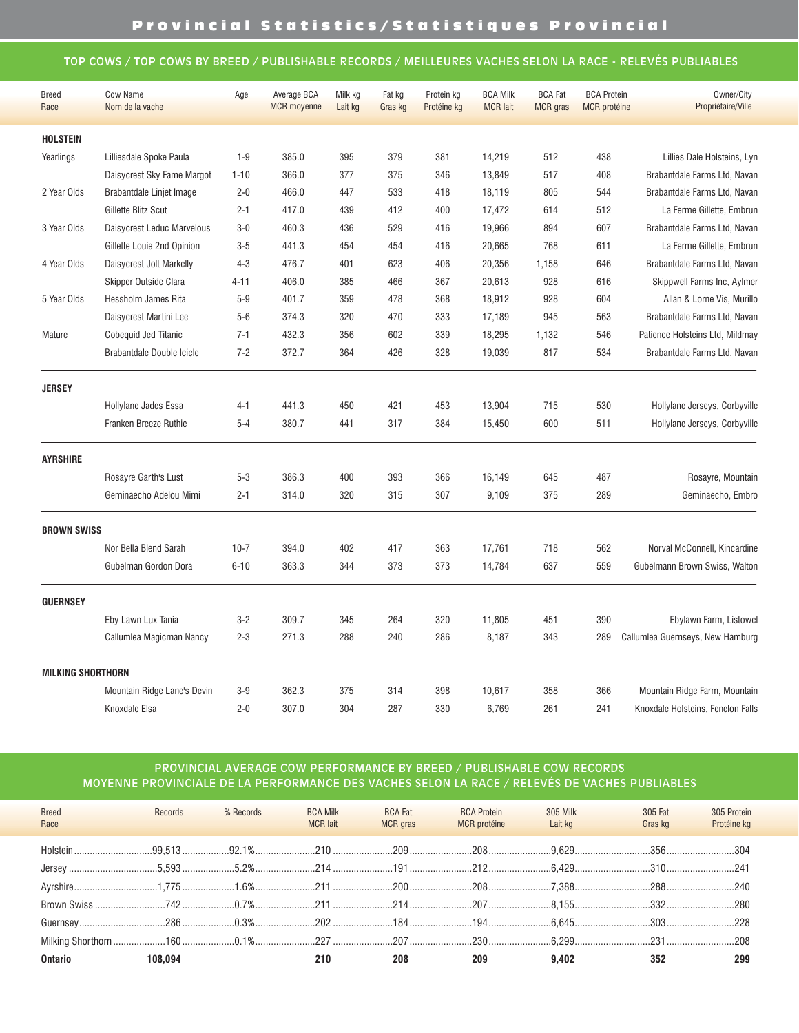# Provincial Statistics/Statistiques Provincial

## TOP COWS / TOP COWS BY BREED / PUBLISHABLE RECORDS / MEILLEURES VACHES SELON LA RACE - RELEVÉS PUBLIABLES

| Breed<br>Race | Cow Name<br>Nom de la vache | Age | Average BCA<br>MCR moyenne | Milk kg<br>Lait kg | Fat kg<br>Gras kg | Protein kg<br>Protéine kg | BCA Milk<br>MCR lait | BCA Fat<br>MCR gras | BCA Protein<br>MCR protéine | Owner/City<br>Propriétaire/Ville |
|---|---|---|---|---|---|---|---|---|---|---|
| **HOLSTEIN** | | | | | | | | | | |
| Yearlings | Lilliesdale Spoke Paula | 1-9 | 385.0 | 395 | 379 | 381 | 14,219 | 512 | 438 | Lillies Dale Holsteins, Lyn |
| | Daisycrest Sky Fame Margot | 1-10 | 366.0 | 377 | 375 | 346 | 13,849 | 517 | 408 | Brabantdale Farms Ltd, Navan |
| 2 Year Olds | Brabantdale Linjet Image | 2-0 | 466.0 | 447 | 533 | 418 | 18,119 | 805 | 544 | Brabantdale Farms Ltd, Navan |
| | Gillette Blitz Scut | 2-1 | 417.0 | 439 | 412 | 400 | 17,472 | 614 | 512 | La Ferme Gillette, Embrun |
| 3 Year Olds | Daisycrest Leduc Marvelous | 3-0 | 460.3 | 436 | 529 | 416 | 19,966 | 894 | 607 | Brabantdale Farms Ltd, Navan |
| | Gillette Louie 2nd Opinion | 3-5 | 441.3 | 454 | 454 | 416 | 20,665 | 768 | 611 | La Ferme Gillette, Embrun |
| 4 Year Olds | Daisycrest Jolt Markelly | 4-3 | 476.7 | 401 | 623 | 406 | 20,356 | 1,158 | 646 | Brabantdale Farms Ltd, Navan |
| | Skipper Outside Clara | 4-11 | 406.0 | 385 | 466 | 367 | 20,613 | 928 | 616 | Skippwell Farms Inc, Aylmer |
| 5 Year Olds | Hessholm James Rita | 5-9 | 401.7 | 359 | 478 | 368 | 18,912 | 928 | 604 | Allan & Lorne Vis, Murillo |
| | Daisycrest Martini Lee | 5-6 | 374.3 | 320 | 470 | 333 | 17,189 | 945 | 563 | Brabantdale Farms Ltd, Navan |
| Mature | Cobequid Jed Titanic | 7-1 | 432.3 | 356 | 602 | 339 | 18,295 | 1,132 | 546 | Patience Holsteins Ltd, Mildmay |
| | Brabantdale Double Icicle | 7-2 | 372.7 | 364 | 426 | 328 | 19,039 | 817 | 534 | Brabantdale Farms Ltd, Navan |
| **JERSEY** | | | | | | | | | | |
| | Hollylane Jades Essa | 4-1 | 441.3 | 450 | 421 | 453 | 13,904 | 715 | 530 | Hollylane Jerseys, Corbyville |
| | Franken Breeze Ruthie | 5-4 | 380.7 | 441 | 317 | 384 | 15,450 | 600 | 511 | Hollylane Jerseys, Corbyville |
| **AYRSHIRE** | | | | | | | | | | |
| | Rosayre Garth's Lust | 5-3 | 386.3 | 400 | 393 | 366 | 16,149 | 645 | 487 | Rosayre, Mountain |
| | Geminaecho Adelou Mimi | 2-1 | 314.0 | 320 | 315 | 307 | 9,109 | 375 | 289 | Geminaecho, Embro |
| **BROWN SWISS** | | | | | | | | | | |
| | Nor Bella Blend Sarah | 10-7 | 394.0 | 402 | 417 | 363 | 17,761 | 718 | 562 | Norval McConnell, Kincardine |
| | Gubelman Gordon Dora | 6-10 | 363.3 | 344 | 373 | 373 | 14,784 | 637 | 559 | Gubelmann Brown Swiss, Walton |
| **GUERNSEY** | | | | | | | | | | |
| | Eby Lawn Lux Tania | 3-2 | 309.7 | 345 | 264 | 320 | 11,805 | 451 | 390 | Ebylawn Farm, Listowel |
| | Callumlea Magicman Nancy | 2-3 | 271.3 | 288 | 240 | 286 | 8,187 | 343 | 289 | Callumlea Guernseys, New Hamburg |
| **MILKING SHORTHORN** | | | | | | | | | | |
| | Mountain Ridge Lane's Devin | 3-9 | 362.3 | 375 | 314 | 398 | 10,617 | 358 | 366 | Mountain Ridge Farm, Mountain |
| | Knoxdale Elsa | 2-0 | 307.0 | 304 | 287 | 330 | 6,769 | 261 | 241 | Knoxdale Holsteins, Fenelon Falls |

## PROVINCIAL AVERAGE COW PERFORMANCE BY BREED / PUBLISHABLE COW RECORDS
## MOYENNE PROVINCIALE DE LA PERFORMANCE DES VACHES SELON LA RACE / RELEVÉS DE VACHES PUBLIABLES

| Breed<br>Race | Records | % Records | BCA Milk<br>MCR lait | BCA Fat<br>MCR gras | BCA Protein<br>MCR protéine | 305 Milk<br>Lait kg | 305 Fat<br>Gras kg | 305 Protein<br>Protéine kg |
|---|---|---|---|---|---|---|---|---|
| Holstein | 99,513 | 92.1% | 210 | 209 | 208 | 9,629 | 356 | 304 |
| Jersey | 5,593 | 5.2% | 214 | 191 | 212 | 6,429 | 310 | 241 |
| Ayrshire | 1,775 | 1.6% | 211 | 200 | 208 | 7,388 | 288 | 240 |
| Brown Swiss | 742 | 0.7% | 211 | 214 | 207 | 8,155 | 332 | 280 |
| Guernsey | 286 | 0.3% | 202 | 184 | 194 | 6,645 | 303 | 228 |
| Milking Shorthorn | 160 | 0.1% | 227 | 207 | 230 | 6,299 | 231 | 208 |
| **Ontario** | **108,094** | | **210** | **208** | **209** | **9,402** | **352** | **299** |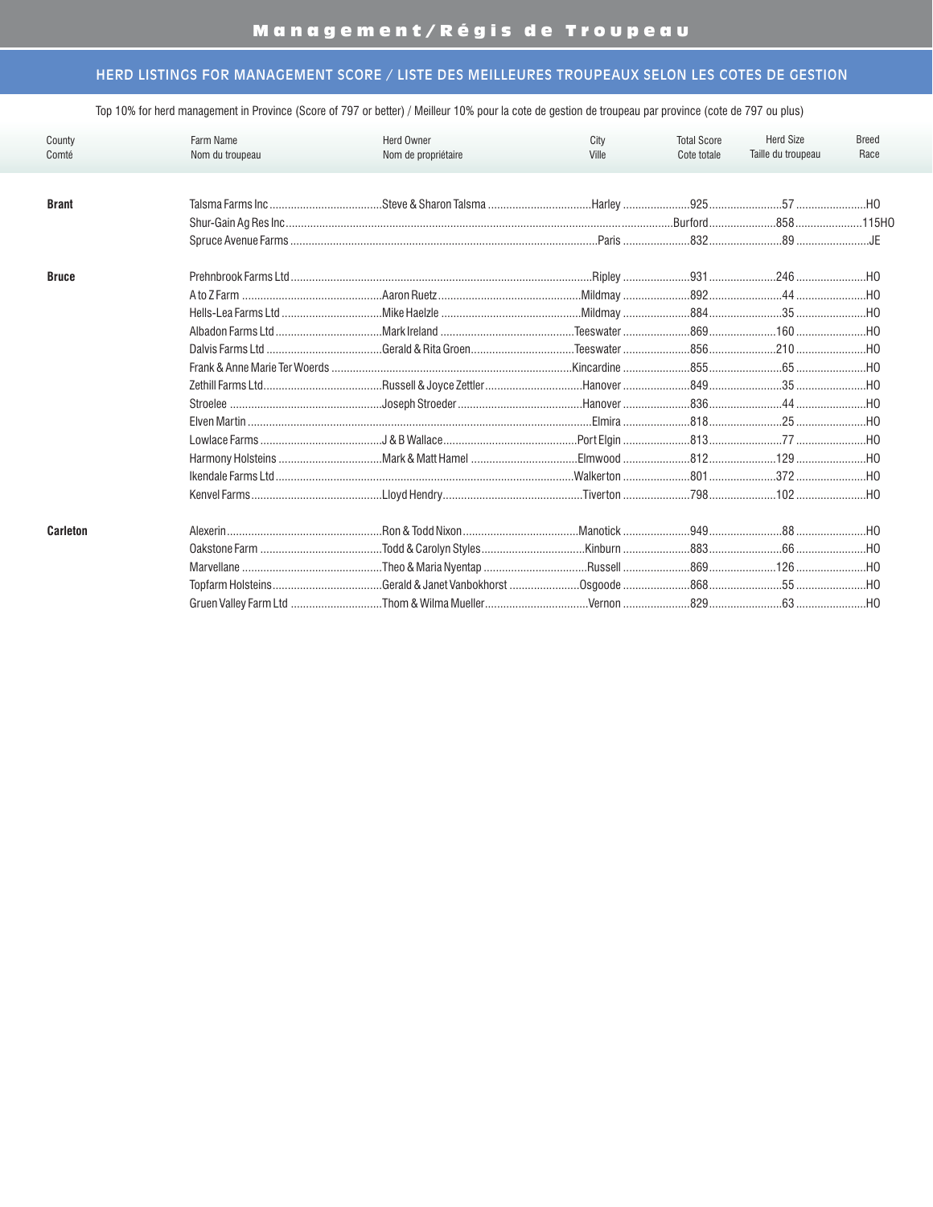# Management/Régis de Troupeau

## HERD LISTINGS FOR MANAGEMENT SCORE / LISTE DES MEILLEURES TROUPEAUX SELON LES COTES DE GESTION

Top 10% for herd management in Province (Score of 797 or better) / Meilleur 10% pour la cote de gestion de troupeau par province (cote de 797 ou plus)

| County<br>Comté | Farm Name<br>Nom du troupeau | Herd Owner<br>Nom de propriétaire | City<br>Ville | Total Score<br>Cote totale | Herd Size<br>Taille du troupeau | Breed<br>Race |
|---|---|---|---|---|---|---|
| **Brant** | Talsma Farms Inc | Steve & Sharon Talsma | Harley | 925 | 57 | HO |
| | Shur-Gain Ag Res Inc | | Burford | 858 | 115 | HO |
| | Spruce Avenue Farms | | Paris | 832 | 89 | JE |
| **Bruce** | Prehnbrook Farms Ltd | | Ripley | 931 | 246 | HO |
| | A to Z Farm | Aaron Ruetz | Mildmay | 892 | 44 | HO |
| | Hells-Lea Farms Ltd | Mike Haelzle | Mildmay | 884 | 35 | HO |
| | Albadon Farms Ltd | Mark Ireland | Teeswater | 869 | 160 | HO |
| | Dalvis Farms Ltd | Gerald & Rita Groen | Teeswater | 856 | 210 | HO |
| | Frank & Anne Marie Ter Woerds | | Kincardine | 855 | 65 | HO |
| | Zethill Farms Ltd. | Russell & Joyce Zettler | Hanover | 849 | 35 | HO |
| | Stroelee | Joseph Stroeder | Hanover | 836 | 44 | HO |
| | Elven Martin | | Elmira | 818 | 25 | HO |
| | Lowlace Farms | J & B Wallace | Port Elgin | 813 | 77 | HO |
| | Harmony Holsteins | Mark & Matt Hamel | Elmwood | 812 | 129 | HO |
| | Ikendale Farms Ltd | | Walkerton | 801 | 372 | HO |
| | Kenvel Farms | Lloyd Hendry | Tiverton | 798 | 102 | HO |
| **Carleton** | Alexerin | Ron & Todd Nixon | Manotick | 949 | 88 | HO |
| | Oakstone Farm | Todd & Carolyn Styles | Kinburn | 883 | 66 | HO |
| | Marvellane | Theo & Maria Nyentap | Russell | 869 | 126 | HO |
| | Topfarm Holsteins | Gerald & Janet Vanbokhorst | Osgoode | 868 | 55 | HO |
| | Gruen Valley Farm Ltd | Thom & Wilma Mueller | Vernon | 829 | 63 | HO |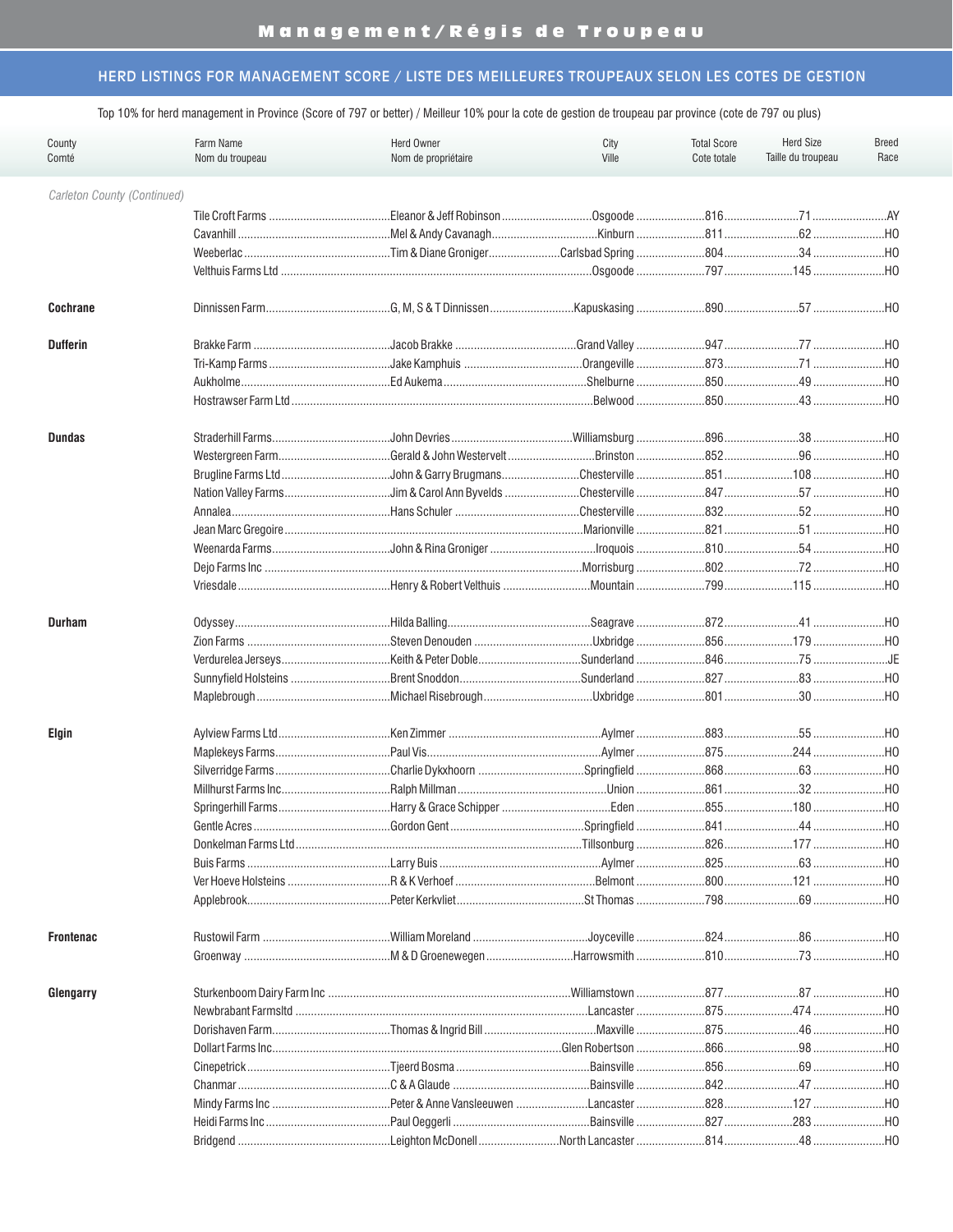## Management/Régis de Troupeau

### HERD LISTINGS FOR MANAGEMENT SCORE / LISTE DES MEILLEURES TROUPEAUX SELON LES COTES DE GESTION

Top 10% for herd management in Province (Score of 797 or better) / Meilleur 10% pour la cote de gestion de troupeau par province (cote de 797 ou plus)

| County / Comté | Farm Name / Nom du troupeau | Herd Owner / Nom de propriétaire | City / Ville | Total Score / Cote totale | Herd Size / Taille du troupeau | Breed / Race |
|---|---|---|---|---|---|---|
| *Carleton County (Continued)* | | | | | | |
| | Tile Croft Farms | Eleanor & Jeff Robinson | Osgoode | 816 | 71 | AY |
| | Cavanhill | Mel & Andy Cavanagh | Kinburn | 811 | 62 | HO |
| | Weeberlac | Tim & Diane Groniger | Carlsbad Spring | 804 | 34 | HO |
| | Velthuis Farms Ltd | | Osgoode | 797 | 145 | HO |
| **Cochrane** | Dinnissen Farm | G, M, S & T Dinnissen | Kapuskasing | 890 | 57 | HO |
| **Dufferin** | Brakke Farm | Jacob Brakke | Grand Valley | 947 | 77 | HO |
| | Tri-Kamp Farms | Jake Kamphuis | Orangeville | 873 | 71 | HO |
| | Aukholme | Ed Aukema | Shelburne | 850 | 49 | HO |
| | Hostrawser Farm Ltd | | Belwood | 850 | 43 | HO |
| **Dundas** | Straderhill Farms | John Devries | Williamsburg | 896 | 38 | HO |
| | Westergreen Farm | Gerald & John Westervelt | Brinston | 852 | 96 | HO |
| | Brugline Farms Ltd | John & Garry Brugmans | Chesterville | 851 | 108 | HO |
| | Nation Valley Farms | Jim & Carol Ann Byvelds | Chesterville | 847 | 57 | HO |
| | Annalea | Hans Schuler | Chesterville | 832 | 52 | HO |
| | Jean Marc Gregoire | | Marionville | 821 | 51 | HO |
| | Weenarda Farms | John & Rina Groniger | Iroquois | 810 | 54 | HO |
| | Dejo Farms Inc | | Morrisburg | 802 | 72 | HO |
| | Vriesdale | Henry & Robert Velthuis | Mountain | 799 | 115 | HO |
| **Durham** | Odyssey | Hilda Balling | Seagrave | 872 | 41 | HO |
| | Zion Farms | Steven Denouden | Uxbridge | 856 | 179 | HO |
| | Verdurelea Jerseys | Keith & Peter Doble | Sunderland | 846 | 75 | JE |
| | Sunnyfield Holsteins | Brent Snoddon | Sunderland | 827 | 83 | HO |
| | Maplebrough | Michael Risebrough | Uxbridge | 801 | 30 | HO |
| **Elgin** | Aylview Farms Ltd | Ken Zimmer | Aylmer | 883 | 55 | HO |
| | Maplekeys Farms | Paul Vis | Aylmer | 875 | 244 | HO |
| | Silverridge Farms | Charlie Dykxhoorn | Springfield | 868 | 63 | HO |
| | Millhurst Farms Inc | Ralph Millman | Union | 861 | 32 | HO |
| | Springerhill Farms | Harry & Grace Schipper | Eden | 855 | 180 | HO |
| | Gentle Acres | Gordon Gent | Springfield | 841 | 44 | HO |
| | Donkelman Farms Ltd | | Tillsonburg | 826 | 177 | HO |
| | Buis Farms | Larry Buis | Aylmer | 825 | 63 | HO |
| | Ver Hoeve Holsteins | R & K Verhoef | Belmont | 800 | 121 | HO |
| | Applebrook | Peter Kerkvliet | St Thomas | 798 | 69 | HO |
| **Frontenac** | Rustowil Farm | William Moreland | Joyceville | 824 | 86 | HO |
| | Groenway | M & D Groenewegen | Harrowsmith | 810 | 73 | HO |
| **Glengarry** | Sturkenboom Dairy Farm Inc | | Williamstown | 877 | 87 | HO |
| | Newbrabant Farmsltd | | Lancaster | 875 | 474 | HO |
| | Dorishaven Farm | Thomas & Ingrid Bill | Maxville | 875 | 46 | HO |
| | Dollart Farms Inc | | Glen Robertson | 866 | 98 | HO |
| | Cinepetrick | Tjeerd Bosma | Bainsville | 856 | 69 | HO |
| | Chanmar | C & A Glaude | Bainsville | 842 | 47 | HO |
| | Mindy Farms Inc | Peter & Anne Vansleeuwen | Lancaster | 828 | 127 | HO |
| | Heidi Farms Inc | Paul Oeggerli | Bainsville | 827 | 283 | HO |
| | Bridgend | Leighton McDonell | North Lancaster | 814 | 48 | HO |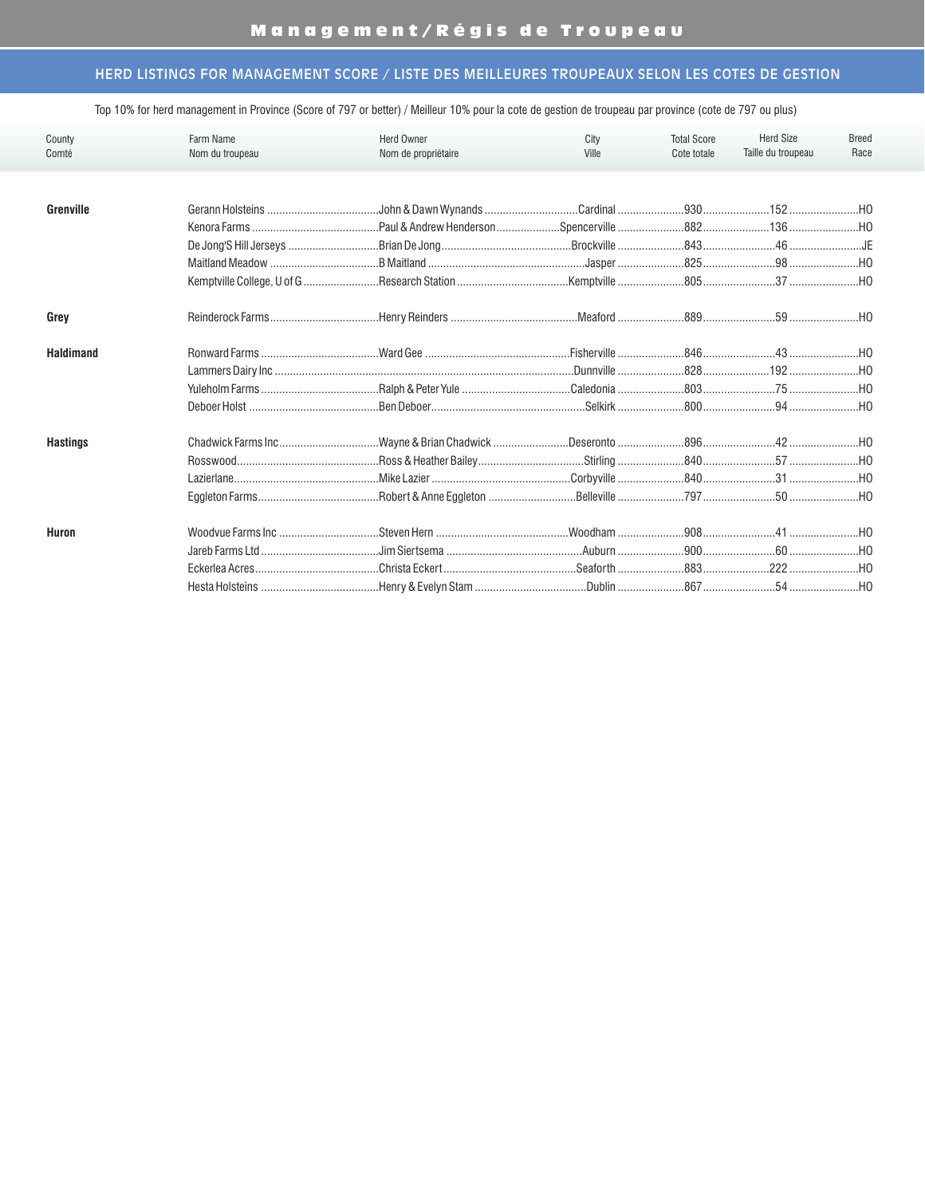# Management/Régis de Troupeau

## HERD LISTINGS FOR MANAGEMENT SCORE / LISTE DES MEILLEURES TROUPEAUX SELON LES COTES DE GESTION

Top 10% for herd management in Province (Score of 797 or better) / Meilleur 10% pour la cote de gestion de troupeau par province (cote de 797 ou plus)

| County<br>Comté | Farm Name<br>Nom du troupeau | Herd Owner<br>Nom de propriétaire | City<br>Ville | Total Score<br>Cote totale | Herd Size<br>Taille du troupeau | Breed<br>Race |
|---|---|---|---|---|---|---|
| **Grenville** | Gerann Holsteins | John & Dawn Wynands | Cardinal | 930 | 152 | HO |
| | Kenora Farms | Paul & Andrew Henderson | Spencerville | 882 | 136 | HO |
| | De Jong'S Hill Jerseys | Brian De Jong | Brockville | 843 | 46 | JE |
| | Maitland Meadow | B Maitland | Jasper | 825 | 98 | HO |
| | Kemptville College, U of G | Research Station | Kemptville | 805 | 37 | HO |
| **Grey** | Reinderock Farms | Henry Reinders | Meaford | 889 | 59 | HO |
| **Haldimand** | Ronward Farms | Ward Gee | Fisherville | 846 | 43 | HO |
| | Lammers Dairy Inc | | Dunnville | 828 | 192 | HO |
| | Yuleholm Farms | Ralph & Peter Yule | Caledonia | 803 | 75 | HO |
| | Deboer Holst | Ben Deboer | Selkirk | 800 | 94 | HO |
| **Hastings** | Chadwick Farms Inc | Wayne & Brian Chadwick | Deseronto | 896 | 42 | HO |
| | Rosswood | Ross & Heather Bailey | Stirling | 840 | 57 | HO |
| | Lazierlane | Mike Lazier | Corbyville | 840 | 31 | HO |
| | Eggleton Farms | Robert & Anne Eggleton | Belleville | 797 | 50 | HO |
| **Huron** | Woodvue Farms Inc | Steven Hern | Woodham | 908 | 41 | HO |
| | Jareb Farms Ltd | Jim Siertsema | Auburn | 900 | 60 | HO |
| | Eckerlea Acres | Christa Eckert | Seaforth | 883 | 222 | HO |
| | Hesta Holsteins | Henry & Evelyn Stam | Dublin | 867 | 54 | HO |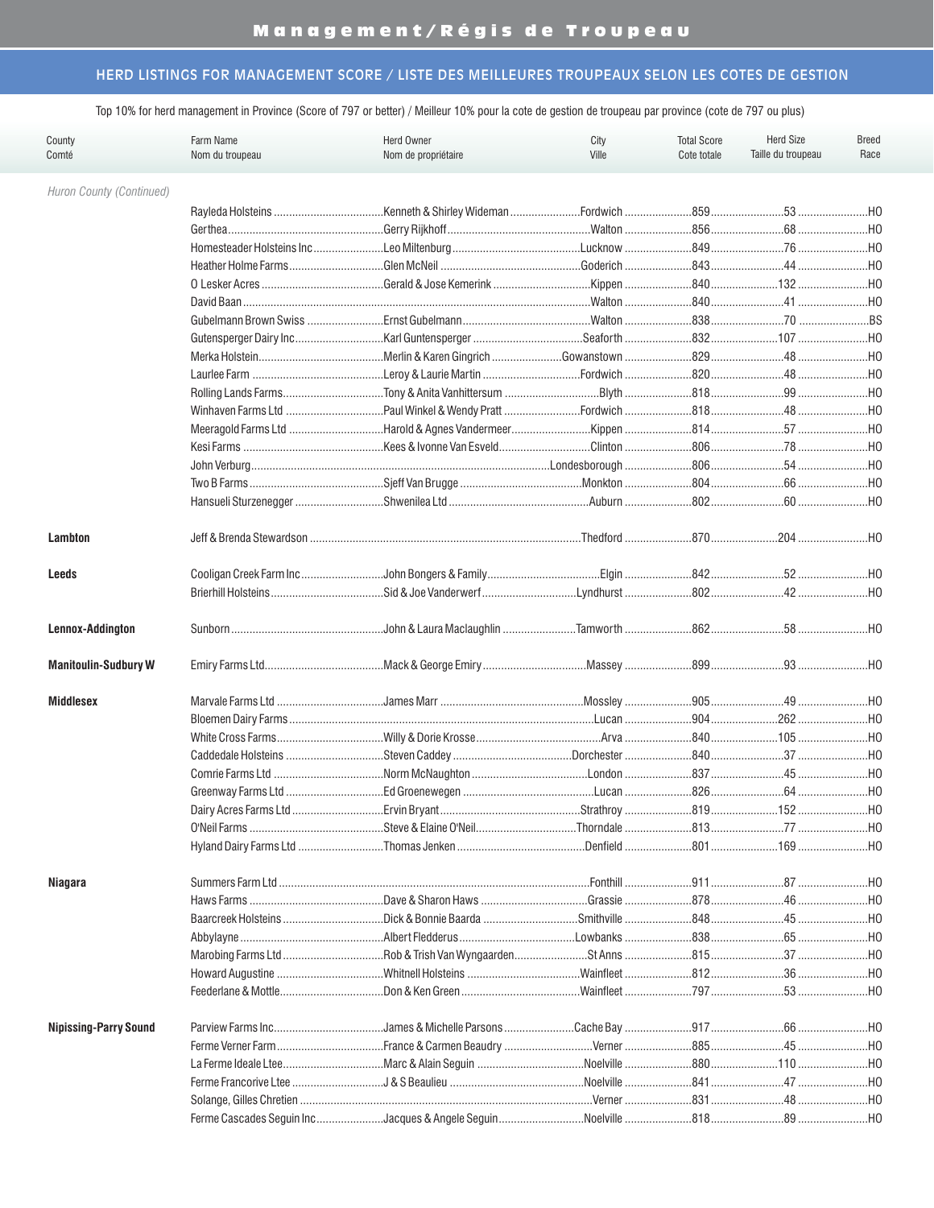# Management/Régis de Troupeau

## HERD LISTINGS FOR MANAGEMENT SCORE / LISTE DES MEILLEURES TROUPEAUX SELON LES COTES DE GESTION

Top 10% for herd management in Province (Score of 797 or better) / Meilleur 10% pour la cote de gestion de troupeau par province (cote de 797 ou plus)

| County<br>Comté | Farm Name<br>Nom du troupeau | Herd Owner<br>Nom de propriétaire | City<br>Ville | Total Score<br>Cote totale | Herd Size<br>Taille du troupeau | Breed<br>Race |
|---|---|---|---|---|---|---|
| *Huron County (Continued)* | | | | | | |
| | Rayleda Holsteins | Kenneth & Shirley Wideman | Fordwich | 859 | 53 | HO |
| | Gerthea | Gerry Rijkhoff | Walton | 856 | 68 | HO |
| | Homesteader Holsteins Inc | Leo Miltenburg | Lucknow | 849 | 76 | HO |
| | Heather Holme Farms | Glen McNeil | Goderich | 843 | 44 | HO |
| | O Lesker Acres | Gerald & Jose Kemerink | Kippen | 840 | 132 | HO |
| | David Baan | | Walton | 840 | 41 | HO |
| | Gubelmann Brown Swiss | Ernst Gubelmann | Walton | 838 | 70 | BS |
| | Gutensperger Dairy Inc | Karl Guntensperger | Seaforth | 832 | 107 | HO |
| | Merka Holstein | Merlin & Karen Gingrich | Gowanstown | 829 | 48 | HO |
| | Laurlee Farm | Leroy & Laurie Martin | Fordwich | 820 | 48 | HO |
| | Rolling Lands Farms | Tony & Anita Vanhittersum | Blyth | 818 | 99 | HO |
| | Winhaven Farms Ltd | Paul Winkel & Wendy Pratt | Fordwich | 818 | 48 | HO |
| | Meeragold Farms Ltd | Harold & Agnes Vandermeer | Kippen | 814 | 57 | HO |
| | Kesi Farms | Kees & Ivonne Van Esveld | Clinton | 806 | 78 | HO |
| | John Verburg | | Londesborough | 806 | 54 | HO |
| | Two B Farms | Sjeff Van Brugge | Monkton | 804 | 66 | HO |
| | Hansueli Sturzenegger | Shwenilea Ltd | Auburn | 802 | 60 | HO |
| **Lambton** | Jeff & Brenda Stewardson | | Thedford | 870 | 204 | HO |
| **Leeds** | Cooligan Creek Farm Inc | John Bongers & Family | Elgin | 842 | 52 | HO |
| | Brierhill Holsteins | Sid & Joe Vanderwerf | Lyndhurst | 802 | 42 | HO |
| **Lennox-Addington** | Sunborn | John & Laura Maclaughlin | Tamworth | 862 | 58 | HO |
| **Manitoulin-Sudbury W** | Emiry Farms Ltd. | Mack & George Emiry | Massey | 899 | 93 | HO |
| **Middlesex** | Marvale Farms Ltd | James Marr | Mossley | 905 | 49 | HO |
| | Bloemen Dairy Farms | | Lucan | 904 | 262 | HO |
| | White Cross Farms | Willy & Dorie Krosse | Arva | 840 | 105 | HO |
| | Caddedale Holsteins | Steven Caddey | Dorchester | 840 | 37 | HO |
| | Comrie Farms Ltd | Norm McNaughton | London | 837 | 45 | HO |
| | Greenway Farms Ltd | Ed Groenewegen | Lucan | 826 | 64 | HO |
| | Dairy Acres Farms Ltd | Ervin Bryant | Strathroy | 819 | 152 | HO |
| | O'Neil Farms | Steve & Elaine O'Neil | Thorndale | 813 | 77 | HO |
| | Hyland Dairy Farms Ltd | Thomas Jenken | Denfield | 801 | 169 | HO |
| **Niagara** | Summers Farm Ltd | | Fonthill | 911 | 87 | HO |
| | Haws Farms | Dave & Sharon Haws | Grassie | 878 | 46 | HO |
| | Baarcreek Holsteins | Dick & Bonnie Baarda | Smithville | 848 | 45 | HO |
| | Abbylayne | Albert Fledderus | Lowbanks | 838 | 65 | HO |
| | Marobing Farms Ltd | Rob & Trish Van Wyngaarden | St Anns | 815 | 37 | HO |
| | Howard Augustine | Whitnell Holsteins | Wainfleet | 812 | 36 | HO |
| | Feederlane & Mottle | Don & Ken Green | Wainfleet | 797 | 53 | HO |
| **Nipissing-Parry Sound** | Parview Farms Inc. | James & Michelle Parsons | Cache Bay | 917 | 66 | HO |
| | Ferme Verner Farm | France & Carmen Beaudry | Verner | 885 | 45 | HO |
| | La Ferme Ideale Ltee | Marc & Alain Seguin | Noelville | 880 | 110 | HO |
| | Ferme Francorive Ltee | J & S Beaulieu | Noelville | 841 | 47 | HO |
| | Solange, Gilles Chretien | | Verner | 831 | 48 | HO |
| | Ferme Cascades Seguin Inc | Jacques & Angele Seguin | Noelville | 818 | 89 | HO |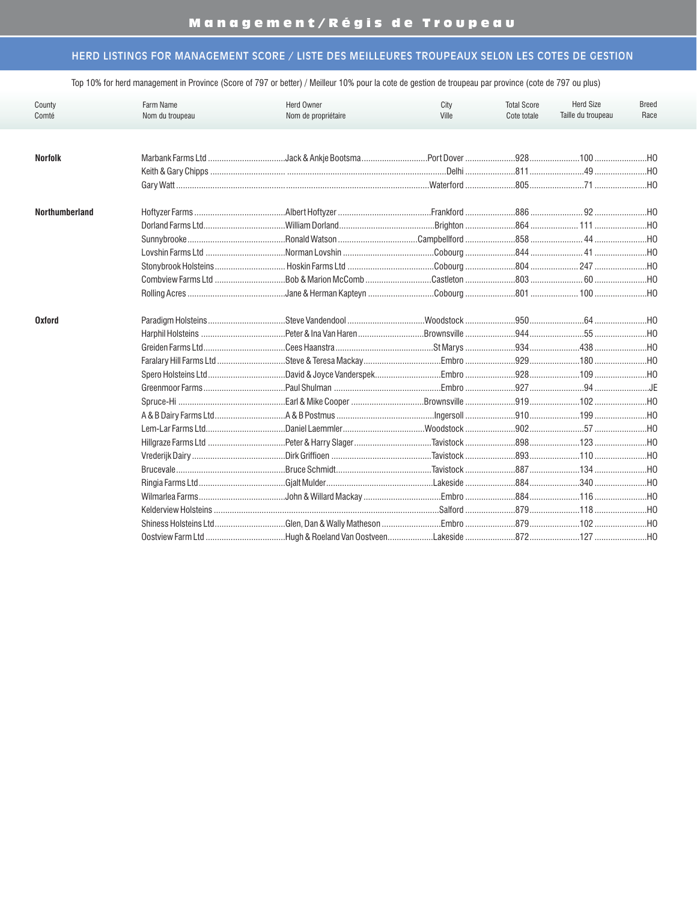# Management/Régis de Troupeau

## HERD LISTINGS FOR MANAGEMENT SCORE / LISTE DES MEILLEURES TROUPEAUX SELON LES COTES DE GESTION

Top 10% for herd management in Province (Score of 797 or better) / Meilleur 10% pour la cote de gestion de troupeau par province (cote de 797 ou plus)

| County / Comté | Farm Name / Nom du troupeau | Herd Owner / Nom de propriétaire | City / Ville | Total Score / Cote totale | Herd Size / Taille du troupeau | Breed / Race |
|---|---|---|---|---|---|---|
| **Norfolk** | Marbank Farms Ltd | Jack & Ankje Bootsma | Port Dover | 928 | 100 | HO |
| | Keith & Gary Chipps | | Delhi | 811 | 49 | HO |
| | Gary Watt | | Waterford | 805 | 71 | HO |
| **Northumberland** | Hoftyzer Farms | Albert Hoftyzer | Frankford | 886 | 92 | HO |
| | Dorland Farms Ltd | William Dorland | Brighton | 864 | 111 | HO |
| | Sunnybrooke | Ronald Watson | Campbellford | 858 | 44 | HO |
| | Lovshin Farms Ltd | Norman Lovshin | Cobourg | 844 | 41 | HO |
| | Stonybrook Holsteins | Hoskin Farms Ltd | Cobourg | 804 | 247 | HO |
| | Combview Farms Ltd | Bob & Marion McComb | Castleton | 803 | 60 | HO |
| | Rolling Acres | Jane & Herman Kapteyn | Cobourg | 801 | 100 | HO |
| **Oxford** | Paradigm Holsteins | Steve Vandendool | Woodstock | 950 | 64 | HO |
| | Harphil Holsteins | Peter & Ina Van Haren | Brownsville | 944 | 55 | HO |
| | Greiden Farms Ltd | Cees Haanstra | St Marys | 934 | 438 | HO |
| | Faralary Hill Farms Ltd | Steve & Teresa Mackay | Embro | 929 | 180 | HO |
| | Spero Holsteins Ltd | David & Joyce Vanderspek | Embro | 928 | 109 | HO |
| | Greenmoor Farms | Paul Shulman | Embro | 927 | 94 | JE |
| | Spruce-Hi | Earl & Mike Cooper | Brownsville | 919 | 102 | HO |
| | A & B Dairy Farms Ltd | A & B Postmus | Ingersoll | 910 | 199 | HO |
| | Lem-Lar Farms Ltd | Daniel Laemmler | Woodstock | 902 | 57 | HO |
| | Hillgraze Farms Ltd | Peter & Harry Slager | Tavistock | 898 | 123 | HO |
| | Vrederijk Dairy | Dirk Griffioen | Tavistock | 893 | 110 | HO |
| | Brucevale | Bruce Schmidt | Tavistock | 887 | 134 | HO |
| | Ringia Farms Ltd | Gjalt Mulder | Lakeside | 884 | 340 | HO |
| | Wilmarlea Farms | John & Willard Mackay | Embro | 884 | 116 | HO |
| | Kelderview Holsteins | | Salford | 879 | 118 | HO |
| | Shiness Holsteins Ltd | Glen, Dan & Wally Matheson | Embro | 879 | 102 | HO |
| | Oostview Farm Ltd | Hugh & Roeland Van Oostveen | Lakeside | 872 | 127 | HO |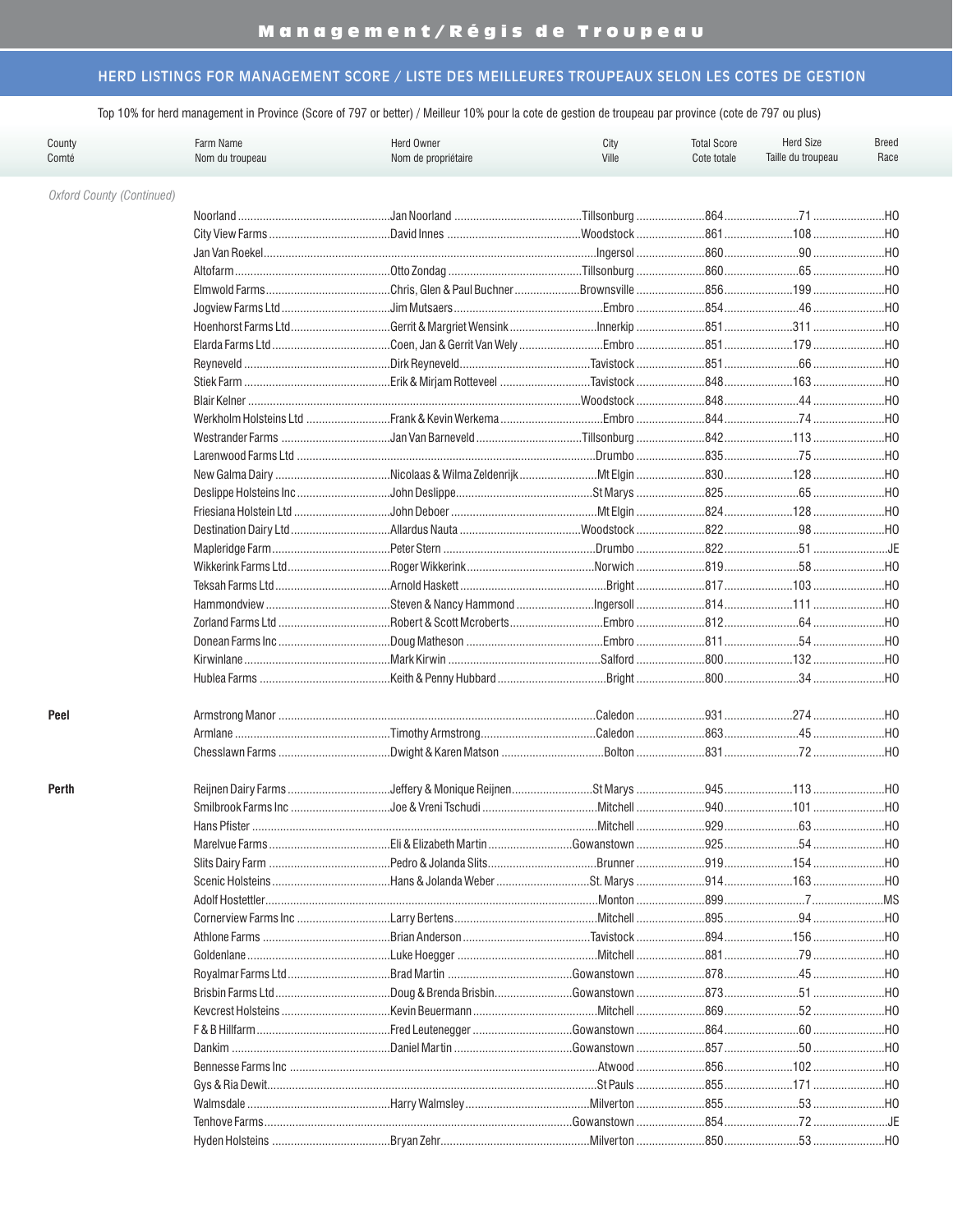## Management/Régis de Troupeau

### HERD LISTINGS FOR MANAGEMENT SCORE / LISTE DES MEILLEURES TROUPEAUX SELON LES COTES DE GESTION

Top 10% for herd management in Province (Score of 797 or better) / Meilleur 10% pour la cote de gestion de troupeau par province (cote de 797 ou plus)

| County<br>Comté | Farm Name<br>Nom du troupeau | Herd Owner<br>Nom de propriétaire | City<br>Ville | Total Score<br>Cote totale | Herd Size<br>Taille du troupeau | Breed<br>Race |
|---|---|---|---|---|---|---|
| *Oxford County (Continued)* | | | | | | |
| | Noorland | Jan Noorland | Tillsonburg | 864 | 71 | HO |
| | City View Farms | David Innes | Woodstock | 861 | 108 | HO |
| | Jan Van Roekel | | Ingersol | 860 | 90 | HO |
| | Altofarm | Otto Zondag | Tillsonburg | 860 | 65 | HO |
| | Elmwold Farms | Chris, Glen & Paul Buchner | Brownsville | 856 | 199 | HO |
| | Jogview Farms Ltd | Jim Mutsaers | Embro | 854 | 46 | HO |
| | Hoenhorst Farms Ltd | Gerrit & Margriet Wensink | Innerkip | 851 | 311 | HO |
| | Elarda Farms Ltd | Coen, Jan & Gerrit Van Wely | Embro | 851 | 179 | HO |
| | Reyneveld | Dirk Reyneveld | Tavistock | 851 | 66 | HO |
| | Stiek Farm | Erik & Mirjam Rotteveel | Tavistock | 848 | 163 | HO |
| | Blair Kelner | | Woodstock | 848 | 44 | HO |
| | Werkholm Holsteins Ltd | Frank & Kevin Werkema | Embro | 844 | 74 | HO |
| | Westrander Farms | Jan Van Barneveld | Tillsonburg | 842 | 113 | HO |
| | Larenwood Farms Ltd | | Drumbo | 835 | 75 | HO |
| | New Galma Dairy | Nicolaas & Wilma Zeldenrijk | Mt Elgin | 830 | 128 | HO |
| | Deslippe Holsteins Inc | John Deslippe | St Marys | 825 | 65 | HO |
| | Friesiana Holstein Ltd | John Deboer | Mt Elgin | 824 | 128 | HO |
| | Destination Dairy Ltd | Allardus Nauta | Woodstock | 822 | 98 | HO |
| | Mapleridge Farm | Peter Stern | Drumbo | 822 | 51 | JE |
| | Wikkerink Farms Ltd | Roger Wikkerink | Norwich | 819 | 58 | HO |
| | Teksah Farms Ltd | Arnold Haskett | Bright | 817 | 103 | HO |
| | Hammondview | Steven & Nancy Hammond | Ingersoll | 814 | 111 | HO |
| | Zorland Farms Ltd | Robert & Scott Mcroberts | Embro | 812 | 64 | HO |
| | Donean Farms Inc | Doug Matheson | Embro | 811 | 54 | HO |
| | Kirwinlane | Mark Kirwin | Salford | 800 | 132 | HO |
| | Hublea Farms | Keith & Penny Hubbard | Bright | 800 | 34 | HO |
| **Peel** | Armstrong Manor | | Caledon | 931 | 274 | HO |
| | Armlane | Timothy Armstrong | Caledon | 863 | 45 | HO |
| | Chesslawn Farms | Dwight & Karen Matson | Bolton | 831 | 72 | HO |
| **Perth** | Reijnen Dairy Farms | Jeffery & Monique Reijnen | St Marys | 945 | 113 | HO |
| | Smilbrook Farms Inc | Joe & Vreni Tschudi | Mitchell | 940 | 101 | HO |
| | Hans Pfister | | Mitchell | 929 | 63 | HO |
| | Marelvue Farms | Eli & Elizabeth Martin | Gowanstown | 925 | 54 | HO |
| | Slits Dairy Farm | Pedro & Jolanda Slits | Brunner | 919 | 154 | HO |
| | Scenic Holsteins | Hans & Jolanda Weber | St. Marys | 914 | 163 | HO |
| | Adolf Hostettler | | Monton | 899 | 7 | MS |
| | Cornerview Farms Inc | Larry Bertens | Mitchell | 895 | 94 | HO |
| | Athlone Farms | Brian Anderson | Tavistock | 894 | 156 | HO |
| | Goldenlane | Luke Hoegger | Mitchell | 881 | 79 | HO |
| | Royalmar Farms Ltd | Brad Martin | Gowanstown | 878 | 45 | HO |
| | Brisbin Farms Ltd | Doug & Brenda Brisbin | Gowanstown | 873 | 51 | HO |
| | Kevcrest Holsteins | Kevin Beuermann | Mitchell | 869 | 52 | HO |
| | F & B Hillfarm | Fred Leutenegger | Gowanstown | 864 | 60 | HO |
| | Dankim | Daniel Martin | Gowanstown | 857 | 50 | HO |
| | Bennesse Farms Inc | | Atwood | 856 | 102 | HO |
| | Gys & Ria Dewit | | St Pauls | 855 | 171 | HO |
| | Walmsdale | Harry Walmsley | Milverton | 855 | 53 | HO |
| | Tenhove Farms | | Gowanstown | 854 | 72 | JE |
| | Hyden Holsteins | Bryan Zehr | Milverton | 850 | 53 | HO |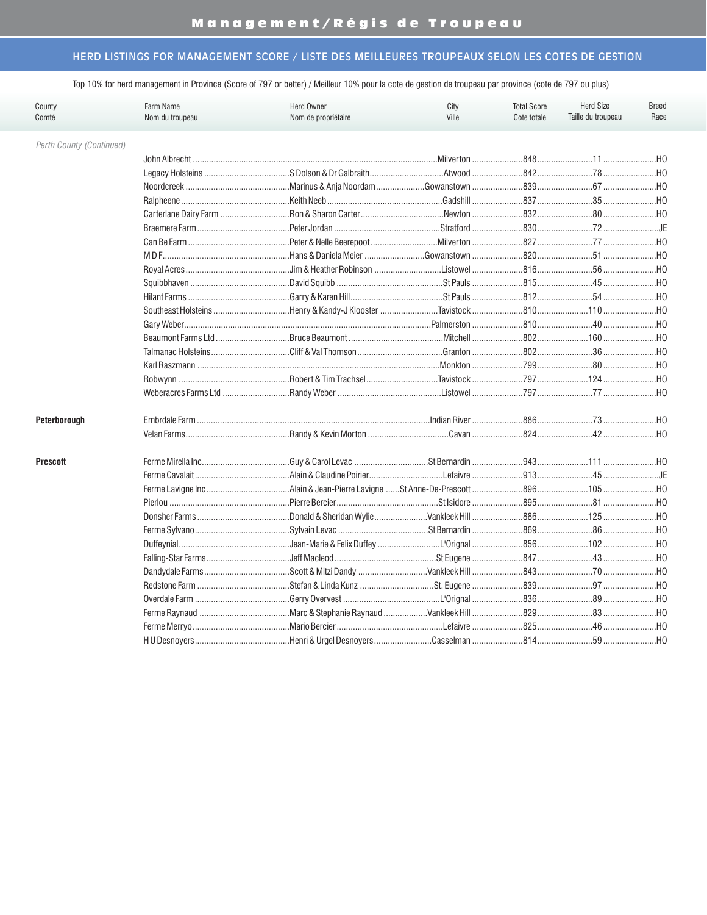# Management/Régis de Troupeau

## HERD LISTINGS FOR MANAGEMENT SCORE / LISTE DES MEILLEURES TROUPEAUX SELON LES COTES DE GESTION

Top 10% for herd management in Province (Score of 797 or better) / Meilleur 10% pour la cote de gestion de troupeau par province (cote de 797 ou plus)

| County / Comté | Farm Name / Nom du troupeau | Herd Owner / Nom de propriétaire | City / Ville | Total Score / Cote totale | Herd Size / Taille du troupeau | Breed / Race |
|---|---|---|---|---|---|---|
| *Perth County (Continued)* | | | | | | |
| | John Albrecht | | Milverton | 848 | 11 | HO |
| | Legacy Holsteins | S Dolson & Dr Galbraith | Atwood | 842 | 78 | HO |
| | Noordcreek | Marinus & Anja Noordam | Gowanstown | 839 | 67 | HO |
| | Ralpheene | Keith Neeb | Gadshill | 837 | 35 | HO |
| | Carterlane Dairy Farm | Ron & Sharon Carter | Newton | 832 | 80 | HO |
| | Braemere Farm | Peter Jordan | Stratford | 830 | 72 | JE |
| | Can Be Farm | Peter & Nelle Beerepoot | Milverton | 827 | 77 | HO |
| | M D F | Hans & Daniela Meier | Gowanstown | 820 | 51 | HO |
| | Royal Acres | Jim & Heather Robinson | Listowel | 816 | 56 | HO |
| | Squibbhaven | David Squibb | St Pauls | 815 | 45 | HO |
| | Hilant Farms | Garry & Karen Hill | St Pauls | 812 | 54 | HO |
| | Southeast Holsteins | Henry & Kandy-J Klooster | Tavistock | 810 | 110 | HO |
| | Gary Weber | | Palmerston | 810 | 40 | HO |
| | Beaumont Farms Ltd | Bruce Beaumont | Mitchell | 802 | 160 | HO |
| | Talmanac Holsteins | Cliff & Val Thomson | Granton | 802 | 36 | HO |
| | Karl Raszmann | | Monkton | 799 | 80 | HO |
| | Robwynn | Robert & Tim Trachsel | Tavistock | 797 | 124 | HO |
| | Weberacres Farms Ltd | Randy Weber | Listowel | 797 | 77 | HO |
| **Peterborough** | Embrdale Farm | | Indian River | 886 | 73 | HO |
| | Velan Farms | Randy & Kevin Morton | Cavan | 824 | 42 | HO |
| **Prescott** | Ferme Mirella Inc. | Guy & Carol Levac | St Bernardin | 943 | 111 | HO |
| | Ferme Cavalait | Alain & Claudine Poirier | Lefaivre | 913 | 45 | JE |
| | Ferme Lavigne Inc | Alain & Jean-Pierre Lavigne | St Anne-De-Prescott | 896 | 105 | HO |
| | Pierlou | Pierre Bercier | St Isidore | 895 | 81 | HO |
| | Donsher Farms | Donald & Sheridan Wylie | Vankleek Hill | 886 | 125 | HO |
| | Ferme Sylvano | Sylvain Levac | St Bernardin | 869 | 86 | HO |
| | Duffeynial | Jean-Marie & Felix Duffey | L'Orignal | 856 | 102 | HO |
| | Falling-Star Farms | Jeff Macleod | St Eugene | 847 | 43 | HO |
| | Dandydale Farms | Scott & Mitzi Dandy | Vankleek Hill | 843 | 70 | HO |
| | Redstone Farm | Stefan & Linda Kunz | St. Eugene | 839 | 97 | HO |
| | Overdale Farm | Gerry Overvest | L'Orignal | 836 | 89 | HO |
| | Ferme Raynaud | Marc & Stephanie Raynaud | Vankleek Hill | 829 | 83 | HO |
| | Ferme Merryo | Mario Bercier | Lefaivre | 825 | 46 | HO |
| | H U Desnoyers | Henri & Urgel Desnoyers | Casselman | 814 | 59 | HO |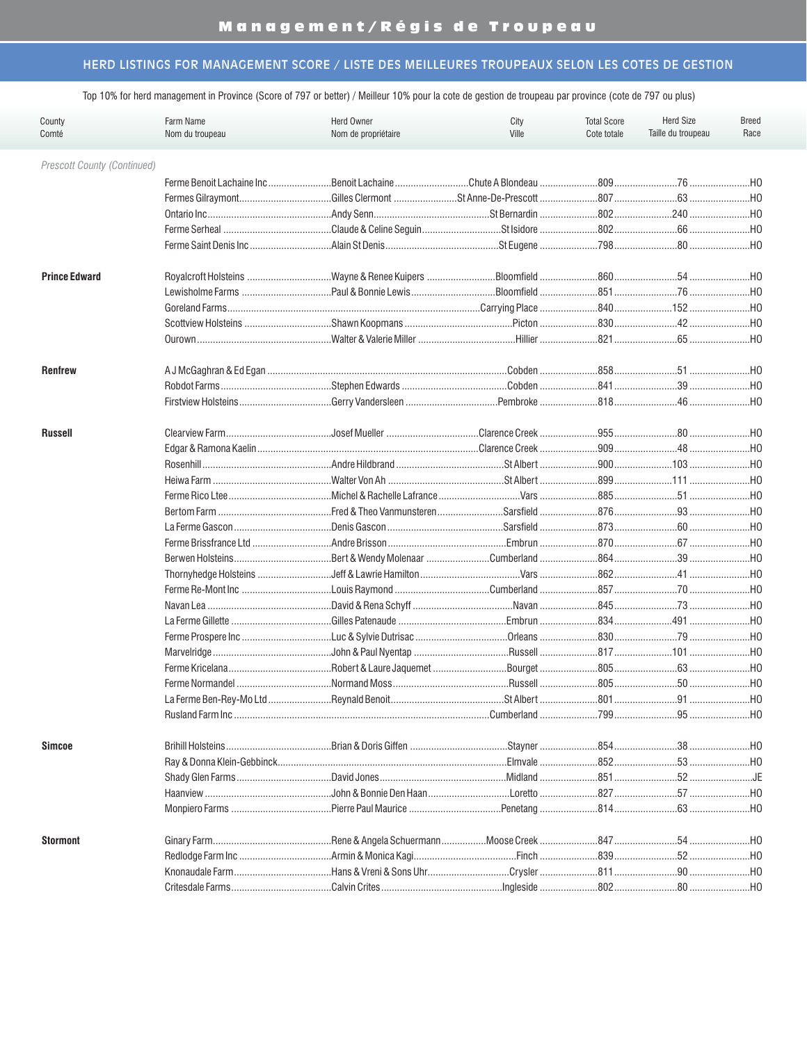## Management/Régis de Troupeau

### HERD LISTINGS FOR MANAGEMENT SCORE / LISTE DES MEILLEURES TROUPEAUX SELON LES COTES DE GESTION

Top 10% for herd management in Province (Score of 797 or better) / Meilleur 10% pour la cote de gestion de troupeau par province (cote de 797 ou plus)

| County / Comté | Farm Name / Nom du troupeau | Herd Owner / Nom de propriétaire | City / Ville | Total Score / Cote totale | Herd Size / Taille du troupeau | Breed / Race |
|---|---|---|---|---|---|---|
| *Prescott County (Continued)* | | | | | | |
| | Ferme Benoit Lachaine Inc | Benoit Lachaine | Chute A Blondeau | 809 | 76 | HO |
| | Fermes Gilraymont | Gilles Clermont | St Anne-De-Prescott | 807 | 63 | HO |
| | Ontario Inc | Andy Senn | St Bernardin | 802 | 240 | HO |
| | Ferme Serheal | Claude & Celine Seguin | St Isidore | 802 | 66 | HO |
| | Ferme Saint Denis Inc | Alain St Denis | St Eugene | 798 | 80 | HO |
| **Prince Edward** | Royalcroft Holsteins | Wayne & Renee Kuipers | Bloomfield | 860 | 54 | HO |
| | Lewisholme Farms | Paul & Bonnie Lewis | Bloomfield | 851 | 76 | HO |
| | Goreland Farms | | Carrying Place | 840 | 152 | HO |
| | Scottview Holsteins | Shawn Koopmans | Picton | 830 | 42 | HO |
| | Ourown | Walter & Valerie Miller | Hillier | 821 | 65 | HO |
| **Renfrew** | A J McGaghran & Ed Egan | | Cobden | 858 | 51 | HO |
| | Robdot Farms | Stephen Edwards | Cobden | 841 | 39 | HO |
| | Firstview Holsteins | Gerry Vandersleen | Pembroke | 818 | 46 | HO |
| **Russell** | Clearview Farm | Josef Mueller | Clarence Creek | 955 | 80 | HO |
| | Edgar & Ramona Kaelin | | Clarence Creek | 909 | 48 | HO |
| | Rosenhill | Andre Hildbrand | St Albert | 900 | 103 | HO |
| | Heiwa Farm | Walter Von Ah | St Albert | 899 | 111 | HO |
| | Ferme Rico Ltee | Michel & Rachelle Lafrance | Vars | 885 | 51 | HO |
| | Bertom Farm | Fred & Theo Vanmunsteren | Sarsfield | 876 | 93 | HO |
| | La Ferme Gascon | Denis Gascon | Sarsfield | 873 | 60 | HO |
| | Ferme Brissfrance Ltd | Andre Brisson | Embrun | 870 | 67 | HO |
| | Berwen Holsteins | Bert & Wendy Molenaar | Cumberland | 864 | 39 | HO |
| | Thornyhedge Holsteins | Jeff & Lawrie Hamilton | Vars | 862 | 41 | HO |
| | Ferme Re-Mont Inc | Louis Raymond | Cumberland | 857 | 70 | HO |
| | Navan Lea | David & Rena Schyff | Navan | 845 | 73 | HO |
| | La Ferme Gillette | Gilles Patenaude | Embrun | 834 | 491 | HO |
| | Ferme Prospere Inc | Luc & Sylvie Dutrisac | Orleans | 830 | 79 | HO |
| | Marvelridge | John & Paul Nyentap | Russell | 817 | 101 | HO |
| | Ferme Kricelana | Robert & Laure Jaquemet | Bourget | 805 | 63 | HO |
| | Ferme Normandel | Normand Moss | Russell | 805 | 50 | HO |
| | La Ferme Ben-Rey-Mo Ltd | Reynald Benoit | St Albert | 801 | 91 | HO |
| | Rusland Farm Inc | | Cumberland | 799 | 95 | HO |
| **Simcoe** | Brihill Holsteins | Brian & Doris Giffen | Stayner | 854 | 38 | HO |
| | Ray & Donna Klein-Gebbinck | | Elmvale | 852 | 53 | HO |
| | Shady Glen Farms | David Jones | Midland | 851 | 52 | JE |
| | Haanview | John & Bonnie Den Haan | Loretto | 827 | 57 | HO |
| | Monpiero Farms | Pierre Paul Maurice | Penetang | 814 | 63 | HO |
| **Stormont** | Ginary Farm | Rene & Angela Schuermann | Moose Creek | 847 | 54 | HO |
| | Redlodge Farm Inc | Armin & Monica Kagi | Finch | 839 | 52 | HO |
| | Knonaudale Farm | Hans & Vreni & Sons Uhr | Crysler | 811 | 90 | HO |
| | Critesdale Farms | Calvin Crites | Ingleside | 802 | 80 | HO |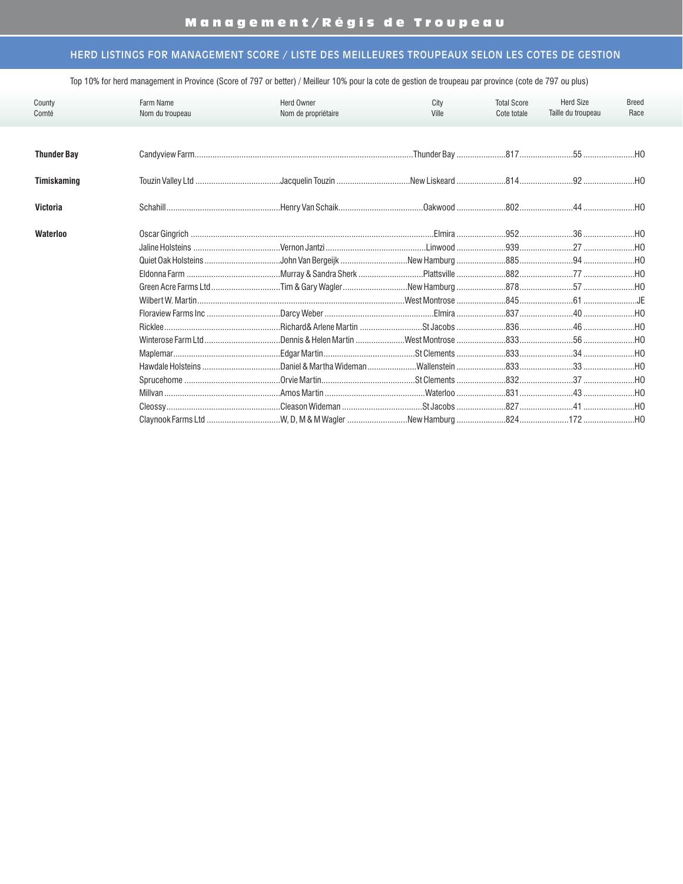# Management/Régis de Troupeau

## HERD LISTINGS FOR MANAGEMENT SCORE / LISTE DES MEILLEURES TROUPEAUX SELON LES COTES DE GESTION

Top 10% for herd management in Province (Score of 797 or better) / Meilleur 10% pour la cote de gestion de troupeau par province (cote de 797 ou plus)

| County<br>Comté | Farm Name<br>Nom du troupeau | Herd Owner<br>Nom de propriétaire | City<br>Ville | Total Score<br>Cote totale | Herd Size<br>Taille du troupeau | Breed<br>Race |
|---|---|---|---|---|---|---|
| **Thunder Bay** | Candyview Farm | | Thunder Bay | 817 | 55 | HO |
| **Timiskaming** | Touzin Valley Ltd | Jacquelin Touzin | New Liskeard | 814 | 92 | HO |
| **Victoria** | Schahill | Henry Van Schaik | Oakwood | 802 | 44 | HO |
| **Waterloo** | Oscar Gingrich | | Elmira | 952 | 36 | HO |
| | Jaline Holsteins | Vernon Jantzi | Linwood | 939 | 27 | HO |
| | Quiet Oak Holsteins | John Van Bergeijk | New Hamburg | 885 | 94 | HO |
| | Eldonna Farm | Murray & Sandra Sherk | Plattsville | 882 | 77 | HO |
| | Green Acre Farms Ltd | Tim & Gary Wagler | New Hamburg | 878 | 57 | HO |
| | Wilbert W. Martin | | West Montrose | 845 | 61 | JE |
| | Floraview Farms Inc | Darcy Weber | Elmira | 837 | 40 | HO |
| | Ricklee | Richard& Arlene Martin | St Jacobs | 836 | 46 | HO |
| | Winterose Farm Ltd | Dennis & Helen Martin | West Montrose | 833 | 56 | HO |
| | Maplemar | Edgar Martin | St Clements | 833 | 34 | HO |
| | Hawdale Holsteins | Daniel & Martha Wideman | Wallenstein | 833 | 33 | HO |
| | Sprucehome | Orvie Martin | St Clements | 832 | 37 | HO |
| | Millvan | Amos Martin | Waterloo | 831 | 43 | HO |
| | Cleossy | Cleason Wideman | St Jacobs | 827 | 41 | HO |
| | Claynook Farms Ltd | W, D, M & M Wagler | New Hamburg | 824 | 172 | HO |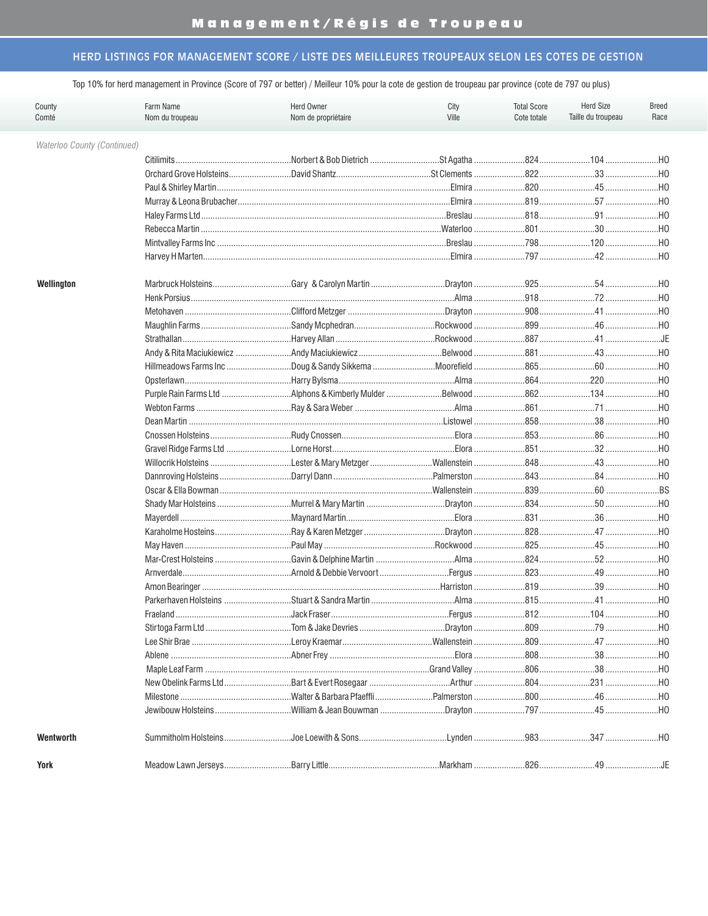# Management/Régis de Troupeau

## HERD LISTINGS FOR MANAGEMENT SCORE / LISTE DES MEILLEURES TROUPEAUX SELON LES COTES DE GESTION

Top 10% for herd management in Province (Score of 797 or better) / Meilleur 10% pour la cote de gestion de troupeau par province (cote de 797 ou plus)

| County<br>Comté | Farm Name<br>Nom du troupeau | Herd Owner<br>Nom de propriétaire | City<br>Ville | Total Score<br>Cote totale | Herd Size<br>Taille du troupeau | Breed<br>Race |
|---|---|---|---|---|---|---|
| *Waterloo County (Continued)* | | | | | | |
| | Citilimits | Norbert & Bob Dietrich | St Agatha | 824 | 104 | HO |
| | Orchard Grove Holsteins | David Shantz | St Clements | 822 | 33 | HO |
| | Paul & Shirley Martin | | Elmira | 820 | 45 | HO |
| | Murray & Leona Brubacher | | Elmira | 819 | 57 | HO |
| | Haley Farms Ltd | | Breslau | 818 | 91 | HO |
| | Rebecca Martin | | Waterloo | 801 | 30 | HO |
| | Mintvalley Farms Inc | | Breslau | 798 | 120 | HO |
| | Harvey H Marten | | Elmira | 797 | 42 | HO |
| **Wellington** | Marbruck Holsteins | Gary & Carolyn Martin | Drayton | 925 | 54 | HO |
| | Henk Porsius | | Alma | 918 | 72 | HO |
| | Metohaven | Clifford Metzger | Drayton | 908 | 41 | HO |
| | Maughlin Farms | Sandy Mcphedran | Rockwood | 899 | 46 | HO |
| | Strathallan | Harvey Allan | Rockwood | 887 | 41 | JE |
| | Andy & Rita Maciukiewicz | Andy Maciukiewicz | Belwood | 881 | 43 | HO |
| | Hillmeadows Farms Inc | Doug & Sandy Sikkema | Moorefield | 865 | 60 | HO |
| | Opsterlawn | Harry Bylsma | Alma | 864 | 220 | HO |
| | Purple Rain Farms Ltd | Alphons & Kimberly Mulder | Belwood | 862 | 134 | HO |
| | Webton Farms | Ray & Sara Weber | Alma | 861 | 71 | HO |
| | Dean Martin | | Listowel | 858 | 38 | HO |
| | Cnossen Holsteins | Rudy Cnossen | Elora | 853 | 86 | HO |
| | Gravel Ridge Farms Ltd | Lorne Horst | Elora | 851 | 32 | HO |
| | Willocrik Holsteins | Lester & Mary Metzger | Wallenstein | 848 | 43 | HO |
| | Dannroving Holsteins | Darryl Dann | Palmerston | 843 | 84 | HO |
| | Oscar & Ella Bowman | | Wallenstein | 839 | 60 | BS |
| | Shady Mar Holsteins | Murrel & Mary Martin | Drayton | 834 | 50 | HO |
| | Mayerdell | Maynard Martin | Elora | 831 | 36 | HO |
| | Karaholme Hosteins | Ray & Karen Metzger | Drayton | 828 | 47 | HO |
| | May Haven | Paul May | Rockwood | 825 | 45 | HO |
| | Mar-Crest Holsteins | Gavin & Delphine Martin | Alma | 824 | 52 | HO |
| | Arnverdale | Arnold & Debbie Vervoort | Fergus | 823 | 49 | HO |
| | Amon Bearinger | | Harriston | 819 | 39 | HO |
| | Parkerhaven Holsteins | Stuart & Sandra Martin | Alma | 815 | 41 | HO |
| | Fraeland | Jack Fraser | Fergus | 812 | 104 | HO |
| | Stirtoga Farm Ltd | Tom & Jake Devries | Drayton | 809 | 79 | HO |
| | Lee Shir Brae | Leroy Kraemar | Wallenstein | 809 | 47 | HO |
| | Ablene | Abner Frey | Elora | 808 | 38 | HO |
| | Maple Leaf Farm | | Grand Valley | 806 | 38 | HO |
| | New Obelink Farms Ltd | Bart & Evert Rosegaar | Arthur | 804 | 231 | HO |
| | Milestone | Walter & Barbara Pfaeffli | Palmerston | 800 | 46 | HO |
| | Jewibouw Holsteins | William & Jean Bouwman | Drayton | 797 | 45 | HO |
| **Wentworth** | Summitholm Holsteins | Joe Loewith & Sons | Lynden | 983 | 347 | HO |
| **York** | Meadow Lawn Jerseys | Barry Little | Markham | 826 | 49 | JE |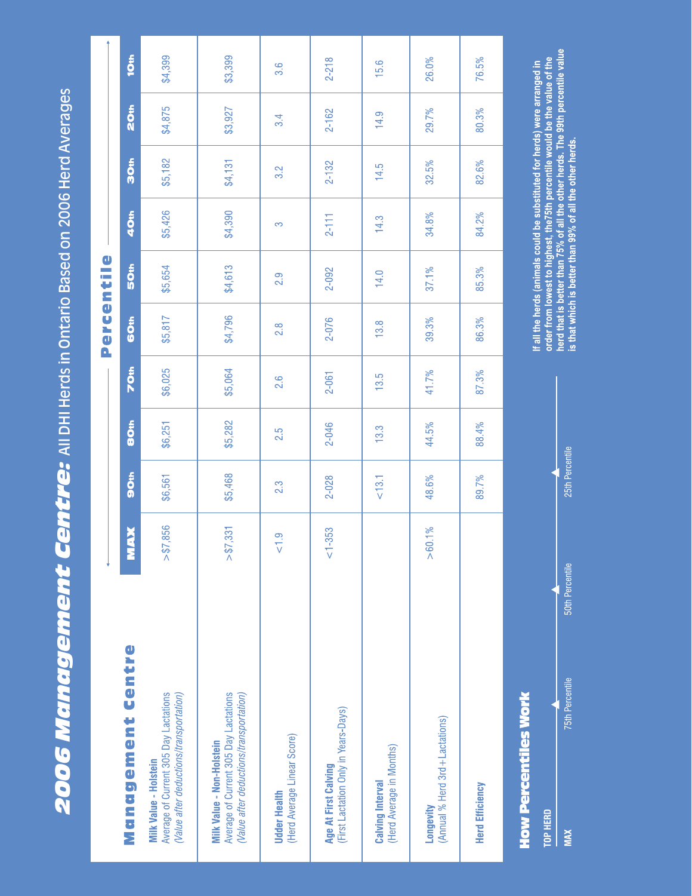# 2006 Management Centre: All DHI Herds in Ontario Based on 2006 Herd Averages

| Management Centre | MAX | 90th | 80th | 70th | 60th | 50th | 40th | 30th | 20th | 10th |
|---|---|---|---|---|---|---|---|---|---|---|
| **Milk Value - Holstein** Average of Current 305 Day Lactations *(Value after deductions/transportation)* | >$7,856 | $6,561 | $6,251 | $6,025 | $5,817 | $5,654 | $5,426 | $5,182 | $4,875 | $4,399 |
| **Milk Value - Non-Holstein** Average of Current 305 Day Lactations *(Value after deductions/transportation)* | >$7,331 | $5,468 | $5,282 | $5,064 | $4,796 | $4,613 | $4,390 | $4,131 | $3,927 | $3,399 |
| **Udder Health** (Herd Average Linear Score) | <1.9 | 2.3 | 2.5 | 2.6 | 2.8 | 2.9 | 3 | 3.2 | 3.4 | 3.6 |
| **Age At First Calving** (First Lactation Only in Years-Days) | <1-353 | 2-028 | 2-046 | 2-061 | 2-076 | 2-092 | 2-111 | 2-132 | 2-162 | 2-218 |
| **Calving Interval** (Herd Average in Months) | | <13.1 | 13.3 | 13.5 | 13.8 | 14.0 | 14.3 | 14.5 | 14.9 | 15.6 |
| **Longevity** (Annual % Herd 3rd+Lactations) | >60.1% | 48.6% | 44.5% | 41.7% | 39.3% | 37.1% | 34.8% | 32.5% | 29.7% | 26.0% |
| **Herd Efficiency** | | 89.7% | 88.4% | 87.3% | 86.3% | 85.3% | 84.2% | 82.6% | 80.3% | 76.5% |

## How Percentiles Work

TOP HERD — MAX — 75th Percentile — 50th Percentile — 25th Percentile

**If all the herds (animals could be substituted for herds) were arranged in order from lowest to highest, the75th percentile would be the value of the herd that is better than 75% of all the other herds. The 99th percentile value is that which is better than 99% of all the other herds.**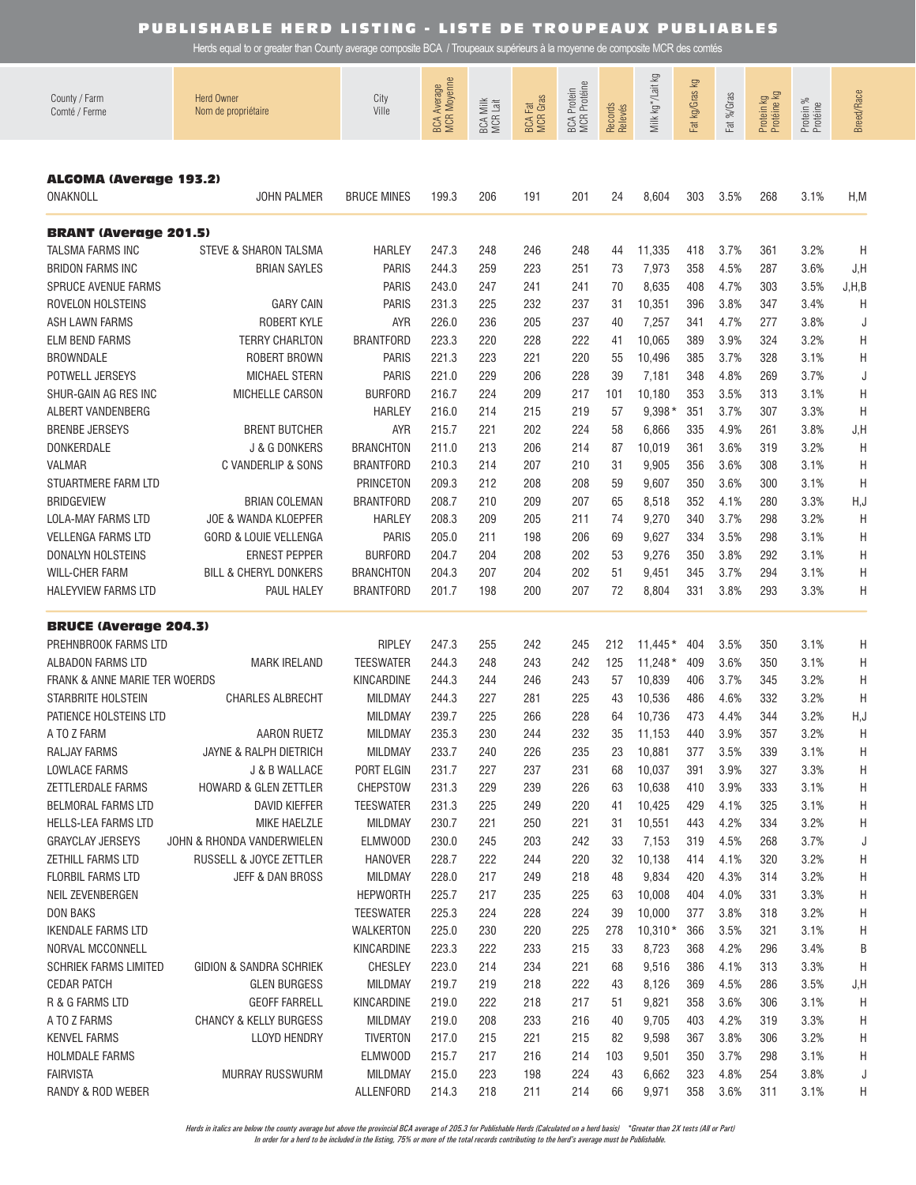# PUBLISHABLE HERD LISTING - LISTE DE TROUPEAUX PUBLIABLES

Herds equal to or greater than County average composite BCA / Troupeaux supérieurs à la moyenne de composite MCR des comtés

| County / Farm Comté / Ferme | Herd Owner Nom de propriétaire | City Ville | BCA Average MCR Moyenne | BCA Milk MCR Lait | BCA Fat MCR Gras | BCA Protein MCR Protéine | Records Relevés | Milk kg*/Lait kg | Fat kg/Gras kg | Fat %/Gras | Protein kg Protéine kg | Protein % Protéine | Breed/Race |
|---|---|---|---|---|---|---|---|---|---|---|---|---|---|
| **ALGOMA (Average 193.2)** | | | | | | | | | | | | | |
| ONAKNOLL | JOHN PALMER | BRUCE MINES | 199.3 | 206 | 191 | 201 | 24 | 8,604 | 303 | 3.5% | 268 | 3.1% | H,M |
| **BRANT (Average 201.5)** | | | | | | | | | | | | | |
| TALSMA FARMS INC | STEVE & SHARON TALSMA | HARLEY | 247.3 | 248 | 246 | 248 | 44 | 11,335 | 418 | 3.7% | 361 | 3.2% | H |
| BRIDON FARMS INC | BRIAN SAYLES | PARIS | 244.3 | 259 | 223 | 251 | 73 | 7,973 | 358 | 4.5% | 287 | 3.6% | J,H |
| SPRUCE AVENUE FARMS | | PARIS | 243.0 | 247 | 241 | 241 | 70 | 8,635 | 408 | 4.7% | 303 | 3.5% | J,H,B |
| ROVELON HOLSTEINS | GARY CAIN | PARIS | 231.3 | 225 | 232 | 237 | 31 | 10,351 | 396 | 3.8% | 347 | 3.4% | H |
| ASH LAWN FARMS | ROBERT KYLE | AYR | 226.0 | 236 | 205 | 237 | 40 | 7,257 | 341 | 4.7% | 277 | 3.8% | J |
| ELM BEND FARMS | TERRY CHARLTON | BRANTFORD | 223.3 | 220 | 228 | 222 | 41 | 10,065 | 389 | 3.9% | 324 | 3.2% | H |
| BROWNDALE | ROBERT BROWN | PARIS | 221.3 | 223 | 221 | 220 | 55 | 10,496 | 385 | 3.7% | 328 | 3.1% | H |
| POTWELL JERSEYS | MICHAEL STERN | PARIS | 221.0 | 229 | 206 | 228 | 39 | 7,181 | 348 | 4.8% | 269 | 3.7% | J |
| SHUR-GAIN AG RES INC | MICHELLE CARSON | BURFORD | 216.7 | 224 | 209 | 217 | 101 | 10,180 | 353 | 3.5% | 313 | 3.1% | H |
| ALBERT VANDENBERG | | HARLEY | 216.0 | 214 | 215 | 219 | 57 | 9,398 * | 351 | 3.7% | 307 | 3.3% | H |
| BRENBE JERSEYS | BRENT BUTCHER | AYR | 215.7 | 221 | 202 | 224 | 58 | 6,866 | 335 | 4.9% | 261 | 3.8% | J,H |
| DONKERDALE | J & G DONKERS | BRANCHTON | 211.0 | 213 | 206 | 214 | 87 | 10,019 | 361 | 3.6% | 319 | 3.2% | H |
| VALMAR | C VANDERLIP & SONS | BRANTFORD | 210.3 | 214 | 207 | 210 | 31 | 9,905 | 356 | 3.6% | 308 | 3.1% | H |
| STUARTMERE FARM LTD | | PRINCETON | 209.3 | 212 | 208 | 208 | 59 | 9,607 | 350 | 3.6% | 300 | 3.1% | H |
| BRIDGEVIEW | BRIAN COLEMAN | BRANTFORD | 208.7 | 210 | 209 | 207 | 65 | 8,518 | 352 | 4.1% | 280 | 3.3% | H,J |
| LOLA-MAY FARMS LTD | JOE & WANDA KLOEPFER | HARLEY | 208.3 | 209 | 205 | 211 | 74 | 9,270 | 340 | 3.7% | 298 | 3.2% | H |
| VELLENGA FARMS LTD | GORD & LOUIE VELLENGA | PARIS | 205.0 | 211 | 198 | 206 | 69 | 9,627 | 334 | 3.5% | 298 | 3.1% | H |
| DONALYN HOLSTEINS | ERNEST PEPPER | BURFORD | 204.7 | 204 | 208 | 202 | 53 | 9,276 | 350 | 3.8% | 292 | 3.1% | H |
| WILL-CHER FARM | BILL & CHERYL DONKERS | BRANCHTON | 204.3 | 207 | 204 | 202 | 51 | 9,451 | 345 | 3.7% | 294 | 3.1% | H |
| HALEYVIEW FARMS LTD | PAUL HALEY | BRANTFORD | 201.7 | 198 | 200 | 207 | 72 | 8,804 | 331 | 3.8% | 293 | 3.3% | H |
| **BRUCE (Average 204.3)** | | | | | | | | | | | | | |
| PREHNBROOK FARMS LTD | | RIPLEY | 247.3 | 255 | 242 | 245 | 212 | 11,445 * | 404 | 3.5% | 350 | 3.1% | H |
| ALBADON FARMS LTD | MARK IRELAND | TEESWATER | 244.3 | 248 | 243 | 242 | 125 | 11,248 * | 409 | 3.6% | 350 | 3.1% | H |
| FRANK & ANNE MARIE TER WOERDS | | KINCARDINE | 244.3 | 244 | 246 | 243 | 57 | 10,839 | 406 | 3.7% | 345 | 3.2% | H |
| STARBRITE HOLSTEIN | CHARLES ALBRECHT | MILDMAY | 244.3 | 227 | 281 | 225 | 43 | 10,536 | 486 | 4.6% | 332 | 3.2% | H |
| PATIENCE HOLSTEINS LTD | | MILDMAY | 239.7 | 225 | 266 | 228 | 64 | 10,736 | 473 | 4.4% | 344 | 3.2% | H,J |
| A TO Z FARM | AARON RUETZ | MILDMAY | 235.3 | 230 | 244 | 232 | 35 | 11,153 | 440 | 3.9% | 357 | 3.2% | H |
| RALJAY FARMS | JAYNE & RALPH DIETRICH | MILDMAY | 233.7 | 240 | 226 | 235 | 23 | 10,881 | 377 | 3.5% | 339 | 3.1% | H |
| LOWLACE FARMS | J & B WALLACE | PORT ELGIN | 231.7 | 227 | 237 | 231 | 68 | 10,037 | 391 | 3.9% | 327 | 3.3% | H |
| ZETTLERDALE FARMS | HOWARD & GLEN ZETTLER | CHEPSTOW | 231.3 | 229 | 239 | 226 | 63 | 10,638 | 410 | 3.9% | 333 | 3.1% | H |
| BELMORAL FARMS LTD | DAVID KIEFFER | TEESWATER | 231.3 | 225 | 249 | 220 | 41 | 10,425 | 429 | 4.1% | 325 | 3.1% | H |
| HELLS-LEA FARMS LTD | MIKE HAELZLE | MILDMAY | 230.7 | 221 | 250 | 221 | 31 | 10,551 | 443 | 4.2% | 334 | 3.2% | H |
| GRAYCLAY JERSEYS | JOHN & RHONDA VANDERWIELEN | ELMWOOD | 230.0 | 245 | 203 | 242 | 33 | 7,153 | 319 | 4.5% | 268 | 3.7% | J |
| ZETHILL FARMS LTD | RUSSELL & JOYCE ZETTLER | HANOVER | 228.7 | 222 | 244 | 220 | 32 | 10,138 | 414 | 4.1% | 320 | 3.2% | H |
| FLORBIL FARMS LTD | JEFF & DAN BROSS | MILDMAY | 228.0 | 217 | 249 | 218 | 48 | 9,834 | 420 | 4.3% | 314 | 3.2% | H |
| NEIL ZEVENBERGEN | | HEPWORTH | 225.7 | 217 | 235 | 225 | 63 | 10,008 | 404 | 4.0% | 331 | 3.3% | H |
| DON BAKS | | TEESWATER | 225.3 | 224 | 228 | 224 | 39 | 10,000 | 377 | 3.8% | 318 | 3.2% | H |
| IKENDALE FARMS LTD | | WALKERTON | 225.0 | 230 | 220 | 225 | 278 | 10,310 * | 366 | 3.5% | 321 | 3.1% | H |
| NORVAL MCCONNELL | | KINCARDINE | 223.3 | 222 | 233 | 215 | 33 | 8,723 | 368 | 4.2% | 296 | 3.4% | B |
| SCHRIEK FARMS LIMITED | GIDION & SANDRA SCHRIEK | CHESLEY | 223.0 | 214 | 234 | 221 | 68 | 9,516 | 386 | 4.1% | 313 | 3.3% | H |
| CEDAR PATCH | GLEN BURGESS | MILDMAY | 219.7 | 219 | 218 | 222 | 43 | 8,126 | 369 | 4.5% | 286 | 3.5% | J,H |
| R & G FARMS LTD | GEOFF FARRELL | KINCARDINE | 219.0 | 222 | 218 | 217 | 51 | 9,821 | 358 | 3.6% | 306 | 3.1% | H |
| A TO Z FARMS | CHANCY & KELLY BURGESS | MILDMAY | 219.0 | 208 | 233 | 216 | 40 | 9,705 | 403 | 4.2% | 319 | 3.3% | H |
| KENVEL FARMS | LLOYD HENDRY | TIVERTON | 217.0 | 215 | 221 | 215 | 82 | 9,598 | 367 | 3.8% | 306 | 3.2% | H |
| HOLMDALE FARMS | | ELMWOOD | 215.7 | 217 | 216 | 214 | 103 | 9,501 | 350 | 3.7% | 298 | 3.1% | H |
| FAIRVISTA | MURRAY RUSSWURM | MILDMAY | 215.0 | 223 | 198 | 224 | 43 | 6,662 | 323 | 4.8% | 254 | 3.8% | J |
| RANDY & ROD WEBER | | ALLENFORD | 214.3 | 218 | 211 | 214 | 66 | 9,971 | 358 | 3.6% | 311 | 3.1% | H |

*Herds in italics are below the county average but above the provincial BCA average of 205.3 for Publishable Herds (Calculated on a herd basis)    \*Greater than 2X tests (All or Part)*
*In order for a herd to be included in the listing, 75% or more of the total records contributing to the herd's average must be Publishable.*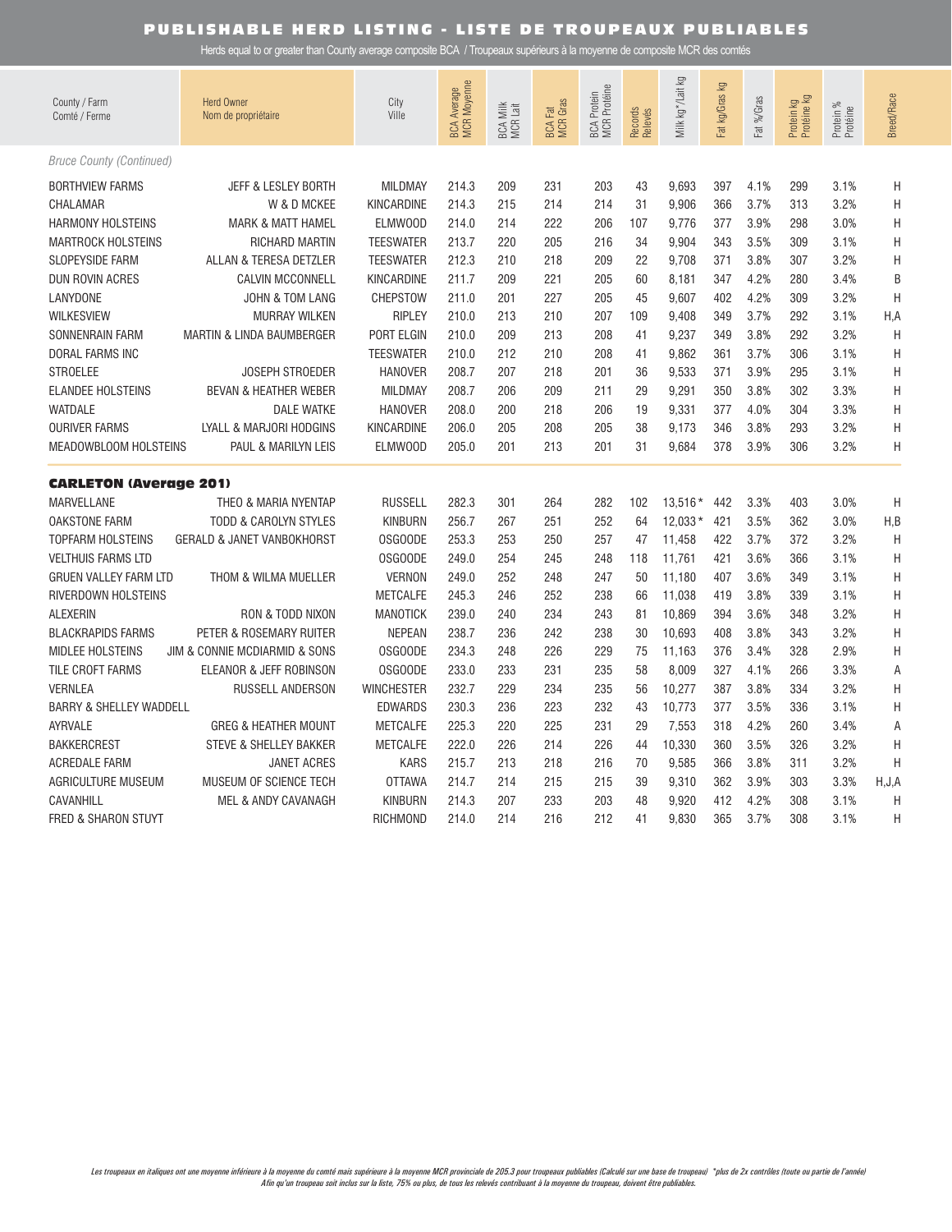# PUBLISHABLE HERD LISTING - LISTE DE TROUPEAUX PUBLIABLES

Herds equal to or greater than County average composite BCA / Troupeaux supérieurs à la moyenne de composite MCR des comtés

| County / Farm<br>Comté / Ferme | Herd Owner<br>Nom de propriétaire | City<br>Ville | BCA Average<br>MCR Moyenne | BCA Milk<br>MCR Lait | BCA Fat<br>MCR Gras | BCA Protein<br>MCR Protéine | Records<br>Relevés | Milk kg*/Lait kg | Fat kg/Gras kg | Fat %/Gras | Protein kg<br>Protéine kg | Protein %<br>Protéine | Breed/Race |
|---|---|---|---|---|---|---|---|---|---|---|---|---|---|
| *Bruce County (Continued)* | | | | | | | | | | | | | |
| BORTHVIEW FARMS | JEFF & LESLEY BORTH | MILDMAY | 214.3 | 209 | 231 | 203 | 43 | 9,693 | 397 | 4.1% | 299 | 3.1% | H |
| CHALAMAR | W & D MCKEE | KINCARDINE | 214.3 | 215 | 214 | 214 | 31 | 9,906 | 366 | 3.7% | 313 | 3.2% | H |
| HARMONY HOLSTEINS | MARK & MATT HAMEL | ELMWOOD | 214.0 | 214 | 222 | 206 | 107 | 9,776 | 377 | 3.9% | 298 | 3.0% | H |
| MARTROCK HOLSTEINS | RICHARD MARTIN | TEESWATER | 213.7 | 220 | 205 | 216 | 34 | 9,904 | 343 | 3.5% | 309 | 3.1% | H |
| SLOPEYSIDE FARM | ALLAN & TERESA DETZLER | TEESWATER | 212.3 | 210 | 218 | 209 | 22 | 9,708 | 371 | 3.8% | 307 | 3.2% | H |
| DUN ROVIN ACRES | CALVIN MCCONNELL | KINCARDINE | 211.7 | 209 | 221 | 205 | 60 | 8,181 | 347 | 4.2% | 280 | 3.4% | B |
| LANYDONE | JOHN & TOM LANG | CHEPSTOW | 211.0 | 201 | 227 | 205 | 45 | 9,607 | 402 | 4.2% | 309 | 3.2% | H |
| WILKESVIEW | MURRAY WILKEN | RIPLEY | 210.0 | 213 | 210 | 207 | 109 | 9,408 | 349 | 3.7% | 292 | 3.1% | H,A |
| SONNENRAIN FARM | MARTIN & LINDA BAUMBERGER | PORT ELGIN | 210.0 | 209 | 213 | 208 | 41 | 9,237 | 349 | 3.8% | 292 | 3.2% | H |
| DORAL FARMS INC | | TEESWATER | 210.0 | 212 | 210 | 208 | 41 | 9,862 | 361 | 3.7% | 306 | 3.1% | H |
| STROELEE | JOSEPH STROEDER | HANOVER | 208.7 | 207 | 218 | 201 | 36 | 9,533 | 371 | 3.9% | 295 | 3.1% | H |
| ELANDEE HOLSTEINS | BEVAN & HEATHER WEBER | MILDMAY | 208.7 | 206 | 209 | 211 | 29 | 9,291 | 350 | 3.8% | 302 | 3.3% | H |
| WATDALE | DALE WATKE | HANOVER | 208.0 | 200 | 218 | 206 | 19 | 9,331 | 377 | 4.0% | 304 | 3.3% | H |
| OURIVER FARMS | LYALL & MARJORI HODGINS | KINCARDINE | 206.0 | 205 | 208 | 205 | 38 | 9,173 | 346 | 3.8% | 293 | 3.2% | H |
| MEADOWBLOOM HOLSTEINS | PAUL & MARILYN LEIS | ELMWOOD | 205.0 | 201 | 213 | 201 | 31 | 9,684 | 378 | 3.9% | 306 | 3.2% | H |
| **CARLETON (Average 201)** | | | | | | | | | | | | | |
| MARVELLANE | THEO & MARIA NYENTAP | RUSSELL | 282.3 | 301 | 264 | 282 | 102 | 13,516* | 442 | 3.3% | 403 | 3.0% | H |
| OAKSTONE FARM | TODD & CAROLYN STYLES | KINBURN | 256.7 | 267 | 251 | 252 | 64 | 12,033* | 421 | 3.5% | 362 | 3.0% | H,B |
| TOPFARM HOLSTEINS | GERALD & JANET VANBOKHORST | OSGOODE | 253.3 | 253 | 250 | 257 | 47 | 11,458 | 422 | 3.7% | 372 | 3.2% | H |
| VELTHUIS FARMS LTD | | OSGOODE | 249.0 | 254 | 245 | 248 | 118 | 11,761 | 421 | 3.6% | 366 | 3.1% | H |
| GRUEN VALLEY FARM LTD | THOM & WILMA MUELLER | VERNON | 249.0 | 252 | 248 | 247 | 50 | 11,180 | 407 | 3.6% | 349 | 3.1% | H |
| RIVERDOWN HOLSTEINS | | METCALFE | 245.3 | 246 | 252 | 238 | 66 | 11,038 | 419 | 3.8% | 339 | 3.1% | H |
| ALEXERIN | RON & TODD NIXON | MANOTICK | 239.0 | 240 | 234 | 243 | 81 | 10,869 | 394 | 3.6% | 348 | 3.2% | H |
| BLACKRAPIDS FARMS | PETER & ROSEMARY RUITER | NEPEAN | 238.7 | 236 | 242 | 238 | 30 | 10,693 | 408 | 3.8% | 343 | 3.2% | H |
| MIDLEE HOLSTEINS | JIM & CONNIE MCDIARMID & SONS | OSGOODE | 234.3 | 248 | 226 | 229 | 75 | 11,163 | 376 | 3.4% | 328 | 2.9% | H |
| TILE CROFT FARMS | ELEANOR & JEFF ROBINSON | OSGOODE | 233.0 | 233 | 231 | 235 | 58 | 8,009 | 327 | 4.1% | 266 | 3.3% | A |
| VERNLEA | RUSSELL ANDERSON | WINCHESTER | 232.7 | 229 | 234 | 235 | 56 | 10,277 | 387 | 3.8% | 334 | 3.2% | H |
| BARRY & SHELLEY WADDELL | | EDWARDS | 230.3 | 236 | 223 | 232 | 43 | 10,773 | 377 | 3.5% | 336 | 3.1% | H |
| AYRVALE | GREG & HEATHER MOUNT | METCALFE | 225.3 | 220 | 225 | 231 | 29 | 7,553 | 318 | 4.2% | 260 | 3.4% | A |
| BAKKERCREST | STEVE & SHELLEY BAKKER | METCALFE | 222.0 | 226 | 214 | 226 | 44 | 10,330 | 360 | 3.5% | 326 | 3.2% | H |
| ACREDALE FARM | JANET ACRES | KARS | 215.7 | 213 | 218 | 216 | 70 | 9,585 | 366 | 3.8% | 311 | 3.2% | H |
| AGRICULTURE MUSEUM | MUSEUM OF SCIENCE TECH | OTTAWA | 214.7 | 214 | 215 | 215 | 39 | 9,310 | 362 | 3.9% | 303 | 3.3% | H,J,A |
| CAVANHILL | MEL & ANDY CAVANAGH | KINBURN | 214.3 | 207 | 233 | 203 | 48 | 9,920 | 412 | 4.2% | 308 | 3.1% | H |
| FRED & SHARON STUYT | | RICHMOND | 214.0 | 214 | 216 | 212 | 41 | 9,830 | 365 | 3.7% | 308 | 3.1% | H |

*Les troupeaux en italiques ont une moyenne inférieure à la moyenne du comté mais supérieure à la moyenne MCR provinciale de 205.3 pour troupeaux publiables (Calculé sur une base de troupeau) \*plus de 2x contrôles (toute ou partie de l'année)*
*Afin qu'un troupeau soit inclus sur la liste, 75% ou plus, de tous les relevés contribuant à la moyenne du troupeau, doivent être publiables.*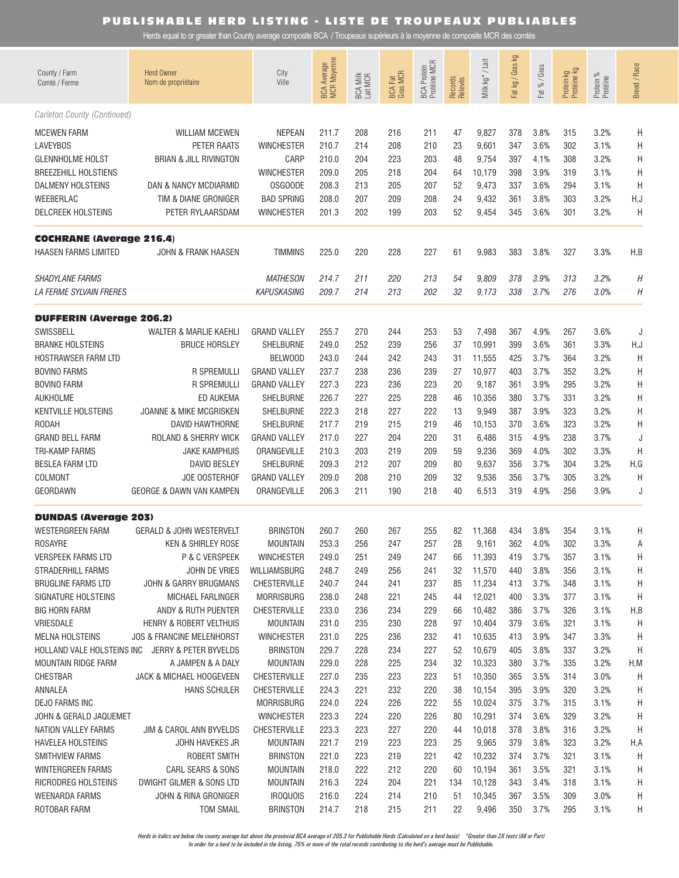# PUBLISHABLE HERD LISTING - LISTE DE TROUPEAUX PUBLIABLES

Herds equal to or greater than County average composite BCA / Troupeaux supérieurs à la moyenne de composite MCR des comtés

| County / Farm Comté / Ferme | Herd Owner Nom de propriétaire | City Ville | BCA Average MCR Moyenne | BCA Milk Lait MCR | BCA Fat Gras MCR | BCA Protein Protéine MCR | Records Relevés | Milk kg* / Lait | Fat kg / Gras kg | Fat % / Gras | Protein kg Protéine kg | Protein % Protéine | Breed / Race |
|---|---|---|---|---|---|---|---|---|---|---|---|---|---|
| *Carleton County (Continued)* | | | | | | | | | | | | | |
| MCEWEN FARM | WILLIAM MCEWEN | NEPEAN | 211.7 | 208 | 216 | 211 | 47 | 9,827 | 378 | 3.8% | 315 | 3.2% | H |
| LAVEYBOS | PETER RAATS | WINCHESTER | 210.7 | 214 | 208 | 210 | 23 | 9,601 | 347 | 3.6% | 302 | 3.1% | H |
| GLENNHOLME HOLST | BRIAN & JILL RIVINGTON | CARP | 210.0 | 204 | 223 | 203 | 48 | 9,754 | 397 | 4.1% | 308 | 3.2% | H |
| BREEZEHILL HOLSTIENS | | WINCHESTER | 209.0 | 205 | 218 | 204 | 64 | 10,179 | 398 | 3.9% | 319 | 3.1% | H |
| DALMENY HOLSTEINS | DAN & NANCY MCDIARMID | OSGOODE | 208.3 | 213 | 205 | 207 | 52 | 9,473 | 337 | 3.6% | 294 | 3.1% | H |
| WEEBERLAC | TIM & DIANE GRONIGER | BAD SPRING | 208.0 | 207 | 209 | 208 | 24 | 9,432 | 361 | 3.8% | 303 | 3.2% | H,J |
| DELCREEK HOLSTEINS | PETER RYLAARSDAM | WINCHESTER | 201.3 | 202 | 199 | 203 | 52 | 9,454 | 345 | 3.6% | 301 | 3.2% | H |
| **COCHRANE (Average 216.4)** | | | | | | | | | | | | | |
| HAASEN FARMS LIMITED | JOHN & FRANK HAASEN | TIMMINS | 225.0 | 220 | 228 | 227 | 61 | 9,983 | 383 | 3.8% | 327 | 3.3% | H,B |
| *SHADYLANE FARMS* | | *MATHESON* | *214.7* | *211* | *220* | *213* | *54* | *9,809* | *378* | *3.9%* | *313* | *3.2%* | *H* |
| *LA FERME SYLVAIN FRERES* | | *KAPUSKASING* | *209.7* | *214* | *213* | *202* | *32* | *9,173* | *338* | *3.7%* | *276* | *3.0%* | *H* |
| **DUFFERIN (Average 206.2)** | | | | | | | | | | | | | |
| SWISSBELL | WALTER & MARLIE KAEHLI | GRAND VALLEY | 255.7 | 270 | 244 | 253 | 53 | 7,498 | 367 | 4.9% | 267 | 3.6% | J |
| BRANKE HOLSTEINS | BRUCE HORSLEY | SHELBURNE | 249.0 | 252 | 239 | 256 | 37 | 10,991 | 399 | 3.6% | 361 | 3.3% | H,J |
| HOSTRAWSER FARM LTD | | BELWOOD | 243.0 | 244 | 242 | 243 | 31 | 11,555 | 425 | 3.7% | 364 | 3.2% | H |
| BOVINO FARMS | R SPREMULLI | GRAND VALLEY | 237.7 | 238 | 236 | 239 | 27 | 10,977 | 403 | 3.7% | 352 | 3.2% | H |
| BOVINO FARM | R SPREMULLI | GRAND VALLEY | 227.3 | 223 | 236 | 223 | 20 | 9,187 | 361 | 3.9% | 295 | 3.2% | H |
| AUKHOLME | ED AUKEMA | SHELBURNE | 226.7 | 227 | 225 | 228 | 46 | 10,356 | 380 | 3.7% | 331 | 3.2% | H |
| KENTVILLE HOLSTEINS | JOANNE & MIKE MCGRISKEN | SHELBURNE | 222.3 | 218 | 227 | 222 | 13 | 9,949 | 387 | 3.9% | 323 | 3.2% | H |
| RODAH | DAVID HAWTHORNE | SHELBURNE | 217.7 | 219 | 215 | 219 | 46 | 10,153 | 370 | 3.6% | 323 | 3.2% | H |
| GRAND BELL FARM | ROLAND & SHERRY WICK | GRAND VALLEY | 217.0 | 227 | 204 | 220 | 31 | 6,486 | 315 | 4.9% | 238 | 3.7% | J |
| TRI-KAMP FARMS | JAKE KAMPHUIS | ORANGEVILLE | 210.3 | 203 | 219 | 209 | 59 | 9,236 | 369 | 4.0% | 302 | 3.3% | H |
| BESLEA FARM LTD | DAVID BESLEY | SHELBURNE | 209.3 | 212 | 207 | 209 | 80 | 9,637 | 356 | 3.7% | 304 | 3.2% | H,G |
| COLMONT | JOE OOSTERHOF | GRAND VALLEY | 209.0 | 208 | 210 | 209 | 32 | 9,536 | 356 | 3.7% | 305 | 3.2% | H |
| GEORDAWN | GEORGE & DAWN VAN KAMPEN | ORANGEVILLE | 206.3 | 211 | 190 | 218 | 40 | 6,513 | 319 | 4.9% | 256 | 3.9% | J |
| **DUNDAS (Average 203)** | | | | | | | | | | | | | |
| WESTERGREEN FARM | GERALD & JOHN WESTERVELT | BRINSTON | 260.7 | 260 | 267 | 255 | 82 | 11,368 | 434 | 3.8% | 354 | 3.1% | H |
| ROSAYRE | KEN & SHIRLEY ROSE | MOUNTAIN | 253.3 | 256 | 247 | 257 | 28 | 9,161 | 362 | 4.0% | 302 | 3.3% | A |
| VERSPEEK FARMS LTD | P & C VERSPEEK | WINCHESTER | 249.0 | 251 | 249 | 247 | 66 | 11,393 | 419 | 3.7% | 357 | 3.1% | H |
| STRADERHILL FARMS | JOHN DE VRIES | WILLIAMSBURG | 248.7 | 249 | 256 | 241 | 32 | 11,570 | 440 | 3.8% | 356 | 3.1% | H |
| BRUGLINE FARMS LTD | JOHN & GARRY BRUGMANS | CHESTERVILLE | 240.7 | 244 | 241 | 237 | 85 | 11,234 | 413 | 3.7% | 348 | 3.1% | H |
| SIGNATURE HOLSTEINS | MICHAEL FARLINGER | MORRISBURG | 238.0 | 248 | 221 | 245 | 44 | 12,021 | 400 | 3.3% | 377 | 3.1% | H |
| BIG HORN FARM | ANDY & RUTH PUENTER | CHESTERVILLE | 233.0 | 236 | 234 | 229 | 66 | 10,482 | 386 | 3.7% | 326 | 3.1% | H,B |
| VRIESDALE | HENRY & ROBERT VELTHUIS | MOUNTAIN | 231.0 | 235 | 230 | 228 | 97 | 10,404 | 379 | 3.6% | 321 | 3.1% | H |
| MELNA HOLSTEINS | JOS & FRANCINE MELENHORST | WINCHESTER | 231.0 | 225 | 236 | 232 | 41 | 10,635 | 413 | 3.9% | 347 | 3.3% | H |
| HOLLAND VALE HOLSTEINS INC | JERRY & PETER BYVELDS | BRINSTON | 229.7 | 228 | 234 | 227 | 52 | 10,679 | 405 | 3.8% | 337 | 3.2% | H |
| MOUNTAIN RIDGE FARM | A JAMPEN & A DALY | MOUNTAIN | 229.0 | 228 | 225 | 234 | 32 | 10,323 | 380 | 3.7% | 335 | 3.2% | H,M |
| CHESTBAR | JACK & MICHAEL HOOGEVEEN | CHESTERVILLE | 227.0 | 235 | 223 | 223 | 51 | 10,350 | 365 | 3.5% | 314 | 3.0% | H |
| ANNALEA | HANS SCHULER | CHESTERVILLE | 224.3 | 221 | 232 | 220 | 38 | 10,154 | 395 | 3.9% | 320 | 3.2% | H |
| DEJO FARMS INC | | MORRISBURG | 224.0 | 224 | 226 | 222 | 55 | 10,024 | 375 | 3.7% | 315 | 3.1% | H |
| JOHN & GERALD JAQUEMET | | WINCHESTER | 223.3 | 224 | 220 | 226 | 80 | 10,291 | 374 | 3.6% | 329 | 3.2% | H |
| NATION VALLEY FARMS | JIM & CAROL ANN BYVELDS | CHESTERVILLE | 223.3 | 223 | 227 | 220 | 44 | 10,018 | 378 | 3.8% | 316 | 3.2% | H |
| HAVELEA HOLSTEINS | JOHN HAVEKES JR | MOUNTAIN | 221.7 | 219 | 223 | 223 | 25 | 9,965 | 379 | 3.8% | 323 | 3.2% | H,A |
| SMITHVIEW FARMS | ROBERT SMITH | BRINSTON | 221.0 | 223 | 219 | 221 | 42 | 10,232 | 374 | 3.7% | 321 | 3.1% | H |
| WINTERGREEN FARMS | CARL SEARS & SONS | MOUNTAIN | 218.0 | 222 | 212 | 220 | 60 | 10,194 | 361 | 3.5% | 321 | 3.1% | H |
| RICRODREG HOLSTEINS | DWIGHT GILMER & SONS LTD | MOUNTAIN | 216.3 | 224 | 204 | 221 | 134 | 10,128 | 343 | 3.4% | 318 | 3.1% | H |
| WEENARDA FARMS | JOHN & RINA GRONIGER | IROQUOIS | 216.0 | 224 | 214 | 210 | 51 | 10,345 | 367 | 3.5% | 309 | 3.0% | H |
| ROTOBAR FARM | TOM SMAIL | BRINSTON | 214.7 | 218 | 215 | 211 | 22 | 9,496 | 350 | 3.7% | 295 | 3.1% | H |

*Herds in italics are below the county average but above the provincial BCA average of 205.3 for Publishable Herds (Calculated on a herd basis) \*Greater than 2X tests (All or Part)*
*In order for a herd to be included in the listing, 75% or more of the total records contributing to the herd's average must be Publishable.*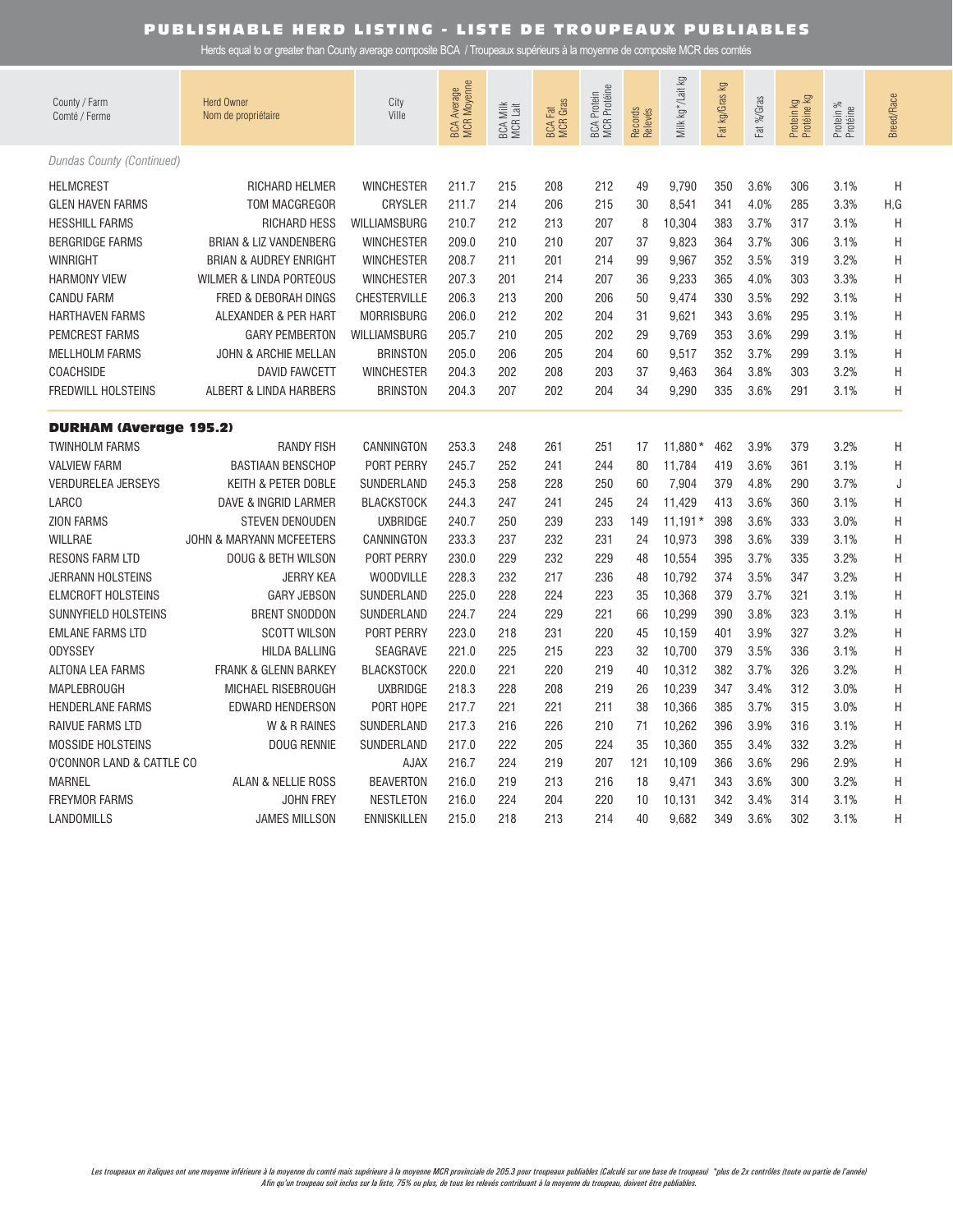# PUBLISHABLE HERD LISTING - LISTE DE TROUPEAUX PUBLIABLES

Herds equal to or greater than County average composite BCA / Troupeaux supérieurs à la moyenne de composite MCR des comtés

| County / Farm<br>Comté / Ferme | Herd Owner<br>Nom de propriétaire | City<br>Ville | BCA Average<br>MCR Moyenne | BCA Milk<br>MCR Lait | BCA Fat<br>MCR Gras | BCA Protein<br>MCR Protéine | Records<br>Relevés | Milk kg*/Lait kg | Fat kg/Gras kg | Fat %/Gras | Protein kg<br>Protéine kg | Protein %<br>Protéine | Breed/Race |
|---|---|---|---|---|---|---|---|---|---|---|---|---|---|
| *Dundas County (Continued)* | | | | | | | | | | | | | |
| HELMCREST | RICHARD HELMER | WINCHESTER | 211.7 | 215 | 208 | 212 | 49 | 9,790 | 350 | 3.6% | 306 | 3.1% | H |
| GLEN HAVEN FARMS | TOM MACGREGOR | CRYSLER | 211.7 | 214 | 206 | 215 | 30 | 8,541 | 341 | 4.0% | 285 | 3.3% | H,G |
| HESSHILL FARMS | RICHARD HESS | WILLIAMSBURG | 210.7 | 212 | 213 | 207 | 8 | 10,304 | 383 | 3.7% | 317 | 3.1% | H |
| BERGRIDGE FARMS | BRIAN & LIZ VANDENBERG | WINCHESTER | 209.0 | 210 | 210 | 207 | 37 | 9,823 | 364 | 3.7% | 306 | 3.1% | H |
| WINRIGHT | BRIAN & AUDREY ENRIGHT | WINCHESTER | 208.7 | 211 | 201 | 214 | 99 | 9,967 | 352 | 3.5% | 319 | 3.2% | H |
| HARMONY VIEW | WILMER & LINDA PORTEOUS | WINCHESTER | 207.3 | 201 | 214 | 207 | 36 | 9,233 | 365 | 4.0% | 303 | 3.3% | H |
| CANDU FARM | FRED & DEBORAH DINGS | CHESTERVILLE | 206.3 | 213 | 200 | 206 | 50 | 9,474 | 330 | 3.5% | 292 | 3.1% | H |
| HARTHAVEN FARMS | ALEXANDER & PER HART | MORRISBURG | 206.0 | 212 | 202 | 204 | 31 | 9,621 | 343 | 3.6% | 295 | 3.1% | H |
| PEMCREST FARMS | GARY PEMBERTON | WILLIAMSBURG | 205.7 | 210 | 205 | 202 | 29 | 9,769 | 353 | 3.6% | 299 | 3.1% | H |
| MELLHOLM FARMS | JOHN & ARCHIE MELLAN | BRINSTON | 205.0 | 206 | 205 | 204 | 60 | 9,517 | 352 | 3.7% | 299 | 3.1% | H |
| COACHSIDE | DAVID FAWCETT | WINCHESTER | 204.3 | 202 | 208 | 203 | 37 | 9,463 | 364 | 3.8% | 303 | 3.2% | H |
| FREDWILL HOLSTEINS | ALBERT & LINDA HARBERS | BRINSTON | 204.3 | 207 | 202 | 204 | 34 | 9,290 | 335 | 3.6% | 291 | 3.1% | H |
| **DURHAM (Average 195.2)** | | | | | | | | | | | | | |
| TWINHOLM FARMS | RANDY FISH | CANNINGTON | 253.3 | 248 | 261 | 251 | 17 | 11,880* | 462 | 3.9% | 379 | 3.2% | H |
| VALVIEW FARM | BASTIAAN BENSCHOP | PORT PERRY | 245.7 | 252 | 241 | 244 | 80 | 11,784 | 419 | 3.6% | 361 | 3.1% | H |
| VERDURELEA JERSEYS | KEITH & PETER DOBLE | SUNDERLAND | 245.3 | 258 | 228 | 250 | 60 | 7,904 | 379 | 4.8% | 290 | 3.7% | J |
| LARCO | DAVE & INGRID LARMER | BLACKSTOCK | 244.3 | 247 | 241 | 245 | 24 | 11,429 | 413 | 3.6% | 360 | 3.1% | H |
| ZION FARMS | STEVEN DENOUDEN | UXBRIDGE | 240.7 | 250 | 239 | 233 | 149 | 11,191* | 398 | 3.6% | 333 | 3.0% | H |
| WILLRAE | JOHN & MARYANN MCFEETERS | CANNINGTON | 233.3 | 237 | 232 | 231 | 24 | 10,973 | 398 | 3.6% | 339 | 3.1% | H |
| RESONS FARM LTD | DOUG & BETH WILSON | PORT PERRY | 230.0 | 229 | 232 | 229 | 48 | 10,554 | 395 | 3.7% | 335 | 3.2% | H |
| JERRANN HOLSTEINS | JERRY KEA | WOODVILLE | 228.3 | 232 | 217 | 236 | 48 | 10,792 | 374 | 3.5% | 347 | 3.2% | H |
| ELMCROFT HOLSTEINS | GARY JEBSON | SUNDERLAND | 225.0 | 228 | 224 | 223 | 35 | 10,368 | 379 | 3.7% | 321 | 3.1% | H |
| SUNNYFIELD HOLSTEINS | BRENT SNODDON | SUNDERLAND | 224.7 | 224 | 229 | 221 | 66 | 10,299 | 390 | 3.8% | 323 | 3.1% | H |
| EMLANE FARMS LTD | SCOTT WILSON | PORT PERRY | 223.0 | 218 | 231 | 220 | 45 | 10,159 | 401 | 3.9% | 327 | 3.2% | H |
| ODYSSEY | HILDA BALLING | SEAGRAVE | 221.0 | 225 | 215 | 223 | 32 | 10,700 | 379 | 3.5% | 336 | 3.1% | H |
| ALTONA LEA FARMS | FRANK & GLENN BARKEY | BLACKSTOCK | 220.0 | 221 | 220 | 219 | 40 | 10,312 | 382 | 3.7% | 326 | 3.2% | H |
| MAPLEBROUGH | MICHAEL RISEBROUGH | UXBRIDGE | 218.3 | 228 | 208 | 219 | 26 | 10,239 | 347 | 3.4% | 312 | 3.0% | H |
| HENDERLANE FARMS | EDWARD HENDERSON | PORT HOPE | 217.7 | 221 | 221 | 211 | 38 | 10,366 | 385 | 3.7% | 315 | 3.0% | H |
| RAIVUE FARMS LTD | W & R RAINES | SUNDERLAND | 217.3 | 216 | 226 | 210 | 71 | 10,262 | 396 | 3.9% | 316 | 3.1% | H |
| MOSSIDE HOLSTEINS | DOUG RENNIE | SUNDERLAND | 217.0 | 222 | 205 | 224 | 35 | 10,360 | 355 | 3.4% | 332 | 3.2% | H |
| O'CONNOR LAND & CATTLE CO | | AJAX | 216.7 | 224 | 219 | 207 | 121 | 10,109 | 366 | 3.6% | 296 | 2.9% | H |
| MARNEL | ALAN & NELLIE ROSS | BEAVERTON | 216.0 | 219 | 213 | 216 | 18 | 9,471 | 343 | 3.6% | 300 | 3.2% | H |
| FREYMOR FARMS | JOHN FREY | NESTLETON | 216.0 | 224 | 204 | 220 | 10 | 10,131 | 342 | 3.4% | 314 | 3.1% | H |
| LANDOMILLS | JAMES MILLSON | ENNISKILLEN | 215.0 | 218 | 213 | 214 | 40 | 9,682 | 349 | 3.6% | 302 | 3.1% | H |

*Les troupeaux en italiques ont une moyenne inférieure à la moyenne du comté mais supérieure à la moyenne MCR provinciale de 205.3 pour troupeaux publiables (Calculé sur une base de troupeau) \*plus de 2x contrôles (toute ou partie de l'année)*
*Afin qu'un troupeau soit inclus sur la liste, 75% ou plus, de tous les relevés contribuant à la moyenne du troupeau, doivent être publiables.*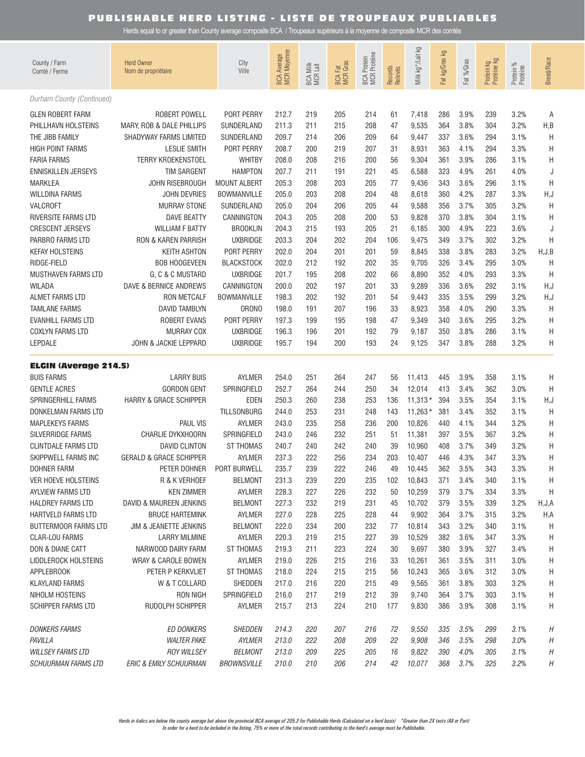# PUBLISHABLE HERD LISTING - LISTE DE TROUPEAUX PUBLIABLES

Herds equal to or greater than County average composite BCA / Troupeaux supérieurs à la moyenne de composite MCR des comtés

| County / Farm<br>Comté / Ferme | Herd Owner<br>Nom de propriétaire | City<br>Ville | BCA Average<br>MCR Moyenne | BCA Milk<br>MCR Lait | BCA Fat<br>MCR Gras | BCA Protein<br>MCR Protéine | Records<br>Relevés | Milk kg*/Lait kg | Fat kg/Gras kg | Fat %/Gras | Protein kg<br>Protéine kg | Protein %<br>Protéine | Breed/Race |
|---|---|---|---|---|---|---|---|---|---|---|---|---|---|
| *Durham County (Continued)* | | | | | | | | | | | | | |
| GLEN ROBERT FARM | ROBERT POWELL | PORT PERRY | 212.7 | 219 | 205 | 214 | 61 | 7,418 | 286 | 3.9% | 239 | 3.2% | A |
| PHILLHAVN HOLSTEINS | MARY, ROB & DALE PHILLIPS | SUNDERLAND | 211.3 | 211 | 215 | 208 | 47 | 9,535 | 364 | 3.8% | 304 | 3.2% | H,B |
| THE JIBB FAMILY | SHADYWAY FARMS LIMITED | SUNDERLAND | 209.7 | 214 | 206 | 209 | 64 | 9,447 | 337 | 3.6% | 294 | 3.1% | H |
| HIGH POINT FARMS | LESLIE SMITH | PORT PERRY | 208.7 | 200 | 219 | 207 | 31 | 8,931 | 363 | 4.1% | 294 | 3.3% | H |
| FARIA FARMS | TERRY KROEKENSTOEL | WHITBY | 208.0 | 208 | 216 | 200 | 56 | 9,304 | 361 | 3.9% | 286 | 3.1% | H |
| ENNISKILLEN JERSEYS | TIM SARGENT | HAMPTON | 207.7 | 211 | 191 | 221 | 45 | 6,588 | 323 | 4.9% | 261 | 4.0% | J |
| MARKLEA | JOHN RISEBROUGH | MOUNT ALBERT | 205.3 | 208 | 203 | 205 | 77 | 9,436 | 343 | 3.6% | 296 | 3.1% | H |
| WILLDINA FARMS | JOHN DEVRIES | BOWMANVILLE | 205.0 | 203 | 208 | 204 | 48 | 8,618 | 360 | 4.2% | 287 | 3.3% | H,J |
| VALCROFT | MURRAY STONE | SUNDERLAND | 205.0 | 204 | 206 | 205 | 44 | 9,588 | 356 | 3.7% | 305 | 3.2% | H |
| RIVERSITE FARMS LTD | DAVE BEATTY | CANNINGTON | 204.3 | 205 | 208 | 200 | 53 | 9,828 | 370 | 3.8% | 304 | 3.1% | H |
| CRESCENT JERSEYS | WILLIAM F BATTY | BROOKLIN | 204.3 | 215 | 193 | 205 | 21 | 6,185 | 300 | 4.9% | 223 | 3.6% | J |
| PARBRO FARMS LTD | RON & KAREN PARRISH | UXBRIDGE | 203.3 | 204 | 202 | 204 | 106 | 9,475 | 349 | 3.7% | 302 | 3.2% | H |
| KEFAY HOLSTEINS | KEITH ASHTON | PORT PERRY | 202.0 | 204 | 201 | 201 | 59 | 8,845 | 338 | 3.8% | 283 | 3.2% | H,J,B |
| RIDGE-FIELD | BOB HOOGEVEEN | BLACKSTOCK | 202.0 | 212 | 192 | 202 | 35 | 9,705 | 326 | 3.4% | 295 | 3.0% | H |
| MUSTHAVEN FARMS LTD | G, C & C MUSTARD | UXBRIDGE | 201.7 | 195 | 208 | 202 | 66 | 8,890 | 352 | 4.0% | 293 | 3.3% | H |
| WILADA | DAVE & BERNICE ANDREWS | CANNINGTON | 200.0 | 202 | 197 | 201 | 33 | 9,289 | 336 | 3.6% | 292 | 3.1% | H,J |
| ALMET FARMS LTD | RON METCALF | BOWMANVILLE | 198.3 | 202 | 192 | 201 | 54 | 9,443 | 335 | 3.5% | 299 | 3.2% | H,J |
| TAMLANE FARMS | DAVID TAMBLYN | ORONO | 198.0 | 191 | 207 | 196 | 33 | 8,923 | 358 | 4.0% | 290 | 3.3% | H |
| EVANHILL FARMS LTD | ROBERT EVANS | PORT PERRY | 197.3 | 199 | 195 | 198 | 47 | 9,349 | 340 | 3.6% | 295 | 3.2% | H |
| COXLYN FARMS LTD | MURRAY COX | UXBRIDGE | 196.3 | 196 | 201 | 192 | 79 | 9,187 | 350 | 3.8% | 286 | 3.1% | H |
| LEPDALE | JOHN & JACKIE LEPPARD | UXBRIDGE | 195.7 | 194 | 200 | 193 | 24 | 9,125 | 347 | 3.8% | 288 | 3.2% | H |
| **ELGIN (Average 214.5)** | | | | | | | | | | | | | |
| BUIS FARMS | LARRY BUIS | AYLMER | 254.0 | 251 | 264 | 247 | 56 | 11,413 | 445 | 3.9% | 358 | 3.1% | H |
| GENTLE ACRES | GORDON GENT | SPRINGFIELD | 252.7 | 264 | 244 | 250 | 34 | 12,014 | 413 | 3.4% | 362 | 3.0% | H |
| SPRINGERHILL FARMS | HARRY & GRACE SCHIPPER | EDEN | 250.3 | 260 | 238 | 253 | 136 | 11,313* | 394 | 3.5% | 354 | 3.1% | H,J |
| DONKELMAN FARMS LTD | | TILLSONBURG | 244.0 | 253 | 231 | 248 | 143 | 11,263* | 381 | 3.4% | 352 | 3.1% | H |
| MAPLEKEYS FARMS | PAUL VIS | AYLMER | 243.0 | 235 | 258 | 236 | 200 | 10,826 | 440 | 4.1% | 344 | 3.2% | H |
| SILVERRIDGE FARMS | CHARLIE DYKXHOORN | SPRINGFIELD | 243.0 | 246 | 232 | 251 | 51 | 11,381 | 397 | 3.5% | 367 | 3.2% | H |
| CLINTDALE FARMS LTD | DAVID CLINTON | ST THOMAS | 240.7 | 240 | 242 | 240 | 39 | 10,960 | 408 | 3.7% | 349 | 3.2% | H |
| SKIPPWELL FARMS INC | GERALD & GRACE SCHIPPER | AYLMER | 237.3 | 222 | 256 | 234 | 203 | 10,407 | 446 | 4.3% | 347 | 3.3% | H |
| DOHNER FARM | PETER DOHNER | PORT BURWELL | 235.7 | 239 | 222 | 246 | 49 | 10,445 | 362 | 3.5% | 343 | 3.3% | H |
| VER HOEVE HOLSTEINS | R & K VERHOEF | BELMONT | 231.3 | 239 | 220 | 235 | 102 | 10,843 | 371 | 3.4% | 340 | 3.1% | H |
| AYLVIEW FARMS LTD | KEN ZIMMER | AYLMER | 228.3 | 227 | 226 | 232 | 50 | 10,259 | 379 | 3.7% | 334 | 3.3% | H |
| HALDREY FARMS LTD | DAVID & MAUREEN JENKINS | BELMONT | 227.3 | 232 | 219 | 231 | 45 | 10,702 | 379 | 3.5% | 339 | 3.2% | H,J,A |
| HARTVELD FARMS LTD | BRUCE HARTEMINK | AYLMER | 227.0 | 228 | 225 | 228 | 44 | 9,902 | 364 | 3.7% | 315 | 3.2% | H,A |
| BUTTERMOOR FARMS LTD | JIM & JEANETTE JENKINS | BELMONT | 222.0 | 234 | 200 | 232 | 77 | 10,814 | 343 | 3.2% | 340 | 3.1% | H |
| CLAR-LOU FARMS | LARRY MILMINE | AYLMER | 220.3 | 219 | 215 | 227 | 39 | 10,529 | 382 | 3.6% | 347 | 3.3% | H |
| DON & DIANE CATT | NARWOOD DAIRY FARM | ST THOMAS | 219.3 | 211 | 223 | 224 | 30 | 9,697 | 380 | 3.9% | 327 | 3.4% | H |
| LIDDLEROCK HOLSTEINS | WRAY & CAROLE BOWEN | AYLMER | 219.0 | 226 | 215 | 216 | 33 | 10,261 | 361 | 3.5% | 311 | 3.0% | H |
| APPLEBROOK | PETER P KERKVLIET | ST THOMAS | 218.0 | 224 | 215 | 215 | 56 | 10,243 | 365 | 3.6% | 312 | 3.0% | H |
| KLAYLAND FARMS | W & T COLLARD | SHEDDEN | 217.0 | 216 | 220 | 215 | 49 | 9,565 | 361 | 3.8% | 303 | 3.2% | H |
| NIHOLM HOSTEINS | RON NIGH | SPRINGFIELD | 216.0 | 217 | 219 | 212 | 39 | 9,740 | 364 | 3.7% | 303 | 3.1% | H |
| SCHIPPER FARMS LTD | RUDOLPH SCHIPPER | AYLMER | 215.7 | 213 | 224 | 210 | 177 | 9,830 | 386 | 3.9% | 308 | 3.1% | H |
| *DONKERS FARMS* | *ED DONKERS* | *SHEDDEN* | *214.3* | *220* | *207* | *216* | *72* | *9,550* | *335* | *3.5%* | *299* | *3.1%* | *H* |
| *PAVILLA* | *WALTER PAKE* | *AYLMER* | *213.0* | *222* | *208* | *209* | *22* | *9,908* | *346* | *3.5%* | *298* | *3.0%* | *H* |
| *WILLSEY FARMS LTD* | *ROY WILLSEY* | *BELMONT* | *213.0* | *209* | *225* | *205* | *16* | *9,822* | *390* | *4.0%* | *305* | *3.1%* | *H* |
| *SCHUURMAN FARMS LTD* | *ERIC & EMILY SCHUURMAN* | *BROWNSVILLE* | *210.0* | *210* | *206* | *214* | *42* | *10,077* | *368* | *3.7%* | *325* | *3.2%* | *H* |

*Herds in italics are below the county average but above the provincial BCA average of 205.3 for Publishable Herds (Calculated on a herd basis) \*Greater than 2X tests (All or Part)*
*In order for a herd to be included in the listing, 75% or more of the total records contributing to the herd's average must be Publishable.*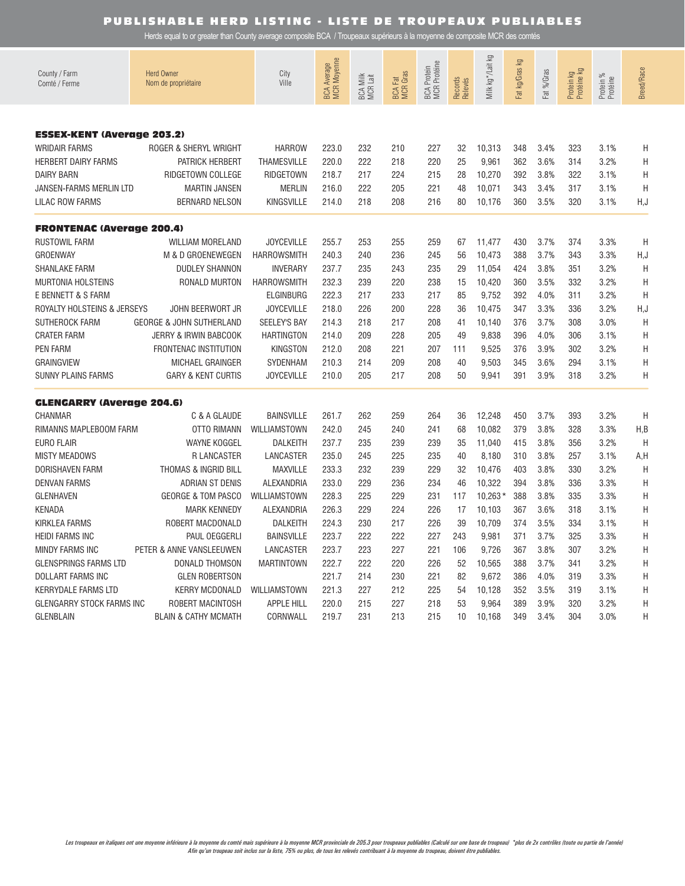# PUBLISHABLE HERD LISTING - LISTE DE TROUPEAUX PUBLIABLES

Herds equal to or greater than County average composite BCA / Troupeaux supérieurs à la moyenne de composite MCR des comtés

| County / Farm<br>Comté / Ferme | Herd Owner<br>Nom de propriétaire | City<br>Ville | BCA Average<br>MCR Moyenne | BCA Milk<br>MCR Lait | BCA Fat<br>MCR Gras | BCA Protein<br>MCR Protéine | Records<br>Relevés | Milk kg*/Lait kg | Fat kg/Gras kg | Fat %/Gras | Protein kg<br>Protéine kg | Protein %<br>Protéine | Breed/Race |
|---|---|---|---|---|---|---|---|---|---|---|---|---|---|
| **ESSEX-KENT (Average 203.2)** | | | | | | | | | | | | | |
| WRIDAIR FARMS | ROGER & SHERYL WRIGHT | HARROW | 223.0 | 232 | 210 | 227 | 32 | 10,313 | 348 | 3.4% | 323 | 3.1% | H |
| HERBERT DAIRY FARMS | PATRICK HERBERT | THAMESVILLE | 220.0 | 222 | 218 | 220 | 25 | 9,961 | 362 | 3.6% | 314 | 3.2% | H |
| DAIRY BARN | RIDGETOWN COLLEGE | RIDGETOWN | 218.7 | 217 | 224 | 215 | 28 | 10,270 | 392 | 3.8% | 322 | 3.1% | H |
| JANSEN-FARMS MERLIN LTD | MARTIN JANSEN | MERLIN | 216.0 | 222 | 205 | 221 | 48 | 10,071 | 343 | 3.4% | 317 | 3.1% | H |
| LILAC ROW FARMS | BERNARD NELSON | KINGSVILLE | 214.0 | 218 | 208 | 216 | 80 | 10,176 | 360 | 3.5% | 320 | 3.1% | H,J |
| **FRONTENAC (Average 200.4)** | | | | | | | | | | | | | |
| RUSTOWIL FARM | WILLIAM MORELAND | JOYCEVILLE | 255.7 | 253 | 255 | 259 | 67 | 11,477 | 430 | 3.7% | 374 | 3.3% | H |
| GROENWAY | M & D GROENEWEGEN | HARROWSMITH | 240.3 | 240 | 236 | 245 | 56 | 10,473 | 388 | 3.7% | 343 | 3.3% | H,J |
| SHANLAKE FARM | DUDLEY SHANNON | INVERARY | 237.7 | 235 | 243 | 235 | 29 | 11,054 | 424 | 3.8% | 351 | 3.2% | H |
| MURTONIA HOLSTEINS | RONALD MURTON | HARROWSMITH | 232.3 | 239 | 220 | 238 | 15 | 10,420 | 360 | 3.5% | 332 | 3.2% | H |
| E BENNETT & S FARM | | ELGINBURG | 222.3 | 217 | 233 | 217 | 85 | 9,752 | 392 | 4.0% | 311 | 3.2% | H |
| ROYALTY HOLSTEINS & JERSEYS | JOHN BEERWORT JR | JOYCEVILLE | 218.0 | 226 | 200 | 228 | 36 | 10,475 | 347 | 3.3% | 336 | 3.2% | H,J |
| SUTHEROCK FARM | GEORGE & JOHN SUTHERLAND | SEELEY'S BAY | 214.3 | 218 | 217 | 208 | 41 | 10,140 | 376 | 3.7% | 308 | 3.0% | H |
| CRATER FARM | JERRY & IRWIN BABCOOK | HARTINGTON | 214.0 | 209 | 228 | 205 | 49 | 9,838 | 396 | 4.0% | 306 | 3.1% | H |
| PEN FARM | FRONTENAC INSTITUTION | KINGSTON | 212.0 | 208 | 221 | 207 | 111 | 9,525 | 376 | 3.9% | 302 | 3.2% | H |
| GRAINGVIEW | MICHAEL GRAINGER | SYDENHAM | 210.3 | 214 | 209 | 208 | 40 | 9,503 | 345 | 3.6% | 294 | 3.1% | H |
| SUNNY PLAINS FARMS | GARY & KENT CURTIS | JOYCEVILLE | 210.0 | 205 | 217 | 208 | 50 | 9,941 | 391 | 3.9% | 318 | 3.2% | H |
| **GLENGARRY (Average 204.6)** | | | | | | | | | | | | | |
| CHANMAR | C & A GLAUDE | BAINSVILLE | 261.7 | 262 | 259 | 264 | 36 | 12,248 | 450 | 3.7% | 393 | 3.2% | H |
| RIMANNS MAPLEBOOM FARM | OTTO RIMANN | WILLIAMSTOWN | 242.0 | 245 | 240 | 241 | 68 | 10,082 | 379 | 3.8% | 328 | 3.3% | H,B |
| EURO FLAIR | WAYNE KOGGEL | DALKEITH | 237.7 | 235 | 239 | 239 | 35 | 11,040 | 415 | 3.8% | 356 | 3.2% | H |
| MISTY MEADOWS | R LANCASTER | LANCASTER | 235.0 | 245 | 225 | 235 | 40 | 8,180 | 310 | 3.8% | 257 | 3.1% | A,H |
| DORISHAVEN FARM | THOMAS & INGRID BILL | MAXVILLE | 233.3 | 232 | 239 | 229 | 32 | 10,476 | 403 | 3.8% | 330 | 3.2% | H |
| DENVAN FARMS | ADRIAN ST DENIS | ALEXANDRIA | 233.0 | 229 | 236 | 234 | 46 | 10,322 | 394 | 3.8% | 336 | 3.3% | H |
| GLENHAVEN | GEORGE & TOM PASCO | WILLIAMSTOWN | 228.3 | 225 | 229 | 231 | 117 | 10,263* | 388 | 3.8% | 335 | 3.3% | H |
| KENADA | MARK KENNEDY | ALEXANDRIA | 226.3 | 229 | 224 | 226 | 17 | 10,103 | 367 | 3.6% | 318 | 3.1% | H |
| KIRKLEA FARMS | ROBERT MACDONALD | DALKEITH | 224.3 | 230 | 217 | 226 | 39 | 10,709 | 374 | 3.5% | 334 | 3.1% | H |
| HEIDI FARMS INC | PAUL OEGGERLI | BAINSVILLE | 223.7 | 222 | 222 | 227 | 243 | 9,981 | 371 | 3.7% | 325 | 3.3% | H |
| MINDY FARMS INC | PETER & ANNE VANSLEEUWEN | LANCASTER | 223.7 | 223 | 227 | 221 | 106 | 9,726 | 367 | 3.8% | 307 | 3.2% | H |
| GLENSPRINGS FARMS LTD | DONALD THOMSON | MARTINTOWN | 222.7 | 222 | 220 | 226 | 52 | 10,565 | 388 | 3.7% | 341 | 3.2% | H |
| DOLLART FARMS INC | GLEN ROBERTSON | | 221.7 | 214 | 230 | 221 | 82 | 9,672 | 386 | 4.0% | 319 | 3.3% | H |
| KERRYDALE FARMS LTD | KERRY MCDONALD | WILLIAMSTOWN | 221.3 | 227 | 212 | 225 | 54 | 10,128 | 352 | 3.5% | 319 | 3.1% | H |
| GLENGARRY STOCK FARMS INC | ROBERT MACINTOSH | APPLE HILL | 220.0 | 215 | 227 | 218 | 53 | 9,964 | 389 | 3.9% | 320 | 3.2% | H |
| GLENBLAIN | BLAIN & CATHY MCMATH | CORNWALL | 219.7 | 231 | 213 | 215 | 10 | 10,168 | 349 | 3.4% | 304 | 3.0% | H |

*Les troupeaux en italiques ont une moyenne inférieure à la moyenne du comté mais supérieure à la moyenne MCR provinciale de 205.3 pour troupeaux publiables (Calculé sur une base de troupeau) \*plus de 2x contrôles (toute ou partie de l'année)*
*Afin qu'un troupeau soit inclus sur la liste, 75% ou plus, de tous les relevés contribuant à la moyenne du troupeau, doivent être publiables.*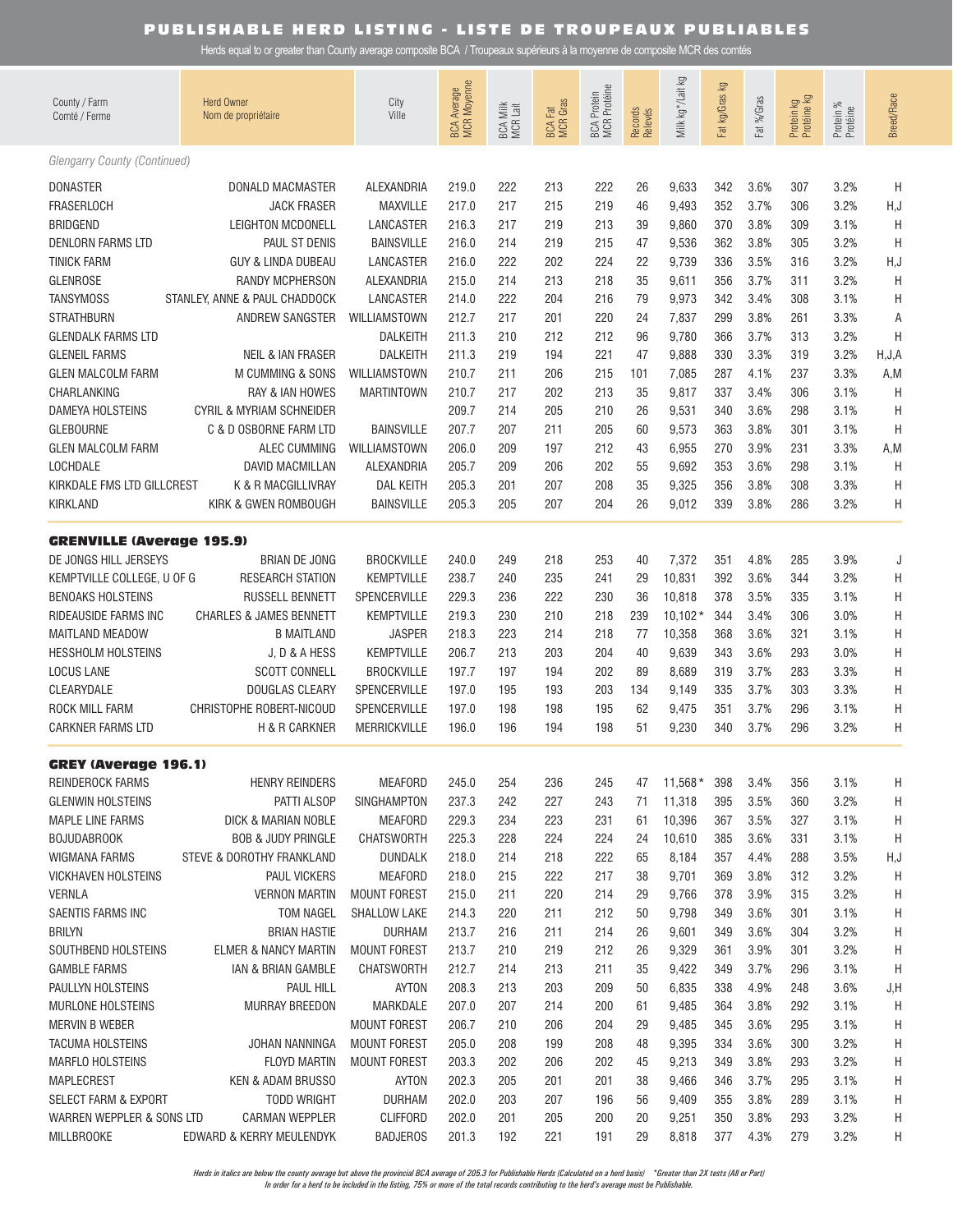# PUBLISHABLE HERD LISTING - LISTE DE TROUPEAUX PUBLIABLES

Herds equal to or greater than County average composite BCA / Troupeaux supérieurs à la moyenne de composite MCR des comtés

| County / Farm Comté / Ferme | Herd Owner Nom de propriétaire | City Ville | BCA Average MCR Moyenne | BCA Milk MCR Lait | BCA Fat MCR Gras | BCA Protein MCR Protéine | Records Relevés | Milk kg* / Lait kg | Fat kg/Gras kg | Fat %/Gras | Protein kg Protéine kg | Protein % Protéine | Breed/Race |
|---|---|---|---|---|---|---|---|---|---|---|---|---|---|
| *Glengarry County (Continued)* | | | | | | | | | | | | | |
| DONASTER | DONALD MACMASTER | ALEXANDRIA | 219.0 | 222 | 213 | 222 | 26 | 9,633 | 342 | 3.6% | 307 | 3.2% | H |
| FRASERLOCH | JACK FRASER | MAXVILLE | 217.0 | 217 | 215 | 219 | 46 | 9,493 | 352 | 3.7% | 306 | 3.2% | H,J |
| BRIDGEND | LEIGHTON MCDONELL | LANCASTER | 216.3 | 217 | 219 | 213 | 39 | 9,860 | 370 | 3.8% | 309 | 3.1% | H |
| DENLORN FARMS LTD | PAUL ST DENIS | BAINSVILLE | 216.0 | 214 | 219 | 215 | 47 | 9,536 | 362 | 3.8% | 305 | 3.2% | H |
| TINICK FARM | GUY & LINDA DUBEAU | LANCASTER | 216.0 | 222 | 202 | 224 | 22 | 9,739 | 336 | 3.5% | 316 | 3.2% | H,J |
| GLENROSE | RANDY MCPHERSON | ALEXANDRIA | 215.0 | 214 | 213 | 218 | 35 | 9,611 | 356 | 3.7% | 311 | 3.2% | H |
| TANSYMOSS | STANLEY, ANNE & PAUL CHADDOCK | LANCASTER | 214.0 | 222 | 204 | 216 | 79 | 9,973 | 342 | 3.4% | 308 | 3.1% | H |
| STRATHBURN | ANDREW SANGSTER | WILLIAMSTOWN | 212.7 | 217 | 201 | 220 | 24 | 7,837 | 299 | 3.8% | 261 | 3.3% | A |
| GLENDALK FARMS LTD | | DALKEITH | 211.3 | 210 | 212 | 212 | 96 | 9,780 | 366 | 3.7% | 313 | 3.2% | H |
| GLENEIL FARMS | NEIL & IAN FRASER | DALKEITH | 211.3 | 219 | 194 | 221 | 47 | 9,888 | 330 | 3.3% | 319 | 3.2% | H,J,A |
| GLEN MALCOLM FARM | M CUMMING & SONS | WILLIAMSTOWN | 210.7 | 211 | 206 | 215 | 101 | 7,085 | 287 | 4.1% | 237 | 3.3% | A,M |
| CHARLANKING | RAY & IAN HOWES | MARTINTOWN | 210.7 | 217 | 202 | 213 | 35 | 9,817 | 337 | 3.4% | 306 | 3.1% | H |
| DAMEYA HOLSTEINS | CYRIL & MYRIAM SCHNEIDER | | 209.7 | 214 | 205 | 210 | 26 | 9,531 | 340 | 3.6% | 298 | 3.1% | H |
| GLEBOURNE | C & D OSBORNE FARM LTD | BAINSVILLE | 207.7 | 207 | 211 | 205 | 60 | 9,573 | 363 | 3.8% | 301 | 3.1% | H |
| GLEN MALCOLM FARM | ALEC CUMMING | WILLIAMSTOWN | 206.0 | 209 | 197 | 212 | 43 | 6,955 | 270 | 3.9% | 231 | 3.3% | A,M |
| LOCHDALE | DAVID MACMILLAN | ALEXANDRIA | 205.7 | 209 | 206 | 202 | 55 | 9,692 | 353 | 3.6% | 298 | 3.1% | H |
| KIRKDALE FMS LTD GILLCREST | K & R MACGILLIVRAY | DAL KEITH | 205.3 | 201 | 207 | 208 | 35 | 9,325 | 356 | 3.8% | 308 | 3.3% | H |
| KIRKLAND | KIRK & GWEN ROMBOUGH | BAINSVILLE | 205.3 | 205 | 207 | 204 | 26 | 9,012 | 339 | 3.8% | 286 | 3.2% | H |
| **GRENVILLE (Average 195.9)** | | | | | | | | | | | | | |
| DE JONGS HILL JERSEYS | BRIAN DE JONG | BROCKVILLE | 240.0 | 249 | 218 | 253 | 40 | 7,372 | 351 | 4.8% | 285 | 3.9% | J |
| KEMPTVILLE COLLEGE, U OF G | RESEARCH STATION | KEMPTVILLE | 238.7 | 240 | 235 | 241 | 29 | 10,831 | 392 | 3.6% | 344 | 3.2% | H |
| BENOAKS HOLSTEINS | RUSSELL BENNETT | SPENCERVILLE | 229.3 | 236 | 222 | 230 | 36 | 10,818 | 378 | 3.5% | 335 | 3.1% | H |
| RIDEAUSIDE FARMS INC | CHARLES & JAMES BENNETT | KEMPTVILLE | 219.3 | 230 | 210 | 218 | 239 | 10,102 * | 344 | 3.4% | 306 | 3.0% | H |
| MAITLAND MEADOW | B MAITLAND | JASPER | 218.3 | 223 | 214 | 218 | 77 | 10,358 | 368 | 3.6% | 321 | 3.1% | H |
| HESSHOLM HOLSTEINS | J, D & A HESS | KEMPTVILLE | 206.7 | 213 | 203 | 204 | 40 | 9,639 | 343 | 3.6% | 293 | 3.0% | H |
| LOCUS LANE | SCOTT CONNELL | BROCKVILLE | 197.7 | 197 | 194 | 202 | 89 | 8,689 | 319 | 3.7% | 283 | 3.3% | H |
| CLEARYDALE | DOUGLAS CLEARY | SPENCERVILLE | 197.0 | 195 | 193 | 203 | 134 | 9,149 | 335 | 3.7% | 303 | 3.3% | H |
| ROCK MILL FARM | CHRISTOPHE ROBERT-NICOUD | SPENCERVILLE | 197.0 | 198 | 198 | 195 | 62 | 9,475 | 351 | 3.7% | 296 | 3.1% | H |
| CARKNER FARMS LTD | H & R CARKNER | MERRICKVILLE | 196.0 | 196 | 194 | 198 | 51 | 9,230 | 340 | 3.7% | 296 | 3.2% | H |
| **GREY (Average 196.1)** | | | | | | | | | | | | | |
| REINDEROCK FARMS | HENRY REINDERS | MEAFORD | 245.0 | 254 | 236 | 245 | 47 | 11,568 * | 398 | 3.4% | 356 | 3.1% | H |
| GLENWIN HOLSTEINS | PATTI ALSOP | SINGHAMPTON | 237.3 | 242 | 227 | 243 | 71 | 11,318 | 395 | 3.5% | 360 | 3.2% | H |
| MAPLE LINE FARMS | DICK & MARIAN NOBLE | MEAFORD | 229.3 | 234 | 223 | 231 | 61 | 10,396 | 367 | 3.5% | 327 | 3.1% | H |
| BOJUDABROOK | BOB & JUDY PRINGLE | CHATSWORTH | 225.3 | 228 | 224 | 224 | 24 | 10,610 | 385 | 3.6% | 331 | 3.1% | H |
| WIGMANA FARMS | STEVE & DOROTHY FRANKLAND | DUNDALK | 218.0 | 214 | 218 | 222 | 65 | 8,184 | 357 | 4.4% | 288 | 3.5% | H,J |
| VICKHAVEN HOLSTEINS | PAUL VICKERS | MEAFORD | 218.0 | 215 | 222 | 217 | 38 | 9,701 | 369 | 3.8% | 312 | 3.2% | H |
| VERNLA | VERNON MARTIN | MOUNT FOREST | 215.0 | 211 | 220 | 214 | 29 | 9,766 | 378 | 3.9% | 315 | 3.2% | H |
| SAENTIS FARMS INC | TOM NAGEL | SHALLOW LAKE | 214.3 | 220 | 211 | 212 | 50 | 9,798 | 349 | 3.6% | 301 | 3.1% | H |
| BRILYN | BRIAN HASTIE | DURHAM | 213.7 | 216 | 211 | 214 | 26 | 9,601 | 349 | 3.6% | 304 | 3.2% | H |
| SOUTHBEND HOLSTEINS | ELMER & NANCY MARTIN | MOUNT FOREST | 213.7 | 210 | 219 | 212 | 26 | 9,329 | 361 | 3.9% | 301 | 3.2% | H |
| GAMBLE FARMS | IAN & BRIAN GAMBLE | CHATSWORTH | 212.7 | 214 | 213 | 211 | 35 | 9,422 | 349 | 3.7% | 296 | 3.1% | H |
| PAULLYN HOLSTEINS | PAUL HILL | AYTON | 208.3 | 213 | 203 | 209 | 50 | 6,835 | 338 | 4.9% | 248 | 3.6% | J,H |
| MURLONE HOLSTEINS | MURRAY BREEDON | MARKDALE | 207.0 | 207 | 214 | 200 | 61 | 9,485 | 364 | 3.8% | 292 | 3.1% | H |
| MERVIN B WEBER | | MOUNT FOREST | 206.7 | 210 | 206 | 204 | 29 | 9,485 | 345 | 3.6% | 295 | 3.1% | H |
| TACUMA HOLSTEINS | JOHAN NANNINGA | MOUNT FOREST | 205.0 | 208 | 199 | 208 | 48 | 9,395 | 334 | 3.6% | 300 | 3.2% | H |
| MARFLO HOLSTEINS | FLOYD MARTIN | MOUNT FOREST | 203.3 | 202 | 206 | 202 | 45 | 9,213 | 349 | 3.8% | 293 | 3.2% | H |
| MAPLECREST | KEN & ADAM BRUSSO | AYTON | 202.3 | 205 | 201 | 201 | 38 | 9,466 | 346 | 3.7% | 295 | 3.1% | H |
| SELECT FARM & EXPORT | TODD WRIGHT | DURHAM | 202.0 | 203 | 207 | 196 | 56 | 9,409 | 355 | 3.8% | 289 | 3.1% | H |
| WARREN WEPPLER & SONS LTD | CARMAN WEPPLER | CLIFFORD | 202.0 | 201 | 205 | 200 | 20 | 9,251 | 350 | 3.8% | 293 | 3.2% | H |
| MILLBROOKE | EDWARD & KERRY MEULENDYK | BADJEROS | 201.3 | 192 | 221 | 191 | 29 | 8,818 | 377 | 4.3% | 279 | 3.2% | H |

*Herds in italics are below the county average but above the provincial BCA average of 205.3 for Publishable Herds (Calculated on a herd basis)  \*Greater than 2X tests (All or Part)*
*In order for a herd to be included in the listing, 75% or more of the total records contributing to the herd's average must be Publishable.*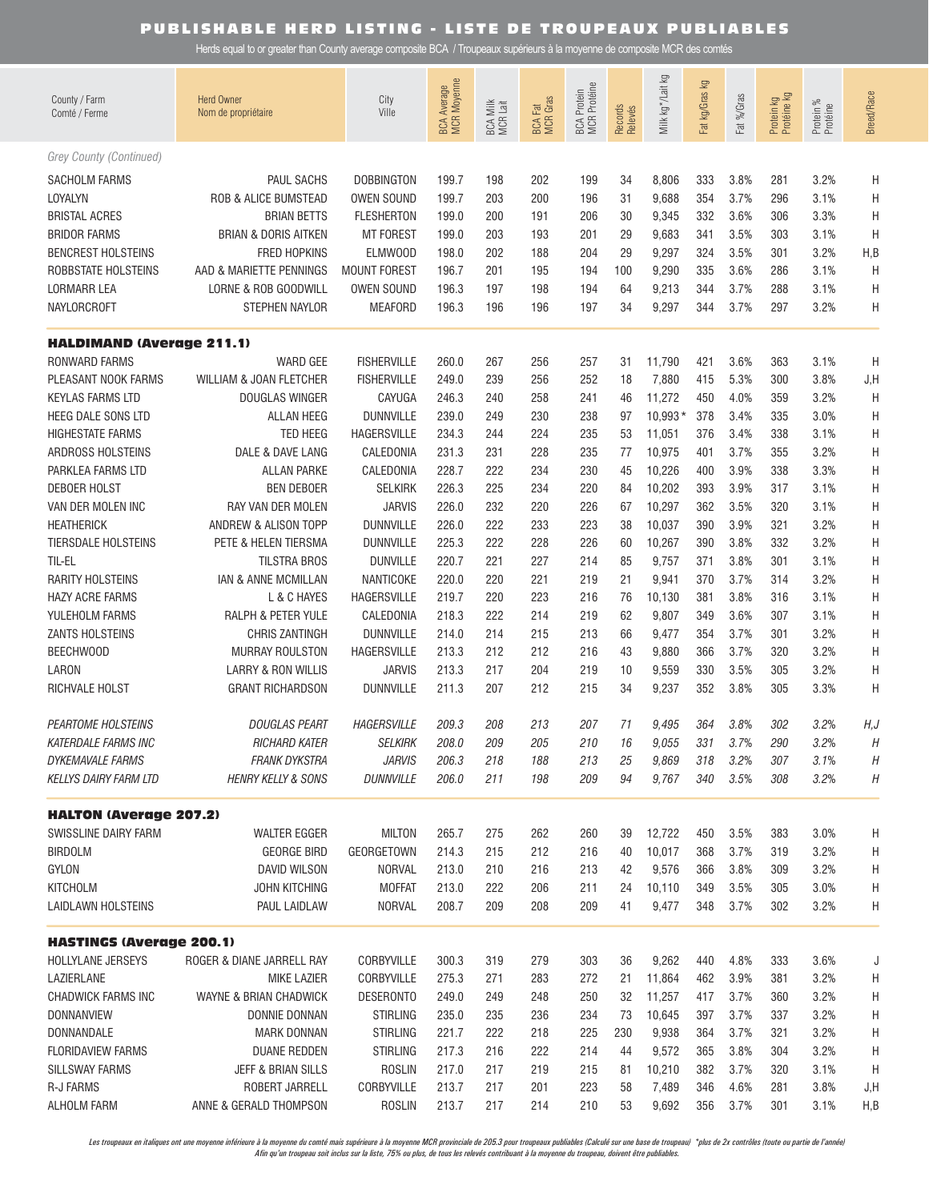## PUBLISHABLE HERD LISTING - LISTE DE TROUPEAUX PUBLIABLES

Herds equal to or greater than County average composite BCA / Troupeaux supérieurs à la moyenne de composite MCR des comtés

| County / Farm<br>Comté / Ferme | Herd Owner<br>Nom de propriétaire | City<br>Ville | BCA Average<br>MCR Moyenne | BCA Milk<br>MCR Lait | BCA Fat<br>MCR Gras | BCA Protein<br>MCR Protéine | Records<br>Relevés | Milk kg*/Lait kg | Fat kg/Gras kg | Fat %/Gras | Protein kg<br>Protéine kg | Protein %<br>Protéine | Breed/Race |
|---|---|---|---|---|---|---|---|---|---|---|---|---|---|
| *Grey County (Continued)* | | | | | | | | | | | | | |
| SACHOLM FARMS | PAUL SACHS | DOBBINGTON | 199.7 | 198 | 202 | 199 | 34 | 8,806 | 333 | 3.8% | 281 | 3.2% | H |
| LOYALYN | ROB & ALICE BUMSTEAD | OWEN SOUND | 199.7 | 203 | 200 | 196 | 31 | 9,688 | 354 | 3.7% | 296 | 3.1% | H |
| BRISTAL ACRES | BRIAN BETTS | FLESHERTON | 199.0 | 200 | 191 | 206 | 30 | 9,345 | 332 | 3.6% | 306 | 3.3% | H |
| BRIDOR FARMS | BRIAN & DORIS AITKEN | MT FOREST | 199.0 | 203 | 193 | 201 | 29 | 9,683 | 341 | 3.5% | 303 | 3.1% | H |
| BENCREST HOLSTEINS | FRED HOPKINS | ELMWOOD | 198.0 | 202 | 188 | 204 | 29 | 9,297 | 324 | 3.5% | 301 | 3.2% | H,B |
| ROBBSTATE HOLSTEINS | AAD & MARIETTE PENNINGS | MOUNT FOREST | 196.7 | 201 | 195 | 194 | 100 | 9,290 | 335 | 3.6% | 286 | 3.1% | H |
| LORMARR LEA | LORNE & ROB GOODWILL | OWEN SOUND | 196.3 | 197 | 198 | 194 | 64 | 9,213 | 344 | 3.7% | 288 | 3.1% | H |
| NAYLORCROFT | STEPHEN NAYLOR | MEAFORD | 196.3 | 196 | 196 | 197 | 34 | 9,297 | 344 | 3.7% | 297 | 3.2% | H |
| **HALDIMAND (Average 211.1)** | | | | | | | | | | | | | |
| RONWARD FARMS | WARD GEE | FISHERVILLE | 260.0 | 267 | 256 | 257 | 31 | 11,790 | 421 | 3.6% | 363 | 3.1% | H |
| PLEASANT NOOK FARMS | WILLIAM & JOAN FLETCHER | FISHERVILLE | 249.0 | 239 | 256 | 252 | 18 | 7,880 | 415 | 5.3% | 300 | 3.8% | J,H |
| KEYLAS FARMS LTD | DOUGLAS WINGER | CAYUGA | 246.3 | 240 | 258 | 241 | 46 | 11,272 | 450 | 4.0% | 359 | 3.2% | H |
| HEEG DALE SONS LTD | ALLAN HEEG | DUNNVILLE | 239.0 | 249 | 230 | 238 | 97 | 10,993* | 378 | 3.4% | 335 | 3.0% | H |
| HIGHESTATE FARMS | TED HEEG | HAGERSVILLE | 234.3 | 244 | 224 | 235 | 53 | 11,051 | 376 | 3.4% | 338 | 3.1% | H |
| ARDROSS HOLSTEINS | DALE & DAVE LANG | CALEDONIA | 231.3 | 231 | 228 | 235 | 77 | 10,975 | 401 | 3.7% | 355 | 3.2% | H |
| PARKLEA FARMS LTD | ALLAN PARKE | CALEDONIA | 228.7 | 222 | 234 | 230 | 45 | 10,226 | 400 | 3.9% | 338 | 3.3% | H |
| DEBOER HOLST | BEN DEBOER | SELKIRK | 226.3 | 225 | 234 | 220 | 84 | 10,202 | 393 | 3.9% | 317 | 3.1% | H |
| VAN DER MOLEN INC | RAY VAN DER MOLEN | JARVIS | 226.0 | 232 | 220 | 226 | 67 | 10,297 | 362 | 3.5% | 320 | 3.1% | H |
| HEATHERICK | ANDREW & ALISON TOPP | DUNNVILLE | 226.0 | 222 | 233 | 223 | 38 | 10,037 | 390 | 3.9% | 321 | 3.2% | H |
| TIERSDALE HOLSTEINS | PETE & HELEN TIERSMA | DUNNVILLE | 225.3 | 222 | 228 | 226 | 60 | 10,267 | 390 | 3.8% | 332 | 3.2% | H |
| TIL-EL | TILSTRA BROS | DUNVILLE | 220.7 | 221 | 227 | 214 | 85 | 9,757 | 371 | 3.8% | 301 | 3.1% | H |
| RARITY HOLSTEINS | IAN & ANNE MCMILLAN | NANTICOKE | 220.0 | 220 | 221 | 219 | 21 | 9,941 | 370 | 3.7% | 314 | 3.2% | H |
| HAZY ACRE FARMS | L & C HAYES | HAGERSVILLE | 219.7 | 220 | 223 | 216 | 76 | 10,130 | 381 | 3.8% | 316 | 3.1% | H |
| YULEHOLM FARMS | RALPH & PETER YULE | CALEDONIA | 218.3 | 222 | 214 | 219 | 62 | 9,807 | 349 | 3.6% | 307 | 3.1% | H |
| ZANTS HOLSTEINS | CHRIS ZANTINGH | DUNNVILLE | 214.0 | 214 | 215 | 213 | 66 | 9,477 | 354 | 3.7% | 301 | 3.2% | H |
| BEECHWOOD | MURRAY ROULSTON | HAGERSVILLE | 213.3 | 212 | 212 | 216 | 43 | 9,880 | 366 | 3.7% | 320 | 3.2% | H |
| LARON | LARRY & RON WILLIS | JARVIS | 213.3 | 217 | 204 | 219 | 10 | 9,559 | 330 | 3.5% | 305 | 3.2% | H |
| RICHVALE HOLST | GRANT RICHARDSON | DUNNVILLE | 211.3 | 207 | 212 | 215 | 34 | 9,237 | 352 | 3.8% | 305 | 3.3% | H |
| *PEARTOME HOLSTEINS* | *DOUGLAS PEART* | *HAGERSVILLE* | *209.3* | *208* | *213* | *207* | *71* | *9,495* | *364* | *3.8%* | *302* | *3.2%* | *H,J* |
| *KATERDALE FARMS INC* | *RICHARD KATER* | *SELKIRK* | *208.0* | *209* | *205* | *210* | *16* | *9,055* | *331* | *3.7%* | *290* | *3.2%* | *H* |
| *DYKEMAVALE FARMS* | *FRANK DYKSTRA* | *JARVIS* | *206.3* | *218* | *188* | *213* | *25* | *9,869* | *318* | *3.2%* | *307* | *3.1%* | *H* |
| *KELLYS DAIRY FARM LTD* | *HENRY KELLY & SONS* | *DUNNVILLE* | *206.0* | *211* | *198* | *209* | *94* | *9,767* | *340* | *3.5%* | *308* | *3.2%* | *H* |
| **HALTON (Average 207.2)** | | | | | | | | | | | | | |
| SWISSLINE DAIRY FARM | WALTER EGGER | MILTON | 265.7 | 275 | 262 | 260 | 39 | 12,722 | 450 | 3.5% | 383 | 3.0% | H |
| BIRDOLM | GEORGE BIRD | GEORGETOWN | 214.3 | 215 | 212 | 216 | 40 | 10,017 | 368 | 3.7% | 319 | 3.2% | H |
| GYLON | DAVID WILSON | NORVAL | 213.0 | 210 | 216 | 213 | 42 | 9,576 | 366 | 3.8% | 309 | 3.2% | H |
| KITCHOLM | JOHN KITCHING | MOFFAT | 213.0 | 222 | 206 | 211 | 24 | 10,110 | 349 | 3.5% | 305 | 3.0% | H |
| LAIDLAWN HOLSTEINS | PAUL LAIDLAW | NORVAL | 208.7 | 209 | 208 | 209 | 41 | 9,477 | 348 | 3.7% | 302 | 3.2% | H |
| **HASTINGS (Average 200.1)** | | | | | | | | | | | | | |
| HOLLYLANE JERSEYS | ROGER & DIANE JARRELL RAY | CORBYVILLE | 300.3 | 319 | 279 | 303 | 36 | 9,262 | 440 | 4.8% | 333 | 3.6% | J |
| LAZIERLANE | MIKE LAZIER | CORBYVILLE | 275.3 | 271 | 283 | 272 | 21 | 11,864 | 462 | 3.9% | 381 | 3.2% | H |
| CHADWICK FARMS INC | WAYNE & BRIAN CHADWICK | DESERONTO | 249.0 | 249 | 248 | 250 | 32 | 11,257 | 417 | 3.7% | 360 | 3.2% | H |
| DONNANVIEW | DONNIE DONNAN | STIRLING | 235.0 | 235 | 236 | 234 | 73 | 10,645 | 397 | 3.7% | 337 | 3.2% | H |
| DONNANDALE | MARK DONNAN | STIRLING | 221.7 | 222 | 218 | 225 | 230 | 9,938 | 364 | 3.7% | 321 | 3.2% | H |
| FLORIDAVIEW FARMS | DUANE REDDEN | STIRLING | 217.3 | 216 | 222 | 214 | 44 | 9,572 | 365 | 3.8% | 304 | 3.2% | H |
| SILLSWAY FARMS | JEFF & BRIAN SILLS | ROSLIN | 217.0 | 217 | 219 | 215 | 81 | 10,210 | 382 | 3.7% | 320 | 3.1% | H |
| R-J FARMS | ROBERT JARRELL | CORBYVILLE | 213.7 | 217 | 201 | 223 | 58 | 7,489 | 346 | 4.6% | 281 | 3.8% | J,H |
| ALHOLM FARM | ANNE & GERALD THOMPSON | ROSLIN | 213.7 | 217 | 214 | 210 | 53 | 9,692 | 356 | 3.7% | 301 | 3.1% | H,B |

*Les troupeaux en italiques ont une moyenne inférieure à la moyenne du comté mais supérieure à la moyenne MCR provinciale de 205.3 pour troupeaux publiables (Calculé sur une base de troupeau) *plus de 2x contrôles (toute ou partie de l'année)*
*Afin qu'un troupeau soit inclus sur la liste, 75% ou plus, de tous les relevés contribuant à la moyenne du troupeau, doivent être publiables.*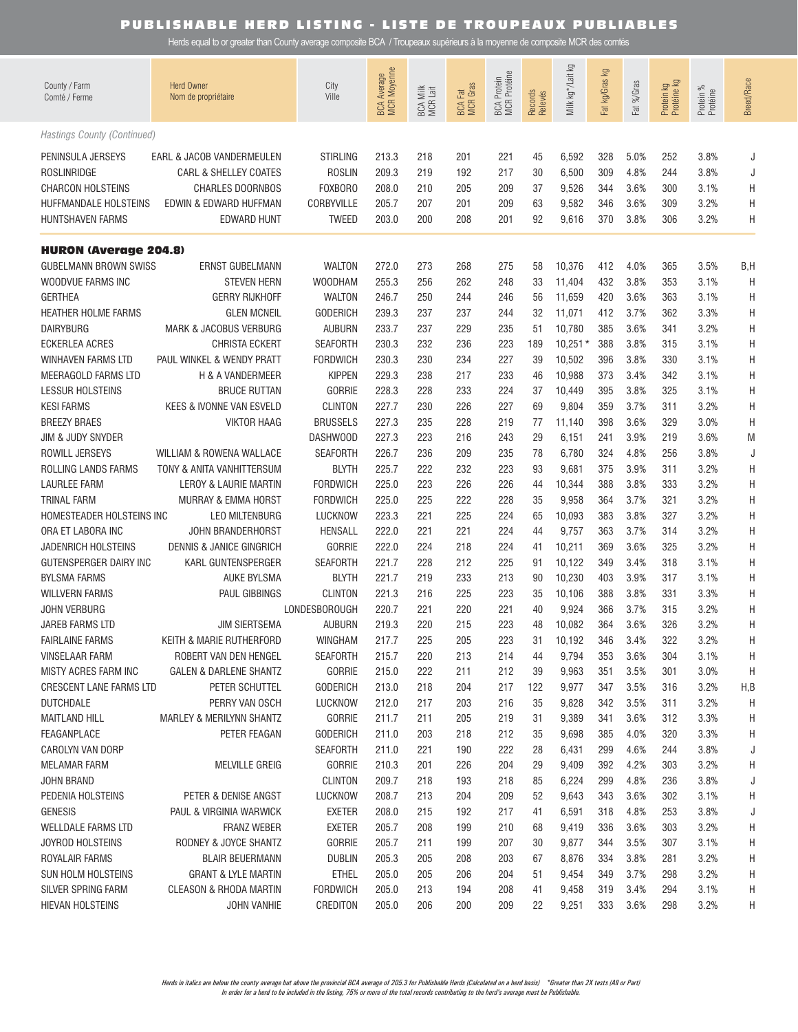# PUBLISHABLE HERD LISTING - LISTE DE TROUPEAUX PUBLIABLES

Herds equal to or greater than County average composite BCA / Troupeaux supérieurs à la moyenne de composite MCR des comtés

| County / Farm<br>Comté / Ferme | Herd Owner<br>Nom de propriétaire | City<br>Ville | BCA Average<br>MCR Moyenne | BCA Milk<br>MCR Lait | BCA Fat<br>MCR Gras | BCA Protein<br>MCR Protéine | Records<br>Relevés | Milk kg*/Lait kg | Fat kg/Gras kg | Fat %/Gras | Protein kg<br>Protéine kg | Protein %<br>Protéine | Breed/Race |
|---|---|---|---|---|---|---|---|---|---|---|---|---|---|
| *Hastings County (Continued)* | | | | | | | | | | | | | |
| PENINSULA JERSEYS | EARL & JACOB VANDERMEULEN | STIRLING | 213.3 | 218 | 201 | 221 | 45 | 6,592 | 328 | 5.0% | 252 | 3.8% | J |
| ROSLINRIDGE | CARL & SHELLEY COATES | ROSLIN | 209.3 | 219 | 192 | 217 | 30 | 6,500 | 309 | 4.8% | 244 | 3.8% | J |
| CHARCON HOLSTEINS | CHARLES DOORNBOS | FOXBORO | 208.0 | 210 | 205 | 209 | 37 | 9,526 | 344 | 3.6% | 300 | 3.1% | H |
| HUFFMANDALE HOLSTEINS | EDWIN & EDWARD HUFFMAN | CORBYVILLE | 205.7 | 207 | 201 | 209 | 63 | 9,582 | 346 | 3.6% | 309 | 3.2% | H |
| HUNTSHAVEN FARMS | EDWARD HUNT | TWEED | 203.0 | 200 | 208 | 201 | 92 | 9,616 | 370 | 3.8% | 306 | 3.2% | H |
| **HURON (Average 204.8)** | | | | | | | | | | | | | |
| GUBELMANN BROWN SWISS | ERNST GUBELMANN | WALTON | 272.0 | 273 | 268 | 275 | 58 | 10,376 | 412 | 4.0% | 365 | 3.5% | B,H |
| WOODVUE FARMS INC | STEVEN HERN | WOODHAM | 255.3 | 256 | 262 | 248 | 33 | 11,404 | 432 | 3.8% | 353 | 3.1% | H |
| GERTHEA | GERRY RIJKHOFF | WALTON | 246.7 | 250 | 244 | 246 | 56 | 11,659 | 420 | 3.6% | 363 | 3.1% | H |
| HEATHER HOLME FARMS | GLEN MCNEIL | GODERICH | 239.3 | 237 | 237 | 244 | 32 | 11,071 | 412 | 3.7% | 362 | 3.3% | H |
| DAIRYBURG | MARK & JACOBUS VERBURG | AUBURN | 233.7 | 237 | 229 | 235 | 51 | 10,780 | 385 | 3.6% | 341 | 3.2% | H |
| ECKERLEA ACRES | CHRISTA ECKERT | SEAFORTH | 230.3 | 232 | 236 | 223 | 189 | 10,251 * | 388 | 3.8% | 315 | 3.1% | H |
| WINHAVEN FARMS LTD | PAUL WINKEL & WENDY PRATT | FORDWICH | 230.3 | 230 | 234 | 227 | 39 | 10,502 | 396 | 3.8% | 330 | 3.1% | H |
| MEERAGOLD FARMS LTD | H & A VANDERMEER | KIPPEN | 229.3 | 238 | 217 | 233 | 46 | 10,988 | 373 | 3.4% | 342 | 3.1% | H |
| LESSUR HOLSTEINS | BRUCE RUTTAN | GORRIE | 228.3 | 228 | 233 | 224 | 37 | 10,449 | 395 | 3.8% | 325 | 3.1% | H |
| KESI FARMS | KEES & IVONNE VAN ESVELD | CLINTON | 227.7 | 230 | 226 | 227 | 69 | 9,804 | 359 | 3.7% | 311 | 3.2% | H |
| BREEZY BRAES | VIKTOR HAAG | BRUSSELS | 227.3 | 235 | 228 | 219 | 77 | 11,140 | 398 | 3.6% | 329 | 3.0% | H |
| JIM & JUDY SNYDER | | DASHWOOD | 227.3 | 223 | 216 | 243 | 29 | 6,151 | 241 | 3.9% | 219 | 3.6% | M |
| ROWILL JERSEYS | WILLIAM & ROWENA WALLACE | SEAFORTH | 226.7 | 236 | 209 | 235 | 78 | 6,780 | 324 | 4.8% | 256 | 3.8% | J |
| ROLLING LANDS FARMS | TONY & ANITA VANHITTERSUM | BLYTH | 225.7 | 222 | 232 | 223 | 93 | 9,681 | 375 | 3.9% | 311 | 3.2% | H |
| LAURLEE FARM | LEROY & LAURIE MARTIN | FORDWICH | 225.0 | 223 | 226 | 226 | 44 | 10,344 | 388 | 3.8% | 333 | 3.2% | H |
| TRINAL FARM | MURRAY & EMMA HORST | FORDWICH | 225.0 | 225 | 222 | 228 | 35 | 9,958 | 364 | 3.7% | 321 | 3.2% | H |
| HOMESTEADER HOLSTEINS INC | LEO MILTENBURG | LUCKNOW | 223.3 | 221 | 225 | 224 | 65 | 10,093 | 383 | 3.8% | 327 | 3.2% | H |
| ORA ET LABORA INC | JOHN BRANDERHORST | HENSALL | 222.0 | 221 | 221 | 224 | 44 | 9,757 | 363 | 3.7% | 314 | 3.2% | H |
| JADENRICH HOLSTEINS | DENNIS & JANICE GINGRICH | GORRIE | 222.0 | 224 | 218 | 224 | 41 | 10,211 | 369 | 3.6% | 325 | 3.2% | H |
| GUTENSPERGER DAIRY INC | KARL GUNTENSPERGER | SEAFORTH | 221.7 | 228 | 212 | 225 | 91 | 10,122 | 349 | 3.4% | 318 | 3.1% | H |
| BYLSMA FARMS | AUKE BYLSMA | BLYTH | 221.7 | 219 | 233 | 213 | 90 | 10,230 | 403 | 3.9% | 317 | 3.1% | H |
| WILLVERN FARMS | PAUL GIBBINGS | CLINTON | 221.3 | 216 | 225 | 223 | 35 | 10,106 | 388 | 3.8% | 331 | 3.3% | H |
| JOHN VERBURG | | LONDESBOROUGH | 220.7 | 221 | 220 | 221 | 40 | 9,924 | 366 | 3.7% | 315 | 3.2% | H |
| JAREB FARMS LTD | JIM SIERTSEMA | AUBURN | 219.3 | 220 | 215 | 223 | 48 | 10,082 | 364 | 3.6% | 326 | 3.2% | H |
| FAIRLAINE FARMS | KEITH & MARIE RUTHERFORD | WINGHAM | 217.7 | 225 | 205 | 223 | 31 | 10,192 | 346 | 3.4% | 322 | 3.2% | H |
| VINSELAAR FARM | ROBERT VAN DEN HENGEL | SEAFORTH | 215.7 | 220 | 213 | 214 | 44 | 9,794 | 353 | 3.6% | 304 | 3.1% | H |
| MISTY ACRES FARM INC | GALEN & DARLENE SHANTZ | GORRIE | 215.0 | 222 | 211 | 212 | 39 | 9,963 | 351 | 3.5% | 301 | 3.0% | H |
| CRESCENT LANE FARMS LTD | PETER SCHUTTEL | GODERICH | 213.0 | 218 | 204 | 217 | 122 | 9,977 | 347 | 3.5% | 316 | 3.2% | H,B |
| DUTCHDALE | PERRY VAN OSCH | LUCKNOW | 212.0 | 217 | 203 | 216 | 35 | 9,828 | 342 | 3.5% | 311 | 3.2% | H |
| MAITLAND HILL | MARLEY & MERILYNN SHANTZ | GORRIE | 211.7 | 211 | 205 | 219 | 31 | 9,389 | 341 | 3.6% | 312 | 3.3% | H |
| FEAGANPLACE | PETER FEAGAN | GODERICH | 211.0 | 203 | 218 | 212 | 35 | 9,698 | 385 | 4.0% | 320 | 3.3% | H |
| CAROLYN VAN DORP | | SEAFORTH | 211.0 | 221 | 190 | 222 | 28 | 6,431 | 299 | 4.6% | 244 | 3.8% | J |
| MELAMAR FARM | MELVILLE GREIG | GORRIE | 210.3 | 201 | 226 | 204 | 29 | 9,409 | 392 | 4.2% | 303 | 3.2% | H |
| JOHN BRAND | | CLINTON | 209.7 | 218 | 193 | 218 | 85 | 6,224 | 299 | 4.8% | 236 | 3.8% | J |
| PEDENIA HOLSTEINS | PETER & DENISE ANGST | LUCKNOW | 208.7 | 213 | 204 | 209 | 52 | 9,643 | 343 | 3.6% | 302 | 3.1% | H |
| GENESIS | PAUL & VIRGINIA WARWICK | EXETER | 208.0 | 215 | 192 | 217 | 41 | 6,591 | 318 | 4.8% | 253 | 3.8% | J |
| WELLDALE FARMS LTD | FRANZ WEBER | EXETER | 205.7 | 208 | 199 | 210 | 68 | 9,419 | 336 | 3.6% | 303 | 3.2% | H |
| JOYROD HOLSTEINS | RODNEY & JOYCE SHANTZ | GORRIE | 205.7 | 211 | 199 | 207 | 30 | 9,877 | 344 | 3.5% | 307 | 3.1% | H |
| ROYALAIR FARMS | BLAIR BEUERMANN | DUBLIN | 205.3 | 205 | 208 | 203 | 67 | 8,876 | 334 | 3.8% | 281 | 3.2% | H |
| SUN HOLM HOLSTEINS | GRANT & LYLE MARTIN | ETHEL | 205.0 | 205 | 206 | 204 | 51 | 9,454 | 349 | 3.7% | 298 | 3.2% | H |
| SILVER SPRING FARM | CLEASON & RHODA MARTIN | FORDWICH | 205.0 | 213 | 194 | 208 | 41 | 9,458 | 319 | 3.4% | 294 | 3.1% | H |
| HIEVAN HOLSTEINS | JOHN VANHIE | CREDITON | 205.0 | 206 | 200 | 209 | 22 | 9,251 | 333 | 3.6% | 298 | 3.2% | H |

*Herds in italics are below the county average but above the provincial BCA average of 205.3 for Publishable Herds (Calculated on a herd basis) \*Greater than 2X tests (All or Part)*
*In order for a herd to be included in the listing, 75% or more of the total records contributing to the herd's average must be Publishable.*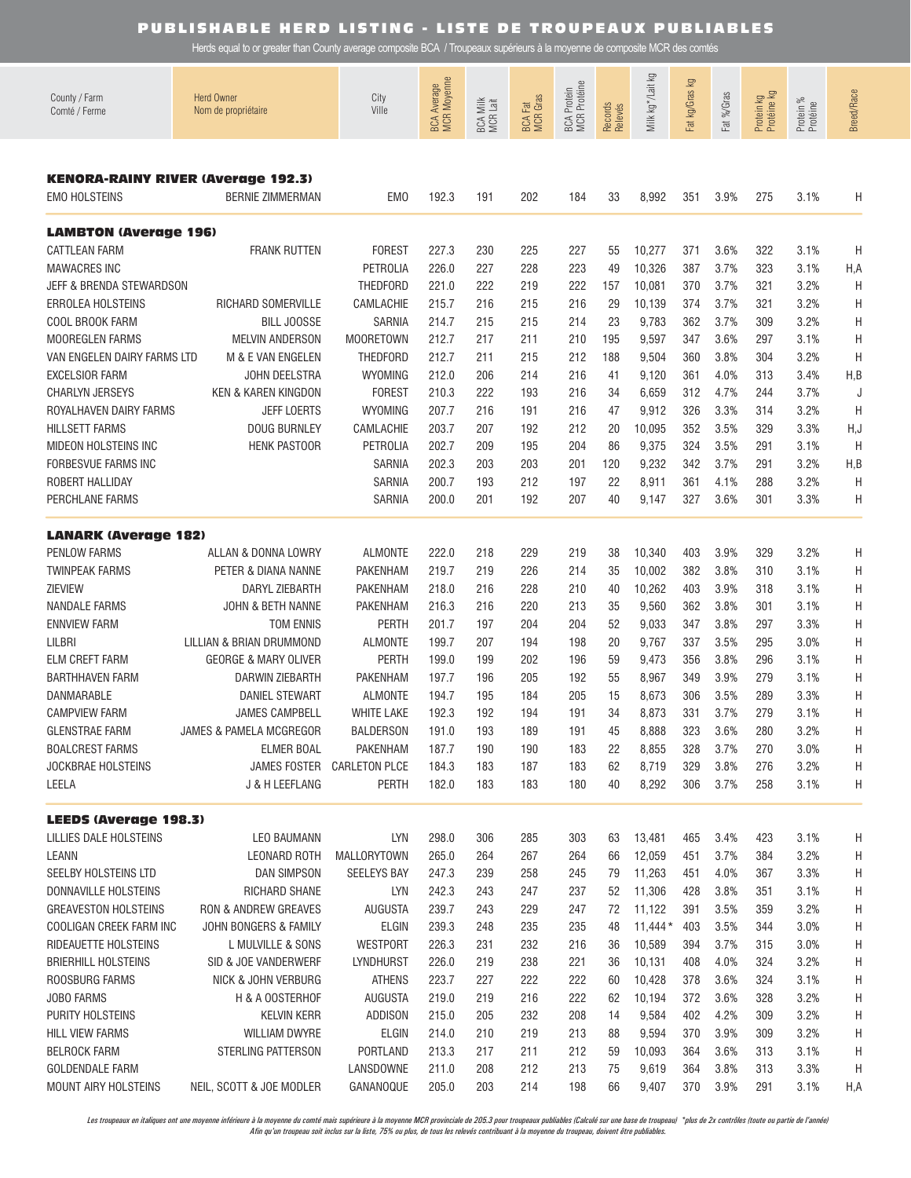# PUBLISHABLE HERD LISTING - LISTE DE TROUPEAUX PUBLIABLES

Herds equal to or greater than County average composite BCA / Troupeaux supérieurs à la moyenne de composite MCR des comtés

| County / Farm<br>Comté / Ferme | Herd Owner<br>Nom de propriétaire | City<br>Ville | BCA Average<br>MCR Moyenne | BCA Milk<br>MCR Lait | BCA Fat<br>MCR Gras | BCA Protein<br>MCR Protéine | Records<br>Relevés | Milk kg*/Lait kg | Fat kg/Gras kg | Fat %/Gras | Protein kg<br>Protéine kg | Protein %<br>Protéine | Breed/Race |
|---|---|---|---|---|---|---|---|---|---|---|---|---|---|
| **KENORA-RAINY RIVER (Average 192.3)** | | | | | | | | | | | | | |
| EMO HOLSTEINS | BERNIE ZIMMERMAN | EMO | 192.3 | 191 | 202 | 184 | 33 | 8,992 | 351 | 3.9% | 275 | 3.1% | H |
| **LAMBTON (Average 196)** | | | | | | | | | | | | | |
| CATTLEAN FARM | FRANK RUTTEN | FOREST | 227.3 | 230 | 225 | 227 | 55 | 10,277 | 371 | 3.6% | 322 | 3.1% | H |
| MAWACRES INC | | PETROLIA | 226.0 | 227 | 228 | 223 | 49 | 10,326 | 387 | 3.7% | 323 | 3.1% | H,A |
| JEFF & BRENDA STEWARDSON | | THEDFORD | 221.0 | 222 | 219 | 222 | 157 | 10,081 | 370 | 3.7% | 321 | 3.2% | H |
| ERROLEA HOLSTEINS | RICHARD SOMERVILLE | CAMLACHIE | 215.7 | 216 | 215 | 216 | 29 | 10,139 | 374 | 3.7% | 321 | 3.2% | H |
| COOL BROOK FARM | BILL JOOSSE | SARNIA | 214.7 | 215 | 215 | 214 | 23 | 9,783 | 362 | 3.7% | 309 | 3.2% | H |
| MOOREGLEN FARMS | MELVIN ANDERSON | MOORETOWN | 212.7 | 217 | 211 | 210 | 195 | 9,597 | 347 | 3.6% | 297 | 3.1% | H |
| VAN ENGELEN DAIRY FARMS LTD | M & E VAN ENGELEN | THEDFORD | 212.7 | 211 | 215 | 212 | 188 | 9,504 | 360 | 3.8% | 304 | 3.2% | H |
| EXCELSIOR FARM | JOHN DEELSTRA | WYOMING | 212.0 | 206 | 214 | 216 | 41 | 9,120 | 361 | 4.0% | 313 | 3.4% | H,B |
| CHARLYN JERSEYS | KEN & KAREN KINGDON | FOREST | 210.3 | 222 | 193 | 216 | 34 | 6,659 | 312 | 4.7% | 244 | 3.7% | J |
| ROYALHAVEN DAIRY FARMS | JEFF LOERTS | WYOMING | 207.7 | 216 | 191 | 216 | 47 | 9,912 | 326 | 3.3% | 314 | 3.2% | H |
| HILLSETT FARMS | DOUG BURNLEY | CAMLACHIE | 203.7 | 207 | 192 | 212 | 20 | 10,095 | 352 | 3.5% | 329 | 3.3% | H,J |
| MIDEON HOLSTEINS INC | HENK PASTOOR | PETROLIA | 202.7 | 209 | 195 | 204 | 86 | 9,375 | 324 | 3.5% | 291 | 3.1% | H |
| FORBESVUE FARMS INC | | SARNIA | 202.3 | 203 | 203 | 201 | 120 | 9,232 | 342 | 3.7% | 291 | 3.2% | H,B |
| ROBERT HALLIDAY | | SARNIA | 200.7 | 193 | 212 | 197 | 22 | 8,911 | 361 | 4.1% | 288 | 3.2% | H |
| PERCHLANE FARMS | | SARNIA | 200.0 | 201 | 192 | 207 | 40 | 9,147 | 327 | 3.6% | 301 | 3.3% | H |
| **LANARK (Average 182)** | | | | | | | | | | | | | |
| PENLOW FARMS | ALLAN & DONNA LOWRY | ALMONTE | 222.0 | 218 | 229 | 219 | 38 | 10,340 | 403 | 3.9% | 329 | 3.2% | H |
| TWINPEAK FARMS | PETER & DIANA NANNE | PAKENHAM | 219.7 | 219 | 226 | 214 | 35 | 10,002 | 382 | 3.8% | 310 | 3.1% | H |
| ZIEVIEW | DARYL ZIEBARTH | PAKENHAM | 218.0 | 216 | 228 | 210 | 40 | 10,262 | 403 | 3.9% | 318 | 3.1% | H |
| NANDALE FARMS | JOHN & BETH NANNE | PAKENHAM | 216.3 | 216 | 220 | 213 | 35 | 9,560 | 362 | 3.8% | 301 | 3.1% | H |
| ENNVIEW FARM | TOM ENNIS | PERTH | 201.7 | 197 | 204 | 204 | 52 | 9,033 | 347 | 3.8% | 297 | 3.3% | H |
| LILBRI | LILLIAN & BRIAN DRUMMOND | ALMONTE | 199.7 | 207 | 194 | 198 | 20 | 9,767 | 337 | 3.5% | 295 | 3.0% | H |
| ELM CREFT FARM | GEORGE & MARY OLIVER | PERTH | 199.0 | 199 | 202 | 196 | 59 | 9,473 | 356 | 3.8% | 296 | 3.1% | H |
| BARTHHAVEN FARM | DARWIN ZIEBARTH | PAKENHAM | 197.7 | 196 | 205 | 192 | 55 | 8,967 | 349 | 3.9% | 279 | 3.1% | H |
| DANMARABLE | DANIEL STEWART | ALMONTE | 194.7 | 195 | 184 | 205 | 15 | 8,673 | 306 | 3.5% | 289 | 3.3% | H |
| CAMPVIEW FARM | JAMES CAMPBELL | WHITE LAKE | 192.3 | 192 | 194 | 191 | 34 | 8,873 | 331 | 3.7% | 279 | 3.1% | H |
| GLENSTRAE FARM | JAMES & PAMELA MCGREGOR | BALDERSON | 191.0 | 193 | 189 | 191 | 45 | 8,888 | 323 | 3.6% | 280 | 3.2% | H |
| BOALCREST FARMS | ELMER BOAL | PAKENHAM | 187.7 | 190 | 190 | 183 | 22 | 8,855 | 328 | 3.7% | 270 | 3.0% | H |
| JOCKBRAE HOLSTEINS | JAMES FOSTER | CARLETON PLCE | 184.3 | 183 | 187 | 183 | 62 | 8,719 | 329 | 3.8% | 276 | 3.2% | H |
| LEELA | J & H LEEFLANG | PERTH | 182.0 | 183 | 183 | 180 | 40 | 8,292 | 306 | 3.7% | 258 | 3.1% | H |
| **LEEDS (Average 198.3)** | | | | | | | | | | | | | |
| LILLIES DALE HOLSTEINS | LEO BAUMANN | LYN | 298.0 | 306 | 285 | 303 | 63 | 13,481 | 465 | 3.4% | 423 | 3.1% | H |
| LEANN | LEONARD ROTH | MALLORYTOWN | 265.0 | 264 | 267 | 264 | 66 | 12,059 | 451 | 3.7% | 384 | 3.2% | H |
| SEELBY HOLSTEINS LTD | DAN SIMPSON | SEELEYS BAY | 247.3 | 239 | 258 | 245 | 79 | 11,263 | 451 | 4.0% | 367 | 3.3% | H |
| DONNAVILLE HOLSTEINS | RICHARD SHANE | LYN | 242.3 | 243 | 247 | 237 | 52 | 11,306 | 428 | 3.8% | 351 | 3.1% | H |
| GREAVESTON HOLSTEINS | RON & ANDREW GREAVES | AUGUSTA | 239.7 | 243 | 229 | 247 | 72 | 11,122 | 391 | 3.5% | 359 | 3.2% | H |
| COOLIGAN CREEK FARM INC | JOHN BONGERS & FAMILY | ELGIN | 239.3 | 248 | 235 | 235 | 48 | 11,444* | 403 | 3.5% | 344 | 3.0% | H |
| RIDEAUETTE HOLSTEINS | L MULVILLE & SONS | WESTPORT | 226.3 | 231 | 232 | 216 | 36 | 10,589 | 394 | 3.7% | 315 | 3.0% | H |
| BRIERHILL HOLSTEINS | SID & JOE VANDERWERF | LYNDHURST | 226.0 | 219 | 238 | 221 | 36 | 10,131 | 408 | 4.0% | 324 | 3.2% | H |
| ROOSBURG FARMS | NICK & JOHN VERBURG | ATHENS | 223.7 | 227 | 222 | 222 | 60 | 10,428 | 378 | 3.6% | 324 | 3.1% | H |
| JOBO FARMS | H & A OOSTERHOF | AUGUSTA | 219.0 | 219 | 216 | 222 | 62 | 10,194 | 372 | 3.6% | 328 | 3.2% | H |
| PURITY HOLSTEINS | KELVIN KERR | ADDISON | 215.0 | 205 | 232 | 208 | 14 | 9,584 | 402 | 4.2% | 309 | 3.2% | H |
| HILL VIEW FARMS | WILLIAM DWYRE | ELGIN | 214.0 | 210 | 219 | 213 | 88 | 9,594 | 370 | 3.9% | 309 | 3.2% | H |
| BELROCK FARM | STERLING PATTERSON | PORTLAND | 213.3 | 217 | 211 | 212 | 59 | 10,093 | 364 | 3.6% | 313 | 3.1% | H |
| GOLDENDALE FARM | | LANSDOWNE | 211.0 | 208 | 212 | 213 | 75 | 9,619 | 364 | 3.8% | 313 | 3.3% | H |
| MOUNT AIRY HOLSTEINS | NEIL, SCOTT & JOE MODLER | GANANOQUE | 205.0 | 203 | 214 | 198 | 66 | 9,407 | 370 | 3.9% | 291 | 3.1% | H,A |

*Les troupeaux en italiques ont une moyenne inférieure à la moyenne du comté mais supérieure à la moyenne MCR provinciale de 205.3 pour troupeaux publiables (Calculé sur une base de troupeau) *plus de 2x contrôles (toute ou partie de l'année)*
*Afin qu'un troupeau soit inclus sur la liste, 75% ou plus, de tous les relevés contribuant à la moyenne du troupeau, doivent être publiables.*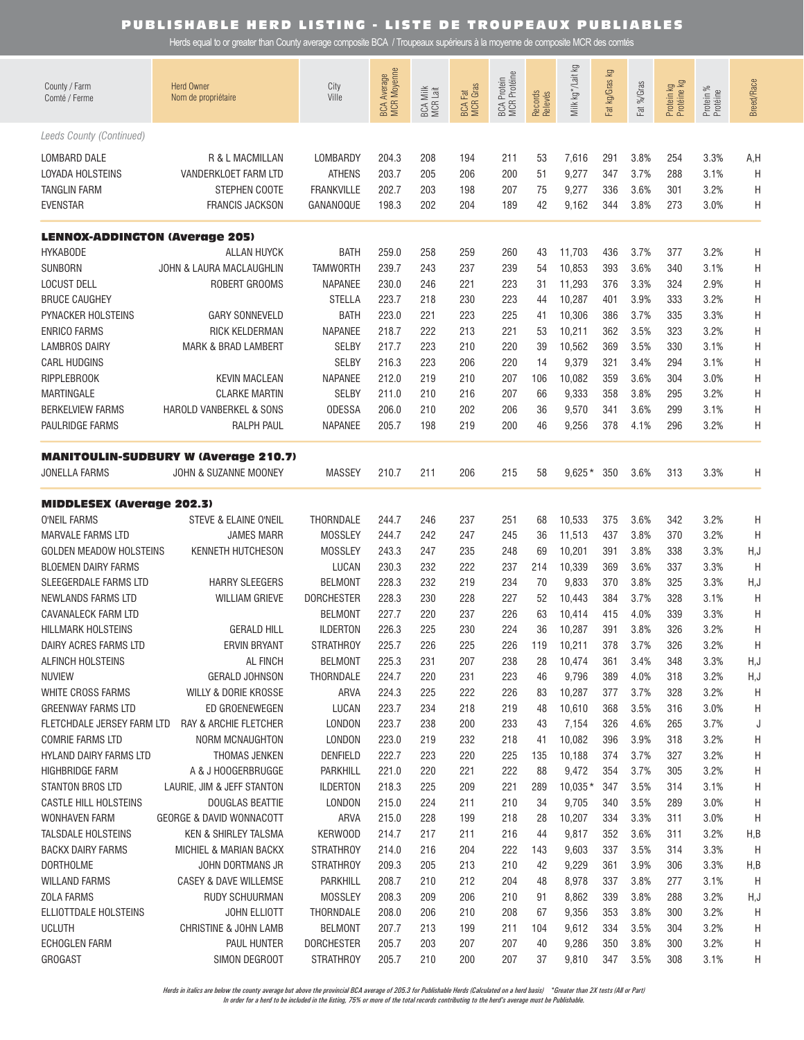# PUBLISHABLE HERD LISTING - LISTE DE TROUPEAUX PUBLIABLES

Herds equal to or greater than County average composite BCA / Troupeaux supérieurs à la moyenne de composite MCR des comtés

| County / Farm Comté / Ferme | Herd Owner Nom de propriétaire | City Ville | BCA Average MCR Moyenne | BCA Milk MCR Lait | BCA Fat MCR Gras | BCA Protein MCR Protéine | Records Relevés | Milk kg* / Lait kg | Fat kg/Gras kg | Fat %/Gras | Protein kg Protéine kg | Protein % Protéine | Breed/Race |
|---|---|---|---|---|---|---|---|---|---|---|---|---|---|
| *Leeds County (Continued)* | | | | | | | | | | | | | |
| LOMBARD DALE | R & L MACMILLAN | LOMBARDY | 204.3 | 208 | 194 | 211 | 53 | 7,616 | 291 | 3.8% | 254 | 3.3% | A,H |
| LOYADA HOLSTEINS | VANDERKLOET FARM LTD | ATHENS | 203.7 | 205 | 206 | 200 | 51 | 9,277 | 347 | 3.7% | 288 | 3.1% | H |
| TANGLIN FARM | STEPHEN COOTE | FRANKVILLE | 202.7 | 203 | 198 | 207 | 75 | 9,277 | 336 | 3.6% | 301 | 3.2% | H |
| EVENSTAR | FRANCIS JACKSON | GANANOQUE | 198.3 | 202 | 204 | 189 | 42 | 9,162 | 344 | 3.8% | 273 | 3.0% | H |
| **LENNOX-ADDINGTON (Average 205)** | | | | | | | | | | | | | |
| HYKABODE | ALLAN HUYCK | BATH | 259.0 | 258 | 259 | 260 | 43 | 11,703 | 436 | 3.7% | 377 | 3.2% | H |
| SUNBORN | JOHN & LAURA MACLAUGHLIN | TAMWORTH | 239.7 | 243 | 237 | 239 | 54 | 10,853 | 393 | 3.6% | 340 | 3.1% | H |
| LOCUST DELL | ROBERT GROOMS | NAPANEE | 230.0 | 246 | 221 | 223 | 31 | 11,293 | 376 | 3.3% | 324 | 2.9% | H |
| BRUCE CAUGHEY | | STELLA | 223.7 | 218 | 230 | 223 | 44 | 10,287 | 401 | 3.9% | 333 | 3.2% | H |
| PYNACKER HOLSTEINS | GARY SONNEVELD | BATH | 223.0 | 221 | 223 | 225 | 41 | 10,306 | 386 | 3.7% | 335 | 3.3% | H |
| ENRICO FARMS | RICK KELDERMAN | NAPANEE | 218.7 | 222 | 213 | 221 | 53 | 10,211 | 362 | 3.5% | 323 | 3.2% | H |
| LAMBROS DAIRY | MARK & BRAD LAMBERT | SELBY | 217.7 | 223 | 210 | 220 | 39 | 10,562 | 369 | 3.5% | 330 | 3.1% | H |
| CARL HUDGINS | | SELBY | 216.3 | 223 | 206 | 220 | 14 | 9,379 | 321 | 3.4% | 294 | 3.1% | H |
| RIPPLEBROOK | KEVIN MACLEAN | NAPANEE | 212.0 | 219 | 210 | 207 | 106 | 10,082 | 359 | 3.6% | 304 | 3.0% | H |
| MARTINGALE | CLARKE MARTIN | SELBY | 211.0 | 210 | 216 | 207 | 66 | 9,333 | 358 | 3.8% | 295 | 3.2% | H |
| BERKELVIEW FARMS | HAROLD VANBERKEL & SONS | ODESSA | 206.0 | 210 | 202 | 206 | 36 | 9,570 | 341 | 3.6% | 299 | 3.1% | H |
| PAULRIDGE FARMS | RALPH PAUL | NAPANEE | 205.7 | 198 | 219 | 200 | 46 | 9,256 | 378 | 4.1% | 296 | 3.2% | H |
| **MANITOULIN-SUDBURY W (Average 210.7)** | | | | | | | | | | | | | |
| JONELLA FARMS | JOHN & SUZANNE MOONEY | MASSEY | 210.7 | 211 | 206 | 215 | 58 | 9,625 * | 350 | 3.6% | 313 | 3.3% | H |
| **MIDDLESEX (Average 202.3)** | | | | | | | | | | | | | |
| O'NEIL FARMS | STEVE & ELAINE O'NEIL | THORNDALE | 244.7 | 246 | 237 | 251 | 68 | 10,533 | 375 | 3.6% | 342 | 3.2% | H |
| MARVALE FARMS LTD | JAMES MARR | MOSSLEY | 244.7 | 242 | 247 | 245 | 36 | 11,513 | 437 | 3.8% | 370 | 3.2% | H |
| GOLDEN MEADOW HOLSTEINS | KENNETH HUTCHESON | MOSSLEY | 243.3 | 247 | 235 | 248 | 69 | 10,201 | 391 | 3.8% | 338 | 3.3% | H,J |
| BLOEMEN DAIRY FARMS | | LUCAN | 230.3 | 232 | 222 | 237 | 214 | 10,339 | 369 | 3.6% | 337 | 3.3% | H |
| SLEEGERDALE FARMS LTD | HARRY SLEEGERS | BELMONT | 228.3 | 232 | 219 | 234 | 70 | 9,833 | 370 | 3.8% | 325 | 3.3% | H,J |
| NEWLANDS FARMS LTD | WILLIAM GRIEVE | DORCHESTER | 228.3 | 230 | 228 | 227 | 52 | 10,443 | 384 | 3.7% | 328 | 3.1% | H |
| CAVANALECK FARM LTD | | BELMONT | 227.7 | 220 | 237 | 226 | 63 | 10,414 | 415 | 4.0% | 339 | 3.3% | H |
| HILLMARK HOLSTEINS | GERALD HILL | ILDERTON | 226.3 | 225 | 230 | 224 | 36 | 10,287 | 391 | 3.8% | 326 | 3.2% | H |
| DAIRY ACRES FARMS LTD | ERVIN BRYANT | STRATHROY | 225.7 | 226 | 225 | 226 | 119 | 10,211 | 378 | 3.7% | 326 | 3.2% | H |
| ALFINCH HOLSTEINS | AL FINCH | BELMONT | 225.3 | 231 | 207 | 238 | 28 | 10,474 | 361 | 3.4% | 348 | 3.3% | H,J |
| NUVIEW | GERALD JOHNSON | THORNDALE | 224.7 | 220 | 231 | 223 | 46 | 9,796 | 389 | 4.0% | 318 | 3.2% | H,J |
| WHITE CROSS FARMS | WILLY & DORIE KROSSE | ARVA | 224.3 | 225 | 222 | 226 | 83 | 10,287 | 377 | 3.7% | 328 | 3.2% | H |
| GREENWAY FARMS LTD | ED GROENEWEGEN | LUCAN | 223.7 | 234 | 218 | 219 | 48 | 10,610 | 368 | 3.5% | 316 | 3.0% | H |
| FLETCHDALE JERSEY FARM LTD | RAY & ARCHIE FLETCHER | LONDON | 223.7 | 238 | 200 | 233 | 43 | 7,154 | 326 | 4.6% | 265 | 3.7% | J |
| COMRIE FARMS LTD | NORM MCNAUGHTON | LONDON | 223.0 | 219 | 232 | 218 | 41 | 10,082 | 396 | 3.9% | 318 | 3.2% | H |
| HYLAND DAIRY FARMS LTD | THOMAS JENKEN | DENFIELD | 222.7 | 223 | 220 | 225 | 135 | 10,188 | 374 | 3.7% | 327 | 3.2% | H |
| HIGHBRIDGE FARM | A & J HOOGERBRUGGE | PARKHILL | 221.0 | 220 | 221 | 222 | 88 | 9,472 | 354 | 3.7% | 305 | 3.2% | H |
| STANTON BROS LTD | LAURIE, JIM & JEFF STANTON | ILDERTON | 218.3 | 225 | 209 | 221 | 289 | 10,035 * | 347 | 3.5% | 314 | 3.1% | H |
| CASTLE HILL HOLSTEINS | DOUGLAS BEATTIE | LONDON | 215.0 | 224 | 211 | 210 | 34 | 9,705 | 340 | 3.5% | 289 | 3.0% | H |
| WONHAVEN FARM | GEORGE & DAVID WONNACOTT | ARVA | 215.0 | 228 | 199 | 218 | 28 | 10,207 | 334 | 3.3% | 311 | 3.0% | H |
| TALSDALE HOLSTEINS | KEN & SHIRLEY TALSMA | KERWOOD | 214.7 | 217 | 211 | 216 | 44 | 9,817 | 352 | 3.6% | 311 | 3.2% | H,B |
| BACKX DAIRY FARMS | MICHIEL & MARIAN BACKX | STRATHROY | 214.0 | 216 | 204 | 222 | 143 | 9,603 | 337 | 3.5% | 314 | 3.3% | H |
| DORTHOLME | JOHN DORTMANS JR | STRATHROY | 209.3 | 205 | 213 | 210 | 42 | 9,229 | 361 | 3.9% | 306 | 3.3% | H,B |
| WILLAND FARMS | CASEY & DAVE WILLEMSE | PARKHILL | 208.7 | 210 | 212 | 204 | 48 | 8,978 | 337 | 3.8% | 277 | 3.1% | H |
| ZOLA FARMS | RUDY SCHUURMAN | MOSSLEY | 208.3 | 209 | 206 | 210 | 91 | 8,862 | 339 | 3.8% | 288 | 3.2% | H,J |
| ELLIOTTDALE HOLSTEINS | JOHN ELLIOTT | THORNDALE | 208.0 | 206 | 210 | 208 | 67 | 9,356 | 353 | 3.8% | 300 | 3.2% | H |
| UCLUTH | CHRISTINE & JOHN LAMB | BELMONT | 207.7 | 213 | 199 | 211 | 104 | 9,612 | 334 | 3.5% | 304 | 3.2% | H |
| ECHOGLEN FARM | PAUL HUNTER | DORCHESTER | 205.7 | 203 | 207 | 207 | 40 | 9,286 | 350 | 3.8% | 300 | 3.2% | H |
| GROGAST | SIMON DEGROOT | STRATHROY | 205.7 | 210 | 200 | 207 | 37 | 9,810 | 347 | 3.5% | 308 | 3.1% | H |

*Herds in italics are below the county average but above the provincial BCA average of 205.3 for Publishable Herds (Calculated on a herd basis) \*Greater than 2X tests (All or Part)*
*In order for a herd to be included in the listing, 75% or more of the total records contributing to the herd's average must be Publishable.*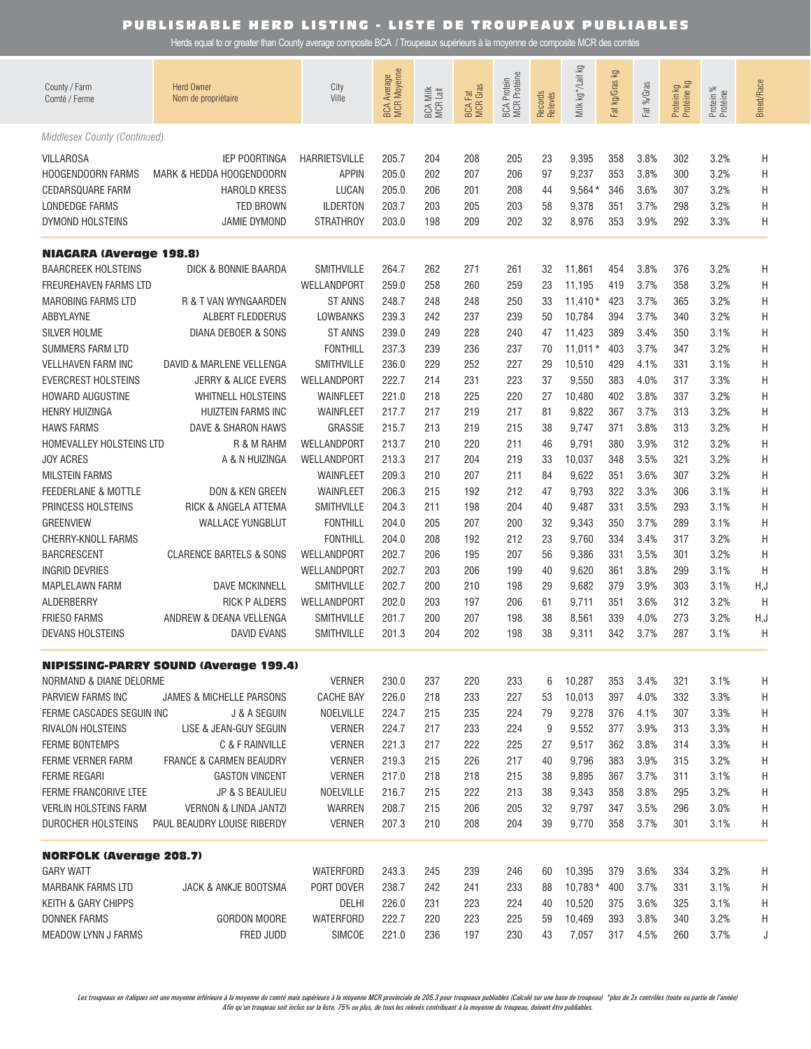# PUBLISHABLE HERD LISTING - LISTE DE TROUPEAUX PUBLIABLES

Herds equal to or greater than County average composite BCA / Troupeaux supérieurs à la moyenne de composite MCR des comtés

| County / Farm<br>Comté / Ferme | Herd Owner<br>Nom de propriétaire | City<br>Ville | BCA Average<br>MCR Moyenne | BCA Milk<br>MCR Lait | BCA Fat<br>MCR Gras | BCA Protein<br>MCR Protéine | Records<br>Relevés | Milk kg*/Lait kg | Fat kg/Gras kg | Fat %/Gras | Protein kg<br>Protéine kg | Protein %<br>Protéine | Breed/Race |
|---|---|---|---|---|---|---|---|---|---|---|---|---|---|
| *Middlesex County (Continued)* | | | | | | | | | | | | | |
| VILLAROSA | IEP POORTINGA | HARRIETSVILLE | 205.7 | 204 | 208 | 205 | 23 | 9,395 | 358 | 3.8% | 302 | 3.2% | H |
| HOOGENDOORN FARMS | MARK & HEDDA HOOGENDOORN | APPIN | 205.0 | 202 | 207 | 206 | 97 | 9,237 | 353 | 3.8% | 300 | 3.2% | H |
| CEDARSQUARE FARM | HAROLD KRESS | LUCAN | 205.0 | 206 | 201 | 208 | 44 | 9,564 * | 346 | 3.6% | 307 | 3.2% | H |
| LONDEDGE FARMS | TED BROWN | ILDERTON | 203.7 | 203 | 205 | 203 | 58 | 9,378 | 351 | 3.7% | 298 | 3.2% | H |
| DYMOND HOLSTEINS | JAMIE DYMOND | STRATHROY | 203.0 | 198 | 209 | 202 | 32 | 8,976 | 353 | 3.9% | 292 | 3.3% | H |
| **NIAGARA (Average 198.8)** | | | | | | | | | | | | | |
| BAARCREEK HOLSTEINS | DICK & BONNIE BAARDA | SMITHVILLE | 264.7 | 262 | 271 | 261 | 32 | 11,861 | 454 | 3.8% | 376 | 3.2% | H |
| FREUREHAVEN FARMS LTD | | WELLANDPORT | 259.0 | 258 | 260 | 259 | 23 | 11,195 | 419 | 3.7% | 358 | 3.2% | H |
| MAROBING FARMS LTD | R & T VAN WYNGAARDEN | ST ANNS | 248.7 | 248 | 248 | 250 | 33 | 11,410 * | 423 | 3.7% | 365 | 3.2% | H |
| ABBYLAYNE | ALBERT FLEDDERUS | LOWBANKS | 239.3 | 242 | 237 | 239 | 50 | 10,784 | 394 | 3.7% | 340 | 3.2% | H |
| SILVER HOLME | DIANA DEBOER & SONS | ST ANNS | 239.0 | 249 | 228 | 240 | 47 | 11,423 | 389 | 3.4% | 350 | 3.1% | H |
| SUMMERS FARM LTD | | FONTHILL | 237.3 | 239 | 236 | 237 | 70 | 11,011 * | 403 | 3.7% | 347 | 3.2% | H |
| VELLHAVEN FARM INC | DAVID & MARLENE VELLENGA | SMITHVILLE | 236.0 | 229 | 252 | 227 | 29 | 10,510 | 429 | 4.1% | 331 | 3.1% | H |
| EVERCREST HOLSTEINS | JERRY & ALICE EVERS | WELLANDPORT | 222.7 | 214 | 231 | 223 | 37 | 9,550 | 383 | 4.0% | 317 | 3.3% | H |
| HOWARD AUGUSTINE | WHITNELL HOLSTEINS | WAINFLEET | 221.0 | 218 | 225 | 220 | 27 | 10,480 | 402 | 3.8% | 337 | 3.2% | H |
| HENRY HUIZINGA | HUIZTEIN FARMS INC | WAINFLEET | 217.7 | 217 | 219 | 217 | 81 | 9,822 | 367 | 3.7% | 313 | 3.2% | H |
| HAWS FARMS | DAVE & SHARON HAWS | GRASSIE | 215.7 | 213 | 219 | 215 | 38 | 9,747 | 371 | 3.8% | 313 | 3.2% | H |
| HOMEVALLEY HOLSTEINS LTD | R & M RAHM | WELLANDPORT | 213.7 | 210 | 220 | 211 | 46 | 9,791 | 380 | 3.9% | 312 | 3.2% | H |
| JOY ACRES | A & N HUIZINGA | WELLANDPORT | 213.3 | 217 | 204 | 219 | 33 | 10,037 | 348 | 3.5% | 321 | 3.2% | H |
| MILSTEIN FARMS | | WAINFLEET | 209.3 | 210 | 207 | 211 | 84 | 9,622 | 351 | 3.6% | 307 | 3.2% | H |
| FEEDERLANE & MOTTLE | DON & KEN GREEN | WAINFLEET | 206.3 | 215 | 192 | 212 | 47 | 9,793 | 322 | 3.3% | 306 | 3.1% | H |
| PRINCESS HOLSTEINS | RICK & ANGELA ATTEMA | SMITHVILLE | 204.3 | 211 | 198 | 204 | 40 | 9,487 | 331 | 3.5% | 293 | 3.1% | H |
| GREENVIEW | WALLACE YUNGBLUT | FONTHILL | 204.0 | 205 | 207 | 200 | 32 | 9,343 | 350 | 3.7% | 289 | 3.1% | H |
| CHERRY-KNOLL FARMS | | FONTHILL | 204.0 | 208 | 192 | 212 | 23 | 9,760 | 334 | 3.4% | 317 | 3.2% | H |
| BARCRESCENT | CLARENCE BARTELS & SONS | WELLANDPORT | 202.7 | 206 | 195 | 207 | 56 | 9,386 | 331 | 3.5% | 301 | 3.2% | H |
| INGRID DEVRIES | | WELLANDPORT | 202.7 | 203 | 206 | 199 | 40 | 9,620 | 361 | 3.8% | 299 | 3.1% | H |
| MAPLELAWN FARM | DAVE MCKINNELL | SMITHVILLE | 202.7 | 200 | 210 | 198 | 29 | 9,682 | 379 | 3.9% | 303 | 3.1% | H,J |
| ALDERBERRY | RICK P ALDERS | WELLANDPORT | 202.0 | 203 | 197 | 206 | 61 | 9,711 | 351 | 3.6% | 312 | 3.2% | H |
| FRIESO FARMS | ANDREW & DEANA VELLENGA | SMITHVILLE | 201.7 | 200 | 207 | 198 | 38 | 8,561 | 339 | 4.0% | 273 | 3.2% | H,J |
| DEVANS HOLSTEINS | DAVID EVANS | SMITHVILLE | 201.3 | 204 | 202 | 198 | 38 | 9,311 | 342 | 3.7% | 287 | 3.1% | H |
| **NIPISSING-PARRY SOUND (Average 199.4)** | | | | | | | | | | | | | |
| NORMAND & DIANE DELORME | | VERNER | 230.0 | 237 | 220 | 233 | 6 | 10,287 | 353 | 3.4% | 321 | 3.1% | H |
| PARVIEW FARMS INC | JAMES & MICHELLE PARSONS | CACHE BAY | 226.0 | 218 | 233 | 227 | 53 | 10,013 | 397 | 4.0% | 332 | 3.3% | H |
| FERME CASCADES SEGUIN INC | J & A SEGUIN | NOELVILLE | 224.7 | 215 | 235 | 224 | 79 | 9,278 | 376 | 4.1% | 307 | 3.3% | H |
| RIVALON HOLSTEINS | LISE & JEAN-GUY SEGUIN | VERNER | 224.7 | 217 | 233 | 224 | 9 | 9,552 | 377 | 3.9% | 313 | 3.3% | H |
| FERME BONTEMPS | C & F RAINVILLE | VERNER | 221.3 | 217 | 222 | 225 | 27 | 9,517 | 362 | 3.8% | 314 | 3.3% | H |
| FERME VERNER FARM | FRANCE & CARMEN BEAUDRY | VERNER | 219.3 | 215 | 226 | 217 | 40 | 9,796 | 383 | 3.9% | 315 | 3.2% | H |
| FERME REGARI | GASTON VINCENT | VERNER | 217.0 | 218 | 218 | 215 | 38 | 9,895 | 367 | 3.7% | 311 | 3.1% | H |
| FERME FRANCORIVE LTEE | JP & S BEAULIEU | NOELVILLE | 216.7 | 215 | 222 | 213 | 38 | 9,343 | 358 | 3.8% | 295 | 3.2% | H |
| VERLIN HOLSTEINS FARM | VERNON & LINDA JANTZI | WARREN | 208.7 | 215 | 206 | 205 | 32 | 9,797 | 347 | 3.5% | 296 | 3.0% | H |
| DUROCHER HOLSTEINS | PAUL BEAUDRY LOUISE RIBERDY | VERNER | 207.3 | 210 | 208 | 204 | 39 | 9,770 | 358 | 3.7% | 301 | 3.1% | H |
| **NORFOLK (Average 208.7)** | | | | | | | | | | | | | |
| GARY WATT | | WATERFORD | 243.3 | 245 | 239 | 246 | 60 | 10,395 | 379 | 3.6% | 334 | 3.2% | H |
| MARBANK FARMS LTD | JACK & ANKJE BOOTSMA | PORT DOVER | 238.7 | 242 | 241 | 233 | 88 | 10,783 * | 400 | 3.7% | 331 | 3.1% | H |
| KEITH & GARY CHIPPS | | DELHI | 226.0 | 231 | 223 | 224 | 40 | 10,520 | 375 | 3.6% | 325 | 3.1% | H |
| DONNEK FARMS | GORDON MOORE | WATERFORD | 222.7 | 220 | 223 | 225 | 59 | 10,469 | 393 | 3.8% | 340 | 3.2% | H |
| MEADOW LYNN J FARMS | FRED JUDD | SIMCOE | 221.0 | 236 | 197 | 230 | 43 | 7,057 | 317 | 4.5% | 260 | 3.7% | J |

*Les troupeaux en italiques ont une moyenne inférieure à la moyenne du comté mais supérieure à la moyenne MCR provinciale de 205.3 pour troupeaux publiables (Calculé sur une base de troupeau) \*plus de 2x contrôles (toute ou partie de l'année)*
*Afin qu'un troupeau soit inclus sur la liste, 75% ou plus, de tous les relevés contribuant à la moyenne du troupeau, doivent être publiables.*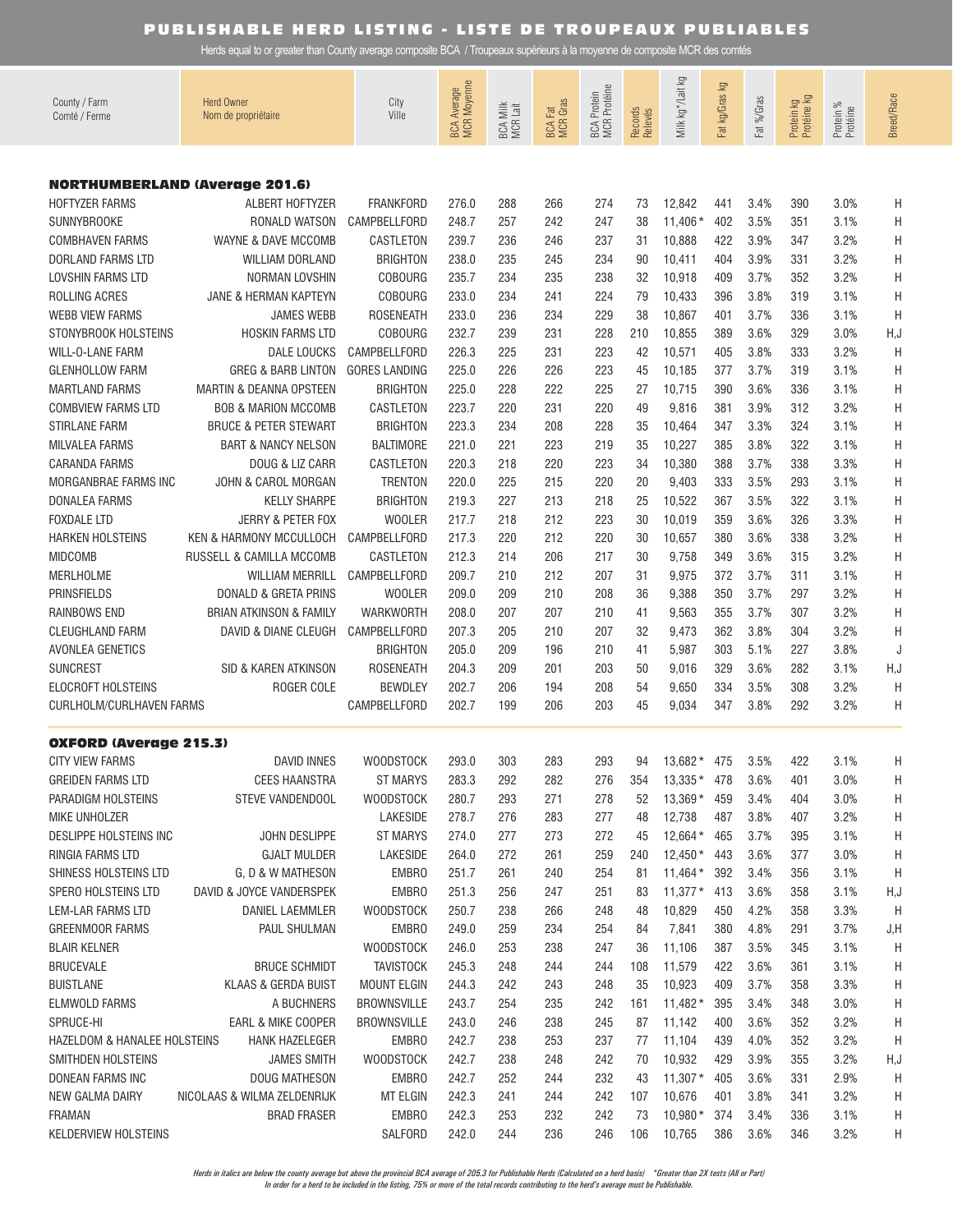# PUBLISHABLE HERD LISTING - LISTE DE TROUPEAUX PUBLIABLES

Herds equal to or greater than County average composite BCA / Troupeaux supérieurs à la moyenne de composite MCR des comtés

| County / Farm<br>Comté / Ferme | Herd Owner<br>Nom de propriétaire | City<br>Ville | BCA Average<br>MCR Moyenne | BCA Milk<br>MCR Lait | BCA Fat<br>MCR Gras | BCA Protein<br>MCR Protéine | Records<br>Relevés | Milk kg*/Lait kg | Fat kg/Gras kg | Fat %/Gras | Protein kg<br>Protéine kg | Protein %<br>Protéine | Breed/Race |
|---|---|---|---|---|---|---|---|---|---|---|---|---|---|
| **NORTHUMBERLAND (Average 201.6)** | | | | | | | | | | | | | |
| HOFFTYZER FARMS | ALBERT HOFTYZER | FRANKFORD | 276.0 | 288 | 266 | 274 | 73 | 12,842 | 441 | 3.4% | 390 | 3.0% | H |
| SUNNYBROOKE | RONALD WATSON | CAMPBELLFORD | 248.7 | 257 | 242 | 247 | 38 | 11,406 * | 402 | 3.5% | 351 | 3.1% | H |
| COMBHAVEN FARMS | WAYNE & DAVE MCCOMB | CASTLETON | 239.7 | 236 | 246 | 237 | 31 | 10,888 | 422 | 3.9% | 347 | 3.2% | H |
| DORLAND FARMS LTD | WILLIAM DORLAND | BRIGHTON | 238.0 | 235 | 245 | 234 | 90 | 10,411 | 404 | 3.9% | 331 | 3.2% | H |
| LOVSHIN FARMS LTD | NORMAN LOVSHIN | COBOURG | 235.7 | 234 | 235 | 238 | 32 | 10,918 | 409 | 3.7% | 352 | 3.2% | H |
| ROLLING ACRES | JANE & HERMAN KAPTEYN | COBOURG | 233.0 | 234 | 241 | 224 | 79 | 10,433 | 396 | 3.8% | 319 | 3.1% | H |
| WEBB VIEW FARMS | JAMES WEBB | ROSENEATH | 233.0 | 236 | 234 | 229 | 38 | 10,867 | 401 | 3.7% | 336 | 3.1% | H |
| STONYBROOK HOLSTEINS | HOSKIN FARMS LTD | COBOURG | 232.7 | 239 | 231 | 228 | 210 | 10,855 | 389 | 3.6% | 329 | 3.0% | H,J |
| WILL-O-LANE FARM | DALE LOUCKS | CAMPBELLFORD | 226.3 | 225 | 231 | 223 | 42 | 10,571 | 405 | 3.8% | 333 | 3.2% | H |
| GLENHOLLOW FARM | GREG & BARB LINTON | GORES LANDING | 225.0 | 226 | 226 | 223 | 45 | 10,185 | 377 | 3.7% | 319 | 3.1% | H |
| MARTLAND FARMS | MARTIN & DEANNA OPSTEEN | BRIGHTON | 225.0 | 228 | 222 | 225 | 27 | 10,715 | 390 | 3.6% | 336 | 3.1% | H |
| COMBVIEW FARMS LTD | BOB & MARION MCCOMB | CASTLETON | 223.7 | 220 | 231 | 220 | 49 | 9,816 | 381 | 3.9% | 312 | 3.2% | H |
| STIRLANE FARM | BRUCE & PETER STEWART | BRIGHTON | 223.3 | 234 | 208 | 228 | 35 | 10,464 | 347 | 3.3% | 324 | 3.1% | H |
| MILVALEA FARMS | BART & NANCY NELSON | BALTIMORE | 221.0 | 221 | 223 | 219 | 35 | 10,227 | 385 | 3.8% | 322 | 3.1% | H |
| CARANDA FARMS | DOUG & LIZ CARR | CASTLETON | 220.3 | 218 | 220 | 223 | 34 | 10,380 | 388 | 3.7% | 338 | 3.3% | H |
| MORGANBRAE FARMS INC | JOHN & CAROL MORGAN | TRENTON | 220.0 | 225 | 215 | 220 | 20 | 9,403 | 333 | 3.5% | 293 | 3.1% | H |
| DONALEA FARMS | KELLY SHARPE | BRIGHTON | 219.3 | 227 | 213 | 218 | 25 | 10,522 | 367 | 3.5% | 322 | 3.1% | H |
| FOXDALE LTD | JERRY & PETER FOX | WOOLER | 217.7 | 218 | 212 | 223 | 30 | 10,019 | 359 | 3.6% | 326 | 3.3% | H |
| HARKEN HOLSTEINS | KEN & HARMONY MCCULLOCH | CAMPBELLFORD | 217.3 | 220 | 212 | 220 | 30 | 10,657 | 380 | 3.6% | 338 | 3.2% | H |
| MIDCOMB | RUSSELL & CAMILLA MCCOMB | CASTLETON | 212.3 | 214 | 206 | 217 | 30 | 9,758 | 349 | 3.6% | 315 | 3.2% | H |
| MERLHOLME | WILLIAM MERRILL | CAMPBELLFORD | 209.7 | 210 | 212 | 207 | 31 | 9,975 | 372 | 3.7% | 311 | 3.1% | H |
| PRINSFIELDS | DONALD & GRETA PRINS | WOOLER | 209.0 | 209 | 210 | 208 | 36 | 9,388 | 350 | 3.7% | 297 | 3.2% | H |
| RAINBOWS END | BRIAN ATKINSON & FAMILY | WARKWORTH | 208.0 | 207 | 207 | 210 | 41 | 9,563 | 355 | 3.7% | 307 | 3.2% | H |
| CLEUGHLAND FARM | DAVID & DIANE CLEUGH | CAMPBELLFORD | 207.3 | 205 | 210 | 207 | 32 | 9,473 | 362 | 3.8% | 304 | 3.2% | H |
| AVONLEA GENETICS | | BRIGHTON | 205.0 | 209 | 196 | 210 | 41 | 5,987 | 303 | 5.1% | 227 | 3.8% | J |
| SUNCREST | SID & KAREN ATKINSON | ROSENEATH | 204.3 | 209 | 201 | 203 | 50 | 9,016 | 329 | 3.6% | 282 | 3.1% | H,J |
| ELOCROFT HOLSTEINS | ROGER COLE | BEWDLEY | 202.7 | 206 | 194 | 208 | 54 | 9,650 | 334 | 3.5% | 308 | 3.2% | H |
| CURLHOLM/CURLHAVEN FARMS | | CAMPBELLFORD | 202.7 | 199 | 206 | 203 | 45 | 9,034 | 347 | 3.8% | 292 | 3.2% | H |
| **OXFORD (Average 215.3)** | | | | | | | | | | | | | |
| CITY VIEW FARMS | DAVID INNES | WOODSTOCK | 293.0 | 303 | 283 | 293 | 94 | 13,682 * | 475 | 3.5% | 422 | 3.1% | H |
| GREIDEN FARMS LTD | CEES HAANSTRA | ST MARYS | 283.3 | 292 | 282 | 276 | 354 | 13,335 * | 478 | 3.6% | 401 | 3.0% | H |
| PARADIGM HOLSTEINS | STEVE VANDENDOOL | WOODSTOCK | 280.7 | 293 | 271 | 278 | 52 | 13,369 * | 459 | 3.4% | 404 | 3.0% | H |
| MIKE UNHOLZER | | LAKESIDE | 278.7 | 276 | 283 | 277 | 48 | 12,738 | 487 | 3.8% | 407 | 3.2% | H |
| DESLIPPE HOLSTEINS INC | JOHN DESLIPPE | ST MARYS | 274.0 | 277 | 273 | 272 | 45 | 12,664 * | 465 | 3.7% | 395 | 3.1% | H |
| RINGIA FARMS LTD | GJALT MULDER | LAKESIDE | 264.0 | 272 | 261 | 259 | 240 | 12,450 * | 443 | 3.6% | 377 | 3.0% | H |
| SHINESS HOLSTEINS LTD | G, D & W MATHESON | EMBRO | 251.7 | 261 | 240 | 254 | 81 | 11,464 * | 392 | 3.4% | 356 | 3.1% | H |
| SPERO HOLSTEINS LTD | DAVID & JOYCE VANDERSPEK | EMBRO | 251.3 | 256 | 247 | 251 | 83 | 11,377 * | 413 | 3.6% | 358 | 3.1% | H,J |
| LEM-LAR FARMS LTD | DANIEL LAEMMLER | WOODSTOCK | 250.7 | 238 | 266 | 248 | 48 | 10,829 | 450 | 4.2% | 358 | 3.3% | H |
| GREENMOOR FARMS | PAUL SHULMAN | EMBRO | 249.0 | 259 | 234 | 254 | 84 | 7,841 | 380 | 4.8% | 291 | 3.7% | J,H |
| BLAIR KELNER | | WOODSTOCK | 246.0 | 253 | 238 | 247 | 36 | 11,106 | 387 | 3.5% | 345 | 3.1% | H |
| BRUCEVALE | BRUCE SCHMIDT | TAVISTOCK | 245.3 | 248 | 244 | 244 | 108 | 11,579 | 422 | 3.6% | 361 | 3.1% | H |
| BUISTLANE | KLAAS & GERDA BUIST | MOUNT ELGIN | 244.3 | 242 | 243 | 248 | 35 | 10,923 | 409 | 3.7% | 358 | 3.3% | H |
| ELMWOLD FARMS | A BUCHNERS | BROWNSVILLE | 243.7 | 254 | 235 | 242 | 161 | 11,482 * | 395 | 3.4% | 348 | 3.0% | H |
| SPRUCE-HI | EARL & MIKE COOPER | BROWNSVILLE | 243.0 | 246 | 238 | 245 | 87 | 11,142 | 400 | 3.6% | 352 | 3.2% | H |
| HAZELDOM & HANALEE HOLSTEINS | HANK HAZELEGER | EMBRO | 242.7 | 238 | 253 | 237 | 77 | 11,104 | 439 | 4.0% | 352 | 3.2% | H |
| SMITHDEN HOLSTEINS | JAMES SMITH | WOODSTOCK | 242.7 | 238 | 248 | 242 | 70 | 10,932 | 429 | 3.9% | 355 | 3.2% | H,J |
| DONEAN FARMS INC | DOUG MATHESON | EMBRO | 242.7 | 252 | 244 | 232 | 43 | 11,307 * | 405 | 3.6% | 331 | 2.9% | H |
| NEW GALMA DAIRY | NICOLAAS & WILMA ZELDENRIJK | MT ELGIN | 242.3 | 241 | 244 | 242 | 107 | 10,676 | 401 | 3.8% | 341 | 3.2% | H |
| FRAMAN | BRAD FRASER | EMBRO | 242.3 | 253 | 232 | 242 | 73 | 10,980 * | 374 | 3.4% | 336 | 3.1% | H |
| KELDERVIEW HOLSTEINS | | SALFORD | 242.0 | 244 | 236 | 246 | 106 | 10,765 | 386 | 3.6% | 346 | 3.2% | H |

*Herds in italics are below the county average but above the provincial BCA average of 205.3 for Publishable Herds (Calculated on a herd basis) \*Greater than 2X tests (All or Part)*
*In order for a herd to be included in the listing, 75% or more of the total records contributing to the herd's average must be Publishable.*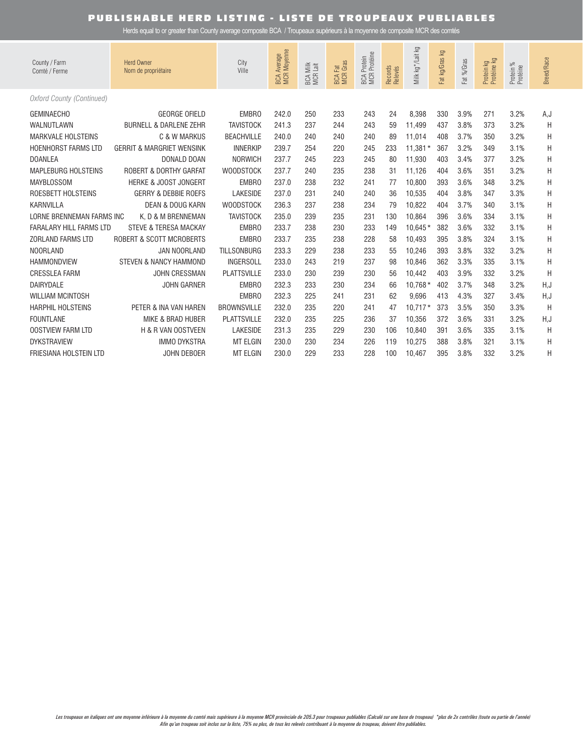# PUBLISHABLE HERD LISTING - LISTE DE TROUPEAUX PUBLIABLES

Herds equal to or greater than County average composite BCA / Troupeaux supérieurs à la moyenne de composite MCR des comtés

| County / Farm Comté / Ferme | Herd Owner Nom de propriétaire | City Ville | BCA Average MCR Moyenne | BCA Milk MCR Lait | BCA Fat MCR Gras | BCA Protein MCR Protéine | Records Relevés | Milk kg*/Lait kg | Fat kg/Gras kg | Fat %/Gras | Protein kg Protéine kg | Protein % Protéine | Breed/Race |
|---|---|---|---|---|---|---|---|---|---|---|---|---|---|
| *Oxford County (Continued)* | | | | | | | | | | | | | |
| GEMINAECHO | GEORGE OFIELD | EMBRO | 242.0 | 250 | 233 | 243 | 24 | 8,398 | 330 | 3.9% | 271 | 3.2% | A,J |
| WALNUTLAWN | BURNELL & DARLENE ZEHR | TAVISTOCK | 241.3 | 237 | 244 | 243 | 59 | 11,499 | 437 | 3.8% | 373 | 3.2% | H |
| MARKVALE HOLSTEINS | C & W MARKUS | BEACHVILLE | 240.0 | 240 | 240 | 240 | 89 | 11,014 | 408 | 3.7% | 350 | 3.2% | H |
| HOENHORST FARMS LTD | GERRIT & MARGRIET WENSINK | INNERKIP | 239.7 | 254 | 220 | 245 | 233 | 11,381 * | 367 | 3.2% | 349 | 3.1% | H |
| DOANLEA | DONALD DOAN | NORWICH | 237.7 | 245 | 223 | 245 | 80 | 11,930 | 403 | 3.4% | 377 | 3.2% | H |
| MAPLEBURG HOLSTEINS | ROBERT & DORTHY GARFAT | WOODSTOCK | 237.7 | 240 | 235 | 238 | 31 | 11,126 | 404 | 3.6% | 351 | 3.2% | H |
| MAYBLOSSOM | HERKE & JOOST JONGERT | EMBRO | 237.0 | 238 | 232 | 241 | 77 | 10,800 | 393 | 3.6% | 348 | 3.2% | H |
| ROESBETT HOLSTEINS | GERRY & DEBBIE ROEFS | LAKESIDE | 237.0 | 231 | 240 | 240 | 36 | 10,535 | 404 | 3.8% | 347 | 3.3% | H |
| KARNVILLA | DEAN & DOUG KARN | WOODSTOCK | 236.3 | 237 | 238 | 234 | 79 | 10,822 | 404 | 3.7% | 340 | 3.1% | H |
| LORNE BRENNEMAN FARMS INC | K, D & M BRENNEMAN | TAVISTOCK | 235.0 | 239 | 235 | 231 | 130 | 10,864 | 396 | 3.6% | 334 | 3.1% | H |
| FARALARY HILL FARMS LTD | STEVE & TERESA MACKAY | EMBRO | 233.7 | 238 | 230 | 233 | 149 | 10,645 * | 382 | 3.6% | 332 | 3.1% | H |
| ZORLAND FARMS LTD | ROBERT & SCOTT MCROBERTS | EMBRO | 233.7 | 235 | 238 | 228 | 58 | 10,493 | 395 | 3.8% | 324 | 3.1% | H |
| NOORLAND | JAN NOORLAND | TILLSONBURG | 233.3 | 229 | 238 | 233 | 55 | 10,246 | 393 | 3.8% | 332 | 3.2% | H |
| HAMMONDVIEW | STEVEN & NANCY HAMMOND | INGERSOLL | 233.0 | 243 | 219 | 237 | 98 | 10,846 | 362 | 3.3% | 335 | 3.1% | H |
| CRESSLEA FARM | JOHN CRESSMAN | PLATTSVILLE | 233.0 | 230 | 239 | 230 | 56 | 10,442 | 403 | 3.9% | 332 | 3.2% | H |
| DAIRYDALE | JOHN GARNER | EMBRO | 232.3 | 233 | 230 | 234 | 66 | 10,768 * | 402 | 3.7% | 348 | 3.2% | H,J |
| WILLIAM MCINTOSH | | EMBRO | 232.3 | 225 | 241 | 231 | 62 | 9,696 | 413 | 4.3% | 327 | 3.4% | H,J |
| HARPHIL HOLSTEINS | PETER & INA VAN HAREN | BROWNSVILLE | 232.0 | 235 | 220 | 241 | 47 | 10,717 * | 373 | 3.5% | 350 | 3.3% | H |
| FOUNTLANE | MIKE & BRAD HUBER | PLATTSVILLE | 232.0 | 235 | 225 | 236 | 37 | 10,356 | 372 | 3.6% | 331 | 3.2% | H,J |
| OOSTVIEW FARM LTD | H & R VAN OOSTVEEN | LAKESIDE | 231.3 | 235 | 229 | 230 | 106 | 10,840 | 391 | 3.6% | 335 | 3.1% | H |
| DYKSTRAVIEW | IMMO DYKSTRA | MT ELGIN | 230.0 | 230 | 234 | 226 | 119 | 10,275 | 388 | 3.8% | 321 | 3.1% | H |
| FRIESIANA HOLSTEIN LTD | JOHN DEBOER | MT ELGIN | 230.0 | 229 | 233 | 228 | 100 | 10,467 | 395 | 3.8% | 332 | 3.2% | H |

*Les troupeaux en italiques ont une moyenne inférieure à la moyenne du comté mais supérieure à la moyenne MCR provinciale de 205.3 pour troupeaux publiables (Calculé sur une base de troupeau) \*plus de 2x contrôles (toute ou partie de l'année)*
*Afin qu'un troupeau soit inclus sur la liste, 75% ou plus, de tous les relevés contribuant à la moyenne du troupeau, doivent être publiables.*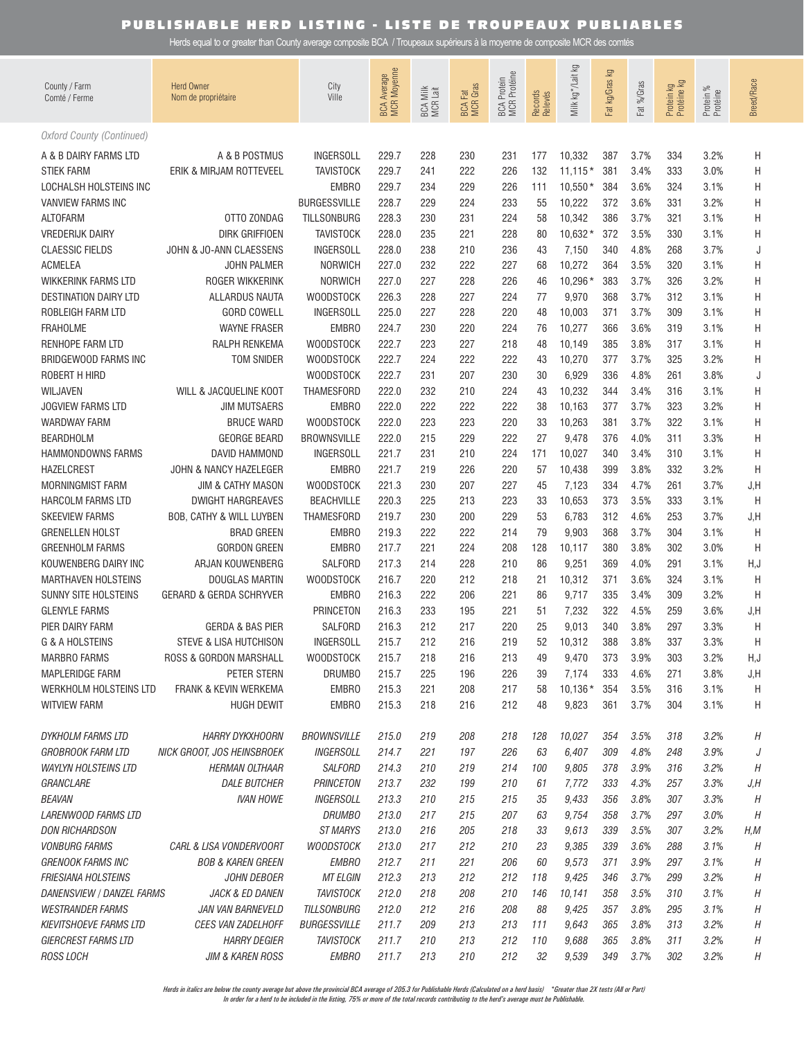# PUBLISHABLE HERD LISTING - LISTE DE TROUPEAUX PUBLIABLES

Herds equal to or greater than County average composite BCA / Troupeaux supérieurs à la moyenne de composite MCR des comtés

| County / Farm Comté / Ferme | Herd Owner Nom de propriétaire | City Ville | BCA Average MCR Moyenne | BCA Milk MCR Lait | BCA Fat MCR Gras | BCA Protein MCR Protéine | Records Relevés | Milk kg* Lait kg | Fat kg/Gras kg | Fat %/Gras | Protein kg Protéine Kg | Protein % Protéine | Breed/Race |
|---|---|---|---|---|---|---|---|---|---|---|---|---|---|
| *Oxford County (Continued)* | | | | | | | | | | | | | |
| A & B DAIRY FARMS LTD | A & B POSTMUS | INGERSOLL | 229.7 | 228 | 230 | 231 | 177 | 10,332 | 387 | 3.7% | 334 | 3.2% | H |
| STIEK FARM | ERIK & MIRJAM ROTTEVEEL | TAVISTOCK | 229.7 | 241 | 222 | 226 | 132 | 11,115 * | 381 | 3.4% | 333 | 3.0% | H |
| LOCHALSH HOLSTEINS INC | | EMBRO | 229.7 | 234 | 229 | 226 | 111 | 10,550 * | 384 | 3.6% | 324 | 3.1% | H |
| VANVIEW FARMS INC | | BURGESSVILLE | 228.7 | 229 | 224 | 233 | 55 | 10,222 | 372 | 3.6% | 331 | 3.2% | H |
| ALTOFARM | OTTO ZONDAG | TILLSONBURG | 228.3 | 230 | 231 | 224 | 58 | 10,342 | 386 | 3.7% | 321 | 3.1% | H |
| VREDERIJK DAIRY | DIRK GRIFFIOEN | TAVISTOCK | 228.0 | 235 | 221 | 228 | 80 | 10,632 * | 372 | 3.5% | 330 | 3.1% | H |
| CLAESSIC FIELDS | JOHN & JO-ANN CLAESSENS | INGERSOLL | 228.0 | 238 | 210 | 236 | 43 | 7,150 | 340 | 4.8% | 268 | 3.7% | J |
| ACMELEA | JOHN PALMER | NORWICH | 227.0 | 232 | 222 | 227 | 68 | 10,272 | 364 | 3.5% | 320 | 3.1% | H |
| WIKKERINK FARMS LTD | ROGER WIKKERINK | NORWICH | 227.0 | 227 | 228 | 226 | 46 | 10,296 * | 383 | 3.7% | 326 | 3.2% | H |
| DESTINATION DAIRY LTD | ALLARDUS NAUTA | WOODSTOCK | 226.3 | 228 | 227 | 224 | 77 | 9,970 | 368 | 3.7% | 312 | 3.1% | H |
| ROBLEIGH FARM LTD | GORD COWELL | INGERSOLL | 225.0 | 227 | 228 | 220 | 48 | 10,003 | 371 | 3.7% | 309 | 3.1% | H |
| FRAHOLME | WAYNE FRASER | EMBRO | 224.7 | 230 | 220 | 224 | 76 | 10,277 | 366 | 3.6% | 319 | 3.1% | H |
| RENHOPE FARM LTD | RALPH RENKEMA | WOODSTOCK | 222.7 | 223 | 227 | 218 | 48 | 10,149 | 385 | 3.8% | 317 | 3.1% | H |
| BRIDGEWOOD FARMS INC | TOM SNIDER | WOODSTOCK | 222.7 | 224 | 222 | 222 | 43 | 10,270 | 377 | 3.7% | 325 | 3.2% | H |
| ROBERT H HIRD | | WOODSTOCK | 222.7 | 231 | 207 | 230 | 30 | 6,929 | 336 | 4.8% | 261 | 3.8% | J |
| WILJAVEN | WILL & JACQUELINE KOOT | THAMESFORD | 222.0 | 232 | 210 | 224 | 43 | 10,232 | 344 | 3.4% | 316 | 3.1% | H |
| JOGVIEW FARMS LTD | JIM MUTSAERS | EMBRO | 222.0 | 222 | 222 | 222 | 38 | 10,163 | 377 | 3.7% | 323 | 3.2% | H |
| WARDWAY FARM | BRUCE WARD | WOODSTOCK | 222.0 | 223 | 223 | 220 | 33 | 10,263 | 381 | 3.7% | 322 | 3.1% | H |
| BEARDHOLM | GEORGE BEARD | BROWNSVILLE | 222.0 | 215 | 229 | 222 | 27 | 9,478 | 376 | 4.0% | 311 | 3.3% | H |
| HAMMONDOWNS FARMS | DAVID HAMMOND | INGERSOLL | 221.7 | 231 | 210 | 224 | 171 | 10,027 | 340 | 3.4% | 310 | 3.1% | H |
| HAZELCREST | JOHN & NANCY HAZELEGER | EMBRO | 221.7 | 219 | 226 | 220 | 57 | 10,438 | 399 | 3.8% | 332 | 3.2% | H |
| MORNINGMIST FARM | JIM & CATHY MASON | WOODSTOCK | 221.3 | 230 | 207 | 227 | 45 | 7,123 | 334 | 4.7% | 261 | 3.7% | J,H |
| HARCOLM FARMS LTD | DWIGHT HARGREAVES | BEACHVILLE | 220.3 | 225 | 213 | 223 | 33 | 10,653 | 373 | 3.5% | 333 | 3.1% | H |
| SKEEVIEW FARMS | BOB, CATHY & WILL LUYBEN | THAMESFORD | 219.7 | 230 | 200 | 229 | 53 | 6,783 | 312 | 4.6% | 253 | 3.7% | J,H |
| GRENELLEN HOLST | BRAD GREEN | EMBRO | 219.3 | 222 | 222 | 214 | 79 | 9,903 | 368 | 3.7% | 304 | 3.1% | H |
| GREENHOLM FARMS | GORDON GREEN | EMBRO | 217.7 | 221 | 224 | 208 | 128 | 10,117 | 380 | 3.8% | 302 | 3.0% | H |
| KOUWENBERG DAIRY INC | ARJAN KOUWENBERG | SALFORD | 217.3 | 214 | 228 | 210 | 86 | 9,251 | 369 | 4.0% | 291 | 3.1% | H,J |
| MARTHAVEN HOLSTEINS | DOUGLAS MARTIN | WOODSTOCK | 216.7 | 220 | 212 | 218 | 21 | 10,312 | 371 | 3.6% | 324 | 3.1% | H |
| SUNNY SITE HOLSTEINS | GERARD & GERDA SCHRYVER | EMBRO | 216.3 | 222 | 206 | 221 | 86 | 9,717 | 335 | 3.4% | 309 | 3.2% | H |
| GLENYLE FARMS | | PRINCETON | 216.3 | 233 | 195 | 221 | 51 | 7,232 | 322 | 4.5% | 259 | 3.6% | J,H |
| PIER DAIRY FARM | GERDA & BAS PIER | SALFORD | 216.3 | 212 | 217 | 220 | 25 | 9,013 | 340 | 3.8% | 297 | 3.3% | H |
| G & A HOLSTEINS | STEVE & LISA HUTCHISON | INGERSOLL | 215.7 | 212 | 216 | 219 | 52 | 10,312 | 388 | 3.8% | 337 | 3.3% | H |
| MARBRO FARMS | ROSS & GORDON MARSHALL | WOODSTOCK | 215.7 | 218 | 216 | 213 | 49 | 9,470 | 373 | 3.9% | 303 | 3.2% | H,J |
| MAPLERIDGE FARM | PETER STERN | DRUMBO | 215.7 | 225 | 196 | 226 | 39 | 7,174 | 333 | 4.6% | 271 | 3.8% | J,H |
| WERKHOLM HOLSTEINS LTD | FRANK & KEVIN WERKEMA | EMBRO | 215.3 | 221 | 208 | 217 | 58 | 10,136 * | 354 | 3.5% | 316 | 3.1% | H |
| WITVIEW FARM | HUGH DEWIT | EMBRO | 215.3 | 218 | 216 | 212 | 48 | 9,823 | 361 | 3.7% | 304 | 3.1% | H |
| *DYKHOLM FARMS LTD* | *HARRY DYKXHOORN* | *BROWNSVILLE* | *215.0* | *219* | *208* | *218* | *128* | *10,027* | *354* | *3.5%* | *318* | *3.2%* | *H* |
| *GROBROOK FARM LTD* | *NICK GROOT, JOS HEINSBROEK* | *INGERSOLL* | *214.7* | *221* | *197* | *226* | *63* | *6,407* | *309* | *4.8%* | *248* | *3.9%* | *J* |
| *WAYLYN HOLSTEINS LTD* | *HERMAN OLTHAAR* | *SALFORD* | *214.3* | *210* | *219* | *214* | *100* | *9,805* | *378* | *3.9%* | *316* | *3.2%* | *H* |
| *GRANCLARE* | *DALE BUTCHER* | *PRINCETON* | *213.7* | *232* | *199* | *210* | *61* | *7,772* | *333* | *4.3%* | *257* | *3.3%* | *J,H* |
| *BEAVAN* | *IVAN HOWE* | *INGERSOLL* | *213.3* | *210* | *215* | *215* | *35* | *9,433* | *356* | *3.8%* | *307* | *3.3%* | *H* |
| *LARENWOOD FARMS LTD* | | *DRUMBO* | *213.0* | *217* | *215* | *207* | *63* | *9,754* | *358* | *3.7%* | *297* | *3.0%* | *H* |
| *DON RICHARDSON* | | *ST MARYS* | *213.0* | *216* | *205* | *218* | *33* | *9,613* | *339* | *3.5%* | *307* | *3.2%* | *H,M* |
| *VONBURG FARMS* | *CARL & LISA VONDERVOORT* | *WOODSTOCK* | *213.0* | *217* | *212* | *210* | *23* | *9,385* | *339* | *3.6%* | *288* | *3.1%* | *H* |
| *GRENOOK FARMS INC* | *BOB & KAREN GREEN* | *EMBRO* | *212.7* | *211* | *221* | *206* | *60* | *9,573* | *371* | *3.9%* | *297* | *3.1%* | *H* |
| *FRIESIANA HOLSTEINS* | *JOHN DEBOER* | *MT ELGIN* | *212.3* | *213* | *212* | *212* | *118* | *9,425* | *346* | *3.7%* | *299* | *3.2%* | *H* |
| *DANENSVIEW / DANZEL FARMS* | *JACK & ED DANEN* | *TAVISTOCK* | *212.0* | *218* | *208* | *210* | *146* | *10,141* | *358* | *3.5%* | *310* | *3.1%* | *H* |
| *WESTRANDER FARMS* | *JAN VAN BARNEVELD* | *TILLSONBURG* | *212.0* | *212* | *216* | *208* | *88* | *9,425* | *357* | *3.8%* | *295* | *3.1%* | *H* |
| *KIEVITSHOEVE FARMS LTD* | *CEES VAN ZADELHOFF* | *BURGESSVILLE* | *211.7* | *209* | *213* | *213* | *111* | *9,643* | *365* | *3.8%* | *313* | *3.2%* | *H* |
| *GIERCREST FARMS LTD* | *HARRY DEGIER* | *TAVISTOCK* | *211.7* | *210* | *213* | *212* | *110* | *9,688* | *365* | *3.8%* | *311* | *3.2%* | *H* |
| *ROSS LOCH* | *JIM & KAREN ROSS* | *EMBRO* | *211.7* | *213* | *210* | *212* | *32* | *9,539* | *349* | *3.7%* | *302* | *3.2%* | *H* |

*Herds in italics are below the county average but above the provincial BCA average of 205.3 for Publishable Herds (Calculated on a herd basis)   \*Greater than 2X tests (All or Part)*
*In order for a herd to be included in the listing, 75% or more of the total records contributing to the herd's average must be Publishable.*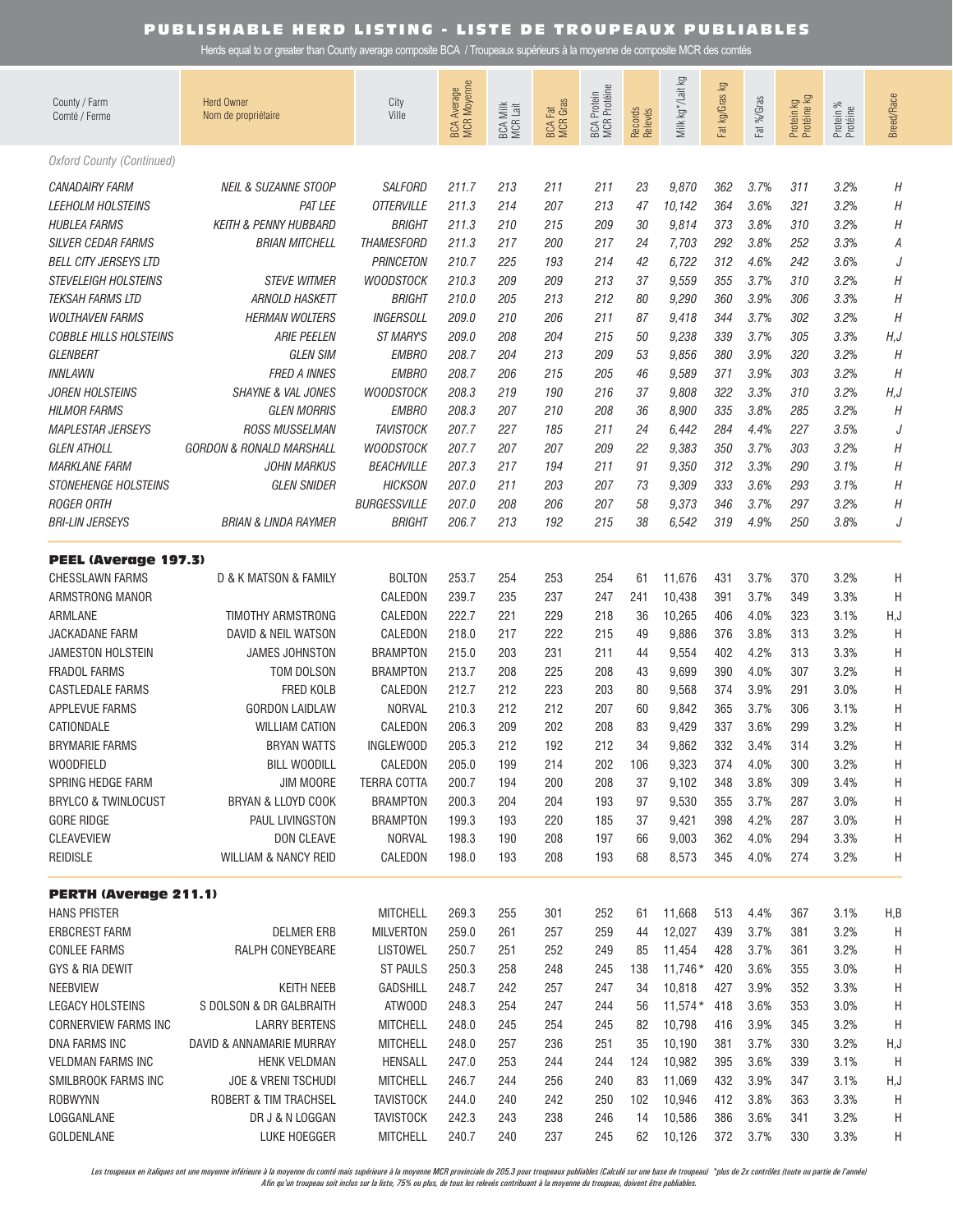# PUBLISHABLE HERD LISTING - LISTE DE TROUPEAUX PUBLIABLES

Herds equal to or greater than County average composite BCA / Troupeaux supérieurs à la moyenne de composite MCR des comtés

| County / Farm Comté / Ferme | Herd Owner Nom de propriétaire | City Ville | BCA Average MCR Moyenne | BCA Milk MCR Lait | BCA Fat MCR Gras | BCA Protein MCR Protéine | Records Relevés | Milk kg* Lait kg | Fat kg/Gras kg | Fat %/Gras | Protein kg Protéine Kg | Protein % Protéine | Breed/Race |
|---|---|---|---|---|---|---|---|---|---|---|---|---|---|
| *Oxford County (Continued)* | | | | | | | | | | | | | |
| *CANADAIRY FARM* | *NEIL & SUZANNE STOOP* | *SALFORD* | *211.7* | *213* | *211* | *211* | *23* | *9,870* | *362* | *3.7%* | *311* | *3.2%* | *H* |
| *LEEHOLM HOLSTEINS* | *PAT LEE* | *OTTERVILLE* | *211.3* | *214* | *207* | *213* | *47* | *10,142* | *364* | *3.6%* | *321* | *3.2%* | *H* |
| *HUBLEA FARMS* | *KEITH & PENNY HUBBARD* | *BRIGHT* | *211.3* | *210* | *215* | *209* | *30* | *9,814* | *373* | *3.8%* | *310* | *3.2%* | *H* |
| *SILVER CEDAR FARMS* | *BRIAN MITCHELL* | *THAMESFORD* | *211.3* | *217* | *200* | *217* | *24* | *7,703* | *292* | *3.8%* | *252* | *3.3%* | *A* |
| *BELL CITY JERSEYS LTD* | | *PRINCETON* | *210.7* | *225* | *193* | *214* | *42* | *6,722* | *312* | *4.6%* | *242* | *3.6%* | *J* |
| *STEVELEIGH HOLSTEINS* | *STEVE WITMER* | *WOODSTOCK* | *210.3* | *209* | *209* | *213* | *37* | *9,559* | *355* | *3.7%* | *310* | *3.2%* | *H* |
| *TEKSAH FARMS LTD* | *ARNOLD HASKETT* | *BRIGHT* | *210.0* | *205* | *213* | *212* | *80* | *9,290* | *360* | *3.9%* | *306* | *3.3%* | *H* |
| *WOLTHAVEN FARMS* | *HERMAN WOLTERS* | *INGERSOLL* | *209.0* | *210* | *206* | *211* | *87* | *9,418* | *344* | *3.7%* | *302* | *3.2%* | *H* |
| *COBBLE HILLS HOLSTEINS* | *ARIE PEELEN* | *ST MARY'S* | *209.0* | *208* | *204* | *215* | *50* | *9,238* | *339* | *3.7%* | *305* | *3.3%* | *H,J* |
| *GLENBERT* | *GLEN SIM* | *EMBRO* | *208.7* | *204* | *213* | *209* | *53* | *9,856* | *380* | *3.9%* | *320* | *3.2%* | *H* |
| *INNLAWN* | *FRED A INNES* | *EMBRO* | *208.7* | *206* | *215* | *205* | *46* | *9,589* | *371* | *3.9%* | *303* | *3.2%* | *H* |
| *JOREN HOLSTEINS* | *SHAYNE & VAL JONES* | *WOODSTOCK* | *208.3* | *219* | *190* | *216* | *37* | *9,808* | *322* | *3.3%* | *310* | *3.2%* | *H,J* |
| *HILMOR FARMS* | *GLEN MORRIS* | *EMBRO* | *208.3* | *207* | *210* | *208* | *36* | *8,900* | *335* | *3.8%* | *285* | *3.2%* | *H* |
| *MAPLESTAR JERSEYS* | *ROSS MUSSELMAN* | *TAVISTOCK* | *207.7* | *227* | *185* | *211* | *24* | *6,442* | *284* | *4.4%* | *227* | *3.5%* | *J* |
| *GLEN ATHOLL* | *GORDON & RONALD MARSHALL* | *WOODSTOCK* | *207.7* | *207* | *207* | *209* | *22* | *9,383* | *350* | *3.7%* | *303* | *3.2%* | *H* |
| *MARKLANE FARM* | *JOHN MARKUS* | *BEACHVILLE* | *207.3* | *217* | *194* | *211* | *91* | *9,350* | *312* | *3.3%* | *290* | *3.1%* | *H* |
| *STONEHENGE HOLSTEINS* | *GLEN SNIDER* | *HICKSON* | *207.0* | *211* | *203* | *207* | *73* | *9,309* | *333* | *3.6%* | *293* | *3.1%* | *H* |
| *ROGER ORTH* | | *BURGESSVILLE* | *207.0* | *208* | *206* | *207* | *58* | *9,373* | *346* | *3.7%* | *297* | *3.2%* | *H* |
| *BRI-LIN JERSEYS* | *BRIAN & LINDA RAYMER* | *BRIGHT* | *206.7* | *213* | *192* | *215* | *38* | *6,542* | *319* | *4.9%* | *250* | *3.8%* | *J* |
| **PEEL (Average 197.3)** | | | | | | | | | | | | | |
| CHESSLAWN FARMS | D & K MATSON & FAMILY | BOLTON | 253.7 | 254 | 253 | 254 | 61 | 11,676 | 431 | 3.7% | 370 | 3.2% | H |
| ARMSTRONG MANOR | | CALEDON | 239.7 | 235 | 237 | 247 | 241 | 10,438 | 391 | 3.7% | 349 | 3.3% | H |
| ARMLANE | TIMOTHY ARMSTRONG | CALEDON | 222.7 | 221 | 229 | 218 | 36 | 10,265 | 406 | 4.0% | 323 | 3.1% | H,J |
| JACKADANE FARM | DAVID & NEIL WATSON | CALEDON | 218.0 | 217 | 222 | 215 | 49 | 9,886 | 376 | 3.8% | 313 | 3.2% | H |
| JAMESTON HOLSTEIN | JAMES JOHNSTON | BRAMPTON | 215.0 | 203 | 231 | 211 | 44 | 9,554 | 402 | 4.2% | 313 | 3.3% | H |
| FRADOL FARMS | TOM DOLSON | BRAMPTON | 213.7 | 208 | 225 | 208 | 43 | 9,699 | 390 | 4.0% | 307 | 3.2% | H |
| CASTLEDALE FARMS | FRED KOLB | CALEDON | 212.7 | 212 | 223 | 203 | 80 | 9,568 | 374 | 3.9% | 291 | 3.0% | H |
| APPLEVUE FARMS | GORDON LAIDLAW | NORVAL | 210.3 | 212 | 212 | 207 | 60 | 9,842 | 365 | 3.7% | 306 | 3.1% | H |
| CATIONDALE | WILLIAM CATION | CALEDON | 206.3 | 209 | 202 | 208 | 83 | 9,429 | 337 | 3.6% | 299 | 3.2% | H |
| BRYMARIE FARMS | BRYAN WATTS | INGLEWOOD | 205.3 | 212 | 192 | 212 | 34 | 9,862 | 332 | 3.4% | 314 | 3.2% | H |
| WOODFIELD | BILL WOODILL | CALEDON | 205.0 | 199 | 214 | 202 | 106 | 9,323 | 374 | 4.0% | 300 | 3.2% | H |
| SPRING HEDGE FARM | JIM MOORE | TERRA COTTA | 200.7 | 194 | 200 | 208 | 37 | 9,102 | 348 | 3.8% | 309 | 3.4% | H |
| BRYLCO & TWINLOCUST | BRYAN & LLOYD COOK | BRAMPTON | 200.3 | 204 | 204 | 193 | 97 | 9,530 | 355 | 3.7% | 287 | 3.0% | H |
| GORE RIDGE | PAUL LIVINGSTON | BRAMPTON | 199.3 | 193 | 220 | 185 | 37 | 9,421 | 398 | 4.2% | 287 | 3.0% | H |
| CLEAVEVIEW | DON CLEAVE | NORVAL | 198.3 | 190 | 208 | 197 | 66 | 9,003 | 362 | 4.0% | 294 | 3.3% | H |
| REIDISLE | WILLIAM & NANCY REID | CALEDON | 198.0 | 193 | 208 | 193 | 68 | 8,573 | 345 | 4.0% | 274 | 3.2% | H |
| **PERTH (Average 211.1)** | | | | | | | | | | | | | |
| HANS PFISTER | | MITCHELL | 269.3 | 255 | 301 | 252 | 61 | 11,668 | 513 | 4.4% | 367 | 3.1% | H,B |
| ERBCREST FARM | DELMER ERB | MILVERTON | 259.0 | 261 | 257 | 259 | 44 | 12,027 | 439 | 3.7% | 381 | 3.2% | H |
| CONLEE FARMS | RALPH CONEYBEARE | LISTOWEL | 250.7 | 251 | 252 | 249 | 85 | 11,454 | 428 | 3.7% | 361 | 3.2% | H |
| GYS & RIA DEWIT | | ST PAULS | 250.3 | 258 | 248 | 245 | 138 | 11,746* | 420 | 3.6% | 355 | 3.0% | H |
| NEEBVIEW | KEITH NEEB | GADSHILL | 248.7 | 242 | 257 | 247 | 34 | 10,818 | 427 | 3.9% | 352 | 3.3% | H |
| LEGACY HOLSTEINS | S DOLSON & DR GALBRAITH | ATWOOD | 248.3 | 254 | 247 | 244 | 56 | 11,574* | 418 | 3.6% | 353 | 3.0% | H |
| CORNERVIEW FARMS INC | LARRY BERTENS | MITCHELL | 248.0 | 245 | 254 | 245 | 82 | 10,798 | 416 | 3.9% | 345 | 3.2% | H |
| DNA FARMS INC | DAVID & ANNAMARIE MURRAY | MITCHELL | 248.0 | 257 | 236 | 251 | 35 | 10,190 | 381 | 3.7% | 330 | 3.2% | H,J |
| VELDMAN FARMS INC | HENK VELDMAN | HENSALL | 247.0 | 253 | 244 | 244 | 124 | 10,982 | 395 | 3.6% | 339 | 3.1% | H |
| SMILBROOK FARMS INC | JOE & VRENI TSCHUDI | MITCHELL | 246.7 | 244 | 256 | 240 | 83 | 11,069 | 432 | 3.9% | 347 | 3.1% | H,J |
| ROBWYNN | ROBERT & TIM TRACHSEL | TAVISTOCK | 244.0 | 240 | 242 | 250 | 102 | 10,946 | 412 | 3.8% | 363 | 3.3% | H |
| LOGGANLANE | DR J & N LOGGAN | TAVISTOCK | 242.3 | 243 | 238 | 246 | 14 | 10,586 | 386 | 3.6% | 341 | 3.2% | H |
| GOLDENLANE | LUKE HOEGGER | MITCHELL | 240.7 | 240 | 237 | 245 | 62 | 10,126 | 372 | 3.7% | 330 | 3.3% | H |

*Les troupeaux en italiques ont une moyenne inférieure à la moyenne du comté mais supérieure à la moyenne MCR provinciale de 205.3 pour troupeaux publiables (Calculé sur une base de troupeau) \*plus de 2x contrôles (toute ou partie de l'année)*
*Afin qu'un troupeau soit inclus sur la liste, 75% ou plus, de tous les relevés contribuant à la moyenne du troupeau, doivent être publiables.*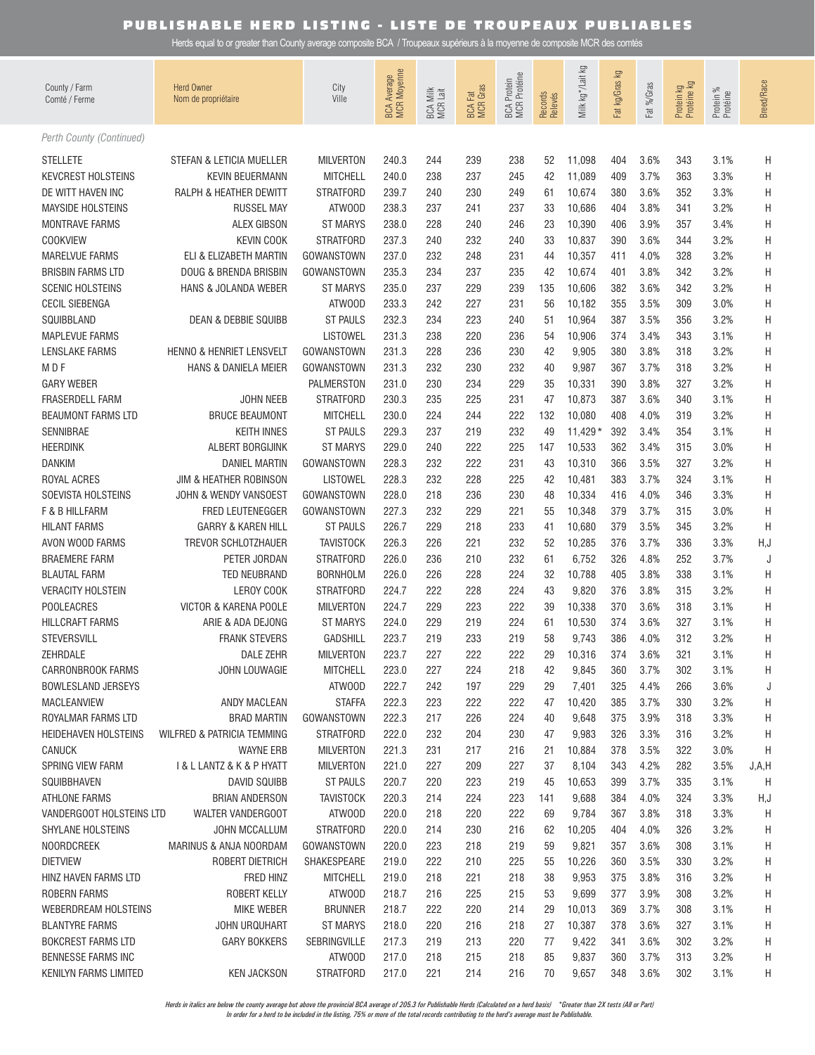## PUBLISHABLE HERD LISTING - LISTE DE TROUPEAUX PUBLIABLES

Herds equal to or greater than County average composite BCA / Troupeaux supérieurs à la moyenne de composite MCR des comtés

| County / Farm<br>Comté / Ferme | Herd Owner<br>Nom de propriétaire | City<br>Ville | BCA Average<br>MCR Moyenne | BCA Milk<br>MCR Lait | BCA Fat<br>MCR Gras | BCA Protein<br>MCR Protéine | Records<br>Relevés | Milk kg*/Lait kg | Fat kg/Gras kg | Fat %/Gras | Protein kg<br>Protéine kg | Protein %<br>Protéine | Breed/Race |
|---|---|---|---|---|---|---|---|---|---|---|---|---|---|
| *Perth County (Continued)* | | | | | | | | | | | | | |
| STELLETE | STEFAN & LETICIA MUELLER | MILVERTON | 240.3 | 244 | 239 | 238 | 52 | 11,098 | 404 | 3.6% | 343 | 3.1% | H |
| KEVCREST HOLSTEINS | KEVIN BEUERMANN | MITCHELL | 240.0 | 238 | 237 | 245 | 42 | 11,089 | 409 | 3.7% | 363 | 3.3% | H |
| DE WITT HAVEN INC | RALPH & HEATHER DEWITT | STRATFORD | 239.7 | 240 | 230 | 249 | 61 | 10,674 | 380 | 3.6% | 352 | 3.3% | H |
| MAYSIDE HOLSTEINS | RUSSEL MAY | ATWOOD | 238.3 | 237 | 241 | 237 | 33 | 10,686 | 404 | 3.8% | 341 | 3.2% | H |
| MONTRAVE FARMS | ALEX GIBSON | ST MARYS | 238.0 | 228 | 240 | 246 | 23 | 10,390 | 406 | 3.9% | 357 | 3.4% | H |
| COOKVIEW | KEVIN COOK | STRATFORD | 237.3 | 240 | 232 | 240 | 33 | 10,837 | 390 | 3.6% | 344 | 3.2% | H |
| MARELVUE FARMS | ELI & ELIZABETH MARTIN | GOWANSTOWN | 237.0 | 232 | 248 | 231 | 44 | 10,357 | 411 | 4.0% | 328 | 3.2% | H |
| BRISBIN FARMS LTD | DOUG & BRENDA BRISBIN | GOWANSTOWN | 235.3 | 234 | 237 | 235 | 42 | 10,674 | 401 | 3.8% | 342 | 3.2% | H |
| SCENIC HOLSTEINS | HANS & JOLANDA WEBER | ST MARYS | 235.0 | 237 | 229 | 239 | 135 | 10,606 | 382 | 3.6% | 342 | 3.2% | H |
| CECIL SIEBENGA | | ATWOOD | 233.3 | 242 | 227 | 231 | 56 | 10,182 | 355 | 3.5% | 309 | 3.0% | H |
| SQUIBBLAND | DEAN & DEBBIE SQUIBB | ST PAULS | 232.3 | 234 | 223 | 240 | 51 | 10,964 | 387 | 3.5% | 356 | 3.2% | H |
| MAPLEVUE FARMS | | LISTOWEL | 231.3 | 238 | 220 | 236 | 54 | 10,906 | 374 | 3.4% | 343 | 3.1% | H |
| LENSLAKE FARMS | HENNO & HENRIET LENSVELT | GOWANSTOWN | 231.3 | 228 | 236 | 230 | 42 | 9,905 | 380 | 3.8% | 318 | 3.2% | H |
| M D F | HANS & DANIELA MEIER | GOWANSTOWN | 231.3 | 232 | 230 | 232 | 40 | 9,987 | 367 | 3.7% | 318 | 3.2% | H |
| GARY WEBER | | PALMERSTON | 231.0 | 230 | 234 | 229 | 35 | 10,331 | 390 | 3.8% | 327 | 3.2% | H |
| FRASERDELL FARM | JOHN NEEB | STRATFORD | 230.3 | 235 | 225 | 231 | 47 | 10,873 | 387 | 3.6% | 340 | 3.1% | H |
| BEAUMONT FARMS LTD | BRUCE BEAUMONT | MITCHELL | 230.0 | 224 | 244 | 222 | 132 | 10,080 | 408 | 4.0% | 319 | 3.2% | H |
| SENNIBRAE | KEITH INNES | ST PAULS | 229.3 | 237 | 219 | 232 | 49 | 11,429 * | 392 | 3.4% | 354 | 3.1% | H |
| HEERDINK | ALBERT BORGIJINK | ST MARYS | 229.0 | 240 | 222 | 225 | 147 | 10,533 | 362 | 3.4% | 315 | 3.0% | H |
| DANKIM | DANIEL MARTIN | GOWANSTOWN | 228.3 | 232 | 222 | 231 | 43 | 10,310 | 366 | 3.5% | 327 | 3.2% | H |
| ROYAL ACRES | JIM & HEATHER ROBINSON | LISTOWEL | 228.3 | 232 | 228 | 225 | 42 | 10,481 | 383 | 3.7% | 324 | 3.1% | H |
| SOEVISTA HOLSTEINS | JOHN & WENDY VANSOEST | GOWANSTOWN | 228.0 | 218 | 236 | 230 | 48 | 10,334 | 416 | 4.0% | 346 | 3.3% | H |
| F & B HILLFARM | FRED LEUTENEGGER | GOWANSTOWN | 227.3 | 232 | 229 | 221 | 55 | 10,348 | 379 | 3.7% | 315 | 3.0% | H |
| HILANT FARMS | GARRY & KAREN HILL | ST PAULS | 226.7 | 229 | 218 | 233 | 41 | 10,680 | 379 | 3.5% | 345 | 3.2% | H |
| AVON WOOD FARMS | TREVOR SCHLOTZHAUER | TAVISTOCK | 226.3 | 226 | 221 | 232 | 52 | 10,285 | 376 | 3.7% | 336 | 3.3% | H,J |
| BRAEMERE FARM | PETER JORDAN | STRATFORD | 226.0 | 236 | 210 | 232 | 61 | 6,752 | 326 | 4.8% | 252 | 3.7% | J |
| BLAUTAL FARM | TED NEUBRAND | BORNHOLM | 226.0 | 226 | 228 | 224 | 32 | 10,788 | 405 | 3.8% | 338 | 3.1% | H |
| VERACITY HOLSTEIN | LEROY COOK | STRATFORD | 224.7 | 222 | 228 | 224 | 43 | 9,820 | 376 | 3.8% | 315 | 3.2% | H |
| POOLEACRES | VICTOR & KARENA POOLE | MILVERTON | 224.7 | 229 | 223 | 222 | 39 | 10,338 | 370 | 3.6% | 318 | 3.1% | H |
| HILLCRAFT FARMS | ARIE & ADA DEJONG | ST MARYS | 224.0 | 229 | 219 | 224 | 61 | 10,530 | 374 | 3.6% | 327 | 3.1% | H |
| STEVERSVILL | FRANK STEVERS | GADSHILL | 223.7 | 219 | 233 | 219 | 58 | 9,743 | 386 | 4.0% | 312 | 3.2% | H |
| ZEHRDALE | DALE ZEHR | MILVERTON | 223.7 | 227 | 222 | 222 | 29 | 10,316 | 374 | 3.6% | 321 | 3.1% | H |
| CARRONBROOK FARMS | JOHN LOUWAGIE | MITCHELL | 223.0 | 227 | 224 | 218 | 42 | 9,845 | 360 | 3.7% | 302 | 3.1% | H |
| BOWLESLAND JERSEYS | | ATWOOD | 222.7 | 242 | 197 | 229 | 29 | 7,401 | 325 | 4.4% | 266 | 3.6% | J |
| MACLEANVIEW | ANDY MACLEAN | STAFFA | 222.3 | 223 | 222 | 222 | 47 | 10,420 | 385 | 3.7% | 330 | 3.2% | H |
| ROYALMAR FARMS LTD | BRAD MARTIN | GOWANSTOWN | 222.3 | 217 | 226 | 224 | 40 | 9,648 | 375 | 3.9% | 318 | 3.3% | H |
| HEIDEHAVEN HOLSTEINS | WILFRED & PATRICIA TEMMING | STRATFORD | 222.0 | 232 | 204 | 230 | 47 | 9,983 | 326 | 3.3% | 316 | 3.2% | H |
| CANUCK | WAYNE ERB | MILVERTON | 221.3 | 231 | 217 | 216 | 21 | 10,884 | 378 | 3.5% | 322 | 3.0% | H |
| SPRING VIEW FARM | I & L LANTZ & K & P HYATT | MILVERTON | 221.0 | 227 | 209 | 227 | 37 | 8,104 | 343 | 4.2% | 282 | 3.5% | J,A,H |
| SQUIBBHAVEN | DAVID SQUIBB | ST PAULS | 220.7 | 220 | 223 | 219 | 45 | 10,653 | 399 | 3.7% | 335 | 3.1% | H |
| ATHLONE FARMS | BRIAN ANDERSON | TAVISTOCK | 220.3 | 214 | 224 | 223 | 141 | 9,688 | 384 | 4.0% | 324 | 3.3% | H,J |
| VANDERGOOT HOLSTEINS LTD | WALTER VANDERGOOT | ATWOOD | 220.0 | 218 | 220 | 222 | 69 | 9,784 | 367 | 3.8% | 318 | 3.3% | H |
| SHYLANE HOLSTEINS | JOHN MCCALLUM | STRATFORD | 220.0 | 214 | 230 | 216 | 62 | 10,205 | 404 | 4.0% | 326 | 3.2% | H |
| NOORDCREEK | MARINUS & ANJA NOORDAM | GOWANSTOWN | 220.0 | 223 | 218 | 219 | 59 | 9,821 | 357 | 3.6% | 308 | 3.1% | H |
| DIETVIEW | ROBERT DIETRICH | SHAKESPEARE | 219.0 | 222 | 210 | 225 | 55 | 10,226 | 360 | 3.5% | 330 | 3.2% | H |
| HINZ HAVEN FARMS LTD | FRED HINZ | MITCHELL | 219.0 | 218 | 221 | 218 | 38 | 9,953 | 375 | 3.8% | 316 | 3.2% | H |
| ROBERN FARMS | ROBERT KELLY | ATWOOD | 218.7 | 216 | 225 | 215 | 53 | 9,699 | 377 | 3.9% | 308 | 3.2% | H |
| WEBERDREAM HOLSTEINS | MIKE WEBER | BRUNNER | 218.7 | 222 | 220 | 214 | 29 | 10,013 | 369 | 3.7% | 308 | 3.1% | H |
| BLANTYRE FARMS | JOHN URQUHART | ST MARYS | 218.0 | 220 | 216 | 218 | 27 | 10,387 | 378 | 3.6% | 327 | 3.1% | H |
| BOKCREST FARMS LTD | GARY BOKKERS | SEBRINGVILLE | 217.3 | 219 | 213 | 220 | 77 | 9,422 | 341 | 3.6% | 302 | 3.2% | H |
| BENNESSE FARMS INC | | ATWOOD | 217.0 | 218 | 215 | 218 | 85 | 9,837 | 360 | 3.7% | 313 | 3.2% | H |
| KENILYN FARMS LIMITED | KEN JACKSON | STRATFORD | 217.0 | 221 | 214 | 216 | 70 | 9,657 | 348 | 3.6% | 302 | 3.1% | H |

*Herds in italics are below the county average but above the provincial BCA average of 205.3 for Publishable Herds (Calculated on a herd basis) \*Greater than 2X tests (All or Part)*
*In order for a herd to be included in the listing, 75% or more of the total records contributing to the herd's average must be Publishable.*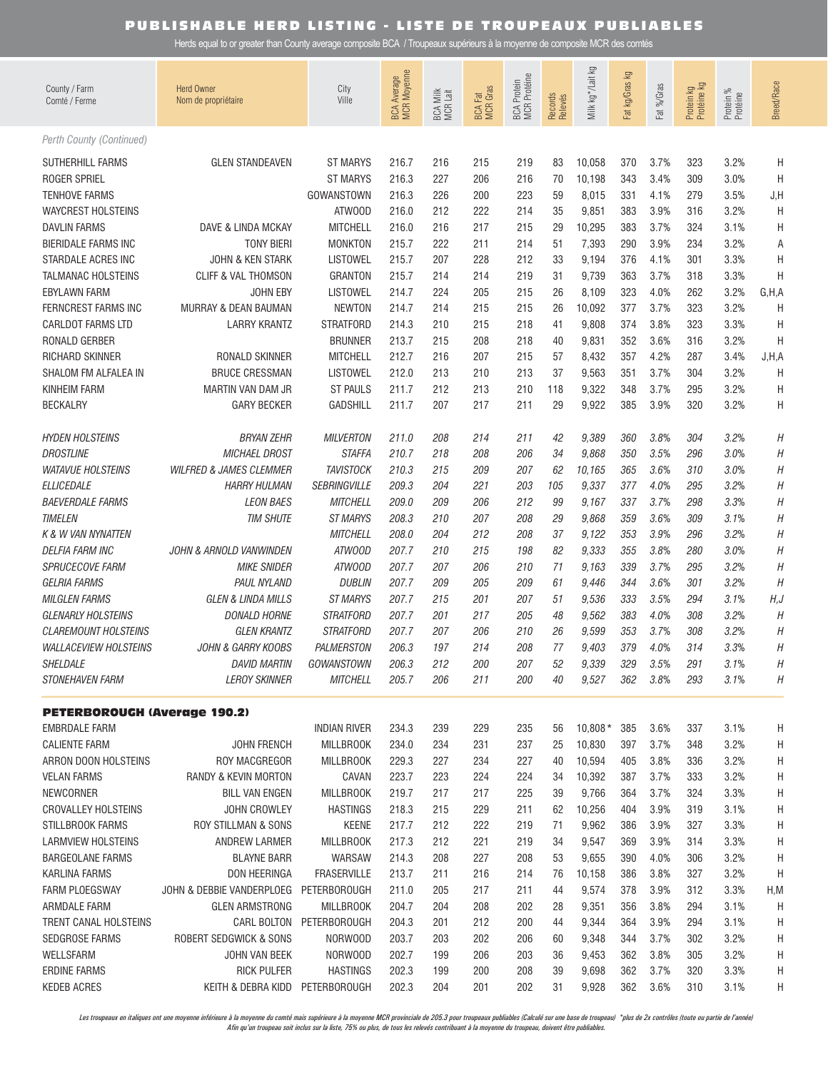# PUBLISHABLE HERD LISTING - LISTE DE TROUPEAUX PUBLIABLES

Herds equal to or greater than County average composite BCA / Troupeaux supérieurs à la moyenne de composite MCR des comtés

| County / Farm<br>Comté / Ferme | Herd Owner<br>Nom de propriétaire | City<br>Ville | BCA Average<br>MCR Moyenne | BCA Milk<br>MCR Lait | BCA Fat<br>MCR Gras | BCA Protein<br>MCR Protéine | Records<br>Relevés | Milk kg*/Lait kg | Fat kg/Gras kg | Fat %/Gras | Protein kg<br>Protéine kg | Protein %<br>Protéine | Breed/Race |
|---|---|---|---|---|---|---|---|---|---|---|---|---|---|
| *Perth County (Continued)* | | | | | | | | | | | | | |
| SUTHERHILL FARMS | GLEN STANDEAVEN | ST MARYS | 216.7 | 216 | 215 | 219 | 83 | 10,058 | 370 | 3.7% | 323 | 3.2% | H |
| ROGER SPRIEL | | ST MARYS | 216.3 | 227 | 206 | 216 | 70 | 10,198 | 343 | 3.4% | 309 | 3.0% | H |
| TENHOVE FARMS | | GOWANSTOWN | 216.3 | 226 | 200 | 223 | 59 | 8,015 | 331 | 4.1% | 279 | 3.5% | J,H |
| WAYCREST HOLSTEINS | | ATWOOD | 216.0 | 212 | 222 | 214 | 35 | 9,851 | 383 | 3.9% | 316 | 3.2% | H |
| DAVLIN FARMS | DAVE & LINDA MCKAY | MITCHELL | 216.0 | 216 | 217 | 215 | 29 | 10,295 | 383 | 3.7% | 324 | 3.1% | H |
| BIERIDALE FARMS INC | TONY BIERI | MONKTON | 215.7 | 222 | 211 | 214 | 51 | 7,393 | 290 | 3.9% | 234 | 3.2% | A |
| STARDALE ACRES INC | JOHN & KEN STARK | LISTOWEL | 215.7 | 207 | 228 | 212 | 33 | 9,194 | 376 | 4.1% | 301 | 3.3% | H |
| TALMANAC HOLSTEINS | CLIFF & VAL THOMSON | GRANTON | 215.7 | 214 | 214 | 219 | 31 | 9,739 | 363 | 3.7% | 318 | 3.3% | H |
| EBYLAWN FARM | JOHN EBY | LISTOWEL | 214.7 | 224 | 205 | 215 | 26 | 8,109 | 323 | 4.0% | 262 | 3.2% | G,H,A |
| FERNCREST FARMS INC | MURRAY & DEAN BAUMAN | NEWTON | 214.7 | 214 | 215 | 215 | 26 | 10,092 | 377 | 3.7% | 323 | 3.2% | H |
| CARLDOT FARMS LTD | LARRY KRANTZ | STRATFORD | 214.3 | 210 | 215 | 218 | 41 | 9,808 | 374 | 3.8% | 323 | 3.3% | H |
| RONALD GERBER | | BRUNNER | 213.7 | 215 | 208 | 218 | 40 | 9,831 | 352 | 3.6% | 316 | 3.2% | H |
| RICHARD SKINNER | RONALD SKINNER | MITCHELL | 212.7 | 216 | 207 | 215 | 57 | 8,432 | 357 | 4.2% | 287 | 3.4% | J,H,A |
| SHALOM FM ALFALEA IN | BRUCE CRESSMAN | LISTOWEL | 212.0 | 213 | 210 | 213 | 37 | 9,563 | 351 | 3.7% | 304 | 3.2% | H |
| KINHEIM FARM | MARTIN VAN DAM JR | ST PAULS | 211.7 | 212 | 213 | 210 | 118 | 9,322 | 348 | 3.7% | 295 | 3.2% | H |
| BECKALRY | GARY BECKER | GADSHILL | 211.7 | 207 | 217 | 211 | 29 | 9,922 | 385 | 3.9% | 320 | 3.2% | H |
| *HYDEN HOLSTEINS* | *BRYAN ZEHR* | *MILVERTON* | *211.0* | *208* | *214* | *211* | *42* | *9,389* | *360* | *3.8%* | *304* | *3.2%* | *H* |
| *DROSTLINE* | *MICHAEL DROST* | *STAFFA* | *210.7* | *218* | *208* | *206* | *34* | *9,868* | *350* | *3.5%* | *296* | *3.0%* | *H* |
| *WATAVUE HOLSTEINS* | *WILFRED & JAMES CLEMMER* | *TAVISTOCK* | *210.3* | *215* | *209* | *207* | *62* | *10,165* | *365* | *3.6%* | *310* | *3.0%* | *H* |
| *ELLICEDALE* | *HARRY HULMAN* | *SEBRINGVILLE* | *209.3* | *204* | *221* | *203* | *105* | *9,337* | *377* | *4.0%* | *295* | *3.2%* | *H* |
| *BAEVERDALE FARMS* | *LEON BAES* | *MITCHELL* | *209.0* | *209* | *206* | *212* | *99* | *9,167* | *337* | *3.7%* | *298* | *3.3%* | *H* |
| *TIMELEN* | *TIM SHUTE* | *ST MARYS* | *208.3* | *210* | *207* | *208* | *29* | *9,868* | *359* | *3.6%* | *309* | *3.1%* | *H* |
| *K & W VAN NYNATTEN* | | *MITCHELL* | *208.0* | *204* | *212* | *208* | *37* | *9,122* | *353* | *3.9%* | *296* | *3.2%* | *H* |
| *DELFIA FARM INC* | *JOHN & ARNOLD VANWINDEN* | *ATWOOD* | *207.7* | *210* | *215* | *198* | *82* | *9,333* | *355* | *3.8%* | *280* | *3.0%* | *H* |
| *SPRUCECOVE FARM* | *MIKE SNIDER* | *ATWOOD* | *207.7* | *207* | *206* | *210* | *71* | *9,163* | *339* | *3.7%* | *295* | *3.2%* | *H* |
| *GELRIA FARMS* | *PAUL NYLAND* | *DUBLIN* | *207.7* | *209* | *205* | *209* | *61* | *9,446* | *344* | *3.6%* | *301* | *3.2%* | *H* |
| *MILGLEN FARMS* | *GLEN & LINDA MILLS* | *ST MARYS* | *207.7* | *215* | *201* | *207* | *51* | *9,536* | *333* | *3.5%* | *294* | *3.1%* | *H,J* |
| *GLENARLY HOLSTEINS* | *DONALD HORNE* | *STRATFORD* | *207.7* | *201* | *217* | *205* | *48* | *9,562* | *383* | *4.0%* | *308* | *3.2%* | *H* |
| *CLAREMOUNT HOLSTEINS* | *GLEN KRANTZ* | *STRATFORD* | *207.7* | *207* | *206* | *210* | *26* | *9,599* | *353* | *3.7%* | *308* | *3.2%* | *H* |
| *WALLACEVIEW HOLSTEINS* | *JOHN & GARRY KOOBS* | *PALMERSTON* | *206.3* | *197* | *214* | *208* | *77* | *9,403* | *379* | *4.0%* | *314* | *3.3%* | *H* |
| *SHELDALE* | *DAVID MARTIN* | *GOWANSTOWN* | *206.3* | *212* | *200* | *207* | *52* | *9,339* | *329* | *3.5%* | *291* | *3.1%* | *H* |
| *STONEHAVEN FARM* | *LEROY SKINNER* | *MITCHELL* | *205.7* | *206* | *211* | *200* | *40* | *9,527* | *362* | *3.8%* | *293* | *3.1%* | *H* |
| **PETERBOROUGH (Average 190.2)** | | | | | | | | | | | | | |
| EMBRDALE FARM | | INDIAN RIVER | 234.3 | 239 | 229 | 235 | 56 | 10,808* | 385 | 3.6% | 337 | 3.1% | H |
| CALIENTE FARM | JOHN FRENCH | MILLBROOK | 234.0 | 234 | 231 | 237 | 25 | 10,830 | 397 | 3.7% | 348 | 3.2% | H |
| ARRON DOON HOLSTEINS | ROY MACGREGOR | MILLBROOK | 229.3 | 227 | 234 | 227 | 40 | 10,594 | 405 | 3.8% | 336 | 3.2% | H |
| VELAN FARMS | RANDY & KEVIN MORTON | CAVAN | 223.7 | 223 | 224 | 224 | 34 | 10,392 | 387 | 3.7% | 333 | 3.2% | H |
| NEWCORNER | BILL VAN ENGEN | MILLBROOK | 219.7 | 217 | 217 | 225 | 39 | 9,766 | 364 | 3.7% | 324 | 3.3% | H |
| CROVALLEY HOLSTEINS | JOHN CROWLEY | HASTINGS | 218.3 | 215 | 229 | 211 | 62 | 10,256 | 404 | 3.9% | 319 | 3.1% | H |
| STILLBROOK FARMS | ROY STILLMAN & SONS | KEENE | 217.7 | 212 | 222 | 219 | 71 | 9,962 | 386 | 3.9% | 327 | 3.3% | H |
| LARMVIEW HOLSTEINS | ANDREW LARMER | MILLBROOK | 217.3 | 212 | 221 | 219 | 34 | 9,547 | 369 | 3.9% | 314 | 3.3% | H |
| BARGEOLANE FARMS | BLAYNE BARR | WARSAW | 214.3 | 208 | 227 | 208 | 53 | 9,655 | 390 | 4.0% | 306 | 3.2% | H |
| KARLINA FARMS | DON HEERINGA | FRASERVILLE | 213.7 | 211 | 216 | 214 | 76 | 10,158 | 386 | 3.8% | 327 | 3.2% | H |
| FARM PLOEGSWAY | JOHN & DEBBIE VANDERPLOEG | PETERBOROUGH | 211.0 | 205 | 217 | 211 | 44 | 9,574 | 378 | 3.9% | 312 | 3.3% | H,M |
| ARMDALE FARM | GLEN ARMSTRONG | MILLBROOK | 204.7 | 204 | 208 | 202 | 28 | 9,351 | 356 | 3.8% | 294 | 3.1% | H |
| TRENT CANAL HOLSTEINS | CARL BOLTON | PETERBOROUGH | 204.3 | 201 | 212 | 200 | 44 | 9,344 | 364 | 3.9% | 294 | 3.1% | H |
| SEDGROSE FARMS | ROBERT SEDGWICK & SONS | NORWOOD | 203.7 | 203 | 202 | 206 | 60 | 9,348 | 344 | 3.7% | 302 | 3.2% | H |
| WELLSFARM | JOHN VAN BEEK | NORWOOD | 202.7 | 199 | 206 | 203 | 36 | 9,453 | 362 | 3.8% | 305 | 3.2% | H |
| ERDINE FARMS | RICK PULFER | HASTINGS | 202.3 | 199 | 200 | 208 | 39 | 9,698 | 362 | 3.7% | 320 | 3.3% | H |
| KEDEB ACRES | KEITH & DEBRA KIDD | PETERBOROUGH | 202.3 | 204 | 201 | 202 | 31 | 9,928 | 362 | 3.6% | 310 | 3.1% | H |

*Les troupeaux en italiques ont une moyenne inférieure à la moyenne du comté mais supérieure à la moyenne MCR provinciale de 205.3 pour troupeaux publiables (Calculé sur une base de troupeau) \*plus de 2x contrôles (toute ou partie de l'année)*
*Afin qu'un troupeau soit inclus sur la liste, 75% ou plus, de tous les relevés contribuant à la moyenne du troupeau, doivent être publiables.*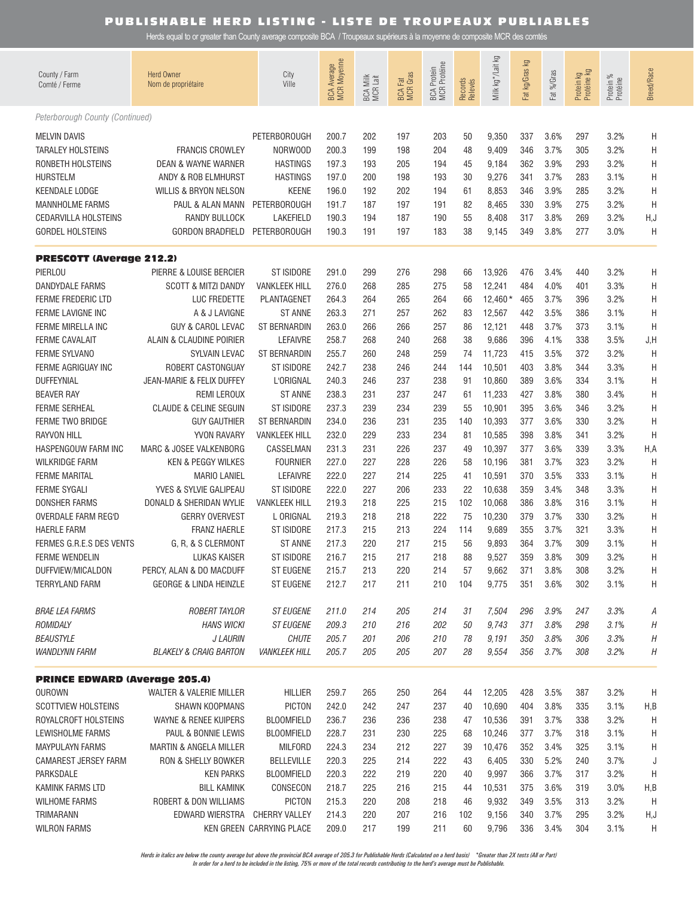# PUBLISHABLE HERD LISTING - LISTE DE TROUPEAUX PUBLIABLES

Herds equal to or greater than County average composite BCA / Troupeaux supérieurs à la moyenne de composite MCR des comtés

| County / Farm<br>Comté / Ferme | Herd Owner<br>Nom de propriétaire | City<br>Ville | BCA Average<br>MCR Moyenne | BCA Milk<br>MCR Lait | BCA Fat<br>MCR Gras | BCA Protein<br>MCR Protéine | Records<br>Relevés | Milk kg* / Lait kg | Fat kg/Gras kg | Fat %/Gras | Protein kg<br>Protéine kg | Protein %<br>Protéine | Breed/Race |
|---|---|---|---|---|---|---|---|---|---|---|---|---|---|
| *Peterborough County (Continued)* | | | | | | | | | | | | | |
| MELVIN DAVIS | | PETERBOROUGH | 200.7 | 202 | 197 | 203 | 50 | 9,350 | 337 | 3.6% | 297 | 3.2% | H |
| TARALEY HOLSTEINS | FRANCIS CROWLEY | NORWOOD | 200.3 | 199 | 198 | 204 | 48 | 9,409 | 346 | 3.7% | 305 | 3.2% | H |
| RONBETH HOLSTEINS | DEAN & WAYNE WARNER | HASTINGS | 197.3 | 193 | 205 | 194 | 45 | 9,184 | 362 | 3.9% | 293 | 3.2% | H |
| HURSTELM | ANDY & ROB ELMHURST | HASTINGS | 197.0 | 200 | 198 | 193 | 30 | 9,276 | 341 | 3.7% | 283 | 3.1% | H |
| KEENDALE LODGE | WILLIS & BRYON NELSON | KEENE | 196.0 | 192 | 202 | 194 | 61 | 8,853 | 346 | 3.9% | 285 | 3.2% | H |
| MANNHOLME FARMS | PAUL & ALAN MANN | PETERBOROUGH | 191.7 | 187 | 197 | 191 | 82 | 8,465 | 330 | 3.9% | 275 | 3.2% | H |
| CEDARVILLA HOLSTEINS | RANDY BULLOCK | LAKEFIELD | 190.3 | 194 | 187 | 190 | 55 | 8,408 | 317 | 3.8% | 269 | 3.2% | H,J |
| GORDEL HOLSTEINS | GORDON BRADFIELD | PETERBOROUGH | 190.3 | 191 | 197 | 183 | 38 | 9,145 | 349 | 3.8% | 277 | 3.0% | H |
| **PRESCOTT (Average 212.2)** | | | | | | | | | | | | | |
| PIERLOU | PIERRE & LOUISE BERCIER | ST ISIDORE | 291.0 | 299 | 276 | 298 | 66 | 13,926 | 476 | 3.4% | 440 | 3.2% | H |
| DANDYDALE FARMS | SCOTT & MITZI DANDY | VANKLEEK HILL | 276.0 | 268 | 285 | 275 | 58 | 12,241 | 484 | 4.0% | 401 | 3.3% | H |
| FERME FREDERIC LTD | LUC FREDETTE | PLANTAGENET | 264.3 | 264 | 265 | 264 | 66 | 12,460 * | 465 | 3.7% | 396 | 3.2% | H |
| FERME LAVIGNE INC | A & J LAVIGNE | ST ANNE | 263.3 | 271 | 257 | 262 | 83 | 12,567 | 442 | 3.5% | 386 | 3.1% | H |
| FERME MIRELLA INC | GUY & CAROL LEVAC | ST BERNARDIN | 263.0 | 266 | 266 | 257 | 86 | 12,121 | 448 | 3.7% | 373 | 3.1% | H |
| FERME CAVALAIT | ALAIN & CLAUDINE POIRIER | LEFAIVRE | 258.7 | 268 | 240 | 268 | 38 | 9,686 | 396 | 4.1% | 338 | 3.5% | J,H |
| FERME SYLVANO | SYLVAIN LEVAC | ST BERNARDIN | 255.7 | 260 | 248 | 259 | 74 | 11,723 | 415 | 3.5% | 372 | 3.2% | H |
| FERME AGRIGUAY INC | ROBERT CASTONGUAY | ST ISIDORE | 242.7 | 238 | 246 | 244 | 144 | 10,501 | 403 | 3.8% | 344 | 3.3% | H |
| DUFFEYNIAL | JEAN-MARIE & FELIX DUFFEY | L'ORIGNAL | 240.3 | 246 | 237 | 238 | 91 | 10,860 | 389 | 3.6% | 334 | 3.1% | H |
| BEAVER RAY | REMI LEROUX | ST ANNE | 238.3 | 231 | 237 | 247 | 61 | 11,233 | 427 | 3.8% | 380 | 3.4% | H |
| FERME SERHEAL | CLAUDE & CELINE SEGUIN | ST ISIDORE | 237.3 | 239 | 234 | 239 | 55 | 10,901 | 395 | 3.6% | 346 | 3.2% | H |
| FERME TWO BRIDGE | GUY GAUTHIER | ST BERNARDIN | 234.0 | 236 | 231 | 235 | 140 | 10,393 | 377 | 3.6% | 330 | 3.2% | H |
| RAYVON HILL | YVON RAVARY | VANKLEEK HILL | 232.0 | 229 | 233 | 234 | 81 | 10,585 | 398 | 3.8% | 341 | 3.2% | H |
| HASPENGOUW FARM INC | MARC & JOSEE VALKENBORG | CASSELMAN | 231.3 | 231 | 226 | 237 | 49 | 10,397 | 377 | 3.6% | 339 | 3.3% | H,A |
| WILKRIDGE FARM | KEN & PEGGY WILKES | FOURNIER | 227.0 | 227 | 228 | 226 | 58 | 10,196 | 381 | 3.7% | 323 | 3.2% | H |
| FERME MARITAL | MARIO LANIEL | LEFAIVRE | 222.0 | 227 | 214 | 225 | 41 | 10,591 | 370 | 3.5% | 333 | 3.1% | H |
| FERME SYGALI | YVES & SYLVIE GALIPEAU | ST ISIDORE | 222.0 | 227 | 206 | 233 | 22 | 10,638 | 359 | 3.4% | 348 | 3.3% | H |
| DONSHER FARMS | DONALD & SHERIDAN WYLIE | VANKLEEK HILL | 219.3 | 218 | 225 | 215 | 102 | 10,068 | 386 | 3.8% | 316 | 3.1% | H |
| OVERDALE FARM REG'D | GERRY OVERVEST | L ORIGNAL | 219.3 | 218 | 218 | 222 | 75 | 10,230 | 379 | 3.7% | 330 | 3.2% | H |
| HAERLE FARM | FRANZ HAERLE | ST ISIDORE | 217.3 | 215 | 213 | 224 | 114 | 9,689 | 355 | 3.7% | 321 | 3.3% | H |
| FERMES G.R.E.S DES VENTS | G, R, & S CLERMONT | ST ANNE | 217.3 | 220 | 217 | 215 | 56 | 9,893 | 364 | 3.7% | 309 | 3.1% | H |
| FERME WENDELIN | LUKAS KAISER | ST ISIDORE | 216.7 | 215 | 217 | 218 | 88 | 9,527 | 359 | 3.8% | 309 | 3.2% | H |
| DUFFVIEW/MICALDON | PERCY, ALAN & DO MACDUFF | ST EUGENE | 215.7 | 213 | 220 | 214 | 57 | 9,662 | 371 | 3.8% | 308 | 3.2% | H |
| TERRYLAND FARM | GEORGE & LINDA HEINZLE | ST EUGENE | 212.7 | 217 | 211 | 210 | 104 | 9,775 | 351 | 3.6% | 302 | 3.1% | H |
| *BRAE LEA FARMS* | *ROBERT TAYLOR* | *ST EUGENE* | *211.0* | *214* | *205* | *214* | *31* | *7,504* | *296* | *3.9%* | *247* | *3.3%* | *A* |
| *ROMIDALY* | *HANS WICKI* | *ST EUGENE* | *209.3* | *210* | *216* | *202* | *50* | *9,743* | *371* | *3.8%* | *298* | *3.1%* | *H* |
| *BEAUSTYLE* | *J LAURIN* | *CHUTE* | *205.7* | *201* | *206* | *210* | *78* | *9,191* | *350* | *3.8%* | *306* | *3.3%* | *H* |
| *WANDLYNN FARM* | *BLAKELY & CRAIG BARTON* | *VANKLEEK HILL* | *205.7* | *205* | *205* | *207* | *28* | *9,554* | *356* | *3.7%* | *308* | *3.2%* | *H* |
| **PRINCE EDWARD (Average 205.4)** | | | | | | | | | | | | | |
| OUROWN | WALTER & VALERIE MILLER | HILLIER | 259.7 | 265 | 250 | 264 | 44 | 12,205 | 428 | 3.5% | 387 | 3.2% | H |
| SCOTTVIEW HOLSTEINS | SHAWN KOOPMANS | PICTON | 242.0 | 242 | 247 | 237 | 40 | 10,690 | 404 | 3.8% | 335 | 3.1% | H,B |
| ROYALCROFT HOLSTEINS | WAYNE & RENEE KUIPERS | BLOOMFIELD | 236.7 | 236 | 236 | 238 | 47 | 10,536 | 391 | 3.7% | 338 | 3.2% | H |
| LEWISHOLME FARMS | PAUL & BONNIE LEWIS | BLOOMFIELD | 228.7 | 231 | 230 | 225 | 68 | 10,246 | 377 | 3.7% | 318 | 3.1% | H |
| MAYPULAYN FARMS | MARTIN & ANGELA MILLER | MILFORD | 224.3 | 234 | 212 | 227 | 39 | 10,476 | 352 | 3.4% | 325 | 3.1% | H |
| CAMAREST JERSEY FARM | RON & SHELLY BOWKER | BELLEVILLE | 220.3 | 225 | 214 | 222 | 43 | 6,405 | 330 | 5.2% | 240 | 3.7% | J |
| PARKSDALE | KEN PARKS | BLOOMFIELD | 220.3 | 222 | 219 | 220 | 40 | 9,997 | 366 | 3.7% | 317 | 3.2% | H |
| KAMINK FARMS LTD | BILL KAMINK | CONSECON | 218.7 | 225 | 216 | 215 | 44 | 10,531 | 375 | 3.6% | 319 | 3.0% | H,B |
| WILHOME FARMS | ROBERT & DON WILLIAMS | PICTON | 215.3 | 220 | 208 | 218 | 46 | 9,932 | 349 | 3.5% | 313 | 3.2% | H |
| TRIMARANN | EDWARD WIERSTRA | CHERRY VALLEY | 214.3 | 220 | 207 | 216 | 102 | 9,156 | 340 | 3.7% | 295 | 3.2% | H,J |
| WILRON FARMS | KEN GREEN | CARRYING PLACE | 209.0 | 217 | 199 | 211 | 60 | 9,796 | 336 | 3.4% | 304 | 3.1% | H |

*Herds in italics are below the county average but above the provincial BCA average of 205.3 for Publishable Herds (Calculated on a herd basis)   *Greater than 2X tests (All or Part)*
*In order for a herd to be included in the listing, 75% or more of the total records contributing to the herd's average must be Publishable.*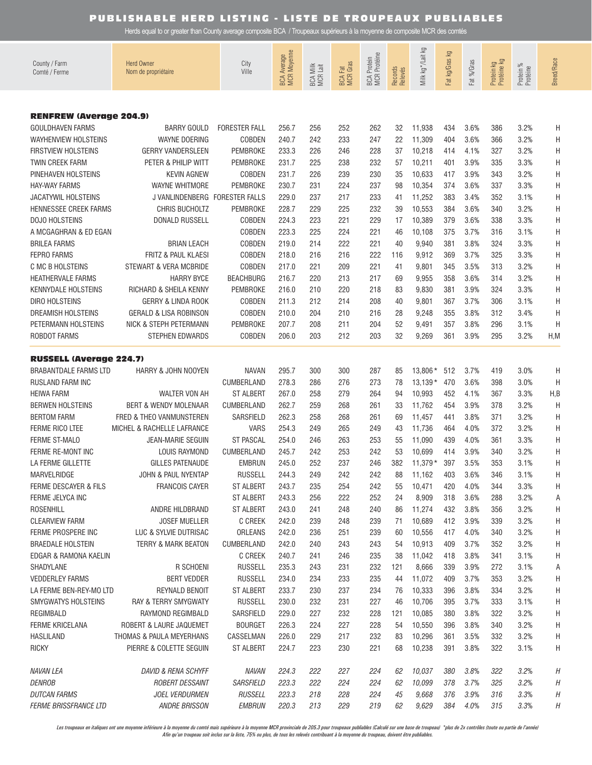# PUBLISHABLE HERD LISTING - LISTE DE TROUPEAUX PUBLIABLES

Herds equal to or greater than County average composite BCA / Troupeaux supérieurs à la moyenne de composite MCR des comtés

| County / Farm<br>Comté / Ferme | Herd Owner<br>Nom de propriétaire | City<br>Ville | BCA Average<br>MCR Moyenne | BCA Milk<br>MCR Lait | BCA Fat<br>MCR Gras | BCA Protein<br>MCR Protéine | Records<br>Relevés | Milk kg*/Lait kg | Fat kg/Gras kg | Fat %/Gras | Protein kg<br>Protéine kg | Protein %<br>Protéine | Breed/Race |
|---|---|---|---|---|---|---|---|---|---|---|---|---|---|
| **RENFREW (Average 204.9)** | | | | | | | | | | | | | |
| GOULDHAVEN FARMS | BARRY GOULD | FORESTER FALL | 256.7 | 256 | 252 | 262 | 32 | 11,938 | 434 | 3.6% | 386 | 3.2% | H |
| WAYHENVIEW HOLSTEINS | WAYNE DOERING | COBDEN | 240.7 | 242 | 233 | 247 | 22 | 11,309 | 404 | 3.6% | 366 | 3.2% | H |
| FIRSTVIEW HOLSTEINS | GERRY VANDERSLEEN | PEMBROKE | 233.3 | 226 | 246 | 228 | 37 | 10,218 | 414 | 4.1% | 327 | 3.2% | H |
| TWIN CREEK FARM | PETER & PHILIP WITT | PEMBROKE | 231.7 | 225 | 238 | 232 | 57 | 10,211 | 401 | 3.9% | 335 | 3.3% | H |
| PINEHAVEN HOLSTEINS | KEVIN AGNEW | COBDEN | 231.7 | 226 | 239 | 230 | 35 | 10,633 | 417 | 3.9% | 343 | 3.2% | H |
| HAY-WAY FARMS | WAYNE WHITMORE | PEMBROKE | 230.7 | 231 | 224 | 237 | 98 | 10,354 | 374 | 3.6% | 337 | 3.3% | H |
| JACATYWIL HOLSTEINS | J VANLINDENBERG | FORESTER FALLS | 229.0 | 237 | 217 | 233 | 41 | 11,252 | 383 | 3.4% | 352 | 3.1% | H |
| HENNESSEE CREEK FARMS | CHRIS BUCHOLTZ | PEMBROKE | 228.7 | 229 | 225 | 232 | 39 | 10,553 | 384 | 3.6% | 340 | 3.2% | H |
| DOJO HOLSTEINS | DONALD RUSSELL | COBDEN | 224.3 | 223 | 221 | 229 | 17 | 10,389 | 379 | 3.6% | 338 | 3.3% | H |
| A MCGAGHRAN & ED EGAN | | COBDEN | 223.3 | 225 | 224 | 221 | 46 | 10,108 | 375 | 3.7% | 316 | 3.1% | H |
| BRILEA FARMS | BRIAN LEACH | COBDEN | 219.0 | 214 | 222 | 221 | 40 | 9,940 | 381 | 3.8% | 324 | 3.3% | H |
| FEPRO FARMS | FRITZ & PAUL KLAESI | COBDEN | 218.0 | 216 | 216 | 222 | 116 | 9,912 | 369 | 3.7% | 325 | 3.3% | H |
| C MC B HOLSTEINS | STEWART & VERA MCBRIDE | COBDEN | 217.0 | 221 | 209 | 221 | 41 | 9,801 | 345 | 3.5% | 313 | 3.2% | H |
| HEATHERVALE FARMS | HARRY BYCE | BEACHBURG | 216.7 | 220 | 213 | 217 | 69 | 9,955 | 358 | 3.6% | 314 | 3.2% | H |
| KENNYDALE HOLSTEINS | RICHARD & SHEILA KENNY | PEMBROKE | 216.0 | 210 | 220 | 218 | 83 | 9,830 | 381 | 3.9% | 324 | 3.3% | H |
| DIRO HOLSTEINS | GERRY & LINDA ROOK | COBDEN | 211.3 | 212 | 214 | 208 | 40 | 9,801 | 367 | 3.7% | 306 | 3.1% | H |
| DREAMISH HOLSTEINS | GERALD & LISA ROBINSON | COBDEN | 210.0 | 204 | 210 | 216 | 28 | 9,248 | 355 | 3.8% | 312 | 3.4% | H |
| PETERMANN HOLSTEINS | NICK & STEPH PETERMANN | PEMBROKE | 207.7 | 208 | 211 | 204 | 52 | 9,491 | 357 | 3.8% | 296 | 3.1% | H |
| ROBDOT FARMS | STEPHEN EDWARDS | COBDEN | 206.0 | 203 | 212 | 203 | 32 | 9,269 | 361 | 3.9% | 295 | 3.2% | H,M |
| **RUSSELL (Average 224.7)** | | | | | | | | | | | | | |
| BRABANTDALE FARMS LTD | HARRY & JOHN NOOYEN | NAVAN | 295.7 | 300 | 300 | 287 | 85 | 13,806* | 512 | 3.7% | 419 | 3.0% | H |
| RUSLAND FARM INC | | CUMBERLAND | 278.3 | 286 | 276 | 273 | 78 | 13,139* | 470 | 3.6% | 398 | 3.0% | H |
| HEIWA FARM | WALTER VON AH | ST ALBERT | 267.0 | 258 | 279 | 264 | 94 | 10,993 | 452 | 4.1% | 367 | 3.3% | H,B |
| BERWEN HOLSTEINS | BERT & WENDY MOLENAAR | CUMBERLAND | 262.7 | 259 | 268 | 261 | 33 | 11,762 | 454 | 3.9% | 378 | 3.2% | H |
| BERTOM FARM | FRED & THEO VANMUNSTEREN | SARSFIELD | 262.3 | 258 | 268 | 261 | 69 | 11,457 | 441 | 3.8% | 371 | 3.2% | H |
| FERME RICO LTEE | MICHEL & RACHELLE LAFRANCE | VARS | 254.3 | 249 | 265 | 249 | 43 | 11,736 | 464 | 4.0% | 372 | 3.2% | H |
| FERME ST-MALO | JEAN-MARIE SEGUIN | ST PASCAL | 254.0 | 246 | 263 | 253 | 55 | 11,090 | 439 | 4.0% | 361 | 3.3% | H |
| FERME RE-MONT INC | LOUIS RAYMOND | CUMBERLAND | 245.7 | 242 | 253 | 242 | 53 | 10,699 | 414 | 3.9% | 340 | 3.2% | H |
| LA FERME GILLETTE | GILLES PATENAUDE | EMBRUN | 245.0 | 252 | 237 | 246 | 382 | 11,379* | 397 | 3.5% | 353 | 3.1% | H |
| MARVELRIDGE | JOHN & PAUL NYENTAP | RUSSELL | 244.3 | 249 | 242 | 242 | 88 | 11,162 | 403 | 3.6% | 346 | 3.1% | H |
| FERME DESCAYER & FILS | FRANCOIS CAYER | ST ALBERT | 243.7 | 235 | 254 | 242 | 55 | 10,471 | 420 | 4.0% | 344 | 3.3% | H |
| FERME JELYCA INC | | ST ALBERT | 243.3 | 256 | 222 | 252 | 24 | 8,909 | 318 | 3.6% | 288 | 3.2% | A |
| ROSENHILL | ANDRE HILDBRAND | ST ALBERT | 243.0 | 241 | 248 | 240 | 86 | 11,274 | 432 | 3.8% | 356 | 3.2% | H |
| CLEARVIEW FARM | JOSEF MUELLER | C CREEK | 242.0 | 239 | 248 | 239 | 71 | 10,689 | 412 | 3.9% | 339 | 3.2% | H |
| FERME PROSPERE INC | LUC & SYLVIE DUTRISAC | ORLEANS | 242.0 | 236 | 251 | 239 | 60 | 10,556 | 417 | 4.0% | 340 | 3.2% | H |
| BRAEDALE HOLSTEIN | TERRY & MARK BEATON | CUMBERLAND | 242.0 | 240 | 243 | 243 | 54 | 10,913 | 409 | 3.7% | 352 | 3.2% | H |
| EDGAR & RAMONA KAELIN | | C CREEK | 240.7 | 241 | 246 | 235 | 38 | 11,042 | 418 | 3.8% | 341 | 3.1% | H |
| SHADYLANE | R SCHOENI | RUSSELL | 235.3 | 243 | 231 | 232 | 121 | 8,666 | 339 | 3.9% | 272 | 3.1% | A |
| VEDDERLEY FARMS | BERT VEDDER | RUSSELL | 234.0 | 234 | 233 | 235 | 44 | 11,072 | 409 | 3.7% | 353 | 3.2% | H |
| LA FERME BEN-REY-MO LTD | REYNALD BENOIT | ST ALBERT | 233.7 | 230 | 237 | 234 | 76 | 10,333 | 396 | 3.8% | 334 | 3.2% | H |
| SMYGWATYS HOLSTEINS | RAY & TERRY SMYGWATY | RUSSELL | 230.0 | 232 | 231 | 227 | 46 | 10,706 | 395 | 3.7% | 333 | 3.1% | H |
| REGIMBALD | RAYMOND REGIMBALD | SARSFIELD | 229.0 | 227 | 232 | 228 | 121 | 10,085 | 380 | 3.8% | 322 | 3.2% | H |
| FERME KRICELANA | ROBERT & LAURE JAQUEMET | BOURGET | 226.3 | 224 | 227 | 228 | 54 | 10,550 | 396 | 3.8% | 340 | 3.2% | H |
| HASLILAND | THOMAS & PAULA MEYERHANS | CASSELMAN | 226.0 | 229 | 217 | 232 | 83 | 10,296 | 361 | 3.5% | 332 | 3.2% | H |
| RICKY | PIERRE & COLETTE SEGUIN | ST ALBERT | 224.7 | 223 | 230 | 221 | 68 | 10,238 | 391 | 3.8% | 322 | 3.1% | H |
| *NAVAN LEA* | *DAVID & RENA SCHYFF* | *NAVAN* | *224.3* | *222* | *227* | *224* | *62* | *10,037* | *380* | *3.8%* | *322* | *3.2%* | *H* |
| *DENROB* | *ROBERT DESSAINT* | *SARSFIELD* | *223.3* | *222* | *224* | *224* | *62* | *10,099* | *378* | *3.7%* | *325* | *3.2%* | *H* |
| *DUTCAN FARMS* | *JOEL VERDURMEN* | *RUSSELL* | *223.3* | *218* | *228* | *224* | *45* | *9,668* | *376* | *3.9%* | *316* | *3.3%* | *H* |
| *FERME BRISSFRANCE LTD* | *ANDRE BRISSON* | *EMBRUN* | *220.3* | *213* | *229* | *219* | *62* | *9,629* | *384* | *4.0%* | *315* | *3.3%* | *H* |

*Les troupeaux en italiques ont une moyenne inférieure à la moyenne du comté mais supérieure à la moyenne MCR provinciale de 205.3 pour troupeaux publiables (Calculé sur une base de troupeau) \*plus de 2x contrôles (toute ou partie de l'année) Afin qu'un troupeau soit inclus sur la liste, 75% ou plus, de tous les relevés contribuant à la moyenne du troupeau, doivent être publiables.*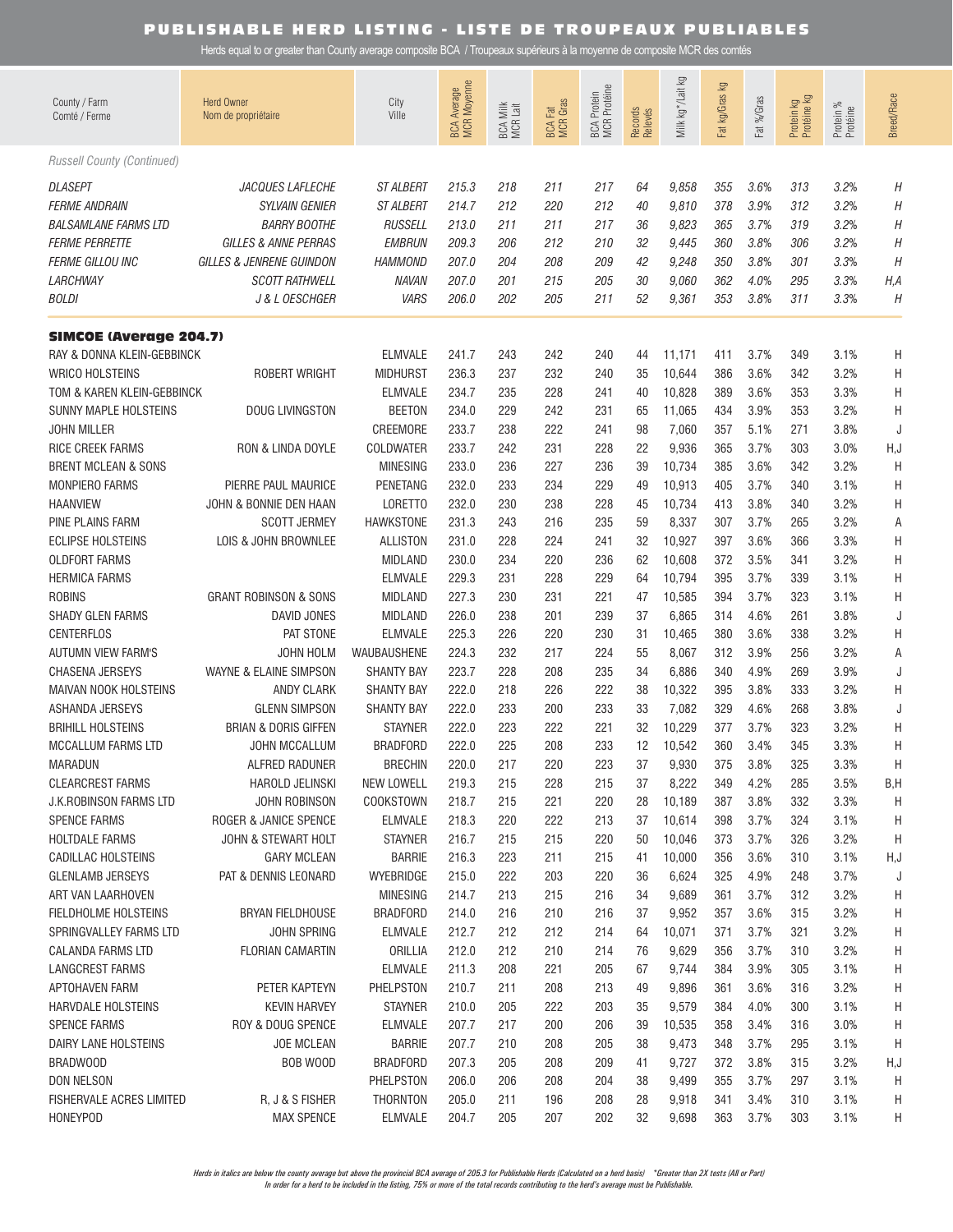# PUBLISHABLE HERD LISTING - LISTE DE TROUPEAUX PUBLIABLES

Herds equal to or greater than County average composite BCA / Troupeaux supérieurs à la moyenne de composite MCR des comtés

| County / Farm<br>Comté / Ferme | Herd Owner<br>Nom de propriétaire | City<br>Ville | BCA Average<br>MCR Moyenne | BCA Milk<br>MCR Lait | BCA Fat<br>MCR Gras | BCA Protein<br>MCR Protéine | Records<br>Relevés | Milk kg* / Lait kg | Fat kg/Gras kg | Fat %/Gras | Protein kg<br>Protéine kg | Protein %<br>Protéine | Breed/Race |
|---|---|---|---|---|---|---|---|---|---|---|---|---|---|
| *Russell County (Continued)* | | | | | | | | | | | | | |
| *DLASEPT* | *JACQUES LAFLECHE* | *ST ALBERT* | *215.3* | *218* | *211* | *217* | *64* | *9,858* | *355* | *3.6%* | *313* | *3.2%* | *H* |
| *FERME ANDRAIN* | *SYLVAIN GENIER* | *ST ALBERT* | *214.7* | *212* | *220* | *212* | *40* | *9,810* | *378* | *3.9%* | *312* | *3.2%* | *H* |
| *BALSAMLANE FARMS LTD* | *BARRY BOOTHE* | *RUSSELL* | *213.0* | *211* | *211* | *217* | *36* | *9,823* | *365* | *3.7%* | *319* | *3.2%* | *H* |
| *FERME PERRETTE* | *GILLES & ANNE PERRAS* | *EMBRUN* | *209.3* | *206* | *212* | *210* | *32* | *9,445* | *360* | *3.8%* | *306* | *3.2%* | *H* |
| *FERME GILLOU INC* | *GILLES & JENRENE GUINDON* | *HAMMOND* | *207.0* | *204* | *208* | *209* | *42* | *9,248* | *350* | *3.8%* | *301* | *3.3%* | *H* |
| *LARCHWAY* | *SCOTT RATHWELL* | *NAVAN* | *207.0* | *201* | *215* | *205* | *30* | *9,060* | *362* | *4.0%* | *295* | *3.3%* | *H,A* |
| *BOLDI* | *J & L OESCHGER* | *VARS* | *206.0* | *202* | *205* | *211* | *52* | *9,361* | *353* | *3.8%* | *311* | *3.3%* | *H* |
| **SIMCOE (Average 204.7)** | | | | | | | | | | | | | |
| RAY & DONNA KLEIN-GEBBINCK | | ELMVALE | 241.7 | 243 | 242 | 240 | 44 | 11,171 | 411 | 3.7% | 349 | 3.1% | H |
| WRICO HOLSTEINS | ROBERT WRIGHT | MIDHURST | 236.3 | 237 | 232 | 240 | 35 | 10,644 | 386 | 3.6% | 342 | 3.2% | H |
| TOM & KAREN KLEIN-GEBBINCK | | ELMVALE | 234.7 | 235 | 228 | 241 | 40 | 10,828 | 389 | 3.6% | 353 | 3.3% | H |
| SUNNY MAPLE HOLSTEINS | DOUG LIVINGSTON | BEETON | 234.0 | 229 | 242 | 231 | 65 | 11,065 | 434 | 3.9% | 353 | 3.2% | H |
| JOHN MILLER | | CREEMORE | 233.7 | 238 | 222 | 241 | 98 | 7,060 | 357 | 5.1% | 271 | 3.8% | J |
| RICE CREEK FARMS | RON & LINDA DOYLE | COLDWATER | 233.7 | 242 | 231 | 228 | 22 | 9,936 | 365 | 3.7% | 303 | 3.0% | H,J |
| BRENT MCLEAN & SONS | | MINESING | 233.0 | 236 | 227 | 236 | 39 | 10,734 | 385 | 3.6% | 342 | 3.2% | H |
| MONPIERO FARMS | PIERRE PAUL MAURICE | PENETANG | 232.0 | 233 | 234 | 229 | 49 | 10,913 | 405 | 3.7% | 340 | 3.1% | H |
| HAANVIEW | JOHN & BONNIE DEN HAAN | LORETTO | 232.0 | 230 | 238 | 228 | 45 | 10,734 | 413 | 3.8% | 340 | 3.2% | H |
| PINE PLAINS FARM | SCOTT JERMEY | HAWKSTONE | 231.3 | 243 | 216 | 235 | 59 | 8,337 | 307 | 3.7% | 265 | 3.2% | A |
| ECLIPSE HOLSTEINS | LOIS & JOHN BROWNLEE | ALLISTON | 231.0 | 228 | 224 | 241 | 32 | 10,927 | 397 | 3.6% | 366 | 3.3% | H |
| OLDFORT FARMS | | MIDLAND | 230.0 | 234 | 220 | 236 | 62 | 10,608 | 372 | 3.5% | 341 | 3.2% | H |
| HERMICA FARMS | | ELMVALE | 229.3 | 231 | 228 | 229 | 64 | 10,794 | 395 | 3.7% | 339 | 3.1% | H |
| ROBINS | GRANT ROBINSON & SONS | MIDLAND | 227.3 | 230 | 231 | 221 | 47 | 10,585 | 394 | 3.7% | 323 | 3.1% | H |
| SHADY GLEN FARMS | DAVID JONES | MIDLAND | 226.0 | 238 | 201 | 239 | 37 | 6,865 | 314 | 4.6% | 261 | 3.8% | J |
| CENTERFLOS | PAT STONE | ELMVALE | 225.3 | 226 | 220 | 230 | 31 | 10,465 | 380 | 3.6% | 338 | 3.2% | H |
| AUTUMN VIEW FARM'S | JOHN HOLM | WAUBAUSHENE | 224.3 | 232 | 217 | 224 | 55 | 8,067 | 312 | 3.9% | 256 | 3.2% | A |
| CHASENA JERSEYS | WAYNE & ELAINE SIMPSON | SHANTY BAY | 223.7 | 228 | 208 | 235 | 34 | 6,886 | 340 | 4.9% | 269 | 3.9% | J |
| MAIVAN NOOK HOLSTEINS | ANDY CLARK | SHANTY BAY | 222.0 | 218 | 226 | 222 | 38 | 10,322 | 395 | 3.8% | 333 | 3.2% | H |
| ASHANDA JERSEYS | GLENN SIMPSON | SHANTY BAY | 222.0 | 233 | 200 | 233 | 33 | 7,082 | 329 | 4.6% | 268 | 3.8% | J |
| BRIHILL HOLSTEINS | BRIAN & DORIS GIFFEN | STAYNER | 222.0 | 223 | 222 | 221 | 32 | 10,229 | 377 | 3.7% | 323 | 3.2% | H |
| MCCALLUM FARMS LTD | JOHN MCCALLUM | BRADFORD | 222.0 | 225 | 208 | 233 | 12 | 10,542 | 360 | 3.4% | 345 | 3.3% | H |
| MARADUN | ALFRED RADUNER | BRECHIN | 220.0 | 217 | 220 | 223 | 37 | 9,930 | 375 | 3.8% | 325 | 3.3% | H |
| CLEARCREST FARMS | HAROLD JELINSKI | NEW LOWELL | 219.3 | 215 | 228 | 215 | 37 | 8,222 | 349 | 4.2% | 285 | 3.5% | B,H |
| J.K.ROBINSON FARMS LTD | JOHN ROBINSON | COOKSTOWN | 218.7 | 215 | 221 | 220 | 28 | 10,189 | 387 | 3.8% | 332 | 3.3% | H |
| SPENCE FARMS | ROGER & JANICE SPENCE | ELMVALE | 218.3 | 220 | 222 | 213 | 37 | 10,614 | 398 | 3.7% | 324 | 3.1% | H |
| HOLTDALE FARMS | JOHN & STEWART HOLT | STAYNER | 216.7 | 215 | 215 | 220 | 50 | 10,046 | 373 | 3.7% | 326 | 3.2% | H |
| CADILLAC HOLSTEINS | GARY MCLEAN | BARRIE | 216.3 | 223 | 211 | 215 | 41 | 10,000 | 356 | 3.6% | 310 | 3.1% | H,J |
| GLENLAMB JERSEYS | PAT & DENNIS LEONARD | WYEBRIDGE | 215.0 | 222 | 203 | 220 | 36 | 6,624 | 325 | 4.9% | 248 | 3.7% | J |
| ART VAN LAARHOVEN | | MINESING | 214.7 | 213 | 215 | 216 | 34 | 9,689 | 361 | 3.7% | 312 | 3.2% | H |
| FIELDHOLME HOLSTEINS | BRYAN FIELDHOUSE | BRADFORD | 214.0 | 216 | 210 | 216 | 37 | 9,952 | 357 | 3.6% | 315 | 3.2% | H |
| SPRINGVALLEY FARMS LTD | JOHN SPRING | ELMVALE | 212.7 | 212 | 212 | 214 | 64 | 10,071 | 371 | 3.7% | 321 | 3.2% | H |
| CALANDA FARMS LTD | FLORIAN CAMARTIN | ORILLIA | 212.0 | 212 | 210 | 214 | 76 | 9,629 | 356 | 3.7% | 310 | 3.2% | H |
| LANGCREST FARMS | | ELMVALE | 211.3 | 208 | 221 | 205 | 67 | 9,744 | 384 | 3.9% | 305 | 3.1% | H |
| APTOHAVEN FARM | PETER KAPTEYN | PHELPSTON | 210.7 | 211 | 208 | 213 | 49 | 9,896 | 361 | 3.6% | 316 | 3.2% | H |
| HARVDALE HOLSTEINS | KEVIN HARVEY | STAYNER | 210.0 | 205 | 222 | 203 | 35 | 9,579 | 384 | 4.0% | 300 | 3.1% | H |
| SPENCE FARMS | ROY & DOUG SPENCE | ELMVALE | 207.7 | 217 | 200 | 206 | 39 | 10,535 | 358 | 3.4% | 316 | 3.0% | H |
| DAIRY LANE HOLSTEINS | JOE MCLEAN | BARRIE | 207.7 | 210 | 208 | 205 | 38 | 9,473 | 348 | 3.7% | 295 | 3.1% | H |
| BRADWOOD | BOB WOOD | BRADFORD | 207.3 | 205 | 208 | 209 | 41 | 9,727 | 372 | 3.8% | 315 | 3.2% | H,J |
| DON NELSON | | PHELPSTON | 206.0 | 206 | 208 | 204 | 38 | 9,499 | 355 | 3.7% | 297 | 3.1% | H |
| FISHERVALE ACRES LIMITED | R, J & S FISHER | THORNTON | 205.0 | 211 | 196 | 208 | 28 | 9,918 | 341 | 3.4% | 310 | 3.1% | H |
| HONEYPOD | MAX SPENCE | ELMVALE | 204.7 | 205 | 207 | 202 | 32 | 9,698 | 363 | 3.7% | 303 | 3.1% | H |

*Herds in italics are below the county average but above the provincial BCA average of 205.3 for Publishable Herds (Calculated on a herd basis) \*Greater than 2X tests (All or Part)*
*In order for a herd to be included in the listing, 75% or more of the total records contributing to the herd's average must be Publishable.*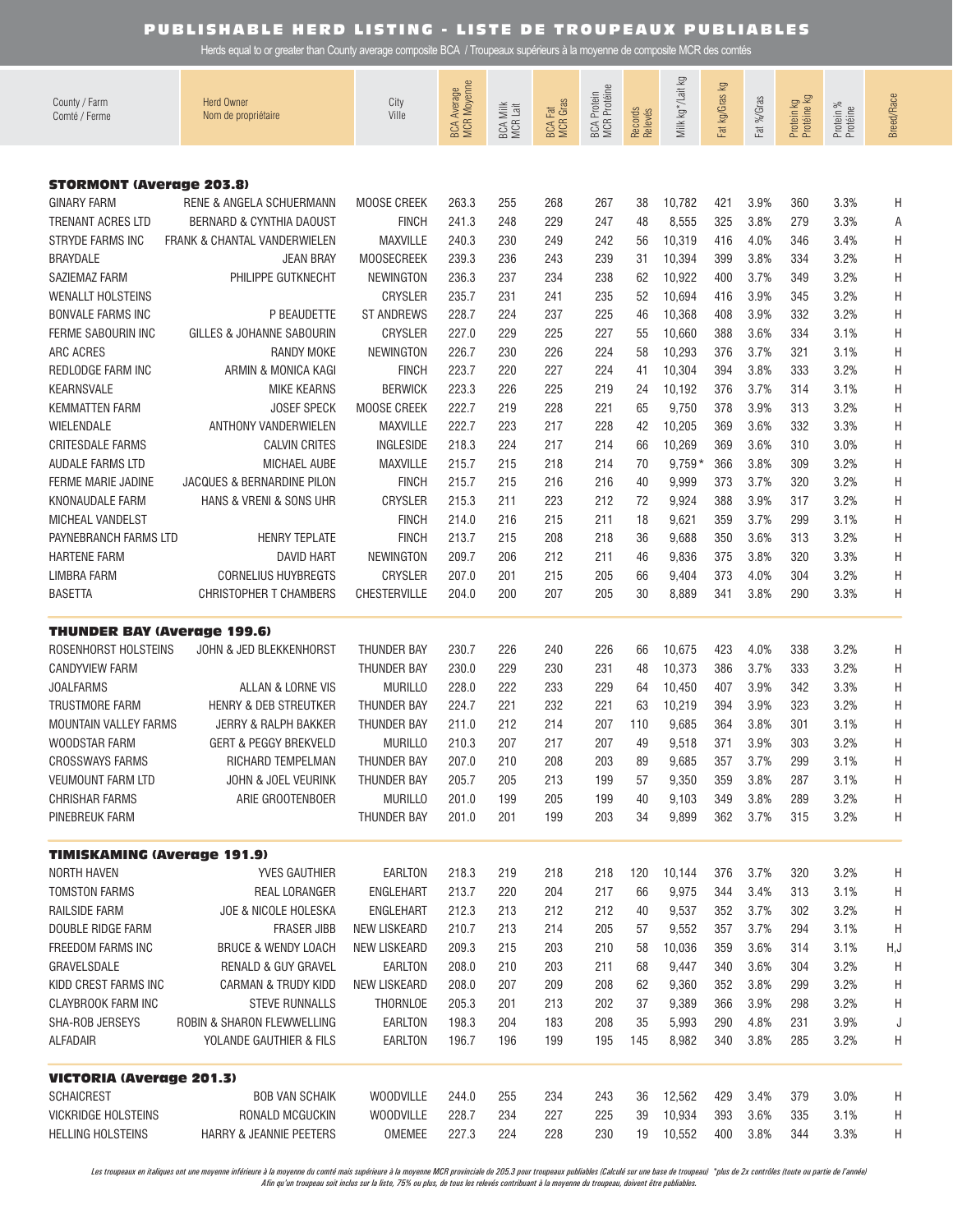# PUBLISHABLE HERD LISTING - LISTE DE TROUPEAUX PUBLIABLES

Herds equal to or greater than County average composite BCA / Troupeaux supérieurs à la moyenne de composite MCR des comtés

| County / Farm<br>Comté / Ferme | Herd Owner<br>Nom de propriétaire | City<br>Ville | BCA Average<br>MCR Moyenne | BCA Milk<br>MCR Lait | BCA Fat<br>MCR Gras | BCA Protein<br>MCR Protéine | Records<br>Relevés | Milk kg*/Lait kg | Fat kg/Gras kg | Fat %/Gras | Protein kg<br>Protéine kg | Protein %<br>Protéine | Breed/Race |
|---|---|---|---|---|---|---|---|---|---|---|---|---|---|
| **STORMONT (Average 203.8)** | | | | | | | | | | | | | |
| GINARY FARM | RENE & ANGELA SCHUERMANN | MOOSE CREEK | 263.3 | 255 | 268 | 267 | 38 | 10,782 | 421 | 3.9% | 360 | 3.3% | H |
| TRENANT ACRES LTD | BERNARD & CYNTHIA DAOUST | FINCH | 241.3 | 248 | 229 | 247 | 48 | 8,555 | 325 | 3.8% | 279 | 3.3% | A |
| STRYDE FARMS INC | FRANK & CHANTAL VANDERWIELEN | MAXVILLE | 240.3 | 230 | 249 | 242 | 56 | 10,319 | 416 | 4.0% | 346 | 3.4% | H |
| BRAYDALE | JEAN BRAY | MOOSECREEK | 239.3 | 236 | 243 | 239 | 31 | 10,394 | 399 | 3.8% | 334 | 3.2% | H |
| SAZIEMAZ FARM | PHILIPPE GUTKNECHT | NEWINGTON | 236.3 | 237 | 234 | 238 | 62 | 10,922 | 400 | 3.7% | 349 | 3.2% | H |
| WENALLT HOLSTEINS | | CRYSLER | 235.7 | 231 | 241 | 235 | 52 | 10,694 | 416 | 3.9% | 345 | 3.2% | H |
| BONVALE FARMS INC | P BEAUDETTE | ST ANDREWS | 228.7 | 224 | 237 | 225 | 46 | 10,368 | 408 | 3.9% | 332 | 3.2% | H |
| FERME SABOURIN INC | GILLES & JOHANNE SABOURIN | CRYSLER | 227.0 | 229 | 225 | 227 | 55 | 10,660 | 388 | 3.6% | 334 | 3.1% | H |
| ARC ACRES | RANDY MOKE | NEWINGTON | 226.7 | 230 | 226 | 224 | 58 | 10,293 | 376 | 3.7% | 321 | 3.1% | H |
| REDLODGE FARM INC | ARMIN & MONICA KAGI | FINCH | 223.7 | 220 | 227 | 224 | 41 | 10,304 | 394 | 3.8% | 333 | 3.2% | H |
| KEARNSVALE | MIKE KEARNS | BERWICK | 223.3 | 226 | 225 | 219 | 24 | 10,192 | 376 | 3.7% | 314 | 3.1% | H |
| KEMMATTEN FARM | JOSEF SPECK | MOOSE CREEK | 222.7 | 219 | 228 | 221 | 65 | 9,750 | 378 | 3.9% | 313 | 3.2% | H |
| WIELENDALE | ANTHONY VANDERWIELEN | MAXVILLE | 222.7 | 223 | 217 | 228 | 42 | 10,205 | 369 | 3.6% | 332 | 3.3% | H |
| CRITESDALE FARMS | CALVIN CRITES | INGLESIDE | 218.3 | 224 | 217 | 214 | 66 | 10,269 | 369 | 3.6% | 310 | 3.0% | H |
| AUDALE FARMS LTD | MICHAEL AUBE | MAXVILLE | 215.7 | 215 | 218 | 214 | 70 | 9,759* | 366 | 3.8% | 309 | 3.2% | H |
| FERME MARIE JADINE | JACQUES & BERNARDINE PILON | FINCH | 215.7 | 215 | 216 | 216 | 40 | 9,999 | 373 | 3.7% | 320 | 3.2% | H |
| KNONAUDALE FARM | HANS & VRENI & SONS UHR | CRYSLER | 215.3 | 211 | 223 | 212 | 72 | 9,924 | 388 | 3.9% | 317 | 3.2% | H |
| MICHEAL VANDELST | | FINCH | 214.0 | 216 | 215 | 211 | 18 | 9,621 | 359 | 3.7% | 299 | 3.1% | H |
| PAYNEBRANCH FARMS LTD | HENRY TEPLATE | FINCH | 213.7 | 215 | 208 | 218 | 36 | 9,688 | 350 | 3.6% | 313 | 3.2% | H |
| HARTENE FARM | DAVID HART | NEWINGTON | 209.7 | 206 | 212 | 211 | 46 | 9,836 | 375 | 3.8% | 320 | 3.3% | H |
| LIMBRA FARM | CORNELIUS HUYBREGTS | CRYSLER | 207.0 | 201 | 215 | 205 | 66 | 9,404 | 373 | 4.0% | 304 | 3.2% | H |
| BASETTA | CHRISTOPHER T CHAMBERS | CHESTERVILLE | 204.0 | 200 | 207 | 205 | 30 | 8,889 | 341 | 3.8% | 290 | 3.3% | H |
| **THUNDER BAY (Average 199.6)** | | | | | | | | | | | | | |
| ROSENHORST HOLSTEINS | JOHN & JED BLEKKENHORST | THUNDER BAY | 230.7 | 226 | 240 | 226 | 66 | 10,675 | 423 | 4.0% | 338 | 3.2% | H |
| CANDYVIEW FARM | | THUNDER BAY | 230.0 | 229 | 230 | 231 | 48 | 10,373 | 386 | 3.7% | 333 | 3.2% | H |
| JOALFARMS | ALLAN & LORNE VIS | MURILLO | 228.0 | 222 | 233 | 229 | 64 | 10,450 | 407 | 3.9% | 342 | 3.3% | H |
| TRUSTMORE FARM | HENRY & DEB STREUTKER | THUNDER BAY | 224.7 | 221 | 232 | 221 | 63 | 10,219 | 394 | 3.9% | 323 | 3.2% | H |
| MOUNTAIN VALLEY FARMS | JERRY & RALPH BAKKER | THUNDER BAY | 211.0 | 212 | 214 | 207 | 110 | 9,685 | 364 | 3.8% | 301 | 3.1% | H |
| WOODSTAR FARM | GERT & PEGGY BREKVELD | MURILLO | 210.3 | 207 | 217 | 207 | 49 | 9,518 | 371 | 3.9% | 303 | 3.2% | H |
| CROSSWAYS FARMS | RICHARD TEMPELMAN | THUNDER BAY | 207.0 | 210 | 208 | 203 | 89 | 9,685 | 357 | 3.7% | 299 | 3.1% | H |
| VEUMOUNT FARM LTD | JOHN & JOEL VEURINK | THUNDER BAY | 205.7 | 205 | 213 | 199 | 57 | 9,350 | 359 | 3.8% | 287 | 3.1% | H |
| CHRISHAR FARMS | ARIE GROOTENBOER | MURILLO | 201.0 | 199 | 205 | 199 | 40 | 9,103 | 349 | 3.8% | 289 | 3.2% | H |
| PINEBREUK FARM | | THUNDER BAY | 201.0 | 201 | 199 | 203 | 34 | 9,899 | 362 | 3.7% | 315 | 3.2% | H |
| **TIMISKAMING (Average 191.9)** | | | | | | | | | | | | | |
| NORTH HAVEN | YVES GAUTHIER | EARLTON | 218.3 | 219 | 218 | 218 | 120 | 10,144 | 376 | 3.7% | 320 | 3.2% | H |
| TOMSTON FARMS | REAL LORANGER | ENGLEHART | 213.7 | 220 | 204 | 217 | 66 | 9,975 | 344 | 3.4% | 313 | 3.1% | H |
| RAILSIDE FARM | JOE & NICOLE HOLESKA | ENGLEHART | 212.3 | 213 | 212 | 212 | 40 | 9,537 | 352 | 3.7% | 302 | 3.2% | H |
| DOUBLE RIDGE FARM | FRASER JIBB | NEW LISKEARD | 210.7 | 213 | 214 | 205 | 57 | 9,552 | 357 | 3.7% | 294 | 3.1% | H |
| FREEDOM FARMS INC | BRUCE & WENDY LOACH | NEW LISKEARD | 209.3 | 215 | 203 | 210 | 58 | 10,036 | 359 | 3.6% | 314 | 3.1% | H,J |
| GRAVELSDALE | RENALD & GUY GRAVEL | EARLTON | 208.0 | 210 | 203 | 211 | 68 | 9,447 | 340 | 3.6% | 304 | 3.2% | H |
| KIDD CREST FARMS INC | CARMAN & TRUDY KIDD | NEW LISKEARD | 208.0 | 207 | 209 | 208 | 62 | 9,360 | 352 | 3.8% | 299 | 3.2% | H |
| CLAYBROOK FARM INC | STEVE RUNNALLS | THORNLOE | 205.3 | 201 | 213 | 202 | 37 | 9,389 | 366 | 3.9% | 298 | 3.2% | H |
| SHA-ROB JERSEYS | ROBIN & SHARON FLEWWELLING | EARLTON | 198.3 | 204 | 183 | 208 | 35 | 5,993 | 290 | 4.8% | 231 | 3.9% | J |
| ALFADAIR | YOLANDE GAUTHIER & FILS | EARLTON | 196.7 | 196 | 199 | 195 | 145 | 8,982 | 340 | 3.8% | 285 | 3.2% | H |
| **VICTORIA (Average 201.3)** | | | | | | | | | | | | | |
| SCHAICREST | BOB VAN SCHAIK | WOODVILLE | 244.0 | 255 | 234 | 243 | 36 | 12,562 | 429 | 3.4% | 379 | 3.0% | H |
| VICKRIDGE HOLSTEINS | RONALD MCGUCKIN | WOODVILLE | 228.7 | 234 | 227 | 225 | 39 | 10,934 | 393 | 3.6% | 335 | 3.1% | H |
| HELLING HOLSTEINS | HARRY & JEANNIE PEETERS | OMEMEE | 227.3 | 224 | 228 | 230 | 19 | 10,552 | 400 | 3.8% | 344 | 3.3% | H |

*Les troupeaux en italiques ont une moyenne inférieure à la moyenne du comté mais supérieure à la moyenne MCR provinciale de 205.3 pour troupeaux publiables (Calculé sur une base de troupeau) \*plus de 2x contrôles (toute ou partie de l'année)*
*Afin qu'un troupeau soit inclus sur la liste, 75% ou plus, de tous les relevés contribuant à la moyenne du troupeau, doivent être publiables.*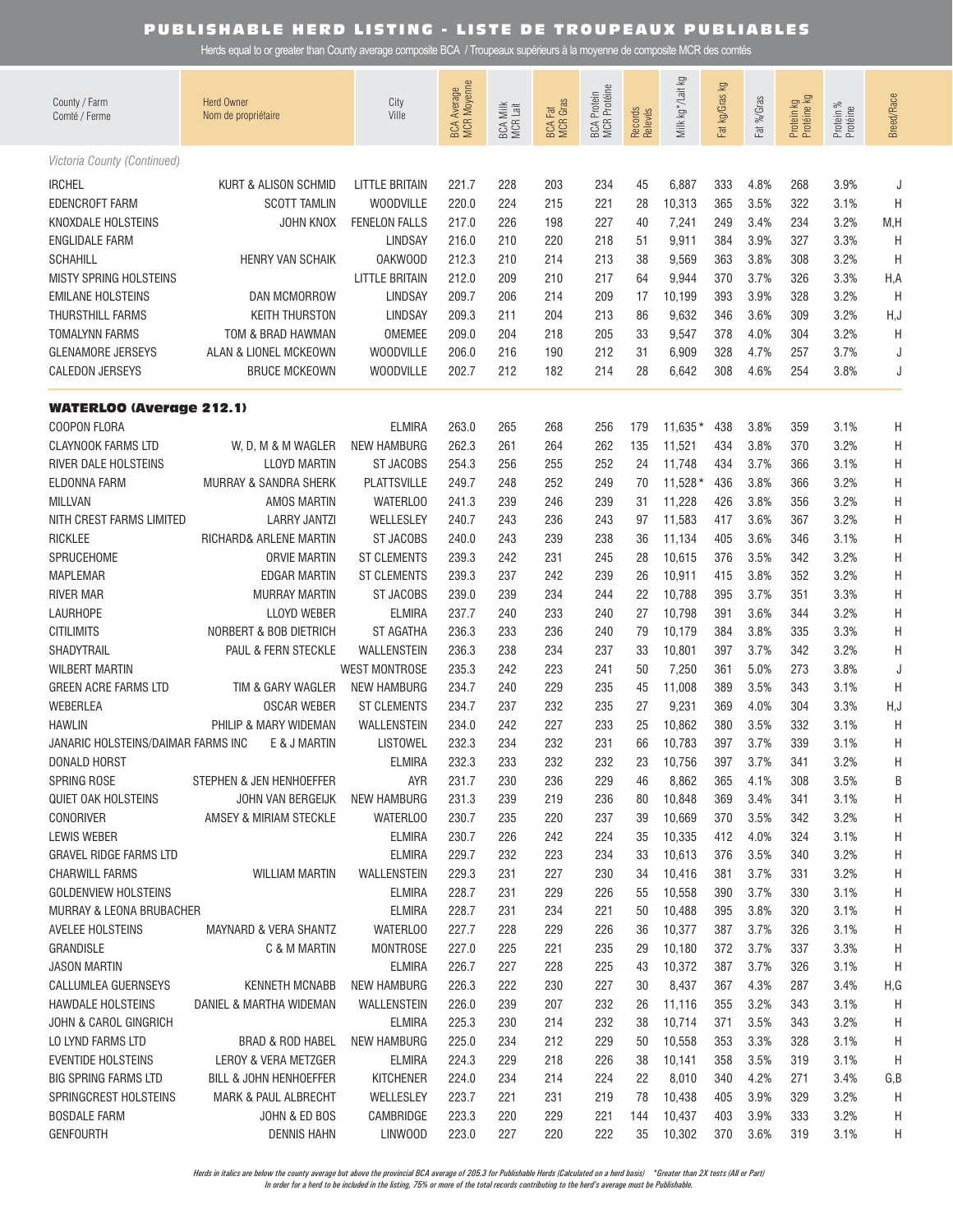# PUBLISHABLE HERD LISTING - LISTE DE TROUPEAUX PUBLIABLES

Herds equal to or greater than County average composite BCA / Troupeaux supérieurs à la moyenne de composite MCR des comtés

| County / Farm<br>Comté / Ferme | Herd Owner<br>Nom de propriétaire | City<br>Ville | BCA Average<br>MCR Moyenne | BCA Milk<br>MCR Lait | BCA Fat<br>MCR Gras | BCA Protein<br>MCR Protéine | Records<br>Relevés | Milk kg* / Lait kg | Fat kg/Gras kg | Fat %/Gras | Protein kg<br>Protéine kg | Protein %<br>Protéine | Breed/Race |
|---|---|---|---|---|---|---|---|---|---|---|---|---|---|
| *Victoria County (Continued)* | | | | | | | | | | | | | |
| IRCHEL | KURT & ALISON SCHMID | LITTLE BRITAIN | 221.7 | 228 | 203 | 234 | 45 | 6,887 | 333 | 4.8% | 268 | 3.9% | J |
| EDENCROFT FARM | SCOTT TAMLIN | WOODVILLE | 220.0 | 224 | 215 | 221 | 28 | 10,313 | 365 | 3.5% | 322 | 3.1% | H |
| KNOXDALE HOLSTEINS | JOHN KNOX | FENELON FALLS | 217.0 | 226 | 198 | 227 | 40 | 7,241 | 249 | 3.4% | 234 | 3.2% | M,H |
| ENGLIDALE FARM | | LINDSAY | 216.0 | 210 | 220 | 218 | 51 | 9,911 | 384 | 3.9% | 327 | 3.3% | H |
| SCHAHILL | HENRY VAN SCHAIK | OAKWOOD | 212.3 | 210 | 214 | 213 | 38 | 9,569 | 363 | 3.8% | 308 | 3.2% | H |
| MISTY SPRING HOLSTEINS | | LITTLE BRITAIN | 212.0 | 209 | 210 | 217 | 64 | 9,944 | 370 | 3.7% | 326 | 3.3% | H,A |
| EMILANE HOLSTEINS | DAN MCMORROW | LINDSAY | 209.7 | 206 | 214 | 209 | 17 | 10,199 | 393 | 3.9% | 328 | 3.2% | H |
| THURSTHILL FARMS | KEITH THURSTON | LINDSAY | 209.3 | 211 | 204 | 213 | 86 | 9,632 | 346 | 3.6% | 309 | 3.2% | H,J |
| TOMALYNN FARMS | TOM & BRAD HAWMAN | OMEMEE | 209.0 | 204 | 218 | 205 | 33 | 9,547 | 378 | 4.0% | 304 | 3.2% | H |
| GLENAMORE JERSEYS | ALAN & LIONEL MCKEOWN | WOODVILLE | 206.0 | 216 | 190 | 212 | 31 | 6,909 | 328 | 4.7% | 257 | 3.7% | J |
| CALEDON JERSEYS | BRUCE MCKEOWN | WOODVILLE | 202.7 | 212 | 182 | 214 | 28 | 6,642 | 308 | 4.6% | 254 | 3.8% | J |
| **WATERLOO (Average 212.1)** | | | | | | | | | | | | | |
| COOPON FLORA | | ELMIRA | 263.0 | 265 | 268 | 256 | 179 | 11,635* | 438 | 3.8% | 359 | 3.1% | H |
| CLAYNOOK FARMS LTD | W, D, M & M WAGLER | NEW HAMBURG | 262.3 | 261 | 264 | 262 | 135 | 11,521 | 434 | 3.8% | 370 | 3.2% | H |
| RIVER DALE HOLSTEINS | LLOYD MARTIN | ST JACOBS | 254.3 | 256 | 255 | 252 | 24 | 11,748 | 434 | 3.7% | 366 | 3.1% | H |
| ELDONNA FARM | MURRAY & SANDRA SHERK | PLATTSVILLE | 249.7 | 248 | 252 | 249 | 70 | 11,528* | 436 | 3.8% | 366 | 3.2% | H |
| MILLVAN | AMOS MARTIN | WATERLOO | 241.3 | 239 | 246 | 239 | 31 | 11,228 | 426 | 3.8% | 356 | 3.2% | H |
| NITH CREST FARMS LIMITED | LARRY JANTZI | WELLESLEY | 240.7 | 243 | 236 | 243 | 97 | 11,583 | 417 | 3.6% | 367 | 3.2% | H |
| RICKLEE | RICHARD& ARLENE MARTIN | ST JACOBS | 240.0 | 243 | 239 | 238 | 36 | 11,134 | 405 | 3.6% | 346 | 3.1% | H |
| SPRUCEHOME | ORVIE MARTIN | ST CLEMENTS | 239.3 | 242 | 231 | 245 | 28 | 10,615 | 376 | 3.5% | 342 | 3.2% | H |
| MAPLEMAR | EDGAR MARTIN | ST CLEMENTS | 239.3 | 237 | 242 | 239 | 26 | 10,911 | 415 | 3.8% | 352 | 3.2% | H |
| RIVER MAR | MURRAY MARTIN | ST JACOBS | 239.0 | 239 | 234 | 244 | 22 | 10,788 | 395 | 3.7% | 351 | 3.3% | H |
| LAURHOPE | LLOYD WEBER | ELMIRA | 237.7 | 240 | 233 | 240 | 27 | 10,798 | 391 | 3.6% | 344 | 3.2% | H |
| CITILIMITS | NORBERT & BOB DIETRICH | ST AGATHA | 236.3 | 233 | 236 | 240 | 79 | 10,179 | 384 | 3.8% | 335 | 3.3% | H |
| SHADYTRAIL | PAUL & FERN STECKLE | WALLENSTEIN | 236.3 | 238 | 234 | 237 | 33 | 10,801 | 397 | 3.7% | 342 | 3.2% | H |
| WILBERT MARTIN | | WEST MONTROSE | 235.3 | 242 | 223 | 241 | 50 | 7,250 | 361 | 5.0% | 273 | 3.8% | J |
| GREEN ACRE FARMS LTD | TIM & GARY WAGLER | NEW HAMBURG | 234.7 | 240 | 229 | 235 | 45 | 11,008 | 389 | 3.5% | 343 | 3.1% | H |
| WEBERLEA | OSCAR WEBER | ST CLEMENTS | 234.7 | 237 | 232 | 235 | 27 | 9,231 | 369 | 4.0% | 304 | 3.3% | H,J |
| HAWLIN | PHILIP & MARY WIDEMAN | WALLENSTEIN | 234.0 | 242 | 227 | 233 | 25 | 10,862 | 380 | 3.5% | 332 | 3.1% | H |
| JANARIC HOLSTEINS/DAIMAR FARMS INC | E & J MARTIN | LISTOWEL | 232.3 | 234 | 232 | 231 | 66 | 10,783 | 397 | 3.7% | 339 | 3.1% | H |
| DONALD HORST | | ELMIRA | 232.3 | 233 | 232 | 232 | 23 | 10,756 | 397 | 3.7% | 341 | 3.2% | H |
| SPRING ROSE | STEPHEN & JEN HENHOEFFER | AYR | 231.7 | 230 | 236 | 229 | 46 | 8,862 | 365 | 4.1% | 308 | 3.5% | B |
| QUIET OAK HOLSTEINS | JOHN VAN BERGEIJK | NEW HAMBURG | 231.3 | 239 | 219 | 236 | 80 | 10,848 | 369 | 3.4% | 341 | 3.1% | H |
| CONORIVER | AMSEY & MIRIAM STECKLE | WATERLOO | 230.7 | 235 | 220 | 237 | 39 | 10,669 | 370 | 3.5% | 342 | 3.2% | H |
| LEWIS WEBER | | ELMIRA | 230.7 | 226 | 242 | 224 | 35 | 10,335 | 412 | 4.0% | 324 | 3.1% | H |
| GRAVEL RIDGE FARMS LTD | | ELMIRA | 229.7 | 232 | 223 | 234 | 33 | 10,613 | 376 | 3.5% | 340 | 3.2% | H |
| CHARWILL FARMS | WILLIAM MARTIN | WALLENSTEIN | 229.3 | 231 | 227 | 230 | 34 | 10,416 | 381 | 3.7% | 331 | 3.2% | H |
| GOLDENVIEW HOLSTEINS | | ELMIRA | 228.7 | 231 | 229 | 226 | 55 | 10,558 | 390 | 3.7% | 330 | 3.1% | H |
| MURRAY & LEONA BRUBACHER | | ELMIRA | 228.7 | 231 | 234 | 221 | 50 | 10,488 | 395 | 3.8% | 320 | 3.1% | H |
| AVELEE HOLSTEINS | MAYNARD & VERA SHANTZ | WATERLOO | 227.7 | 228 | 229 | 226 | 36 | 10,377 | 387 | 3.7% | 326 | 3.1% | H |
| GRANDISLE | C & M MARTIN | MONTROSE | 227.0 | 225 | 221 | 235 | 29 | 10,180 | 372 | 3.7% | 337 | 3.3% | H |
| JASON MARTIN | | ELMIRA | 226.7 | 227 | 228 | 225 | 43 | 10,372 | 387 | 3.7% | 326 | 3.1% | H |
| CALLUMLEA GUERNSEYS | KENNETH MCNABB | NEW HAMBURG | 226.3 | 222 | 230 | 227 | 30 | 8,437 | 367 | 4.3% | 287 | 3.4% | H,G |
| HAWDALE HOLSTEINS | DANIEL & MARTHA WIDEMAN | WALLENSTEIN | 226.0 | 239 | 207 | 232 | 26 | 11,116 | 355 | 3.2% | 343 | 3.1% | H |
| JOHN & CAROL GINGRICH | | ELMIRA | 225.3 | 230 | 214 | 232 | 38 | 10,714 | 371 | 3.5% | 343 | 3.2% | H |
| LO LYND FARMS LTD | BRAD & ROD HABEL | NEW HAMBURG | 225.0 | 234 | 212 | 229 | 50 | 10,558 | 353 | 3.3% | 328 | 3.1% | H |
| EVENTIDE HOLSTEINS | LEROY & VERA METZGER | ELMIRA | 224.3 | 229 | 218 | 226 | 38 | 10,141 | 358 | 3.5% | 319 | 3.1% | H |
| BIG SPRING FARMS LTD | BILL & JOHN HENHOEFFER | KITCHENER | 224.0 | 234 | 214 | 224 | 22 | 8,010 | 340 | 4.2% | 271 | 3.4% | G,B |
| SPRINGCREST HOLSTEINS | MARK & PAUL ALBRECHT | WELLESLEY | 223.7 | 221 | 231 | 219 | 78 | 10,438 | 405 | 3.9% | 329 | 3.2% | H |
| BOSDALE FARM | JOHN & ED BOS | CAMBRIDGE | 223.3 | 220 | 229 | 221 | 144 | 10,437 | 403 | 3.9% | 333 | 3.2% | H |
| GENFOURTH | DENNIS HAHN | LINWOOD | 223.0 | 227 | 220 | 222 | 35 | 10,302 | 370 | 3.6% | 319 | 3.1% | H |

*Herds in italics are below the county average but above the provincial BCA average of 205.3 for Publishable Herds (Calculated on a herd basis) \*Greater than 2X tests (All or Part)*
*In order for a herd to be included in the listing, 75% or more of the total records contributing to the herd's average must be Publishable.*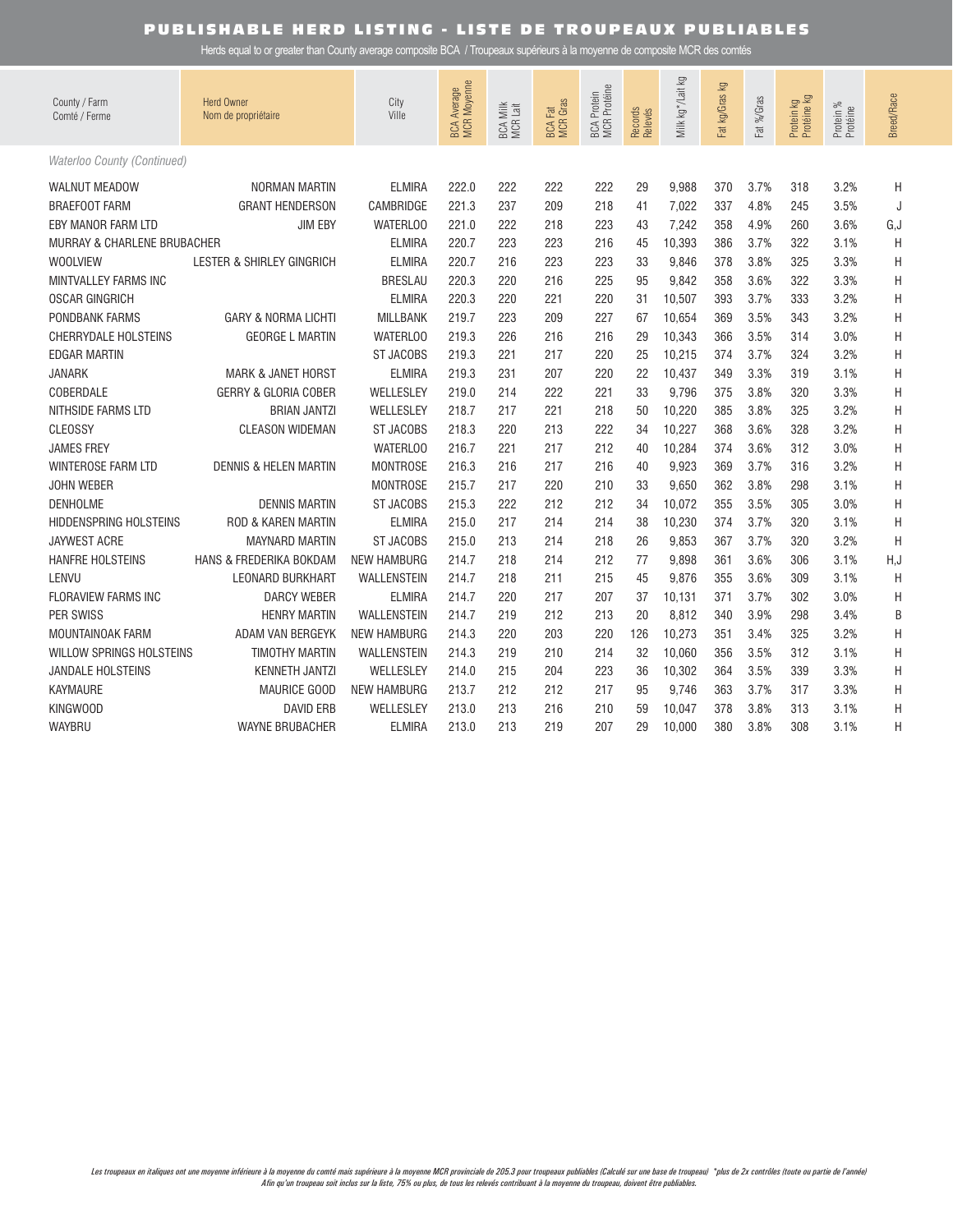# PUBLISHABLE HERD LISTING - LISTE DE TROUPEAUX PUBLIABLES

Herds equal to or greater than County average composite BCA / Troupeaux supérieurs à la moyenne de composite MCR des comtés

| County / Farm<br>Comté / Ferme | Herd Owner<br>Nom de propriétaire | City<br>Ville | BCA Average<br>MCR Moyenne | BCA Milk<br>MCR Lait | BCA Fat<br>MCR Gras | BCA Protein<br>MCR Protéine | Records<br>Relevés | Milk kg*/Lait kg | Fat kg/Gras kg | Fat %/Gras | Protein kg<br>Protéine kg | Protein %<br>Protéine | Breed/Race |
|---|---|---|---|---|---|---|---|---|---|---|---|---|---|
| *Waterloo County (Continued)* | | | | | | | | | | | | | |
| WALNUT MEADOW | NORMAN MARTIN | ELMIRA | 222.0 | 222 | 222 | 222 | 29 | 9,988 | 370 | 3.7% | 318 | 3.2% | H |
| BRAEFOOT FARM | GRANT HENDERSON | CAMBRIDGE | 221.3 | 237 | 209 | 218 | 41 | 7,022 | 337 | 4.8% | 245 | 3.5% | J |
| EBY MANOR FARM LTD | JIM EBY | WATERLOO | 221.0 | 222 | 218 | 223 | 43 | 7,242 | 358 | 4.9% | 260 | 3.6% | G,J |
| MURRAY & CHARLENE BRUBACHER | | ELMIRA | 220.7 | 223 | 223 | 216 | 45 | 10,393 | 386 | 3.7% | 322 | 3.1% | H |
| WOOLVIEW | LESTER & SHIRLEY GINGRICH | ELMIRA | 220.7 | 216 | 223 | 223 | 33 | 9,846 | 378 | 3.8% | 325 | 3.3% | H |
| MINTVALLEY FARMS INC | | BRESLAU | 220.3 | 220 | 216 | 225 | 95 | 9,842 | 358 | 3.6% | 322 | 3.3% | H |
| OSCAR GINGRICH | | ELMIRA | 220.3 | 220 | 221 | 220 | 31 | 10,507 | 393 | 3.7% | 333 | 3.2% | H |
| PONDBANK FARMS | GARY & NORMA LICHTI | MILLBANK | 219.7 | 223 | 209 | 227 | 67 | 10,654 | 369 | 3.5% | 343 | 3.2% | H |
| CHERRYDALE HOLSTEINS | GEORGE L MARTIN | WATERLOO | 219.3 | 226 | 216 | 216 | 29 | 10,343 | 366 | 3.5% | 314 | 3.0% | H |
| EDGAR MARTIN | | ST JACOBS | 219.3 | 221 | 217 | 220 | 25 | 10,215 | 374 | 3.7% | 324 | 3.2% | H |
| JANARK | MARK & JANET HORST | ELMIRA | 219.3 | 231 | 207 | 220 | 22 | 10,437 | 349 | 3.3% | 319 | 3.1% | H |
| COBERDALE | GERRY & GLORIA COBER | WELLESLEY | 219.0 | 214 | 222 | 221 | 33 | 9,796 | 375 | 3.8% | 320 | 3.3% | H |
| NITHSIDE FARMS LTD | BRIAN JANTZI | WELLESLEY | 218.7 | 217 | 221 | 218 | 50 | 10,220 | 385 | 3.8% | 325 | 3.2% | H |
| CLEOSSY | CLEASON WIDEMAN | ST JACOBS | 218.3 | 220 | 213 | 222 | 34 | 10,227 | 368 | 3.6% | 328 | 3.2% | H |
| JAMES FREY | | WATERLOO | 216.7 | 221 | 217 | 212 | 40 | 10,284 | 374 | 3.6% | 312 | 3.0% | H |
| WINTEROSE FARM LTD | DENNIS & HELEN MARTIN | MONTROSE | 216.3 | 216 | 217 | 216 | 40 | 9,923 | 369 | 3.7% | 316 | 3.2% | H |
| JOHN WEBER | | MONTROSE | 215.7 | 217 | 220 | 210 | 33 | 9,650 | 362 | 3.8% | 298 | 3.1% | H |
| DENHOLME | DENNIS MARTIN | ST JACOBS | 215.3 | 222 | 212 | 212 | 34 | 10,072 | 355 | 3.5% | 305 | 3.0% | H |
| HIDDENSPRING HOLSTEINS | ROD & KAREN MARTIN | ELMIRA | 215.0 | 217 | 214 | 214 | 38 | 10,230 | 374 | 3.7% | 320 | 3.1% | H |
| JAYWEST ACRE | MAYNARD MARTIN | ST JACOBS | 215.0 | 213 | 214 | 218 | 26 | 9,853 | 367 | 3.7% | 320 | 3.2% | H |
| HANFRE HOLSTEINS | HANS & FREDERIKA BOKDAM | NEW HAMBURG | 214.7 | 218 | 214 | 212 | 77 | 9,898 | 361 | 3.6% | 306 | 3.1% | H,J |
| LENVU | LEONARD BURKHART | WALLENSTEIN | 214.7 | 218 | 211 | 215 | 45 | 9,876 | 355 | 3.6% | 309 | 3.1% | H |
| FLORAVIEW FARMS INC | DARCY WEBER | ELMIRA | 214.7 | 220 | 217 | 207 | 37 | 10,131 | 371 | 3.7% | 302 | 3.0% | H |
| PER SWISS | HENRY MARTIN | WALLENSTEIN | 214.7 | 219 | 212 | 213 | 20 | 8,812 | 340 | 3.9% | 298 | 3.4% | B |
| MOUNTAINOAK FARM | ADAM VAN BERGEYK | NEW HAMBURG | 214.3 | 220 | 203 | 220 | 126 | 10,273 | 351 | 3.4% | 325 | 3.2% | H |
| WILLOW SPRINGS HOLSTEINS | TIMOTHY MARTIN | WALLENSTEIN | 214.3 | 219 | 210 | 214 | 32 | 10,060 | 356 | 3.5% | 312 | 3.1% | H |
| JANDALE HOLSTEINS | KENNETH JANTZI | WELLESLEY | 214.0 | 215 | 204 | 223 | 36 | 10,302 | 364 | 3.5% | 339 | 3.3% | H |
| KAYMAURE | MAURICE GOOD | NEW HAMBURG | 213.7 | 212 | 212 | 217 | 95 | 9,746 | 363 | 3.7% | 317 | 3.3% | H |
| KINGWOOD | DAVID ERB | WELLESLEY | 213.0 | 213 | 216 | 210 | 59 | 10,047 | 378 | 3.8% | 313 | 3.1% | H |
| WAYBRU | WAYNE BRUBACHER | ELMIRA | 213.0 | 213 | 219 | 207 | 29 | 10,000 | 380 | 3.8% | 308 | 3.1% | H |

*Les troupeaux en italiques ont une moyenne inférieure à la moyenne du comté mais supérieure à la moyenne MCR provinciale de 205.3 pour troupeaux publiables (Calculé sur une base de troupeau) \*plus de 2x contrôles (toute ou partie de l'année)*
*Afin qu'un troupeau soit inclus sur la liste, 75% ou plus, de tous les relevés contribuant à la moyenne du troupeau, doivent être publiables.*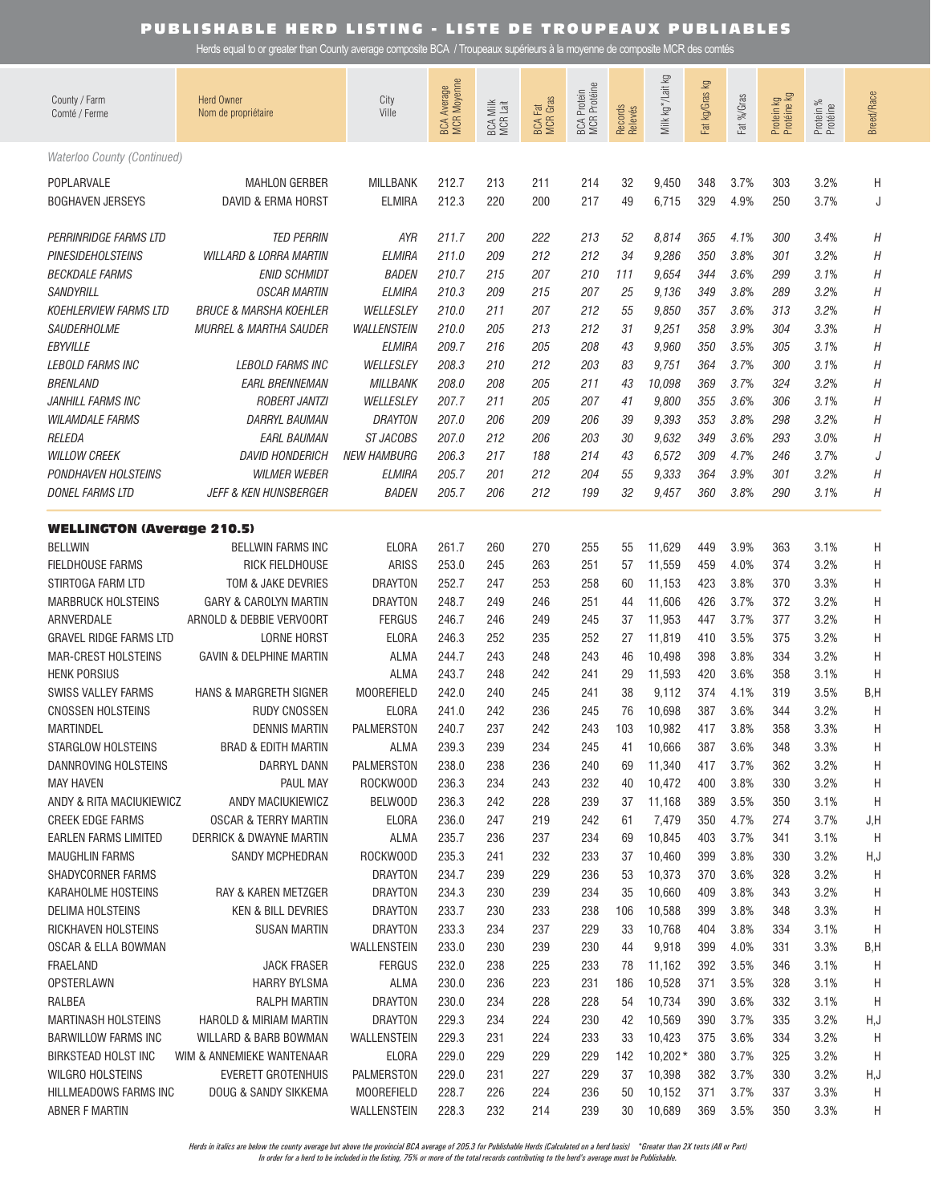# PUBLISHABLE HERD LISTING - LISTE DE TROUPEAUX PUBLIABLES

Herds equal to or greater than County average composite BCA / Troupeaux supérieurs à la moyenne de composite MCR des comtés

| County / Farm<br>Comté / Ferme | Herd Owner<br>Nom de propriétaire | City<br>Ville | BCA Average<br>MCR Moyenne | BCA Milk<br>MCR Lait | BCA Fat<br>MCR Gras | BCA Protein<br>MCR Protéine | Records<br>Relevés | Milk kg*/Lait kg | Fat kg/Gras kg | Fat %/Gras | Protein kg<br>Protéine kg | Protein %<br>Protéine | Breed/Race |
|---|---|---|---|---|---|---|---|---|---|---|---|---|---|
| *Waterloo County (Continued)* | | | | | | | | | | | | | |
| POPLARVALE | MAHLON GERBER | MILLBANK | 212.7 | 213 | 211 | 214 | 32 | 9,450 | 348 | 3.7% | 303 | 3.2% | H |
| BOGHAVEN JERSEYS | DAVID & ERMA HORST | ELMIRA | 212.3 | 220 | 200 | 217 | 49 | 6,715 | 329 | 4.9% | 250 | 3.7% | J |
| *PERRINRIDGE FARMS LTD* | *TED PERRIN* | *AYR* | *211.7* | *200* | *222* | *213* | *52* | *8,814* | *365* | *4.1%* | *300* | *3.4%* | *H* |
| *PINESIDEHOLSTEINS* | *WILLARD & LORRA MARTIN* | *ELMIRA* | *211.0* | *209* | *212* | *212* | *34* | *9,286* | *350* | *3.8%* | *301* | *3.2%* | *H* |
| *BECKDALE FARMS* | *ENID SCHMIDT* | *BADEN* | *210.7* | *215* | *207* | *210* | *111* | *9,654* | *344* | *3.6%* | *299* | *3.1%* | *H* |
| *SANDYRILL* | *OSCAR MARTIN* | *ELMIRA* | *210.3* | *209* | *215* | *207* | *25* | *9,136* | *349* | *3.8%* | *289* | *3.2%* | *H* |
| *KOEHLERVIEW FARMS LTD* | *BRUCE & MARSHA KOEHLER* | *WELLESLEY* | *210.0* | *211* | *207* | *212* | *55* | *9,850* | *357* | *3.6%* | *313* | *3.2%* | *H* |
| *SAUDERHOLME* | *MURREL & MARTHA SAUDER* | *WALLENSTEIN* | *210.0* | *205* | *213* | *212* | *31* | *9,251* | *358* | *3.9%* | *304* | *3.3%* | *H* |
| *EBYVILLE* | | *ELMIRA* | *209.7* | *216* | *205* | *208* | *43* | *9,960* | *350* | *3.5%* | *305* | *3.1%* | *H* |
| *LEBOLD FARMS INC* | *LEBOLD FARMS INC* | *WELLESLEY* | *208.3* | *210* | *212* | *203* | *83* | *9,751* | *364* | *3.7%* | *300* | *3.1%* | *H* |
| *BRENLAND* | *EARL BRENNEMAN* | *MILLBANK* | *208.0* | *208* | *205* | *211* | *43* | *10,098* | *369* | *3.7%* | *324* | *3.2%* | *H* |
| *JANHILL FARMS INC* | *ROBERT JANTZI* | *WELLESLEY* | *207.7* | *211* | *205* | *207* | *41* | *9,800* | *355* | *3.6%* | *306* | *3.1%* | *H* |
| *WILAMDALE FARMS* | *DARRYL BAUMAN* | *DRAYTON* | *207.0* | *206* | *209* | *206* | *39* | *9,393* | *353* | *3.8%* | *298* | *3.2%* | *H* |
| *RELEDA* | *EARL BAUMAN* | *ST JACOBS* | *207.0* | *212* | *206* | *203* | *30* | *9,632* | *349* | *3.6%* | *293* | *3.0%* | *H* |
| *WILLOW CREEK* | *DAVID HONDERICH* | *NEW HAMBURG* | *206.3* | *217* | *188* | *214* | *43* | *6,572* | *309* | *4.7%* | *246* | *3.7%* | *J* |
| *PONDHAVEN HOLSTEINS* | *WILMER WEBER* | *ELMIRA* | *205.7* | *201* | *212* | *204* | *55* | *9,333* | *364* | *3.9%* | *301* | *3.2%* | *H* |
| *DONEL FARMS LTD* | *JEFF & KEN HUNSBERGER* | *BADEN* | *205.7* | *206* | *212* | *199* | *32* | *9,457* | *360* | *3.8%* | *290* | *3.1%* | *H* |
| **WELLINGTON (Average 210.5)** | | | | | | | | | | | | | |
| BELLWIN | BELLWIN FARMS INC | ELORA | 261.7 | 260 | 270 | 255 | 55 | 11,629 | 449 | 3.9% | 363 | 3.1% | H |
| FIELDHOUSE FARMS | RICK FIELDHOUSE | ARISS | 253.0 | 245 | 263 | 251 | 57 | 11,559 | 459 | 4.0% | 374 | 3.2% | H |
| STIRTOGA FARM LTD | TOM & JAKE DEVRIES | DRAYTON | 252.7 | 247 | 253 | 258 | 60 | 11,153 | 423 | 3.8% | 370 | 3.3% | H |
| MARBRUCK HOLSTEINS | GARY & CAROLYN MARTIN | DRAYTON | 248.7 | 249 | 246 | 251 | 44 | 11,606 | 426 | 3.7% | 372 | 3.2% | H |
| ARNVERDALE | ARNOLD & DEBBIE VERVOORT | FERGUS | 246.7 | 246 | 249 | 245 | 37 | 11,953 | 447 | 3.7% | 377 | 3.2% | H |
| GRAVEL RIDGE FARMS LTD | LORNE HORST | ELORA | 246.3 | 252 | 235 | 252 | 27 | 11,819 | 410 | 3.5% | 375 | 3.2% | H |
| MAR-CREST HOLSTEINS | GAVIN & DELPHINE MARTIN | ALMA | 244.7 | 243 | 248 | 243 | 46 | 10,498 | 398 | 3.8% | 334 | 3.2% | H |
| HENK PORSIUS | | ALMA | 243.7 | 248 | 242 | 241 | 29 | 11,593 | 420 | 3.6% | 358 | 3.1% | H |
| SWISS VALLEY FARMS | HANS & MARGRETH SIGNER | MOOREFIELD | 242.0 | 240 | 245 | 241 | 38 | 9,112 | 374 | 4.1% | 319 | 3.5% | B,H |
| CNOSSEN HOLSTEINS | RUDY CNOSSEN | ELORA | 241.0 | 242 | 236 | 245 | 76 | 10,698 | 387 | 3.6% | 344 | 3.2% | H |
| MARTINDEL | DENNIS MARTIN | PALMERSTON | 240.7 | 237 | 242 | 243 | 103 | 10,982 | 417 | 3.8% | 358 | 3.3% | H |
| STARGLOW HOLSTEINS | BRAD & EDITH MARTIN | ALMA | 239.3 | 239 | 234 | 245 | 41 | 10,666 | 387 | 3.6% | 348 | 3.3% | H |
| DANNROVING HOLSTEINS | DARRYL DANN | PALMERSTON | 238.0 | 238 | 236 | 240 | 69 | 11,340 | 417 | 3.7% | 362 | 3.2% | H |
| MAY HAVEN | PAUL MAY | ROCKWOOD | 236.3 | 234 | 243 | 232 | 40 | 10,472 | 400 | 3.8% | 330 | 3.2% | H |
| ANDY & RITA MACIUKIEWICZ | ANDY MACIUKIEWICZ | BELWOOD | 236.3 | 242 | 228 | 239 | 37 | 11,168 | 389 | 3.5% | 350 | 3.1% | H |
| CREEK EDGE FARMS | OSCAR & TERRY MARTIN | ELORA | 236.0 | 247 | 219 | 242 | 61 | 7,479 | 350 | 4.7% | 274 | 3.7% | J,H |
| EARLEN FARMS LIMITED | DERRICK & DWAYNE MARTIN | ALMA | 235.7 | 236 | 237 | 234 | 69 | 10,845 | 403 | 3.7% | 341 | 3.1% | H |
| MAUGHLIN FARMS | SANDY MCPHEDRAN | ROCKWOOD | 235.3 | 241 | 232 | 233 | 37 | 10,460 | 399 | 3.8% | 330 | 3.2% | H,J |
| SHADYCORNER FARMS | | DRAYTON | 234.7 | 239 | 229 | 236 | 53 | 10,373 | 370 | 3.6% | 328 | 3.2% | H |
| KARAHOLME HOSTEINS | RAY & KAREN METZGER | DRAYTON | 234.3 | 230 | 239 | 234 | 35 | 10,660 | 409 | 3.8% | 343 | 3.2% | H |
| DELIMA HOLSTEINS | KEN & BILL DEVRIES | DRAYTON | 233.7 | 230 | 233 | 238 | 106 | 10,588 | 399 | 3.8% | 348 | 3.3% | H |
| RICKHAVEN HOLSTEINS | SUSAN MARTIN | DRAYTON | 233.3 | 234 | 237 | 229 | 33 | 10,768 | 404 | 3.8% | 334 | 3.1% | H |
| OSCAR & ELLA BOWMAN | | WALLENSTEIN | 233.0 | 230 | 239 | 230 | 44 | 9,918 | 399 | 4.0% | 331 | 3.3% | B,H |
| FRAELAND | JACK FRASER | FERGUS | 232.0 | 238 | 225 | 233 | 78 | 11,162 | 392 | 3.5% | 346 | 3.1% | H |
| OPSTERLAWN | HARRY BYLSMA | ALMA | 230.0 | 236 | 223 | 231 | 186 | 10,528 | 371 | 3.5% | 328 | 3.1% | H |
| RALBEA | RALPH MARTIN | DRAYTON | 230.0 | 234 | 228 | 228 | 54 | 10,734 | 390 | 3.6% | 332 | 3.1% | H |
| MARTINASH HOLSTEINS | HAROLD & MIRIAM MARTIN | DRAYTON | 229.3 | 234 | 224 | 230 | 42 | 10,569 | 390 | 3.7% | 335 | 3.2% | H,J |
| BARWILLOW FARMS INC | WILLARD & BARB BOWMAN | WALLENSTEIN | 229.3 | 231 | 224 | 233 | 33 | 10,423 | 375 | 3.6% | 334 | 3.2% | H |
| BIRKSTEAD HOLST INC | WIM & ANNEMIEKE WANTENAAR | ELORA | 229.0 | 229 | 229 | 229 | 142 | 10,202* | 380 | 3.7% | 325 | 3.2% | H |
| WILGRO HOLSTEINS | EVERETT GROTENHUIS | PALMERSTON | 229.0 | 231 | 227 | 229 | 37 | 10,398 | 382 | 3.7% | 330 | 3.2% | H,J |
| HILLMEADOWS FARMS INC | DOUG & SANDY SIKKEMA | MOOREFIELD | 228.7 | 226 | 224 | 236 | 50 | 10,152 | 371 | 3.7% | 337 | 3.3% | H |
| ABNER F MARTIN | | WALLENSTEIN | 228.3 | 232 | 214 | 239 | 30 | 10,689 | 369 | 3.5% | 350 | 3.3% | H |

*Herds in italics are below the county average but above the provincial BCA average of 205.3 for Publishable Herds (Calculated on a herd basis)* *Greater than 2X tests (All or Part)
*In order for a herd to be included in the listing, 75% or more of the total records contributing to the herd's average must be Publishable.*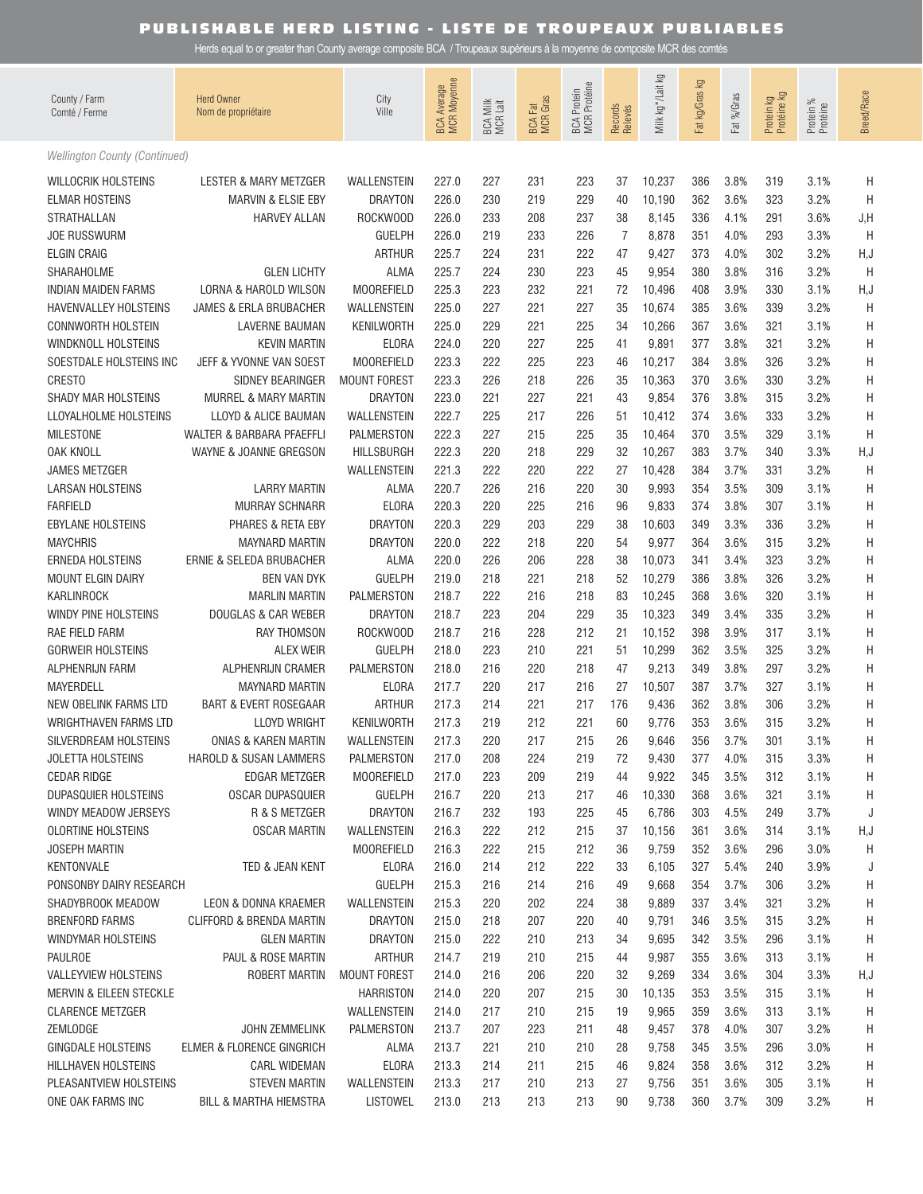# PUBLISHABLE HERD LISTING - LISTE DE TROUPEAUX PUBLIABLES

Herds equal to or greater than County average composite BCA / Troupeaux supérieurs à la moyenne de composite MCR des comtés

| County / Farm<br>Comté / Ferme | Herd Owner<br>Nom de propriétaire | City<br>Ville | BCA Average<br>MCR Moyenne | BCA Milk<br>MCR Lait | BCA Fat<br>MCR Gras | BCA Protein<br>MCR Protéine | Records<br>Relevés | Milk kg*/Lait kg | Fat kg/Gras kg | Fat %/Gras | Protein kg<br>Protéine kg | Protein %<br>Protéine | Breed/Race |
|---|---|---|---|---|---|---|---|---|---|---|---|---|---|
| *Wellington County (Continued)* | | | | | | | | | | | | | |
| WILLOCRIK HOLSTEINS | LESTER & MARY METZGER | WALLENSTEIN | 227.0 | 227 | 231 | 223 | 37 | 10,237 | 386 | 3.8% | 319 | 3.1% | H |
| ELMAR HOSTEINS | MARVIN & ELSIE EBY | DRAYTON | 226.0 | 230 | 219 | 229 | 40 | 10,190 | 362 | 3.6% | 323 | 3.2% | H |
| STRATHALLAN | HARVEY ALLAN | ROCKWOOD | 226.0 | 233 | 208 | 237 | 38 | 8,145 | 336 | 4.1% | 291 | 3.6% | J,H |
| JOE RUSSWURM | | GUELPH | 226.0 | 219 | 233 | 226 | 7 | 8,878 | 351 | 4.0% | 293 | 3.3% | H |
| ELGIN CRAIG | | ARTHUR | 225.7 | 224 | 231 | 222 | 47 | 9,427 | 373 | 4.0% | 302 | 3.2% | H,J |
| SHARAHOLME | GLEN LICHTY | ALMA | 225.7 | 224 | 230 | 223 | 45 | 9,954 | 380 | 3.8% | 316 | 3.2% | H |
| INDIAN MAIDEN FARMS | LORNA & HAROLD WILSON | MOOREFIELD | 225.3 | 223 | 232 | 221 | 72 | 10,496 | 408 | 3.9% | 330 | 3.1% | H,J |
| HAVENVALLEY HOLSTEINS | JAMES & ERLA BRUBACHER | WALLENSTEIN | 225.0 | 227 | 221 | 227 | 35 | 10,674 | 385 | 3.6% | 339 | 3.2% | H |
| CONNWORTH HOLSTEIN | LAVERNE BAUMAN | KENILWORTH | 225.0 | 229 | 221 | 225 | 34 | 10,266 | 367 | 3.6% | 321 | 3.1% | H |
| WINDKNOLL HOLSTEINS | KEVIN MARTIN | ELORA | 224.0 | 220 | 227 | 225 | 41 | 9,891 | 377 | 3.8% | 321 | 3.2% | H |
| SOESTDALE HOLSTEINS INC | JEFF & YVONNE VAN SOEST | MOOREFIELD | 223.3 | 222 | 225 | 223 | 46 | 10,217 | 384 | 3.8% | 326 | 3.2% | H |
| CRESTO | SIDNEY BEARINGER | MOUNT FOREST | 223.3 | 226 | 218 | 226 | 35 | 10,363 | 370 | 3.6% | 330 | 3.2% | H |
| SHADY MAR HOLSTEINS | MURREL & MARY MARTIN | DRAYTON | 223.0 | 221 | 227 | 221 | 43 | 9,854 | 376 | 3.8% | 315 | 3.2% | H |
| LLOYALHOLME HOLSTEINS | LLOYD & ALICE BAUMAN | WALLENSTEIN | 222.7 | 225 | 217 | 226 | 51 | 10,412 | 374 | 3.6% | 333 | 3.2% | H |
| MILESTONE | WALTER & BARBARA PFAEFFLI | PALMERSTON | 222.3 | 227 | 215 | 225 | 35 | 10,464 | 370 | 3.5% | 329 | 3.1% | H |
| OAK KNOLL | WAYNE & JOANNE GREGSON | HILLSBURGH | 222.3 | 220 | 218 | 229 | 32 | 10,267 | 383 | 3.7% | 340 | 3.3% | H,J |
| JAMES METZGER | | WALLENSTEIN | 221.3 | 222 | 220 | 222 | 27 | 10,428 | 384 | 3.7% | 331 | 3.2% | H |
| LARSAN HOLSTEINS | LARRY MARTIN | ALMA | 220.7 | 226 | 216 | 220 | 30 | 9,993 | 354 | 3.5% | 309 | 3.1% | H |
| FARFIELD | MURRAY SCHNARR | ELORA | 220.3 | 220 | 225 | 216 | 96 | 9,833 | 374 | 3.8% | 307 | 3.1% | H |
| EBYLANE HOLSTEINS | PHARES & RETA EBY | DRAYTON | 220.3 | 229 | 203 | 229 | 38 | 10,603 | 349 | 3.3% | 336 | 3.2% | H |
| MAYCHRIS | MAYNARD MARTIN | DRAYTON | 220.0 | 222 | 218 | 220 | 54 | 9,977 | 364 | 3.6% | 315 | 3.2% | H |
| ERNEDA HOLSTEINS | ERNIE & SELEDA BRUBACHER | ALMA | 220.0 | 226 | 206 | 228 | 38 | 10,073 | 341 | 3.4% | 323 | 3.2% | H |
| MOUNT ELGIN DAIRY | BEN VAN DYK | GUELPH | 219.0 | 218 | 221 | 218 | 52 | 10,279 | 386 | 3.8% | 326 | 3.2% | H |
| KARLINROCK | MARLIN MARTIN | PALMERSTON | 218.7 | 222 | 216 | 218 | 83 | 10,245 | 368 | 3.6% | 320 | 3.1% | H |
| WINDY PINE HOLSTEINS | DOUGLAS & CAR WEBER | DRAYTON | 218.7 | 223 | 204 | 229 | 35 | 10,323 | 349 | 3.4% | 335 | 3.2% | H |
| RAE FIELD FARM | RAY THOMSON | ROCKWOOD | 218.7 | 216 | 228 | 212 | 21 | 10,152 | 398 | 3.9% | 317 | 3.1% | H |
| GORWEIR HOLSTEINS | ALEX WEIR | GUELPH | 218.0 | 223 | 210 | 221 | 51 | 10,299 | 362 | 3.5% | 325 | 3.2% | H |
| ALPHENRIJN FARM | ALPHENRIJN CRAMER | PALMERSTON | 218.0 | 216 | 220 | 218 | 47 | 9,213 | 349 | 3.8% | 297 | 3.2% | H |
| MAYERDELL | MAYNARD MARTIN | ELORA | 217.7 | 220 | 217 | 216 | 27 | 10,507 | 387 | 3.7% | 327 | 3.1% | H |
| NEW OBELINK FARMS LTD | BART & EVERT ROSEGAAR | ARTHUR | 217.3 | 214 | 221 | 217 | 176 | 9,436 | 362 | 3.8% | 306 | 3.2% | H |
| WRIGHTHAVEN FARMS LTD | LLOYD WRIGHT | KENILWORTH | 217.3 | 219 | 212 | 221 | 60 | 9,776 | 353 | 3.6% | 315 | 3.2% | H |
| SILVERDREAM HOLSTEINS | ONIAS & KAREN MARTIN | WALLENSTEIN | 217.3 | 220 | 217 | 215 | 26 | 9,646 | 356 | 3.7% | 301 | 3.1% | H |
| JOLETTA HOLSTEINS | HAROLD & SUSAN LAMMERS | PALMERSTON | 217.0 | 208 | 224 | 219 | 72 | 9,430 | 377 | 4.0% | 315 | 3.3% | H |
| CEDAR RIDGE | EDGAR METZGER | MOOREFIELD | 217.0 | 223 | 209 | 219 | 44 | 9,922 | 345 | 3.5% | 312 | 3.1% | H |
| DUPASQUIER HOLSTEINS | OSCAR DUPASQUIER | GUELPH | 216.7 | 220 | 213 | 217 | 46 | 10,330 | 368 | 3.6% | 321 | 3.1% | H |
| WINDY MEADOW JERSEYS | R & S METZGER | DRAYTON | 216.7 | 232 | 193 | 225 | 45 | 6,786 | 303 | 4.5% | 249 | 3.7% | J |
| OLORTINE HOLSTEINS | OSCAR MARTIN | WALLENSTEIN | 216.3 | 222 | 212 | 215 | 37 | 10,156 | 361 | 3.6% | 314 | 3.1% | H,J |
| JOSEPH MARTIN | | MOOREFIELD | 216.3 | 222 | 215 | 212 | 36 | 9,759 | 352 | 3.6% | 296 | 3.0% | H |
| KENTONVALE | TED & JEAN KENT | ELORA | 216.0 | 214 | 212 | 222 | 33 | 6,105 | 327 | 5.4% | 240 | 3.9% | J |
| PONSONBY DAIRY RESEARCH | | GUELPH | 215.3 | 216 | 214 | 216 | 49 | 9,668 | 354 | 3.7% | 306 | 3.2% | H |
| SHADYBROOK MEADOW | LEON & DONNA KRAEMER | WALLENSTEIN | 215.3 | 220 | 202 | 224 | 38 | 9,889 | 337 | 3.4% | 321 | 3.2% | H |
| BRENFORD FARMS | CLIFFORD & BRENDA MARTIN | DRAYTON | 215.0 | 218 | 207 | 220 | 40 | 9,791 | 346 | 3.5% | 315 | 3.2% | H |
| WINDYMAR HOLSTEINS | GLEN MARTIN | DRAYTON | 215.0 | 222 | 210 | 213 | 34 | 9,695 | 342 | 3.5% | 296 | 3.1% | H |
| PAULROE | PAUL & ROSE MARTIN | ARTHUR | 214.7 | 219 | 210 | 215 | 44 | 9,987 | 355 | 3.6% | 313 | 3.1% | H |
| VALLEYVIEW HOLSTEINS | ROBERT MARTIN | MOUNT FOREST | 214.0 | 216 | 206 | 220 | 32 | 9,269 | 334 | 3.6% | 304 | 3.3% | H,J |
| MERVIN & EILEEN STECKLE | | HARRISTON | 214.0 | 220 | 207 | 215 | 30 | 10,135 | 353 | 3.5% | 315 | 3.1% | H |
| CLARENCE METZGER | | WALLENSTEIN | 214.0 | 217 | 210 | 215 | 19 | 9,965 | 359 | 3.6% | 313 | 3.1% | H |
| ZEMLODGE | JOHN ZEMMELINK | PALMERSTON | 213.7 | 207 | 223 | 211 | 48 | 9,457 | 378 | 4.0% | 307 | 3.2% | H |
| GINGDALE HOLSTEINS | ELMER & FLORENCE GINGRICH | ALMA | 213.7 | 221 | 210 | 210 | 28 | 9,758 | 345 | 3.5% | 296 | 3.0% | H |
| HILLHAVEN HOLSTEINS | CARL WIDEMAN | ELORA | 213.3 | 214 | 211 | 215 | 46 | 9,824 | 358 | 3.6% | 312 | 3.2% | H |
| PLEASANTVIEW HOLSTEINS | STEVEN MARTIN | WALLENSTEIN | 213.3 | 217 | 210 | 213 | 27 | 9,756 | 351 | 3.6% | 305 | 3.1% | H |
| ONE OAK FARMS INC | BILL & MARTHA HIEMSTRA | LISTOWEL | 213.0 | 213 | 213 | 213 | 90 | 9,738 | 360 | 3.7% | 309 | 3.2% | H |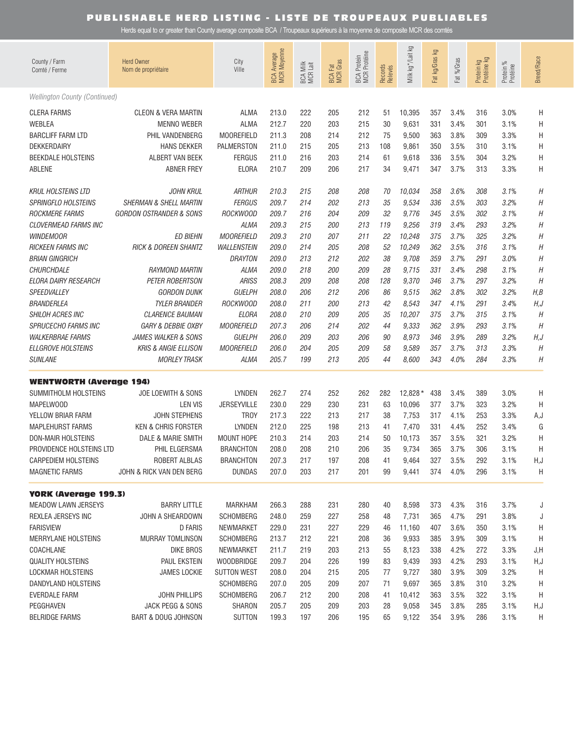# PUBLISHABLE HERD LISTING - LISTE DE TROUPEAUX PUBLIABLES

Herds equal to or greater than County average composite BCA / Troupeaux supérieurs à la moyenne de composite MCR des comtés

| County / Farm<br>Comté / Ferme | Herd Owner<br>Nom de propriétaire | City<br>Ville | BCA Average<br>MCR Moyenne | BCA Milk<br>MCR Lait | BCA Fat<br>MCR Gras | BCA Protein<br>MCR Protéine | Records<br>Relevés | Milk kg*/Lait kg | Fat kg/Gras kg | Fat %/Gras | Protein kg<br>Protéine kg | Protein %<br>Protéine | Breed/Race |
|---|---|---|---|---|---|---|---|---|---|---|---|---|---|
| *Wellington County (Continued)* | | | | | | | | | | | | | |
| CLERA FARMS | CLEON & VERA MARTIN | ALMA | 213.0 | 222 | 205 | 212 | 51 | 10,395 | 357 | 3.4% | 316 | 3.0% | H |
| WEBLEA | MENNO WEBER | ALMA | 212.7 | 220 | 203 | 215 | 30 | 9,631 | 331 | 3.4% | 301 | 3.1% | H |
| BARCLIFF FARM LTD | PHIL VANDENBERG | MOOREFIELD | 211.3 | 208 | 214 | 212 | 75 | 9,500 | 363 | 3.8% | 309 | 3.3% | H |
| DEKKERDAIRY | HANS DEKKER | PALMERSTON | 211.0 | 215 | 205 | 213 | 108 | 9,861 | 350 | 3.5% | 310 | 3.1% | H |
| BEEKDALE HOLSTEINS | ALBERT VAN BEEK | FERGUS | 211.0 | 216 | 203 | 214 | 61 | 9,618 | 336 | 3.5% | 304 | 3.2% | H |
| ABLENE | ABNER FREY | ELORA | 210.7 | 209 | 206 | 217 | 34 | 9,471 | 347 | 3.7% | 313 | 3.3% | H |
| *KRUL HOLSTEINS LTD* | *JOHN KRUL* | *ARTHUR* | *210.3* | *215* | *208* | *208* | *70* | *10,034* | *358* | *3.6%* | *308* | *3.1%* | *H* |
| *SPRINGFLO HOLSTEINS* | *SHERMAN & SHELL MARTIN* | *FERGUS* | *209.7* | *214* | *202* | *213* | *35* | *9,534* | *336* | *3.5%* | *303* | *3.2%* | *H* |
| *ROCKMERE FARMS* | *GORDON OSTRANDER & SONS* | *ROCKWOOD* | *209.7* | *216* | *204* | *209* | *32* | *9,776* | *345* | *3.5%* | *302* | *3.1%* | *H* |
| *CLOVERMEAD FARMS INC* | | *ALMA* | *209.3* | *215* | *200* | *213* | *119* | *9,256* | *319* | *3.4%* | *293* | *3.2%* | *H* |
| *WINDEMOOR* | *ED BIEHN* | *MOOREFIELD* | *209.3* | *210* | *207* | *211* | *22* | *10,248* | *375* | *3.7%* | *325* | *3.2%* | *H* |
| *RICKEEN FARMS INC* | *RICK & DOREEN SHANTZ* | *WALLENSTEIN* | *209.0* | *214* | *205* | *208* | *52* | *10,249* | *362* | *3.5%* | *316* | *3.1%* | *H* |
| *BRIAN GINGRICH* | | *DRAYTON* | *209.0* | *213* | *212* | *202* | *38* | *9,708* | *359* | *3.7%* | *291* | *3.0%* | *H* |
| *CHURCHDALE* | *RAYMOND MARTIN* | *ALMA* | *209.0* | *218* | *200* | *209* | *28* | *9,715* | *331* | *3.4%* | *298* | *3.1%* | *H* |
| *ELORA DAIRY RESEARCH* | *PETER ROBERTSON* | *ARISS* | *208.3* | *209* | *208* | *208* | *128* | *9,370* | *346* | *3.7%* | *297* | *3.2%* | *H* |
| *SPEEDVALLEY* | *GORDON DUNK* | *GUELPH* | *208.0* | *206* | *212* | *206* | *86* | *9,515* | *362* | *3.8%* | *302* | *3.2%* | *H,B* |
| *BRANDERLEA* | *TYLER BRANDER* | *ROCKWOOD* | *208.0* | *211* | *200* | *213* | *42* | *8,543* | *347* | *4.1%* | *291* | *3.4%* | *H,J* |
| *SHILOH ACRES INC* | *CLARENCE BAUMAN* | *ELORA* | *208.0* | *210* | *209* | *205* | *35* | *10,207* | *375* | *3.7%* | *315* | *3.1%* | *H* |
| *SPRUCECHO FARMS INC* | *GARY & DEBBIE OXBY* | *MOOREFIELD* | *207.3* | *206* | *214* | *202* | *44* | *9,333* | *362* | *3.9%* | *293* | *3.1%* | *H* |
| *WALKERBRAE FARMS* | *JAMES WALKER & SONS* | *GUELPH* | *206.0* | *209* | *203* | *206* | *90* | *8,973* | *346* | *3.9%* | *289* | *3.2%* | *H,J* |
| *ELLGROVE HOLSTEINS* | *KRIS & ANGIE ELLISON* | *MOOREFIELD* | *206.0* | *204* | *205* | *209* | *58* | *9,589* | *357* | *3.7%* | *313* | *3.3%* | *H* |
| *SUNLANE* | *MORLEY TRASK* | *ALMA* | *205.7* | *199* | *213* | *205* | *44* | *8,600* | *343* | *4.0%* | *284* | *3.3%* | *H* |
| **WENTWORTH (Average 194)** | | | | | | | | | | | | | |
| SUMMITHOLM HOLSTEINS | JOE LOEWITH & SONS | LYNDEN | 262.7 | 274 | 252 | 262 | 282 | 12,828 * | 438 | 3.4% | 389 | 3.0% | H |
| MAPELWOOD | LEN VIS | JERSEYVILLE | 230.0 | 229 | 230 | 231 | 63 | 10,096 | 377 | 3.7% | 323 | 3.2% | H |
| YELLOW BRIAR FARM | JOHN STEPHENS | TROY | 217.3 | 222 | 213 | 217 | 38 | 7,753 | 317 | 4.1% | 253 | 3.3% | A,J |
| MAPLEHURST FARMS | KEN & CHRIS FORSTER | LYNDEN | 212.0 | 225 | 198 | 213 | 41 | 7,470 | 331 | 4.4% | 252 | 3.4% | G |
| DON-MAIR HOLSTEINS | DALE & MARIE SMITH | MOUNT HOPE | 210.3 | 214 | 203 | 214 | 50 | 10,173 | 357 | 3.5% | 321 | 3.2% | H |
| PROVIDENCE HOLSTEINS LTD | PHIL ELGERSMA | BRANCHTON | 208.0 | 208 | 210 | 206 | 35 | 9,734 | 365 | 3.7% | 306 | 3.1% | H |
| CARPEDIEM HOLSTEINS | ROBERT ALBLAS | BRANCHTON | 207.3 | 217 | 197 | 208 | 41 | 9,464 | 327 | 3.5% | 292 | 3.1% | H,J |
| MAGNETIC FARMS | JOHN & RICK VAN DEN BERG | DUNDAS | 207.0 | 203 | 217 | 201 | 99 | 9,441 | 374 | 4.0% | 296 | 3.1% | H |
| **YORK (Average 199.3)** | | | | | | | | | | | | | |
| MEADOW LAWN JERSEYS | BARRY LITTLE | MARKHAM | 266.3 | 288 | 231 | 280 | 40 | 8,598 | 373 | 4.3% | 316 | 3.7% | J |
| REXLEA JERSEYS INC | JOHN A SHEARDOWN | SCHOMBERG | 248.0 | 259 | 227 | 258 | 48 | 7,731 | 365 | 4.7% | 291 | 3.8% | J |
| FARISVIEW | D FARIS | NEWMARKET | 229.0 | 231 | 227 | 229 | 46 | 11,160 | 407 | 3.6% | 350 | 3.1% | H |
| MERRYLANE HOLSTEINS | MURRAY TOMLINSON | SCHOMBERG | 213.7 | 212 | 221 | 208 | 36 | 9,933 | 385 | 3.9% | 309 | 3.1% | H |
| COACHLANE | DIKE BROS | NEWMARKET | 211.7 | 219 | 203 | 213 | 55 | 8,123 | 338 | 4.2% | 272 | 3.3% | J,H |
| QUALITY HOLSTEINS | PAUL EKSTEIN | WOODBRIDGE | 209.7 | 204 | 226 | 199 | 83 | 9,439 | 393 | 4.2% | 293 | 3.1% | H,J |
| LOCKMAR HOLSTEINS | JAMES LOCKIE | SUTTON WEST | 208.0 | 204 | 215 | 205 | 77 | 9,727 | 380 | 3.9% | 309 | 3.2% | H |
| DANDYLAND HOLSTEINS | | SCHOMBERG | 207.0 | 205 | 209 | 207 | 71 | 9,697 | 365 | 3.8% | 310 | 3.2% | H |
| EVERDALE FARM | JOHN PHILLIPS | SCHOMBERG | 206.7 | 212 | 200 | 208 | 41 | 10,412 | 363 | 3.5% | 322 | 3.1% | H |
| PEGGHAVEN | JACK PEGG & SONS | SHARON | 205.7 | 205 | 209 | 203 | 28 | 9,058 | 345 | 3.8% | 285 | 3.1% | H,J |
| BELRIDGE FARMS | BART & DOUG JOHNSON | SUTTON | 199.3 | 197 | 206 | 195 | 65 | 9,122 | 354 | 3.9% | 286 | 3.1% | H |